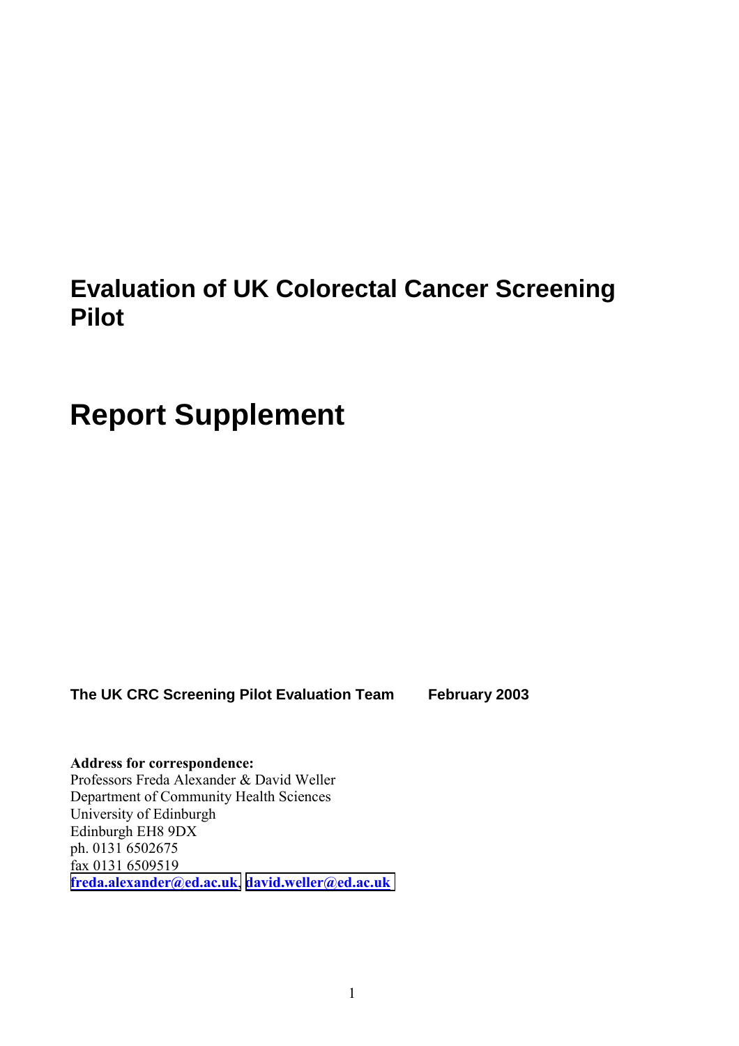# Evaluation of UK Colorectal Cancer Screening Pilot

# Report Supplement

**The UK CRC Screening Pilot Evaluation Team** **February 2003**

**Address for correspondence:**
Professors Freda Alexander & David Weller
Department of Community Health Sciences
University of Edinburgh
Edinburgh EH8 9DX
ph. 0131 6502675
fax 0131 6509519
**freda.alexander@ed.ac.uk**, **david.weller@ed.ac.uk**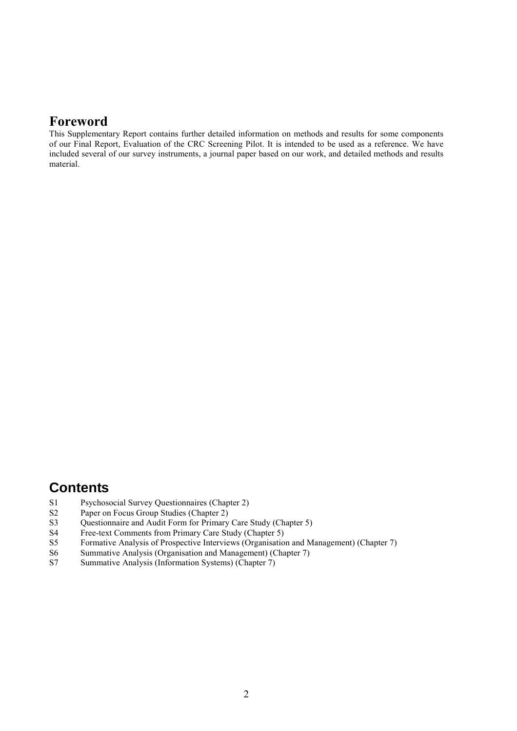## Foreword

This Supplementary Report contains further detailed information on methods and results for some components of our Final Report, Evaluation of the CRC Screening Pilot. It is intended to be used as a reference. We have included several of our survey instruments, a journal paper based on our work, and detailed methods and results material.

## Contents

- S1 Psychosocial Survey Questionnaires (Chapter 2)
- S2 Paper on Focus Group Studies (Chapter 2)
- S3 Questionnaire and Audit Form for Primary Care Study (Chapter 5)
- S4 Free-text Comments from Primary Care Study (Chapter 5)
- S5 Formative Analysis of Prospective Interviews (Organisation and Management) (Chapter 7)
- S6 Summative Analysis (Organisation and Management) (Chapter 7)
- S7 Summative Analysis (Information Systems) (Chapter 7)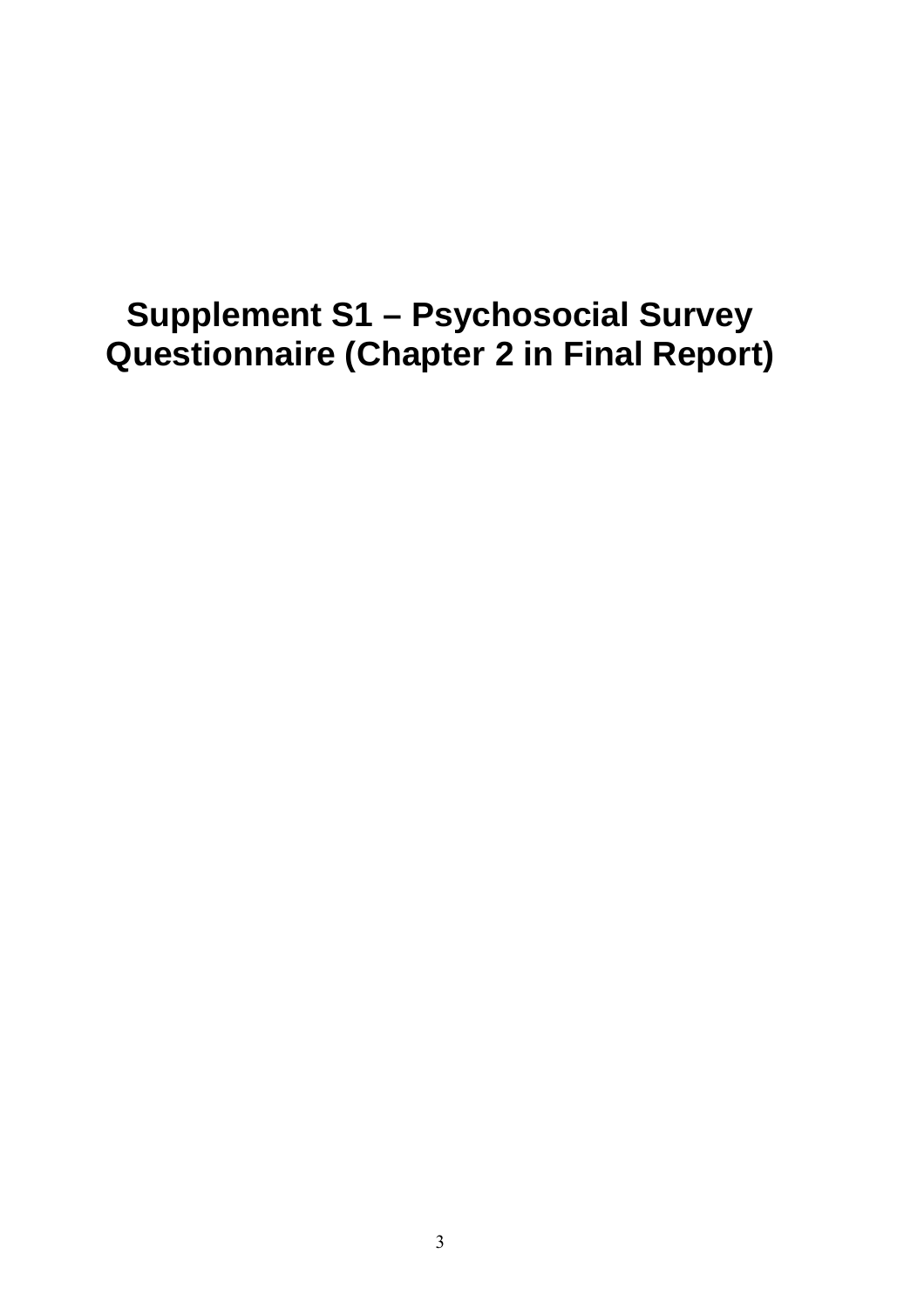# Supplement S1 – Psychosocial Survey Questionnaire (Chapter 2 in Final Report)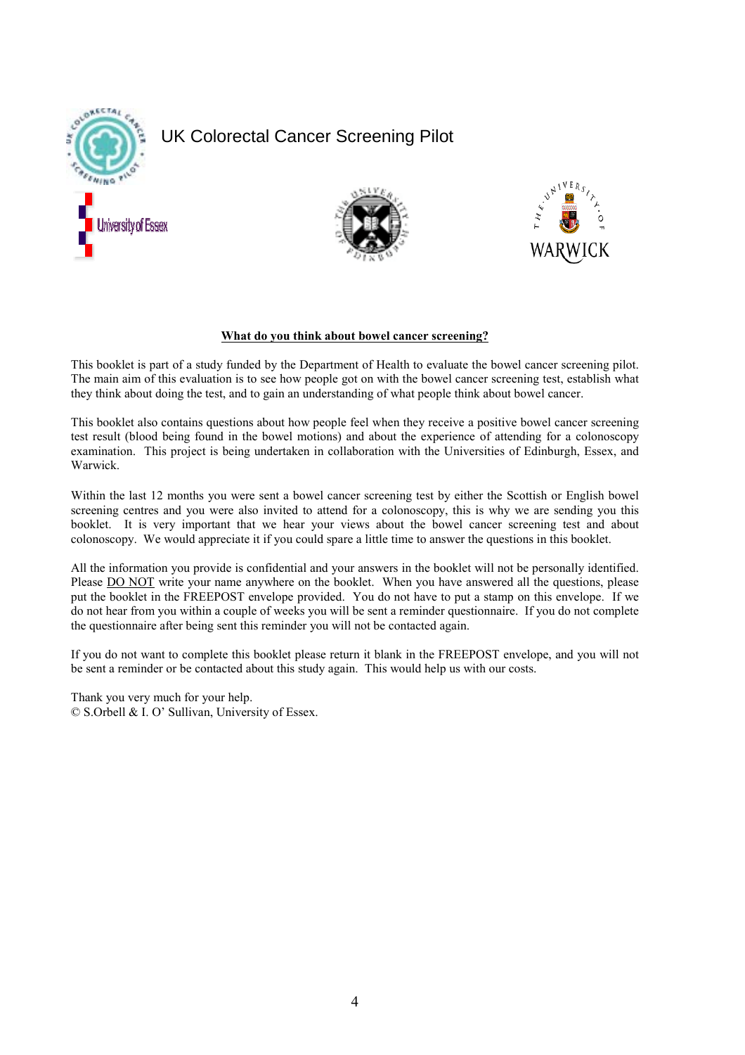UK Colorectal Cancer Screening Pilot

**What do you think about bowel cancer screening?**

This booklet is part of a study funded by the Department of Health to evaluate the bowel cancer screening pilot. The main aim of this evaluation is to see how people got on with the bowel cancer screening test, establish what they think about doing the test, and to gain an understanding of what people think about bowel cancer.

This booklet also contains questions about how people feel when they receive a positive bowel cancer screening test result (blood being found in the bowel motions) and about the experience of attending for a colonoscopy examination. This project is being undertaken in collaboration with the Universities of Edinburgh, Essex, and Warwick.

Within the last 12 months you were sent a bowel cancer screening test by either the Scottish or English bowel screening centres and you were also invited to attend for a colonoscopy, this is why we are sending you this booklet. It is very important that we hear your views about the bowel cancer screening test and about colonoscopy. We would appreciate it if you could spare a little time to answer the questions in this booklet.

All the information you provide is confidential and your answers in the booklet will not be personally identified. Please DO NOT write your name anywhere on the booklet. When you have answered all the questions, please put the booklet in the FREEPOST envelope provided. You do not have to put a stamp on this envelope. If we do not hear from you within a couple of weeks you will be sent a reminder questionnaire. If you do not complete the questionnaire after being sent this reminder you will not be contacted again.

If you do not want to complete this booklet please return it blank in the FREEPOST envelope, and you will not be sent a reminder or be contacted about this study again. This would help us with our costs.

Thank you very much for your help.
© S.Orbell & I. O' Sullivan, University of Essex.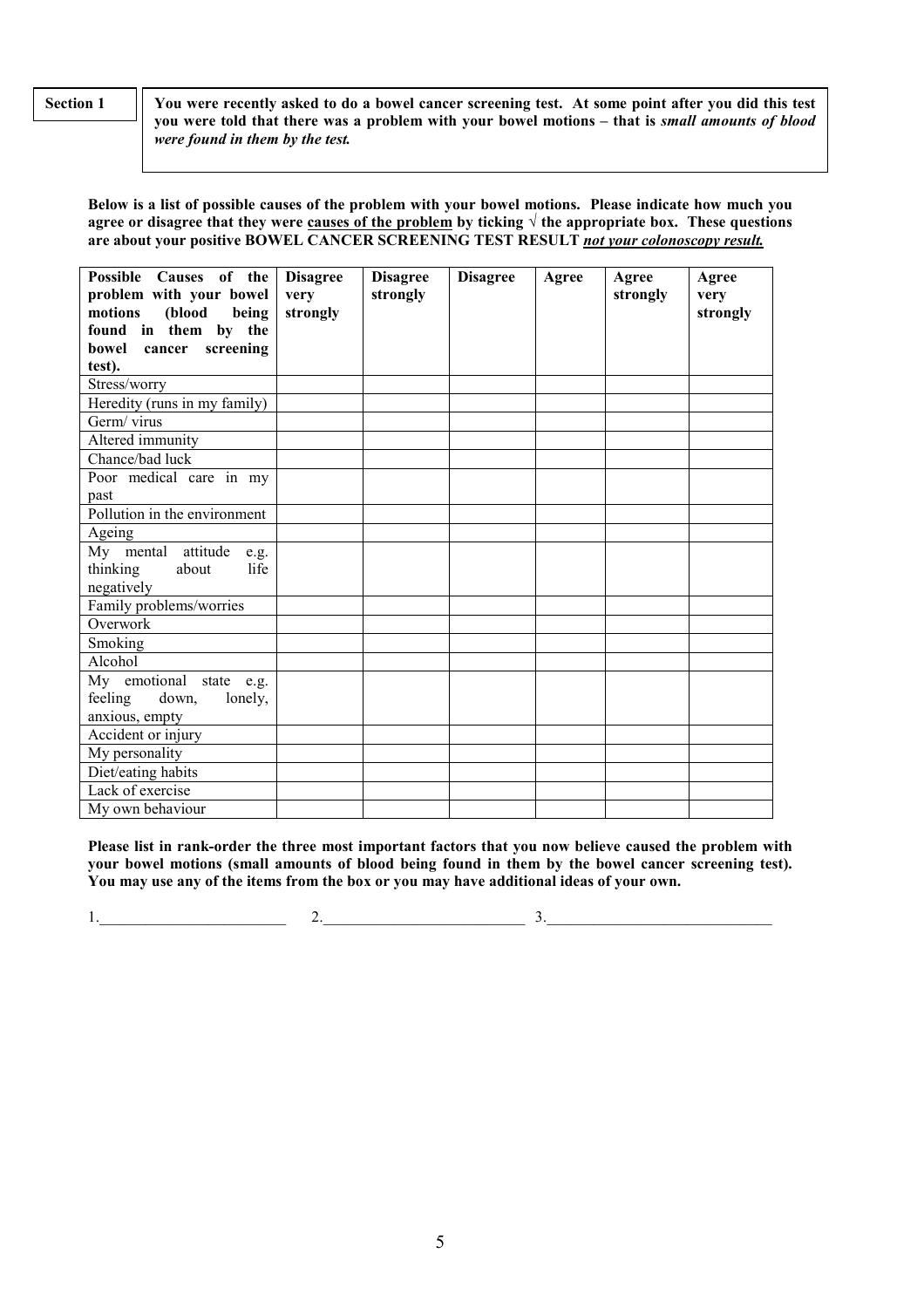**Section 1**

**You were recently asked to do a bowel cancer screening test. At some point after you did this test you were told that there was a problem with your bowel motions – that is *small amounts of blood were found in them by the test.***

**Below is a list of possible causes of the problem with your bowel motions. Please indicate how much you agree or disagree that they were <u>causes of the problem</u> by ticking √ the appropriate box. These questions are about your positive BOWEL CANCER SCREENING TEST RESULT *<u>not your colonoscopy result.</u>***

| Possible Causes of the problem with your bowel motions (blood being found in them by the bowel cancer screening test). | Disagree very strongly | Disagree strongly | Disagree | Agree | Agree strongly | Agree very strongly |
|---|---|---|---|---|---|---|
| Stress/worry | | | | | | |
| Heredity (runs in my family) | | | | | | |
| Germ/ virus | | | | | | |
| Altered immunity | | | | | | |
| Chance/bad luck | | | | | | |
| Poor medical care in my past | | | | | | |
| Pollution in the environment | | | | | | |
| Ageing | | | | | | |
| My mental attitude e.g. thinking about life negatively | | | | | | |
| Family problems/worries | | | | | | |
| Overwork | | | | | | |
| Smoking | | | | | | |
| Alcohol | | | | | | |
| My emotional state e.g. feeling down, lonely, anxious, empty | | | | | | |
| Accident or injury | | | | | | |
| My personality | | | | | | |
| Diet/eating habits | | | | | | |
| Lack of exercise | | | | | | |
| My own behaviour | | | | | | |

**Please list in rank-order the three most important factors that you now believe caused the problem with your bowel motions (small amounts of blood being found in them by the bowel cancer screening test). You may use any of the items from the box or you may have additional ideas of your own.**

1.________________________ 2.__________________________ 3.____________________________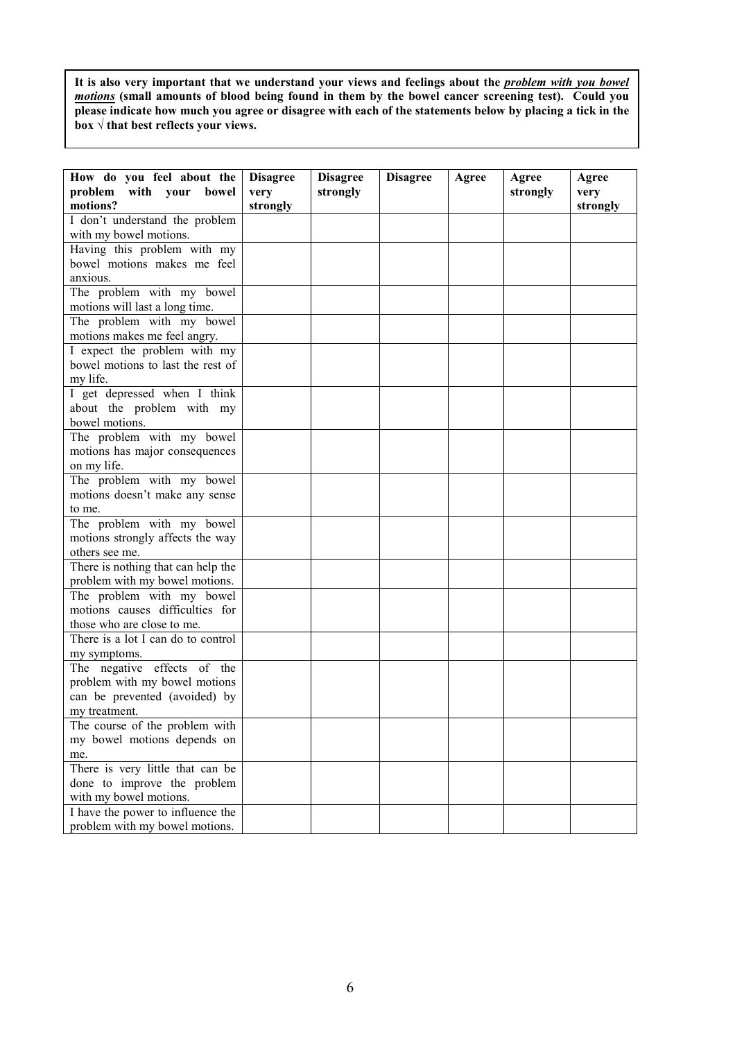**It is also very important that we understand your views and feelings about the *problem with you bowel motions* (small amounts of blood being found in them by the bowel cancer screening test). Could you please indicate how much you agree or disagree with each of the statements below by placing a tick in the box √ that best reflects your views.**

| How do you feel about the problem with your bowel motions? | Disagree very strongly | Disagree strongly | Disagree | Agree | Agree strongly | Agree very strongly |
|---|---|---|---|---|---|---|
| I don't understand the problem with my bowel motions. | | | | | | |
| Having this problem with my bowel motions makes me feel anxious. | | | | | | |
| The problem with my bowel motions will last a long time. | | | | | | |
| The problem with my bowel motions makes me feel angry. | | | | | | |
| I expect the problem with my bowel motions to last the rest of my life. | | | | | | |
| I get depressed when I think about the problem with my bowel motions. | | | | | | |
| The problem with my bowel motions has major consequences on my life. | | | | | | |
| The problem with my bowel motions doesn't make any sense to me. | | | | | | |
| The problem with my bowel motions strongly affects the way others see me. | | | | | | |
| There is nothing that can help the problem with my bowel motions. | | | | | | |
| The problem with my bowel motions causes difficulties for those who are close to me. | | | | | | |
| There is a lot I can do to control my symptoms. | | | | | | |
| The negative effects of the problem with my bowel motions can be prevented (avoided) by my treatment. | | | | | | |
| The course of the problem with my bowel motions depends on me. | | | | | | |
| There is very little that can be done to improve the problem with my bowel motions. | | | | | | |
| I have the power to influence the problem with my bowel motions. | | | | | | |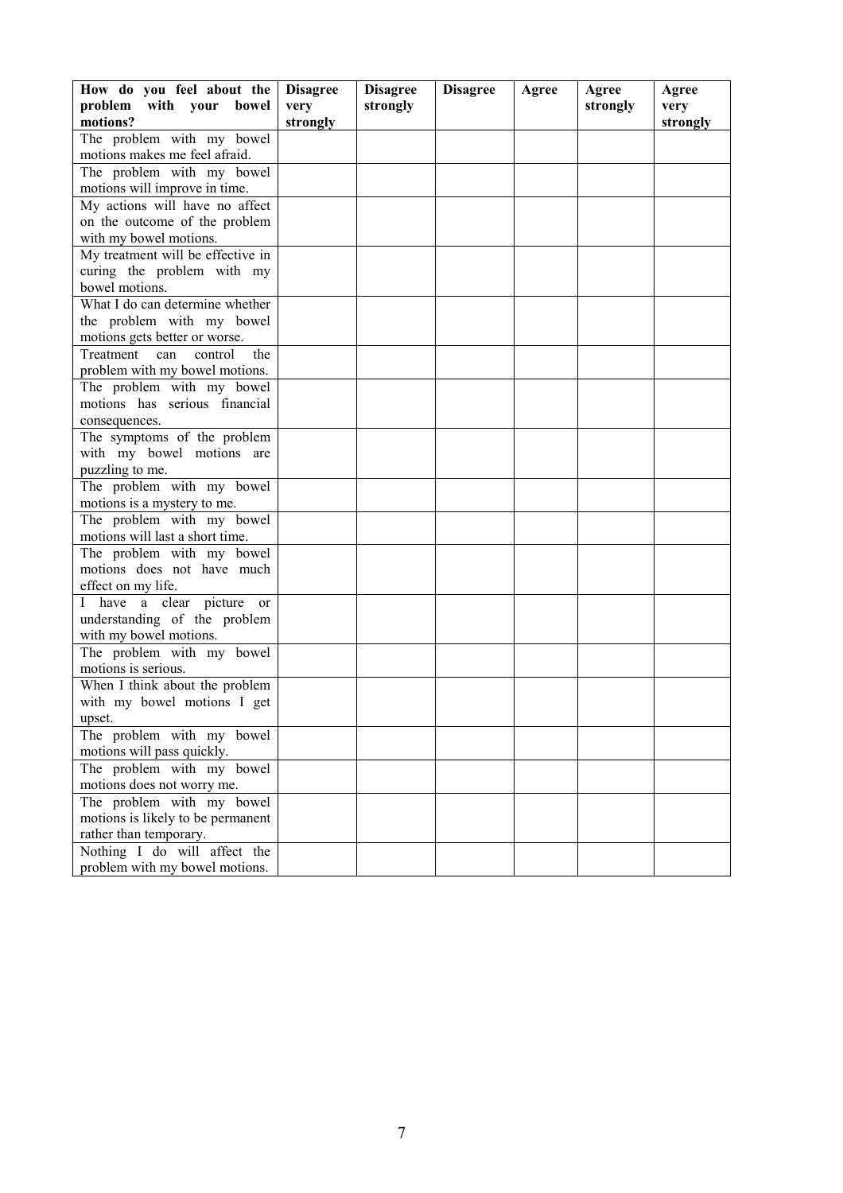| How do you feel about the problem with your bowel motions? | Disagree very strongly | Disagree strongly | Disagree | Agree | Agree strongly | Agree very strongly |
|---|---|---|---|---|---|---|
| The problem with my bowel motions makes me feel afraid. | | | | | | |
| The problem with my bowel motions will improve in time. | | | | | | |
| My actions will have no affect on the outcome of the problem with my bowel motions. | | | | | | |
| My treatment will be effective in curing the problem with my bowel motions. | | | | | | |
| What I do can determine whether the problem with my bowel motions gets better or worse. | | | | | | |
| Treatment can control the problem with my bowel motions. | | | | | | |
| The problem with my bowel motions has serious financial consequences. | | | | | | |
| The symptoms of the problem with my bowel motions are puzzling to me. | | | | | | |
| The problem with my bowel motions is a mystery to me. | | | | | | |
| The problem with my bowel motions will last a short time. | | | | | | |
| The problem with my bowel motions does not have much effect on my life. | | | | | | |
| I have a clear picture or understanding of the problem with my bowel motions. | | | | | | |
| The problem with my bowel motions is serious. | | | | | | |
| When I think about the problem with my bowel motions I get upset. | | | | | | |
| The problem with my bowel motions will pass quickly. | | | | | | |
| The problem with my bowel motions does not worry me. | | | | | | |
| The problem with my bowel motions is likely to be permanent rather than temporary. | | | | | | |
| Nothing I do will affect the problem with my bowel motions. | | | | | | |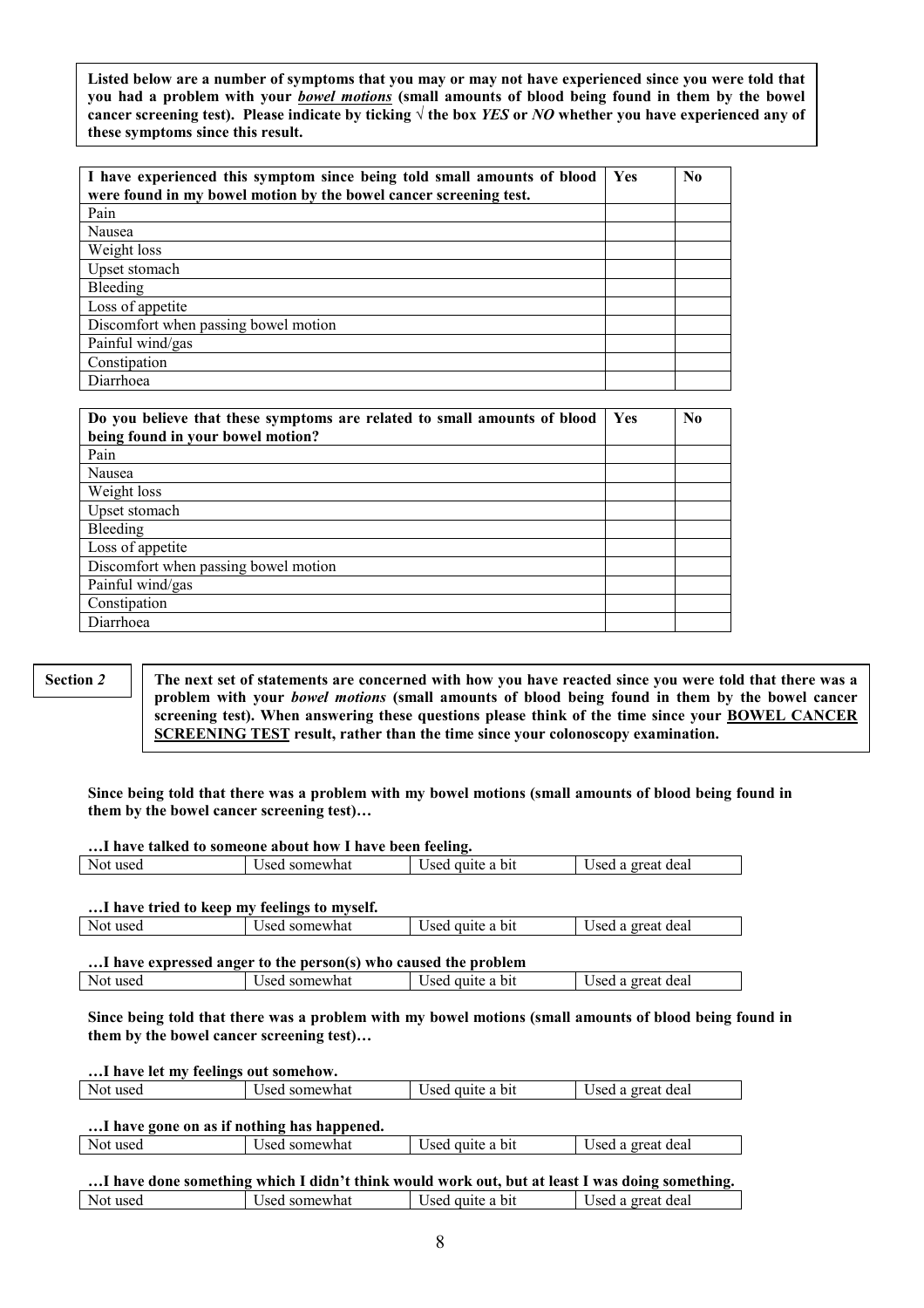**Listed below are a number of symptoms that you may or may not have experienced since you were told that you had a problem with your _**bowel motions**_ (small amounts of blood being found in them by the bowel cancer screening test). Please indicate by ticking √ the box *YES* or *NO* whether you have experienced any of these symptoms since this result.**

| **I have experienced this symptom since being told small amounts of blood were found in my bowel motion by the bowel cancer screening test.** | **Yes** | **No** |
|---|---|---|
| Pain | | |
| Nausea | | |
| Weight loss | | |
| Upset stomach | | |
| Bleeding | | |
| Loss of appetite | | |
| Discomfort when passing bowel motion | | |
| Painful wind/gas | | |
| Constipation | | |
| Diarrhoea | | |

| **Do you believe that these symptoms are related to small amounts of blood being found in your bowel motion?** | **Yes** | **No** |
|---|---|---|
| Pain | | |
| Nausea | | |
| Weight loss | | |
| Upset stomach | | |
| Bleeding | | |
| Loss of appetite | | |
| Discomfort when passing bowel motion | | |
| Painful wind/gas | | |
| Constipation | | |
| Diarrhoea | | |

**Section *2***

**The next set of statements are concerned with how you have reacted since you were told that there was a problem with your *bowel motions* (small amounts of blood being found in them by the bowel cancer screening test). When answering these questions please think of the time since your <u>BOWEL CANCER SCREENING TEST</u> result, rather than the time since your colonoscopy examination.**

**Since being told that there was a problem with my bowel motions (small amounts of blood being found in them by the bowel cancer screening test)…**

**…I have talked to someone about how I have been feeling.**

| Not used | Used somewhat | Used quite a bit | Used a great deal |
|---|---|---|---|

**…I have tried to keep my feelings to myself.**

| Not used | Used somewhat | Used quite a bit | Used a great deal |
|---|---|---|---|

**…I have expressed anger to the person(s) who caused the problem**

| Not used | Used somewhat | Used quite a bit | Used a great deal |
|---|---|---|---|

**Since being told that there was a problem with my bowel motions (small amounts of blood being found in them by the bowel cancer screening test)…**

**…I have let my feelings out somehow.**

| Not used | Used somewhat | Used quite a bit | Used a great deal |
|---|---|---|---|

**…I have gone on as if nothing has happened.**

| Not used | Used somewhat | Used quite a bit | Used a great deal |
|---|---|---|---|

**…I have done something which I didn't think would work out, but at least I was doing something.**

| Not used | Used somewhat | Used quite a bit | Used a great deal |
|---|---|---|---|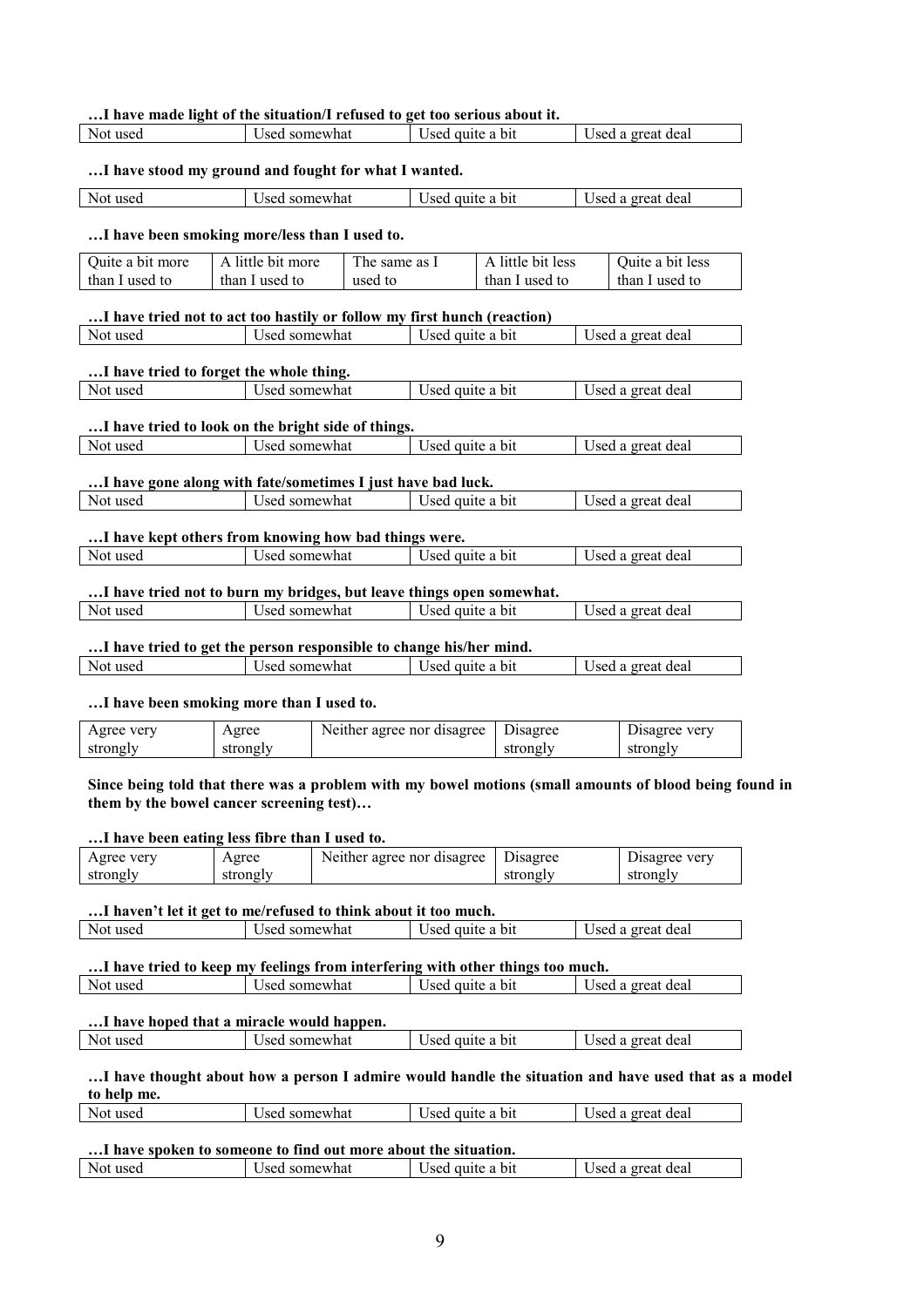**…I have made light of the situation/I refused to get too serious about it.**

| Not used | Used somewhat | Used quite a bit | Used a great deal |
|---|---|---|---|

**…I have stood my ground and fought for what I wanted.**

| Not used | Used somewhat | Used quite a bit | Used a great deal |
|---|---|---|---|

**…I have been smoking more/less than I used to.**

| Quite a bit more than I used to | A little bit more than I used to | The same as I used to | A little bit less than I used to | Quite a bit less than I used to |
|---|---|---|---|---|

**…I have tried not to act too hastily or follow my first hunch (reaction)**

| Not used | Used somewhat | Used quite a bit | Used a great deal |
|---|---|---|---|

**…I have tried to forget the whole thing.**

| Not used | Used somewhat | Used quite a bit | Used a great deal |
|---|---|---|---|

**…I have tried to look on the bright side of things.**

| Not used | Used somewhat | Used quite a bit | Used a great deal |
|---|---|---|---|

**…I have gone along with fate/sometimes I just have bad luck.**

| Not used | Used somewhat | Used quite a bit | Used a great deal |
|---|---|---|---|

**…I have kept others from knowing how bad things were.**

| Not used | Used somewhat | Used quite a bit | Used a great deal |
|---|---|---|---|

**…I have tried not to burn my bridges, but leave things open somewhat.**

| Not used | Used somewhat | Used quite a bit | Used a great deal |
|---|---|---|---|

**…I have tried to get the person responsible to change his/her mind.**

| Not used | Used somewhat | Used quite a bit | Used a great deal |
|---|---|---|---|

**…I have been smoking more than I used to.**

| Agree very strongly | Agree strongly | Neither agree nor disagree | Disagree strongly | Disagree very strongly |
|---|---|---|---|---|

**Since being told that there was a problem with my bowel motions (small amounts of blood being found in them by the bowel cancer screening test)…**

**…I have been eating less fibre than I used to.**

| Agree very strongly | Agree strongly | Neither agree nor disagree | Disagree strongly | Disagree very strongly |
|---|---|---|---|---|

**…I haven't let it get to me/refused to think about it too much.**

| Not used | Used somewhat | Used quite a bit | Used a great deal |
|---|---|---|---|

**…I have tried to keep my feelings from interfering with other things too much.**

| Not used | Used somewhat | Used quite a bit | Used a great deal |
|---|---|---|---|

**…I have hoped that a miracle would happen.**

| Not used | Used somewhat | Used quite a bit | Used a great deal |
|---|---|---|---|

**…I have thought about how a person I admire would handle the situation and have used that as a model to help me.**

| Not used | Used somewhat | Used quite a bit | Used a great deal |
|---|---|---|---|

**…I have spoken to someone to find out more about the situation.**

| Not used | Used somewhat | Used quite a bit | Used a great deal |
|---|---|---|---|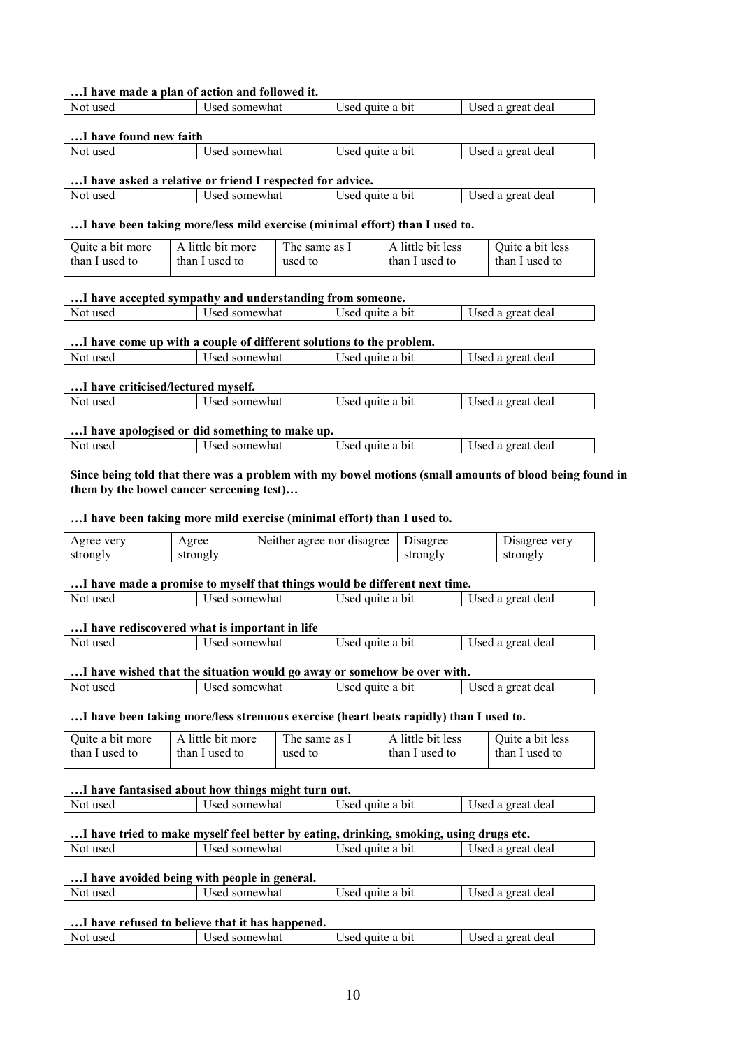**…I have made a plan of action and followed it.**

| Not used | Used somewhat | Used quite a bit | Used a great deal |
|---|---|---|---|

**…I have found new faith**

| Not used | Used somewhat | Used quite a bit | Used a great deal |
|---|---|---|---|

**…I have asked a relative or friend I respected for advice.**

| Not used | Used somewhat | Used quite a bit | Used a great deal |
|---|---|---|---|

**…I have been taking more/less mild exercise (minimal effort) than I used to.**

| Quite a bit more than I used to | A little bit more than I used to | The same as I used to | A little bit less than I used to | Quite a bit less than I used to |
|---|---|---|---|---|

**…I have accepted sympathy and understanding from someone.**

| Not used | Used somewhat | Used quite a bit | Used a great deal |
|---|---|---|---|

**…I have come up with a couple of different solutions to the problem.**

| Not used | Used somewhat | Used quite a bit | Used a great deal |
|---|---|---|---|

**…I have criticised/lectured myself.**

| Not used | Used somewhat | Used quite a bit | Used a great deal |
|---|---|---|---|

**…I have apologised or did something to make up.**

| Not used | Used somewhat | Used quite a bit | Used a great deal |
|---|---|---|---|

**Since being told that there was a problem with my bowel motions (small amounts of blood being found in them by the bowel cancer screening test)…**

**…I have been taking more mild exercise (minimal effort) than I used to.**

| Agree very strongly | Agree strongly | Neither agree nor disagree | Disagree strongly | Disagree very strongly |
|---|---|---|---|---|

**…I have made a promise to myself that things would be different next time.**

| Not used | Used somewhat | Used quite a bit | Used a great deal |
|---|---|---|---|

**…I have rediscovered what is important in life**

| Not used | Used somewhat | Used quite a bit | Used a great deal |
|---|---|---|---|

**…I have wished that the situation would go away or somehow be over with.**

| Not used | Used somewhat | Used quite a bit | Used a great deal |
|---|---|---|---|

**…I have been taking more/less strenuous exercise (heart beats rapidly) than I used to.**

| Quite a bit more than I used to | A little bit more than I used to | The same as I used to | A little bit less than I used to | Quite a bit less than I used to |
|---|---|---|---|---|

**…I have fantasised about how things might turn out.**

| Not used | Used somewhat | Used quite a bit | Used a great deal |
|---|---|---|---|

**…I have tried to make myself feel better by eating, drinking, smoking, using drugs etc.**

| Not used | Used somewhat | Used quite a bit | Used a great deal |
|---|---|---|---|

**…I have avoided being with people in general.**

| Not used | Used somewhat | Used quite a bit | Used a great deal |
|---|---|---|---|

**…I have refused to believe that it has happened.**

| Not used | Used somewhat | Used quite a bit | Used a great deal |
|---|---|---|---|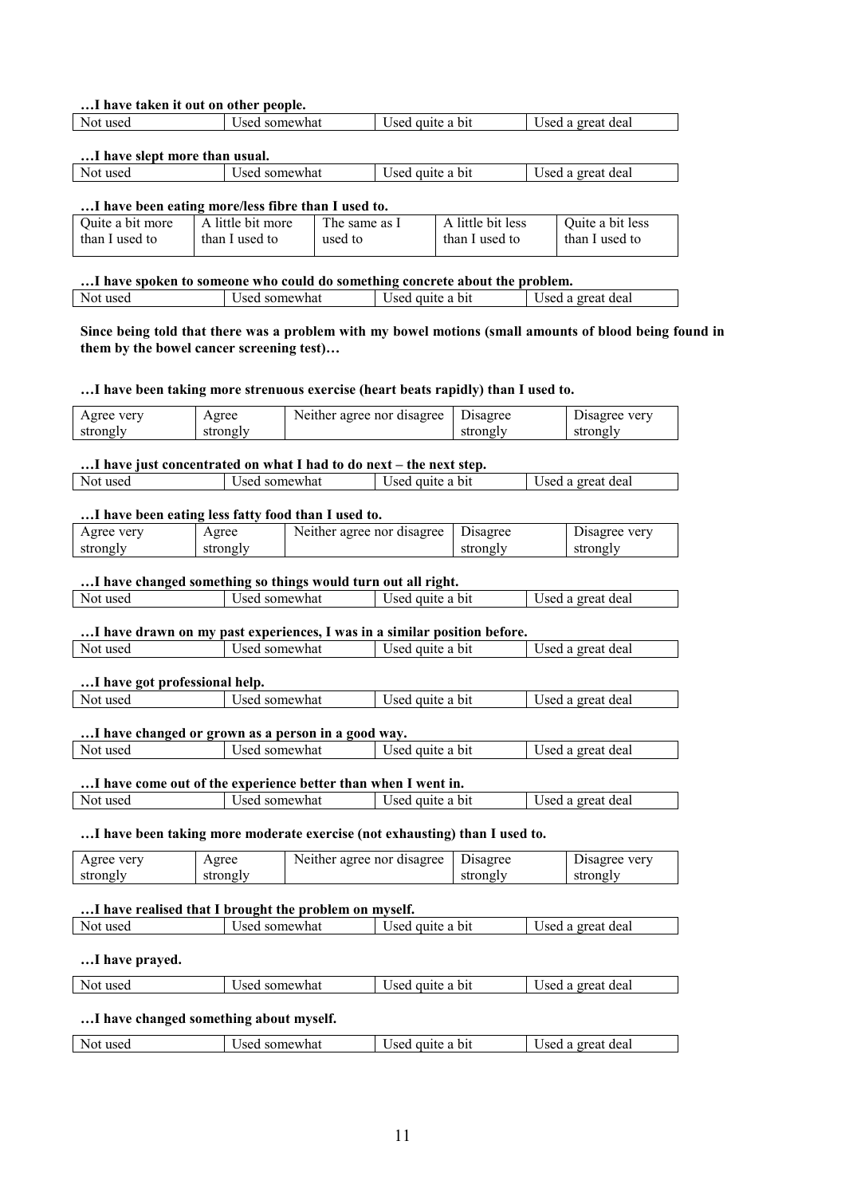**…I have taken it out on other people.**

| Not used | Used somewhat | Used quite a bit | Used a great deal |
|---|---|---|---|

**…I have slept more than usual.**

| Not used | Used somewhat | Used quite a bit | Used a great deal |
|---|---|---|---|

**…I have been eating more/less fibre than I used to.**

| Quite a bit more than I used to | A little bit more than I used to | The same as I used to | A little bit less than I used to | Quite a bit less than I used to |
|---|---|---|---|---|

**…I have spoken to someone who could do something concrete about the problem.**

| Not used | Used somewhat | Used quite a bit | Used a great deal |
|---|---|---|---|

**Since being told that there was a problem with my bowel motions (small amounts of blood being found in them by the bowel cancer screening test)…**

**…I have been taking more strenuous exercise (heart beats rapidly) than I used to.**

| Agree very strongly | Agree strongly | Neither agree nor disagree | Disagree strongly | Disagree very strongly |
|---|---|---|---|---|

**…I have just concentrated on what I had to do next – the next step.**

| Not used | Used somewhat | Used quite a bit | Used a great deal |
|---|---|---|---|

**…I have been eating less fatty food than I used to.**

| Agree very strongly | Agree strongly | Neither agree nor disagree | Disagree strongly | Disagree very strongly |
|---|---|---|---|---|

**…I have changed something so things would turn out all right.**

| Not used | Used somewhat | Used quite a bit | Used a great deal |
|---|---|---|---|

**…I have drawn on my past experiences, I was in a similar position before.**

| Not used | Used somewhat | Used quite a bit | Used a great deal |
|---|---|---|---|

**…I have got professional help.**

| Not used | Used somewhat | Used quite a bit | Used a great deal |
|---|---|---|---|

**…I have changed or grown as a person in a good way.**

| Not used | Used somewhat | Used quite a bit | Used a great deal |
|---|---|---|---|

**…I have come out of the experience better than when I went in.**

| Not used | Used somewhat | Used quite a bit | Used a great deal |
|---|---|---|---|

**…I have been taking more moderate exercise (not exhausting) than I used to.**

| Agree very strongly | Agree strongly | Neither agree nor disagree | Disagree strongly | Disagree very strongly |
|---|---|---|---|---|

**…I have realised that I brought the problem on myself.**

| Not used | Used somewhat | Used quite a bit | Used a great deal |
|---|---|---|---|

**…I have prayed.**

| Not used | Used somewhat | Used quite a bit | Used a great deal |
|---|---|---|---|

**…I have changed something about myself.**

| Not used | Used somewhat | Used quite a bit | Used a great deal |
|---|---|---|---|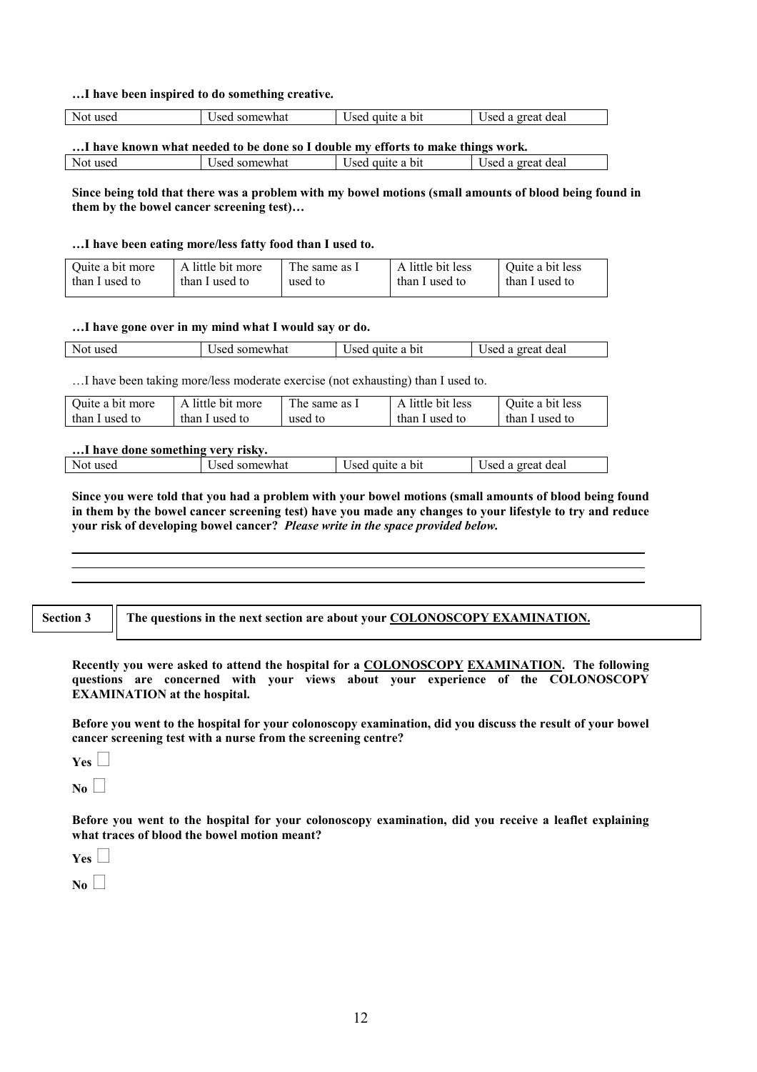**…I have been inspired to do something creative.**

| Not used | Used somewhat | Used quite a bit | Used a great deal |
|---|---|---|---|

**…I have known what needed to be done so I double my efforts to make things work.**

| Not used | Used somewhat | Used quite a bit | Used a great deal |
|---|---|---|---|

**Since being told that there was a problem with my bowel motions (small amounts of blood being found in them by the bowel cancer screening test)…**

**…I have been eating more/less fatty food than I used to.**

| Quite a bit more than I used to | A little bit more than I used to | The same as I used to | A little bit less than I used to | Quite a bit less than I used to |
|---|---|---|---|---|

**…I have gone over in my mind what I would say or do.**

| Not used | Used somewhat | Used quite a bit | Used a great deal |
|---|---|---|---|

…I have been taking more/less moderate exercise (not exhausting) than I used to.

| Quite a bit more than I used to | A little bit more than I used to | The same as I used to | A little bit less than I used to | Quite a bit less than I used to |
|---|---|---|---|---|

**…I have done something very risky.**

| Not used | Used somewhat | Used quite a bit | Used a great deal |
|---|---|---|---|

**Since you were told that you had a problem with your bowel motions (small amounts of blood being found in them by the bowel cancer screening test) have you made any changes to your lifestyle to try and reduce your risk of developing bowel cancer?** ***Please write in the space provided below.***

______________________________________________________________________

______________________________________________________________________

______________________________________________________________________

**Section 3** **The questions in the next section are about your COLONOSCOPY EXAMINATION.**

**Recently you were asked to attend the hospital for a COLONOSCOPY EXAMINATION. The following questions are concerned with your views about your experience of the COLONOSCOPY EXAMINATION at the hospital.**

**Before you went to the hospital for your colonoscopy examination, did you discuss the result of your bowel cancer screening test with a nurse from the screening centre?**

**Yes** ☐

**No** ☐

**Before you went to the hospital for your colonoscopy examination, did you receive a leaflet explaining what traces of blood the bowel motion meant?**

**Yes** ☐

**No** ☐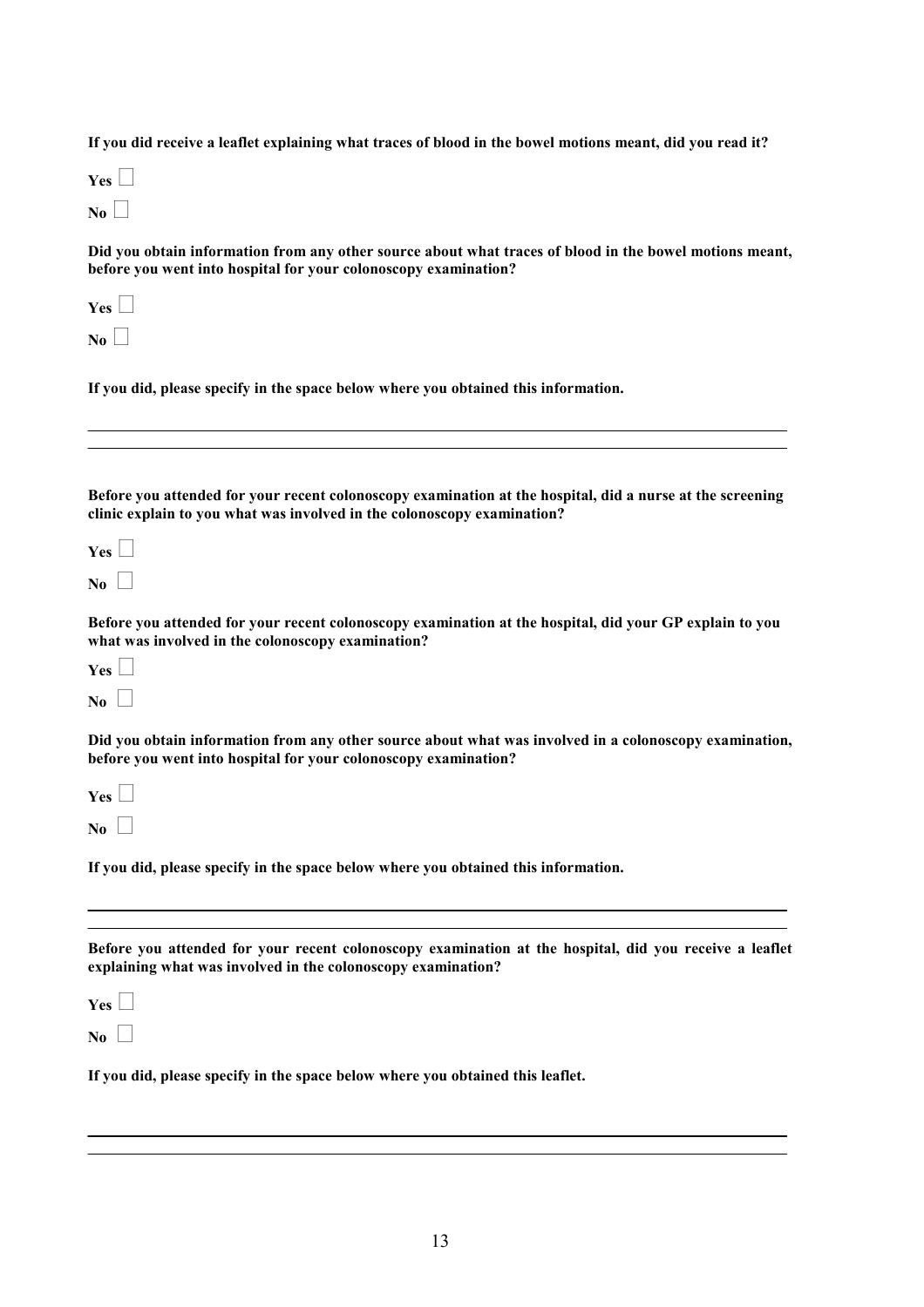**If you did receive a leaflet explaining what traces of blood in the bowel motions meant, did you read it?**

**Yes** ☐

**No** ☐

**Did you obtain information from any other source about what traces of blood in the bowel motions meant, before you went into hospital for your colonoscopy examination?**

**Yes** ☐

**No** ☐

**If you did, please specify in the space below where you obtained this information.**

\_\_\_\_\_\_\_\_\_\_\_\_\_\_\_\_\_\_\_\_\_\_\_\_\_\_\_\_\_\_\_\_\_\_\_\_\_\_\_\_\_\_\_\_\_\_\_\_\_\_\_\_\_\_\_\_\_\_\_\_\_\_\_\_\_\_\_\_\_\_\_\_\_\_\_\_\_\_

\_\_\_\_\_\_\_\_\_\_\_\_\_\_\_\_\_\_\_\_\_\_\_\_\_\_\_\_\_\_\_\_\_\_\_\_\_\_\_\_\_\_\_\_\_\_\_\_\_\_\_\_\_\_\_\_\_\_\_\_\_\_\_\_\_\_\_\_\_\_\_\_\_\_\_\_\_\_

**Before you attended for your recent colonoscopy examination at the hospital, did a nurse at the screening clinic explain to you what was involved in the colonoscopy examination?**

**Yes** ☐

**No** ☐

**Before you attended for your recent colonoscopy examination at the hospital, did your GP explain to you what was involved in the colonoscopy examination?**

**Yes** ☐

**No** ☐

**Did you obtain information from any other source about what was involved in a colonoscopy examination, before you went into hospital for your colonoscopy examination?**

**Yes** ☐

**No** ☐

**If you did, please specify in the space below where you obtained this information.**

\_\_\_\_\_\_\_\_\_\_\_\_\_\_\_\_\_\_\_\_\_\_\_\_\_\_\_\_\_\_\_\_\_\_\_\_\_\_\_\_\_\_\_\_\_\_\_\_\_\_\_\_\_\_\_\_\_\_\_\_\_\_\_\_\_\_\_\_\_\_\_\_\_\_\_\_\_\_

\_\_\_\_\_\_\_\_\_\_\_\_\_\_\_\_\_\_\_\_\_\_\_\_\_\_\_\_\_\_\_\_\_\_\_\_\_\_\_\_\_\_\_\_\_\_\_\_\_\_\_\_\_\_\_\_\_\_\_\_\_\_\_\_\_\_\_\_\_\_\_\_\_\_\_\_\_\_

**Before you attended for your recent colonoscopy examination at the hospital, did you receive a leaflet explaining what was involved in the colonoscopy examination?**

**Yes** ☐

**No** ☐

**If you did, please specify in the space below where you obtained this leaflet.**

\_\_\_\_\_\_\_\_\_\_\_\_\_\_\_\_\_\_\_\_\_\_\_\_\_\_\_\_\_\_\_\_\_\_\_\_\_\_\_\_\_\_\_\_\_\_\_\_\_\_\_\_\_\_\_\_\_\_\_\_\_\_\_\_\_\_\_\_\_\_\_\_\_\_\_\_\_\_

\_\_\_\_\_\_\_\_\_\_\_\_\_\_\_\_\_\_\_\_\_\_\_\_\_\_\_\_\_\_\_\_\_\_\_\_\_\_\_\_\_\_\_\_\_\_\_\_\_\_\_\_\_\_\_\_\_\_\_\_\_\_\_\_\_\_\_\_\_\_\_\_\_\_\_\_\_\_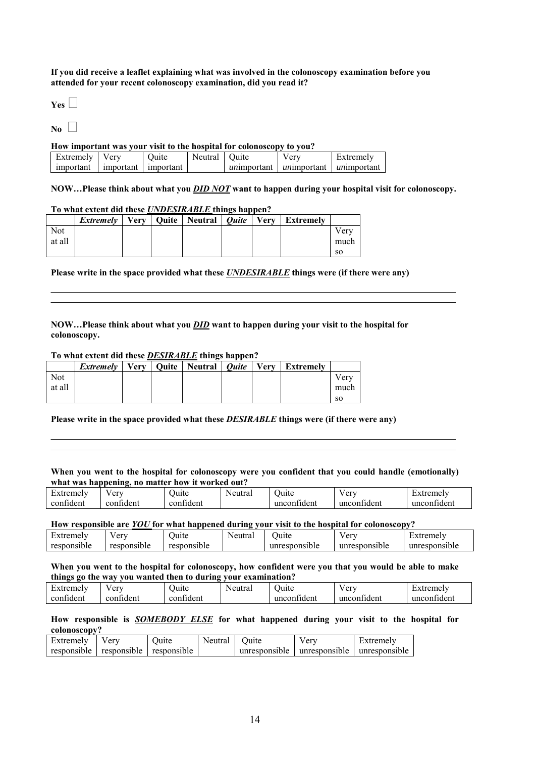**If you did receive a leaflet explaining what was involved in the colonoscopy examination before you attended for your recent colonoscopy examination, did you read it?**

**Yes** ☐

**No** ☐

**How important was your visit to the hospital for colonoscopy to you?**

| Extremely important | Very important | Quite important | Neutral | Quite *un*important | Very *un*important | Extremely *un*important |
|---|---|---|---|---|---|---|

**NOW…Please think about what you *DID NOT* want to happen during your hospital visit for colonoscopy.**

**To what extent did these *UNDESIRABLE* things happen?**

| | ***Extremely*** | **Very** | **Quite** | **Neutral** | ***Quite*** | **Very** | **Extremely** | |
|---|---|---|---|---|---|---|---|---|
| Not at all | | | | | | | | Very much so |

**Please write in the space provided what these *UNDESIRABLE* things were (if there were any)**

______________________________________________________________________________
______________________________________________________________________________

**NOW…Please think about what you *DID* want to happen during your visit to the hospital for colonoscopy.**

**To what extent did these *DESIRABLE* things happen?**

| | ***Extremely*** | **Very** | **Quite** | **Neutral** | ***Quite*** | **Very** | **Extremely** | |
|---|---|---|---|---|---|---|---|---|
| Not at all | | | | | | | | Very much so |

**Please write in the space provided what these *DESIRABLE* things were (if there were any)**

______________________________________________________________________________
______________________________________________________________________________

**When you went to the hospital for colonoscopy were you confident that you could handle (emotionally) what was happening, no matter how it worked out?**

| Extremely confident | Very confident | Quite confident | Neutral | Quite unconfident | Very unconfident | Extremely unconfident |
|---|---|---|---|---|---|---|

**How responsible are *YOU* for what happened during your visit to the hospital for colonoscopy?**

| Extremely responsible | Very responsible | Quite responsible | Neutral | Quite unresponsible | Very unresponsible | Extremely unresponsible |
|---|---|---|---|---|---|---|

**When you went to the hospital for colonoscopy, how confident were you that you would be able to make things go the way you wanted then to during your examination?**

| Extremely confident | Very confident | Quite confident | Neutral | Quite unconfident | Very unconfident | Extremely unconfident |
|---|---|---|---|---|---|---|

**How responsible is *SOMEBODY ELSE* for what happened during your visit to the hospital for colonoscopy?**

| Extremely responsible | Very responsible | Quite responsible | Neutral | Quite unresponsible | Very unresponsible | Extremely unresponsible |
|---|---|---|---|---|---|---|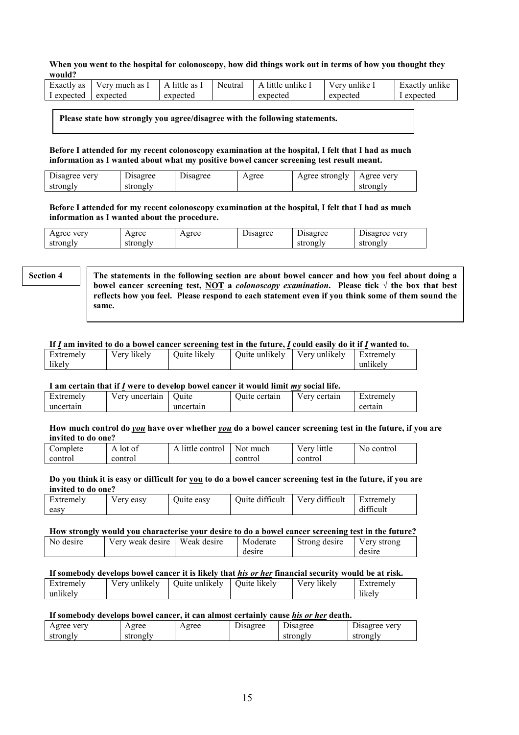**When you went to the hospital for colonoscopy, how did things work out in terms of how you thought they would?**

| Exactly as I expected | Very much as I expected | A little as I expected | Neutral | A little unlike I expected | Very unlike I expected | Exactly unlike I expected |
|---|---|---|---|---|---|---|

**Please state how strongly you agree/disagree with the following statements.**

**Before I attended for my recent colonoscopy examination at the hospital, I felt that I had as much information as I wanted about what my positive bowel cancer screening test result meant.**

| Disagree very strongly | Disagree strongly | Disagree | Agree | Agree strongly | Agree very strongly |
|---|---|---|---|---|---|

**Before I attended for my recent colonoscopy examination at the hospital, I felt that I had as much information as I wanted about the procedure.**

| Agree very strongly | Agree strongly | Agree | Disagree | Disagree strongly | Disagree very strongly |
|---|---|---|---|---|---|

**Section 4**

**The statements in the following section are about bowel cancer and how you feel about doing a bowel cancer screening test, NOT a *colonoscopy examination*. Please tick √ the box that best reflects how you feel. Please respond to each statement even if you think some of them sound the same.**

**If *I* am invited to do a bowel cancer screening test in the future, *I* could easily do it if *I* wanted to.**

| Extremely likely | Very likely | Quite likely | Quite unlikely | Very unlikely | Extremely unlikely |
|---|---|---|---|---|---|

**I am certain that if *I* were to develop bowel cancer it would limit *my* social life.**

| Extremely uncertain | Very uncertain | Quite uncertain | Quite certain | Very certain | Extremely certain |
|---|---|---|---|---|---|

**How much control do *you* have over whether *you* do a bowel cancer screening test in the future, if you are invited to do one?**

| Complete control | A lot of control | A little control | Not much control | Very little control | No control |
|---|---|---|---|---|---|

**Do you think it is easy or difficult for you to do a bowel cancer screening test in the future, if you are invited to do one?**

| Extremely easy | Very easy | Quite easy | Quite difficult | Very difficult | Extremely difficult |
|---|---|---|---|---|---|

**How strongly would you characterise your desire to do a bowel cancer screening test in the future?**

| No desire | Very weak desire | Weak desire | Moderate desire | Strong desire | Very strong desire |
|---|---|---|---|---|---|

**If somebody develops bowel cancer it is likely that *his or her* financial security would be at risk.**

| Extremely unlikely | Very unlikely | Quite unlikely | Quite likely | Very likely | Extremely likely |
|---|---|---|---|---|---|

**If somebody develops bowel cancer, it can almost certainly cause *his or her* death.**

| Agree very strongly | Agree strongly | Agree | Disagree | Disagree strongly | Disagree very strongly |
|---|---|---|---|---|---|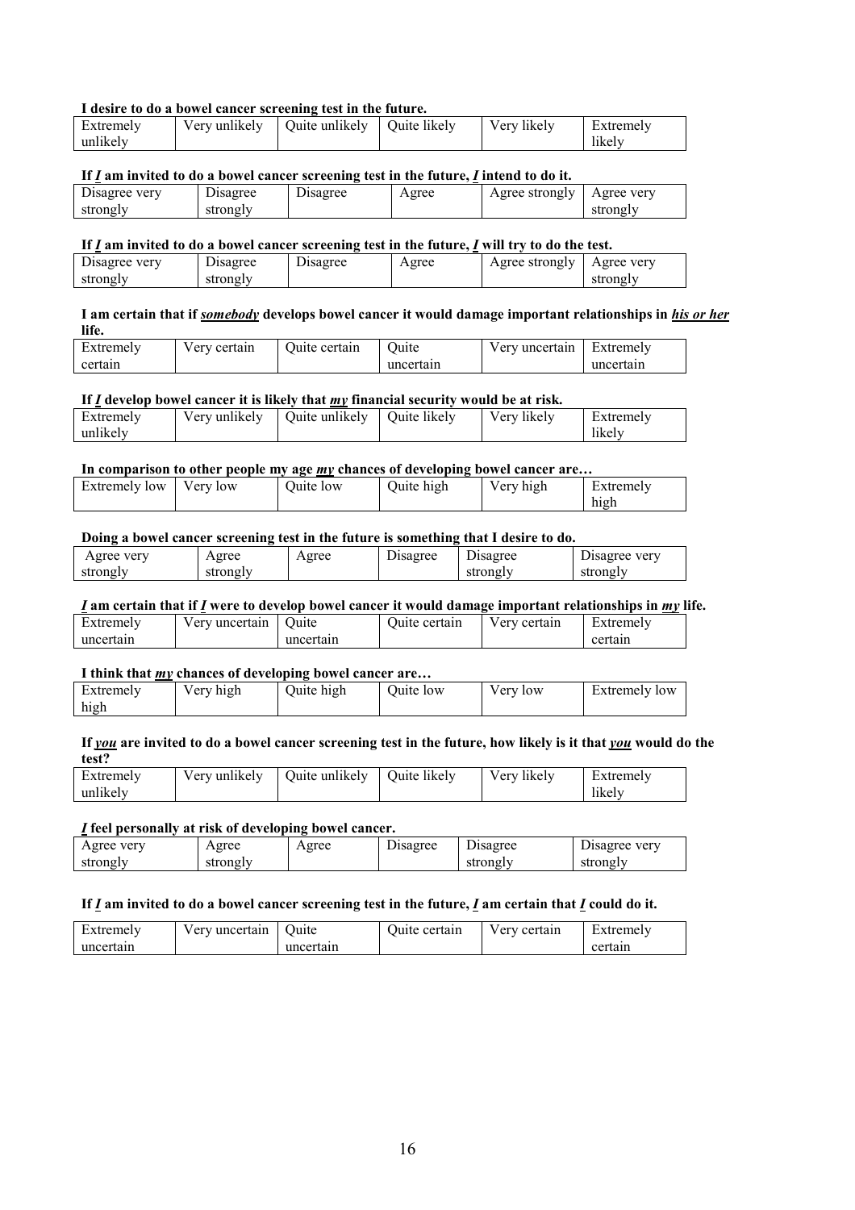**I desire to do a bowel cancer screening test in the future.**

| Extremely unlikely | Very unlikely | Quite unlikely | Quite likely | Very likely | Extremely likely |
|---|---|---|---|---|---|

**If *I* am invited to do a bowel cancer screening test in the future, *I* intend to do it.**

| Disagree very strongly | Disagree strongly | Disagree | Agree | Agree strongly | Agree very strongly |
|---|---|---|---|---|---|

**If *I* am invited to do a bowel cancer screening test in the future, *I* will try to do the test.**

| Disagree very strongly | Disagree strongly | Disagree | Agree | Agree strongly | Agree very strongly |
|---|---|---|---|---|---|

**I am certain that if *somebody* develops bowel cancer it would damage important relationships in *his or her* life.**

| Extremely certain | Very certain | Quite certain | Quite uncertain | Very uncertain | Extremely uncertain |
|---|---|---|---|---|---|

**If *I* develop bowel cancer it is likely that *my* financial security would be at risk.**

| Extremely unlikely | Very unlikely | Quite unlikely | Quite likely | Very likely | Extremely likely |
|---|---|---|---|---|---|

**In comparison to other people my age *my* chances of developing bowel cancer are…**

| Extremely low | Very low | Quite low | Quite high | Very high | Extremely high |
|---|---|---|---|---|---|

**Doing a bowel cancer screening test in the future is something that I desire to do.**

| Agree very strongly | Agree strongly | Agree | Disagree | Disagree strongly | Disagree very strongly |
|---|---|---|---|---|---|

***I* am certain that if *I* were to develop bowel cancer it would damage important relationships in *my* life.**

| Extremely uncertain | Very uncertain | Quite uncertain | Quite certain | Very certain | Extremely certain |
|---|---|---|---|---|---|

**I think that *my* chances of developing bowel cancer are…**

| Extremely high | Very high | Quite high | Quite low | Very low | Extremely low |
|---|---|---|---|---|---|

**If *you* are invited to do a bowel cancer screening test in the future, how likely is it that *you* would do the test?**

| Extremely unlikely | Very unlikely | Quite unlikely | Quite likely | Very likely | Extremely likely |
|---|---|---|---|---|---|

***I* feel personally at risk of developing bowel cancer.**

| Agree very strongly | Agree strongly | Agree | Disagree | Disagree strongly | Disagree very strongly |
|---|---|---|---|---|---|

**If *I* am invited to do a bowel cancer screening test in the future, *I* am certain that *I* could do it.**

| Extremely uncertain | Very uncertain | Quite uncertain | Quite certain | Very certain | Extremely certain |
|---|---|---|---|---|---|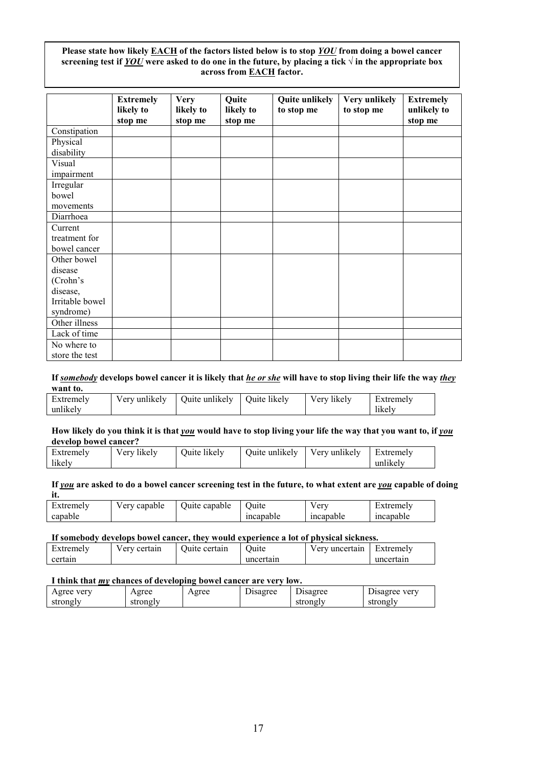**Please state how likely EACH of the factors listed below is to stop *YOU* from doing a bowel cancer screening test if *YOU* were asked to do one in the future, by placing a tick √ in the appropriate box across from EACH factor.**

| | **Extremely likely to stop me** | **Very likely to stop me** | **Quite likely to stop me** | **Quite unlikely to stop me** | **Very unlikely to stop me** | **Extremely unlikely to stop me** |
|---|---|---|---|---|---|---|
| Constipation | | | | | | |
| Physical disability | | | | | | |
| Visual impairment | | | | | | |
| Irregular bowel movements | | | | | | |
| Diarrhoea | | | | | | |
| Current treatment for bowel cancer | | | | | | |
| Other bowel disease (Crohn's disease, Irritable bowel syndrome) | | | | | | |
| Other illness | | | | | | |
| Lack of time | | | | | | |
| No where to store the test | | | | | | |

**If *somebody* develops bowel cancer it is likely that *he or she* will have to stop living their life the way *they* want to.**

| Extremely unlikely | Very unlikely | Quite unlikely | Quite likely | Very likely | Extremely likely |
|---|---|---|---|---|---|

**How likely do you think it is that *you* would have to stop living your life the way that you want to, if *you* develop bowel cancer?**

| Extremely likely | Very likely | Quite likely | Quite unlikely | Very unlikely | Extremely unlikely |
|---|---|---|---|---|---|

**If *you* are asked to do a bowel cancer screening test in the future, to what extent are *you* capable of doing it.**

| Extremely capable | Very capable | Quite capable | Quite incapable | Very incapable | Extremely incapable |
|---|---|---|---|---|---|

**If somebody develops bowel cancer, they would experience a lot of physical sickness.**

| Extremely certain | Very certain | Quite certain | Quite uncertain | Very uncertain | Extremely uncertain |
|---|---|---|---|---|---|

**I think that *my* chances of developing bowel cancer are very low.**

| Agree very strongly | Agree strongly | Agree | Disagree | Disagree strongly | Disagree very strongly |
|---|---|---|---|---|---|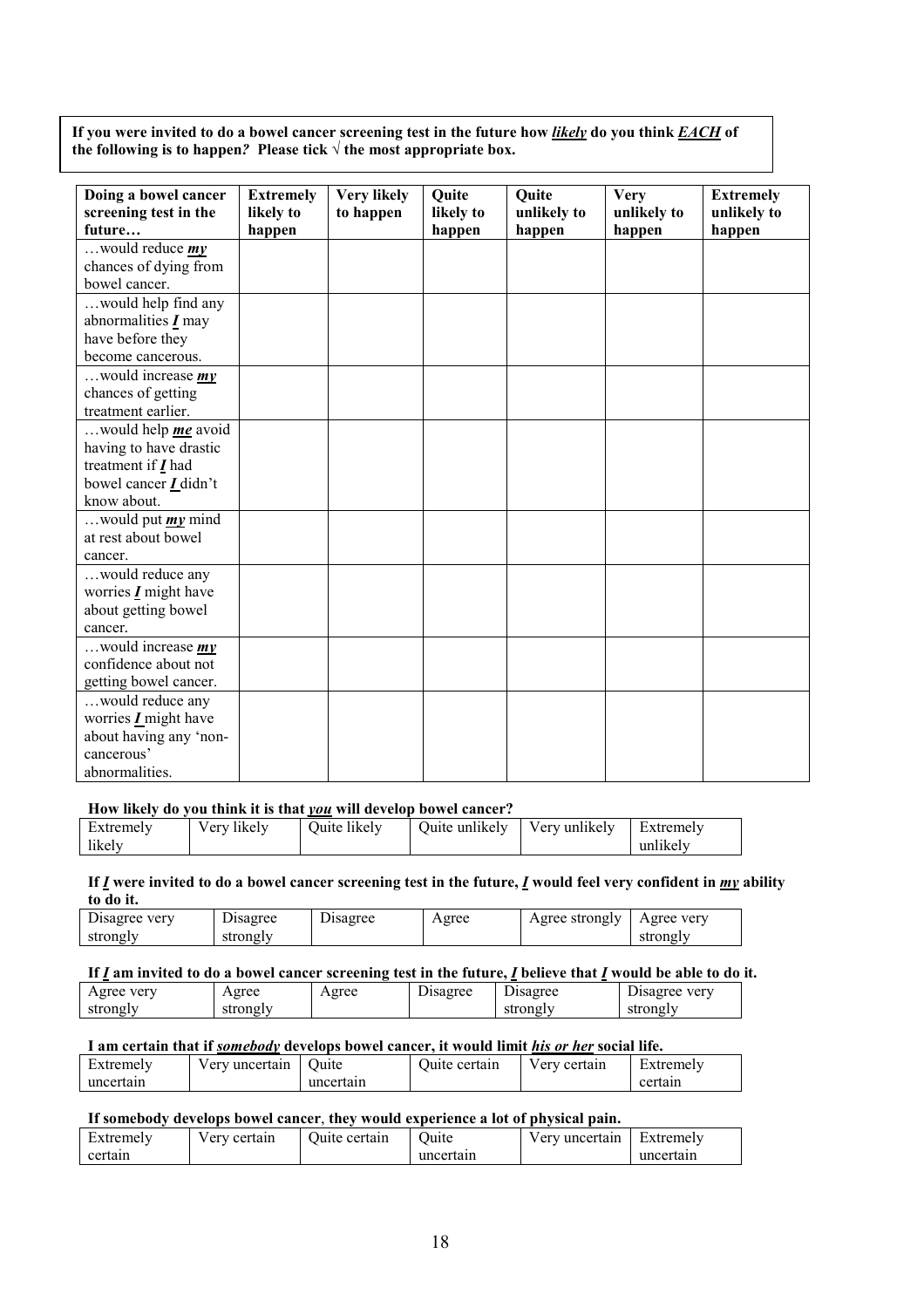**If you were invited to do a bowel cancer screening test in the future how *likely* do you think *EACH* of the following is to happen? Please tick √ the most appropriate box.**

| Doing a bowel cancer screening test in the future… | Extremely likely to happen | Very likely to happen | Quite likely to happen | Quite unlikely to happen | Very unlikely to happen | Extremely unlikely to happen |
|---|---|---|---|---|---|---|
| …would reduce ***my*** chances of dying from bowel cancer. | | | | | | |
| …would help find any abnormalities ***I*** may have before they become cancerous. | | | | | | |
| …would increase ***my*** chances of getting treatment earlier. | | | | | | |
| …would help ***me*** avoid having to have drastic treatment if ***I*** had bowel cancer ***I*** didn't know about. | | | | | | |
| …would put ***my*** mind at rest about bowel cancer. | | | | | | |
| …would reduce any worries ***I*** might have about getting bowel cancer. | | | | | | |
| …would increase ***my*** confidence about not getting bowel cancer. | | | | | | |
| …would reduce any worries ***I*** might have about having any 'non-cancerous' abnormalities. | | | | | | |

**How likely do you think it is that *you* will develop bowel cancer?**

| Extremely likely | Very likely | Quite likely | Quite unlikely | Very unlikely | Extremely unlikely |
|---|---|---|---|---|---|

**If *I* were invited to do a bowel cancer screening test in the future, *I* would feel very confident in *my* ability to do it.**

| Disagree very strongly | Disagree strongly | Disagree | Agree | Agree strongly | Agree very strongly |
|---|---|---|---|---|---|

**If *I* am invited to do a bowel cancer screening test in the future, *I* believe that *I* would be able to do it.**

| Agree very strongly | Agree strongly | Agree | Disagree | Disagree strongly | Disagree very strongly |
|---|---|---|---|---|---|

**I am certain that if *somebody* develops bowel cancer, it would limit *his or her* social life.**

| Extremely uncertain | Very uncertain | Quite uncertain | Quite certain | Very certain | Extremely certain |
|---|---|---|---|---|---|

**If somebody develops bowel cancer, they would experience a lot of physical pain.**

| Extremely certain | Very certain | Quite certain | Quite uncertain | Very uncertain | Extremely uncertain |
|---|---|---|---|---|---|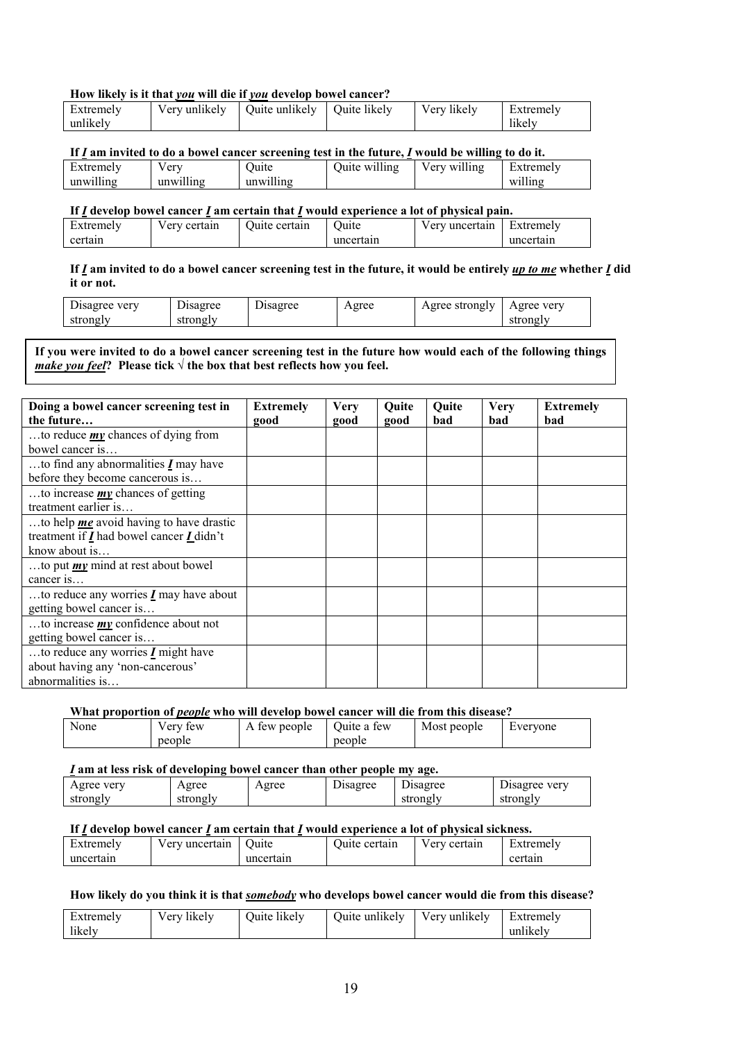**How likely is it that *you* will die if *you* develop bowel cancer?**

| Extremely unlikely | Very unlikely | Quite unlikely | Quite likely | Very likely | Extremely likely |
|---|---|---|---|---|---|

**If *I* am invited to do a bowel cancer screening test in the future, *I* would be willing to do it.**

| Extremely unwilling | Very unwilling | Quite unwilling | Quite willing | Very willing | Extremely willing |
|---|---|---|---|---|---|

**If *I* develop bowel cancer *I* am certain that *I* would experience a lot of physical pain.**

| Extremely certain | Very certain | Quite certain | Quite uncertain | Very uncertain | Extremely uncertain |
|---|---|---|---|---|---|

**If *I* am invited to do a bowel cancer screening test in the future, it would be entirely *up to me* whether *I* did it or not.**

| Disagree very strongly | Disagree strongly | Disagree | Agree | Agree strongly | Agree very strongly |
|---|---|---|---|---|---|

**If you were invited to do a bowel cancer screening test in the future how would each of the following things *make you feel*? Please tick √ the box that best reflects how you feel.**

| Doing a bowel cancer screening test in the future… | Extremely good | Very good | Quite good | Quite bad | Very bad | Extremely bad |
|---|---|---|---|---|---|---|
| …to reduce ***my*** chances of dying from bowel cancer is… | | | | | | |
| …to find any abnormalities ***I*** may have before they become cancerous is… | | | | | | |
| …to increase ***my*** chances of getting treatment earlier is… | | | | | | |
| …to help ***me*** avoid having to have drastic treatment if ***I*** had bowel cancer ***I*** didn't know about is… | | | | | | |
| …to put ***my*** mind at rest about bowel cancer is… | | | | | | |
| …to reduce any worries ***I*** may have about getting bowel cancer is… | | | | | | |
| …to increase ***my*** confidence about not getting bowel cancer is… | | | | | | |
| …to reduce any worries ***I*** might have about having any 'non-cancerous' abnormalities is… | | | | | | |

**What proportion of *people* who will develop bowel cancer will die from this disease?**

| None | Very few people | A few people | Quite a few people | Most people | Everyone |
|---|---|---|---|---|---|

***I* am at less risk of developing bowel cancer than other people my age.**

| Agree very strongly | Agree strongly | Agree | Disagree | Disagree strongly | Disagree very strongly |
|---|---|---|---|---|---|

**If *I* develop bowel cancer *I* am certain that *I* would experience a lot of physical sickness.**

| Extremely uncertain | Very uncertain | Quite uncertain | Quite certain | Very certain | Extremely certain |
|---|---|---|---|---|---|

**How likely do you think it is that *somebody* who develops bowel cancer would die from this disease?**

| Extremely likely | Very likely | Quite likely | Quite unlikely | Very unlikely | Extremely unlikely |
|---|---|---|---|---|---|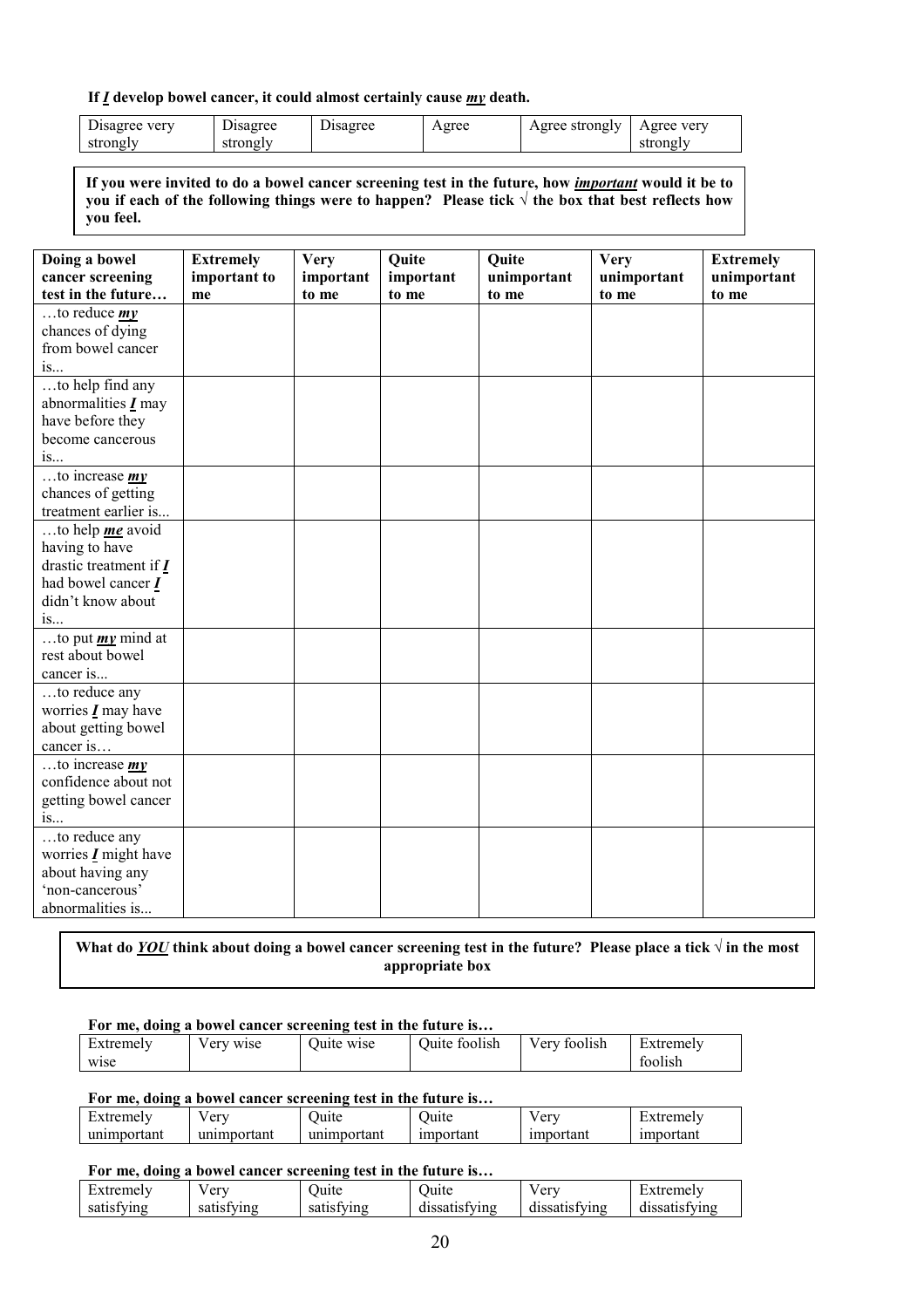**If *I* develop bowel cancer, it could almost certainly cause *my* death.**

| Disagree very strongly | Disagree strongly | Disagree | Agree | Agree strongly | Agree very strongly |
|---|---|---|---|---|---|

**If you were invited to do a bowel cancer screening test in the future, how *important* would it be to you if each of the following things were to happen? Please tick √ the box that best reflects how you feel.**

| Doing a bowel cancer screening test in the future… | Extremely important to me | Very important to me | Quite important to me | Quite unimportant to me | Very unimportant to me | Extremely unimportant to me |
|---|---|---|---|---|---|---|
| …to reduce ***my*** chances of dying from bowel cancer is... | | | | | | |
| …to help find any abnormalities ***I*** may have before they become cancerous is... | | | | | | |
| …to increase ***my*** chances of getting treatment earlier is... | | | | | | |
| …to help ***me*** avoid having to have drastic treatment if ***I*** had bowel cancer ***I*** didn't know about is... | | | | | | |
| …to put ***my*** mind at rest about bowel cancer is... | | | | | | |
| …to reduce any worries ***I*** may have about getting bowel cancer is… | | | | | | |
| …to increase ***my*** confidence about not getting bowel cancer is... | | | | | | |
| …to reduce any worries ***I*** might have about having any 'non-cancerous' abnormalities is... | | | | | | |

**What do *YOU* think about doing a bowel cancer screening test in the future? Please place a tick √ in the most appropriate box**

**For me, doing a bowel cancer screening test in the future is…**

| Extremely wise | Very wise | Quite wise | Quite foolish | Very foolish | Extremely foolish |
|---|---|---|---|---|---|

**For me, doing a bowel cancer screening test in the future is…**

| Extremely unimportant | Very unimportant | Quite unimportant | Quite important | Very important | Extremely important |
|---|---|---|---|---|---|

**For me, doing a bowel cancer screening test in the future is…**

| Extremely satisfying | Very satisfying | Quite satisfying | Quite dissatisfying | Very dissatisfying | Extremely dissatisfying |
|---|---|---|---|---|---|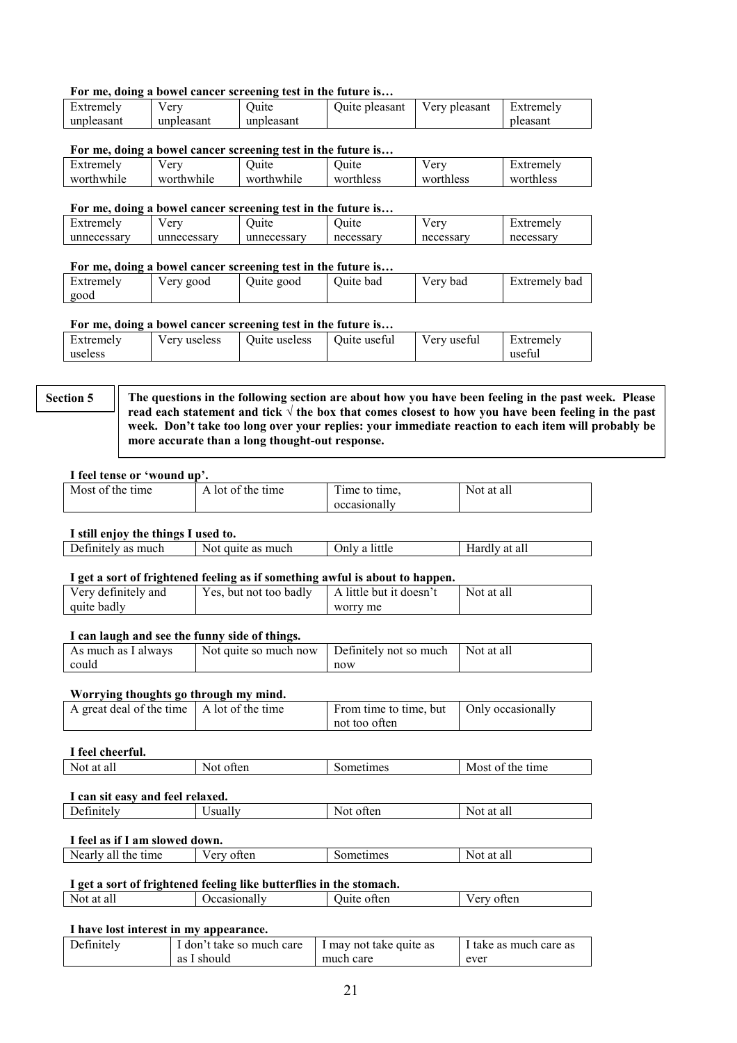**For me, doing a bowel cancer screening test in the future is…**

| | | | | | |
|---|---|---|---|---|---|
| Extremely unpleasant | Very unpleasant | Quite unpleasant | Quite pleasant | Very pleasant | Extremely pleasant |

**For me, doing a bowel cancer screening test in the future is…**

| | | | | | |
|---|---|---|---|---|---|
| Extremely worthwhile | Very worthwhile | Quite worthwhile | Quite worthless | Very worthless | Extremely worthless |

**For me, doing a bowel cancer screening test in the future is…**

| | | | | | |
|---|---|---|---|---|---|
| Extremely unnecessary | Very unnecessary | Quite unnecessary | Quite necessary | Very necessary | Extremely necessary |

**For me, doing a bowel cancer screening test in the future is…**

| | | | | | |
|---|---|---|---|---|---|
| Extremely good | Very good | Quite good | Quite bad | Very bad | Extremely bad |

**For me, doing a bowel cancer screening test in the future is…**

| | | | | | |
|---|---|---|---|---|---|
| Extremely useless | Very useless | Quite useless | Quite useful | Very useful | Extremely useful |

**Section 5**

**The questions in the following section are about how you have been feeling in the past week. Please read each statement and tick √ the box that comes closest to how you have been feeling in the past week. Don't take too long over your replies: your immediate reaction to each item will probably be more accurate than a long thought-out response.**

**I feel tense or 'wound up'.**

| | | | |
|---|---|---|---|
| Most of the time | A lot of the time | Time to time, occasionally | Not at all |

**I still enjoy the things I used to.**

| | | | |
|---|---|---|---|
| Definitely as much | Not quite as much | Only a little | Hardly at all |

**I get a sort of frightened feeling as if something awful is about to happen.**

| | | | |
|---|---|---|---|
| Very definitely and quite badly | Yes, but not too badly | A little but it doesn't worry me | Not at all |

**I can laugh and see the funny side of things.**

| | | | |
|---|---|---|---|
| As much as I always could | Not quite so much now | Definitely not so much now | Not at all |

**Worrying thoughts go through my mind.**

| | | | |
|---|---|---|---|
| A great deal of the time | A lot of the time | From time to time, but not too often | Only occasionally |

**I feel cheerful.**

| | | | |
|---|---|---|---|
| Not at all | Not often | Sometimes | Most of the time |

**I can sit easy and feel relaxed.**

| | | | |
|---|---|---|---|
| Definitely | Usually | Not often | Not at all |

**I feel as if I am slowed down.**

| | | | |
|---|---|---|---|
| Nearly all the time | Very often | Sometimes | Not at all |

**I get a sort of frightened feeling like butterflies in the stomach.**

| | | | |
|---|---|---|---|
| Not at all | Occasionally | Quite often | Very often |

**I have lost interest in my appearance.**

| | | | |
|---|---|---|---|
| Definitely | I don't take so much care as I should | I may not take quite as much care | I take as much care as ever |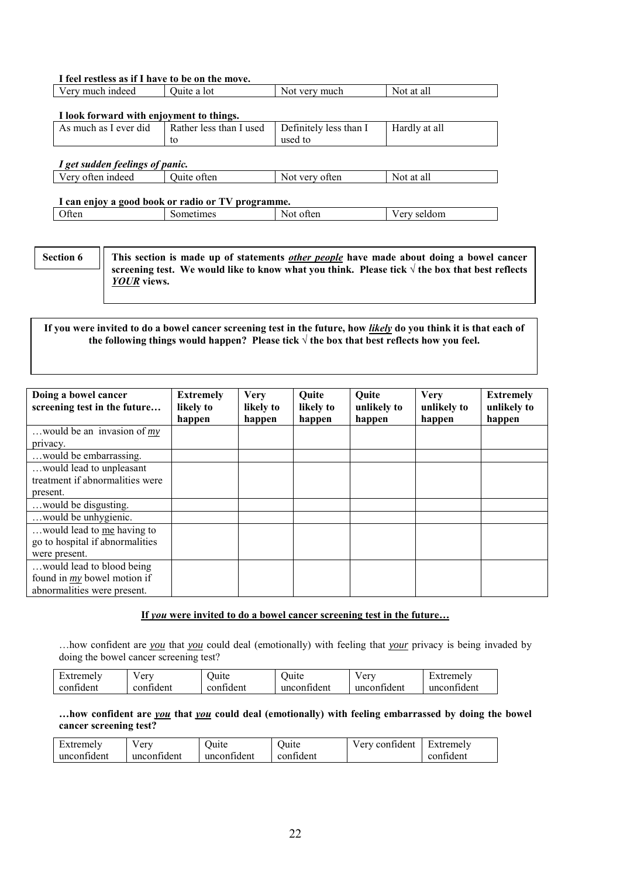**I feel restless as if I have to be on the move.**

| Very much indeed | Quite a lot | Not very much | Not at all |
|---|---|---|---|

**I look forward with enjoyment to things.**

| As much as I ever did | Rather less than I used to | Definitely less than I used to | Hardly at all |
|---|---|---|---|

***I get sudden feelings of panic.***

| Very often indeed | Quite often | Not very often | Not at all |
|---|---|---|---|

**I can enjoy a good book or radio or TV programme.**

| Often | Sometimes | Not often | Very seldom |
|---|---|---|---|

**Section 6**

**This section is made up of statements *other people* have made about doing a bowel cancer screening test. We would like to know what you think. Please tick √ the box that best reflects *YOUR* views.**

**If you were invited to do a bowel cancer screening test in the future, how *likely* do you think it is that each of the following things would happen? Please tick √ the box that best reflects how you feel.**

| Doing a bowel cancer screening test in the future… | Extremely likely to happen | Very likely to happen | Quite likely to happen | Quite unlikely to happen | Very unlikely to happen | Extremely unlikely to happen |
|---|---|---|---|---|---|---|
| …would be an invasion of *my* privacy. | | | | | | |
| …would be embarrassing. | | | | | | |
| …would lead to unpleasant treatment if abnormalities were present. | | | | | | |
| …would be disgusting. | | | | | | |
| …would be unhygienic. | | | | | | |
| …would lead to me having to go to hospital if abnormalities were present. | | | | | | |
| …would lead to blood being found in *my* bowel motion if abnormalities were present. | | | | | | |

**If *you* were invited to do a bowel cancer screening test in the future…**

…how confident are *you* that *you* could deal (emotionally) with feeling that *your* privacy is being invaded by doing the bowel cancer screening test?

| Extremely confident | Very confident | Quite confident | Quite unconfident | Very unconfident | Extremely unconfident |
|---|---|---|---|---|---|

**…how confident are *you* that *you* could deal (emotionally) with feeling embarrassed by doing the bowel cancer screening test?**

| Extremely unconfident | Very unconfident | Quite unconfident | Quite confident | Very confident | Extremely confident |
|---|---|---|---|---|---|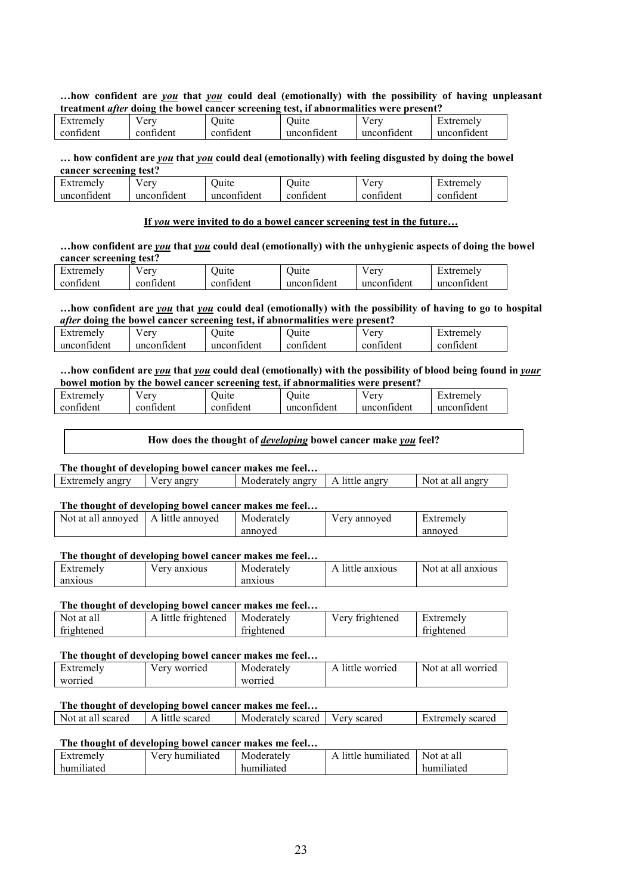**…how confident are *<u>you</u>* that *<u>you</u>* could deal (emotionally) with the possibility of having unpleasant treatment *after* doing the bowel cancer screening test, if abnormalities were present?**

| Extremely confident | Very confident | Quite confident | Quite unconfident | Very unconfident | Extremely unconfident |
|---|---|---|---|---|---|

**… how confident are *<u>you</u>* that *<u>you</u>* could deal (emotionally) with feeling disgusted by doing the bowel cancer screening test?**

| Extremely unconfident | Very unconfident | Quite unconfident | Quite confident | Very confident | Extremely confident |
|---|---|---|---|---|---|

**<u>If *you* were invited to do a bowel cancer screening test in the future…</u>**

**…how confident are *<u>you</u>* that *<u>you</u>* could deal (emotionally) with the unhygienic aspects of doing the bowel cancer screening test?**

| Extremely confident | Very confident | Quite confident | Quite unconfident | Very unconfident | Extremely unconfident |
|---|---|---|---|---|---|

**…how confident are *<u>you</u>* that *<u>you</u>* could deal (emotionally) with the possibility of having to go to hospital *after* doing the bowel cancer screening test, if abnormalities were present?**

| Extremely unconfident | Very unconfident | Quite unconfident | Quite confident | Very confident | Extremely confident |
|---|---|---|---|---|---|

**…how confident are *<u>you</u>* that *<u>you</u>* could deal (emotionally) with the possibility of blood being found in *<u>your</u>* bowel motion by the bowel cancer screening test, if abnormalities were present?**

| Extremely confident | Very confident | Quite confident | Quite unconfident | Very unconfident | Extremely unconfident |
|---|---|---|---|---|---|

**How does the thought of *<u>developing</u>* bowel cancer make *<u>you</u>* feel?**

**The thought of developing bowel cancer makes me feel…**

| Extremely angry | Very angry | Moderately angry | A little angry | Not at all angry |
|---|---|---|---|---|

**The thought of developing bowel cancer makes me feel…**

| Not at all annoyed | A little annoyed | Moderately annoyed | Very annoyed | Extremely annoyed |
|---|---|---|---|---|

**The thought of developing bowel cancer makes me feel…**

| Extremely anxious | Very anxious | Moderately anxious | A little anxious | Not at all anxious |
|---|---|---|---|---|

**The thought of developing bowel cancer makes me feel…**

| Not at all frightened | A little frightened | Moderately frightened | Very frightened | Extremely frightened |
|---|---|---|---|---|

**The thought of developing bowel cancer makes me feel…**

| Extremely worried | Very worried | Moderately worried | A little worried | Not at all worried |
|---|---|---|---|---|

**The thought of developing bowel cancer makes me feel…**

| Not at all scared | A little scared | Moderately scared | Very scared | Extremely scared |
|---|---|---|---|---|

**The thought of developing bowel cancer makes me feel…**

| Extremely humiliated | Very humiliated | Moderately humiliated | A little humiliated | Not at all humiliated |
|---|---|---|---|---|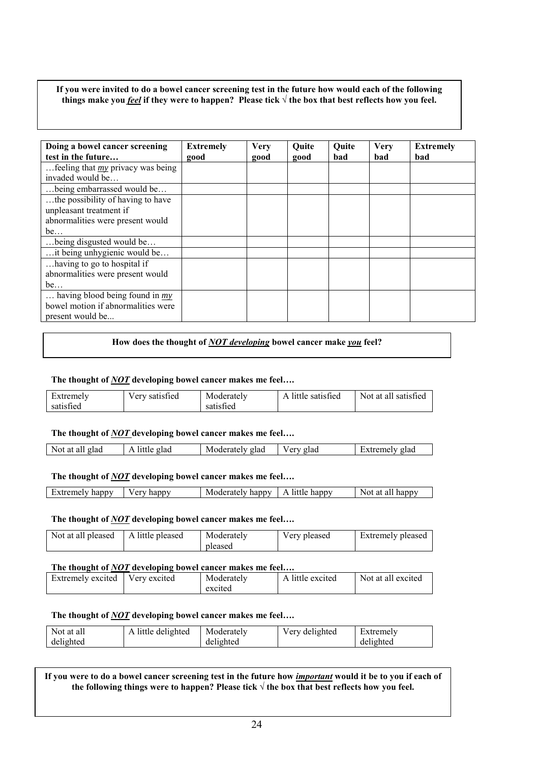**If you were invited to do a bowel cancer screening test in the future how would each of the following things make you _*feel*_ if they were to happen? Please tick √ the box that best reflects how you feel.**

| Doing a bowel cancer screening test in the future… | Extremely good | Very good | Quite good | Quite bad | Very bad | Extremely bad |
|---|---|---|---|---|---|---|
| …feeling that _*my*_ privacy was being invaded would be… | | | | | | |
| …being embarrassed would be… | | | | | | |
| …the possibility of having to have unpleasant treatment if abnormalities were present would be… | | | | | | |
| …being disgusted would be… | | | | | | |
| …it being unhygienic would be… | | | | | | |
| …having to go to hospital if abnormalities were present would be… | | | | | | |
| … having blood being found in _*my*_ bowel motion if abnormalities were present would be... | | | | | | |

**How does the thought of _*NOT developing*_ bowel cancer make _*you*_ feel?**

**The thought of _*NOT*_ developing bowel cancer makes me feel….**

| Extremely satisfied | Very satisfied | Moderately satisfied | A little satisfied | Not at all satisfied |
|---|---|---|---|---|

**The thought of _*NOT*_ developing bowel cancer makes me feel….**

| Not at all glad | A little glad | Moderately glad | Very glad | Extremely glad |
|---|---|---|---|---|

**The thought of _*NOT*_ developing bowel cancer makes me feel….**

| Extremely happy | Very happy | Moderately happy | A little happy | Not at all happy |
|---|---|---|---|---|

**The thought of _*NOT*_ developing bowel cancer makes me feel….**

| Not at all pleased | A little pleased | Moderately pleased | Very pleased | Extremely pleased |
|---|---|---|---|---|

**The thought of _*NOT*_ developing bowel cancer makes me feel….**

| Extremely excited | Very excited | Moderately excited | A little excited | Not at all excited |
|---|---|---|---|---|

**The thought of _*NOT*_ developing bowel cancer makes me feel….**

| Not at all delighted | A little delighted | Moderately delighted | Very delighted | Extremely delighted |
|---|---|---|---|---|

**If you were to do a bowel cancer screening test in the future how _*important*_ would it be to you if each of the following things were to happen? Please tick √ the box that best reflects how you feel.**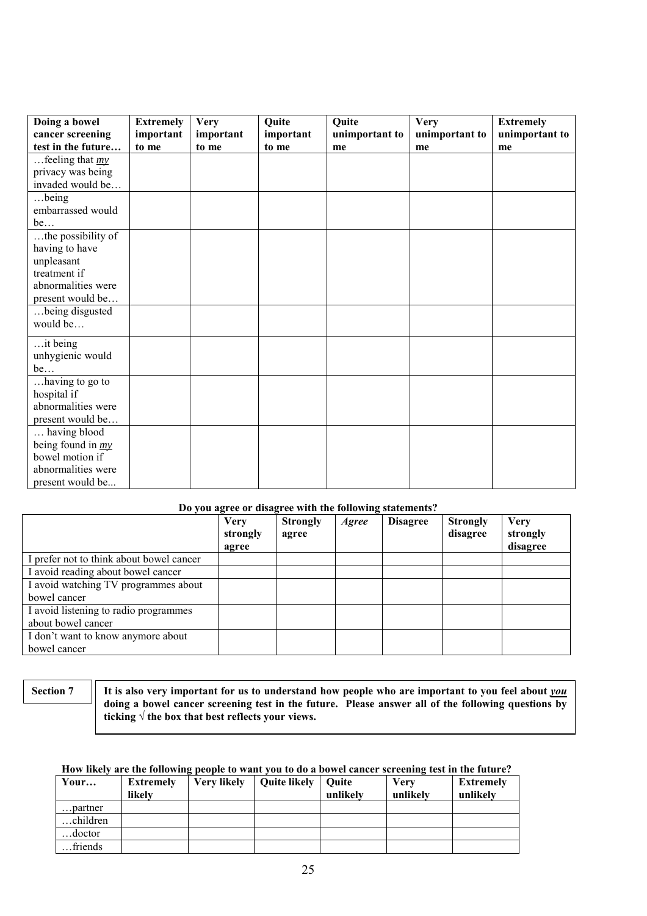| Doing a bowel cancer screening test in the future… | Extremely important to me | Very important to me | Quite important to me | Quite unimportant to me | Very unimportant to me | Extremely unimportant to me |
|---|---|---|---|---|---|---|
| …feeling that *my* privacy was being invaded would be… | | | | | | |
| …being embarrassed would be… | | | | | | |
| …the possibility of having to have unpleasant treatment if abnormalities were present would be… | | | | | | |
| …being disgusted would be… | | | | | | |
| …it being unhygienic would be… | | | | | | |
| …having to go to hospital if abnormalities were present would be… | | | | | | |
| … having blood being found in *my* bowel motion if abnormalities were present would be... | | | | | | |

**Do you agree or disagree with the following statements?**

| | Very strongly agree | Strongly agree | *Agree* | Disagree | Strongly disagree | Very strongly disagree |
|---|---|---|---|---|---|---|
| I prefer not to think about bowel cancer | | | | | | |
| I avoid reading about bowel cancer | | | | | | |
| I avoid watching TV programmes about bowel cancer | | | | | | |
| I avoid listening to radio programmes about bowel cancer | | | | | | |
| I don't want to know anymore about bowel cancer | | | | | | |

**Section 7**

**It is also very important for us to understand how people who are important to you feel about *you* doing a bowel cancer screening test in the future. Please answer all of the following questions by ticking √ the box that best reflects your views.**

**How likely are the following people to want you to do a bowel cancer screening test in the future?**

| Your… | Extremely likely | Very likely | Quite likely | Quite unlikely | Very unlikely | Extremely unlikely |
|---|---|---|---|---|---|---|
| …partner | | | | | | |
| …children | | | | | | |
| …doctor | | | | | | |
| …friends | | | | | | |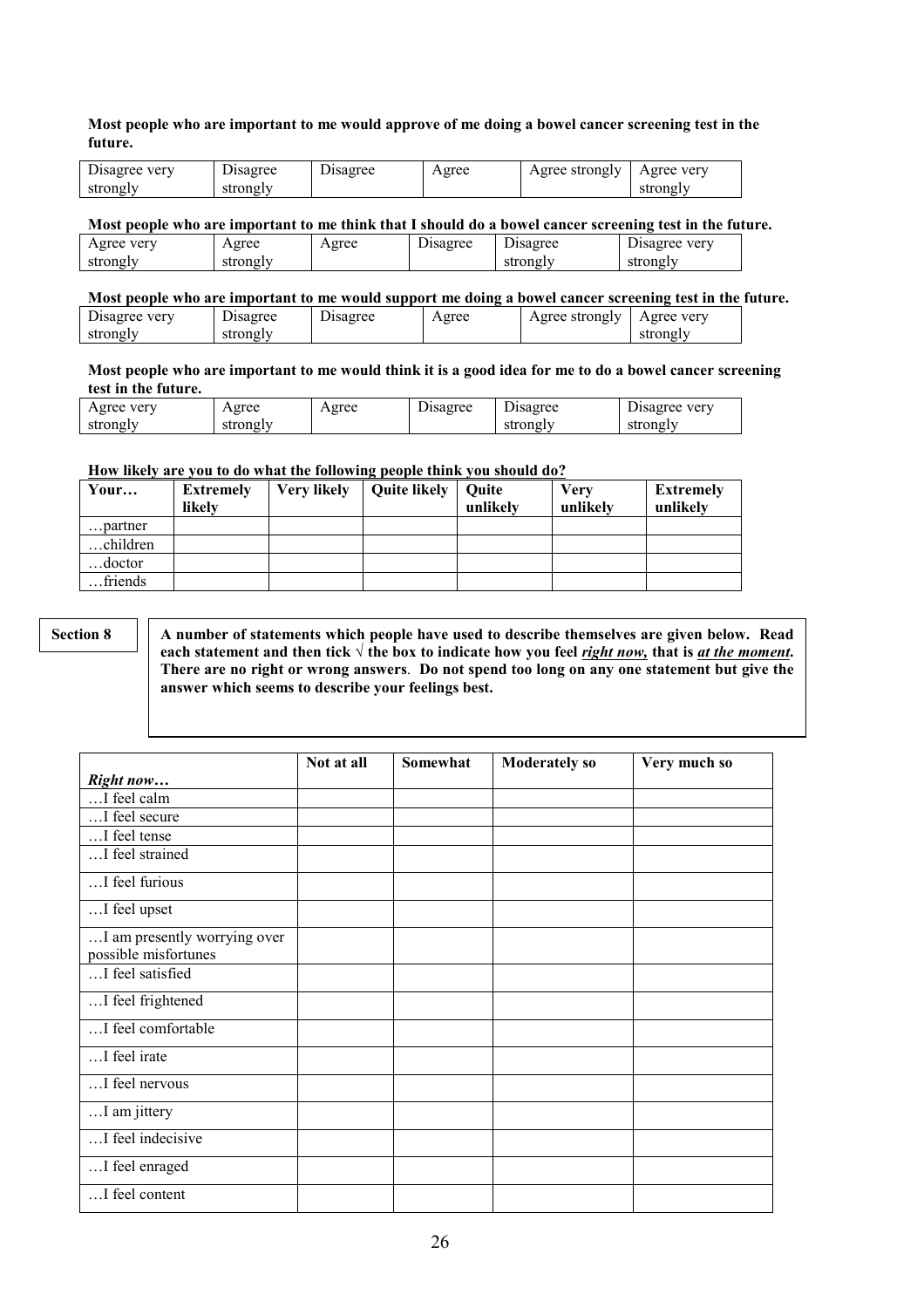**Most people who are important to me would approve of me doing a bowel cancer screening test in the future.**

| Disagree very strongly | Disagree strongly | Disagree | Agree | Agree strongly | Agree very strongly |
|---|---|---|---|---|---|

**Most people who are important to me think that I should do a bowel cancer screening test in the future.**

| Agree very strongly | Agree strongly | Agree | Disagree | Disagree strongly | Disagree very strongly |
|---|---|---|---|---|---|

**Most people who are important to me would support me doing a bowel cancer screening test in the future.**

| Disagree very strongly | Disagree strongly | Disagree | Agree | Agree strongly | Agree very strongly |
|---|---|---|---|---|---|

**Most people who are important to me would think it is a good idea for me to do a bowel cancer screening test in the future.**

| Agree very strongly | Agree strongly | Agree | Disagree | Disagree strongly | Disagree very strongly |
|---|---|---|---|---|---|

**How likely are you to do what the following people think you should do?**

| Your… | Extremely likely | Very likely | Quite likely | Quite unlikely | Very unlikely | Extremely unlikely |
|---|---|---|---|---|---|---|
| …partner | | | | | | |
| …children | | | | | | |
| …doctor | | | | | | |
| …friends | | | | | | |

**Section 8**

**A number of statements which people have used to describe themselves are given below. Read each statement and then tick √ the box to indicate how you feel *right now,* that is *at the moment*. There are no right or wrong answers. Do not spend too long on any one statement but give the answer which seems to describe your feelings best.**

| *Right now…* | Not at all | Somewhat | Moderately so | Very much so |
|---|---|---|---|---|
| …I feel calm | | | | |
| …I feel secure | | | | |
| …I feel tense | | | | |
| …I feel strained | | | | |
| …I feel furious | | | | |
| …I feel upset | | | | |
| …I am presently worrying over possible misfortunes | | | | |
| …I feel satisfied | | | | |
| …I feel frightened | | | | |
| …I feel comfortable | | | | |
| …I feel irate | | | | |
| …I feel nervous | | | | |
| …I am jittery | | | | |
| …I feel indecisive | | | | |
| …I feel enraged | | | | |
| …I feel content | | | | |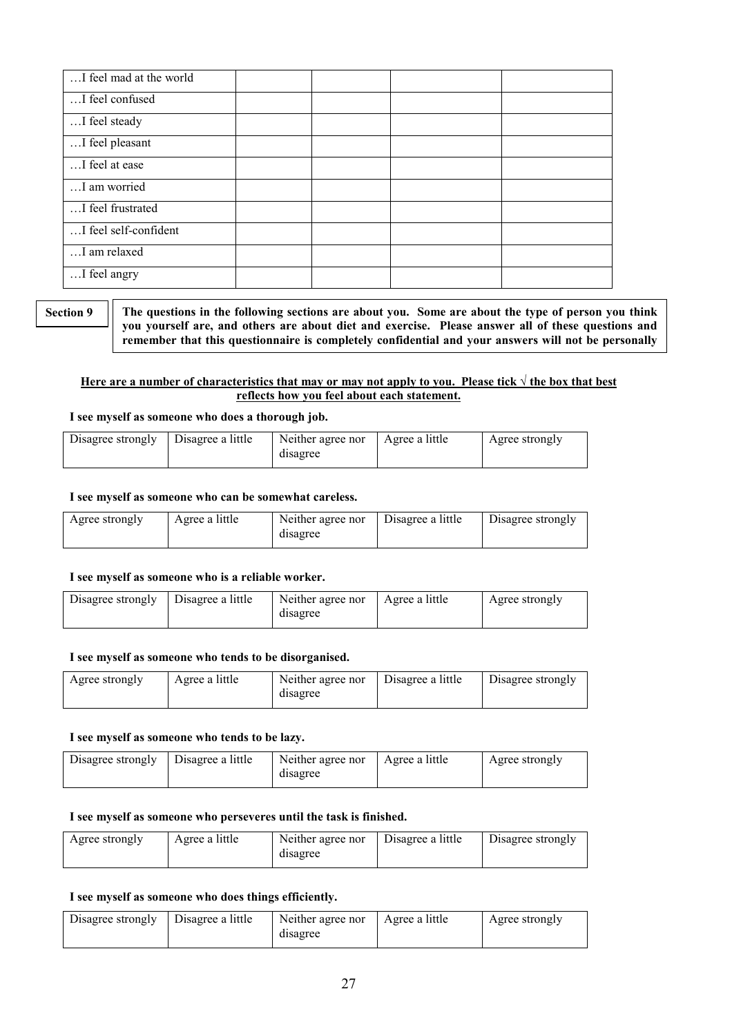| | | | | |
|---|---|---|---|---|
| …I feel mad at the world | | | | |
| …I feel confused | | | | |
| …I feel steady | | | | |
| …I feel pleasant | | | | |
| …I feel at ease | | | | |
| …I am worried | | | | |
| …I feel frustrated | | | | |
| …I feel self-confident | | | | |
| …I am relaxed | | | | |
| …I feel angry | | | | |

**Section 9**

**The questions in the following sections are about you. Some are about the type of person you think you yourself are, and others are about diet and exercise. Please answer all of these questions and remember that this questionnaire is completely confidential and your answers will not be personally**

**<u>Here are a number of characteristics that may or may not apply to you. Please tick √ the box that best reflects how you feel about each statement.</u>**

**I see myself as someone who does a thorough job.**

| Disagree strongly | Disagree a little | Neither agree nor disagree | Agree a little | Agree strongly |
|---|---|---|---|---|

**I see myself as someone who can be somewhat careless.**

| Agree strongly | Agree a little | Neither agree nor disagree | Disagree a little | Disagree strongly |
|---|---|---|---|---|

**I see myself as someone who is a reliable worker.**

| Disagree strongly | Disagree a little | Neither agree nor disagree | Agree a little | Agree strongly |
|---|---|---|---|---|

**I see myself as someone who tends to be disorganised.**

| Agree strongly | Agree a little | Neither agree nor disagree | Disagree a little | Disagree strongly |
|---|---|---|---|---|

**I see myself as someone who tends to be lazy.**

| Disagree strongly | Disagree a little | Neither agree nor disagree | Agree a little | Agree strongly |
|---|---|---|---|---|

**I see myself as someone who perseveres until the task is finished.**

| Agree strongly | Agree a little | Neither agree nor disagree | Disagree a little | Disagree strongly |
|---|---|---|---|---|

**I see myself as someone who does things efficiently.**

| Disagree strongly | Disagree a little | Neither agree nor disagree | Agree a little | Agree strongly |
|---|---|---|---|---|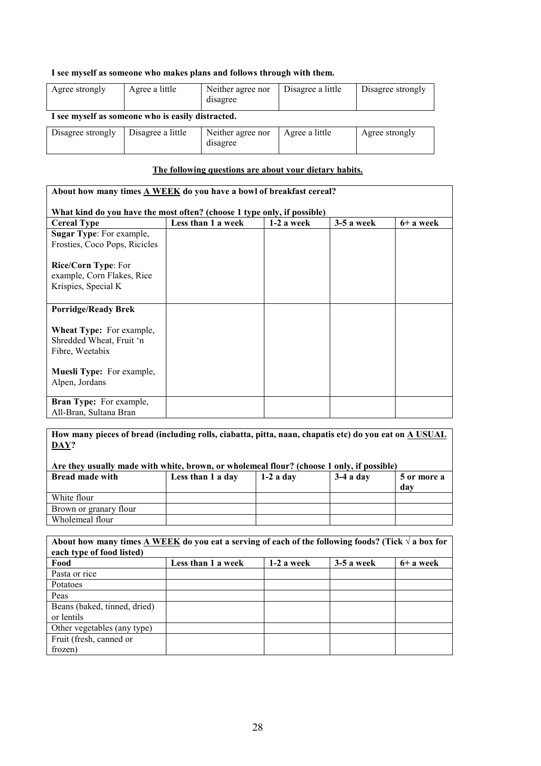**I see myself as someone who makes plans and follows through with them.**

| Agree strongly | Agree a little | Neither agree nor disagree | Disagree a little | Disagree strongly |
|---|---|---|---|---|

**I see myself as someone who is easily distracted.**

| Disagree strongly | Disagree a little | Neither agree nor disagree | Agree a little | Agree strongly |
|---|---|---|---|---|

**The following questions are about your dietary habits.**

**About how many times A WEEK do you have a bowl of breakfast cereal?**

**What kind do you have the most often? (choose 1 type only, if possible)**

| Cereal Type | Less than 1 a week | 1-2 a week | 3-5 a week | 6+ a week |
|---|---|---|---|---|
| **Sugar Type**: For example, Frosties, Coco Pops, Ricicles | | | | |
| **Rice/Corn Type**: For example, Corn Flakes, Rice Krispies, Special K | | | | |
| **Porridge/Ready Brek** | | | | |
| **Wheat Type:** For example, Shredded Wheat, Fruit 'n Fibre, Weetabix | | | | |
| **Muesli Type:** For example, Alpen, Jordans | | | | |
| **Bran Type:** For example, All-Bran, Sultana Bran | | | | |

**How many pieces of bread (including rolls, ciabatta, pitta, naan, chapatis etc) do you eat on A USUAL DAY?**

**Are they usually made with white, brown, or wholemeal flour? (choose 1 only, if possible)**

| Bread made with | Less than 1 a day | 1-2 a day | 3-4 a day | 5 or more a day |
|---|---|---|---|---|
| White flour | | | | |
| Brown or granary flour | | | | |
| Wholemeal flour | | | | |

**About how many times A WEEK do you eat a serving of each of the following foods? (Tick √ a box for each type of food listed)**

| Food | Less than 1 a week | 1-2 a week | 3-5 a week | 6+ a week |
|---|---|---|---|---|
| Pasta or rice | | | | |
| Potatoes | | | | |
| Peas | | | | |
| Beans (baked, tinned, dried) or lentils | | | | |
| Other vegetables (any type) | | | | |
| Fruit (fresh, canned or frozen) | | | | |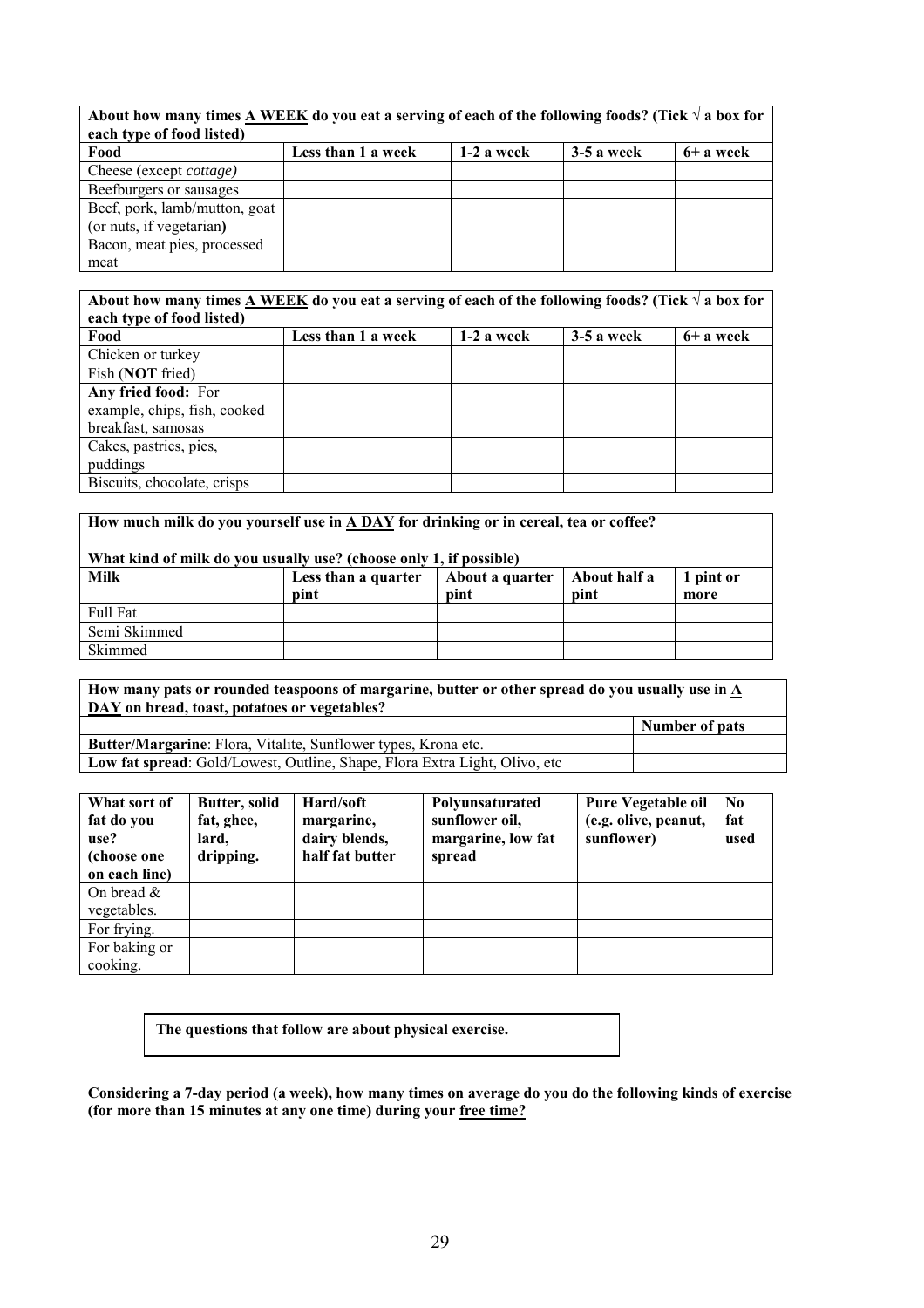**About how many times A WEEK do you eat a serving of each of the following foods? (Tick √ a box for each type of food listed)**

| Food | Less than 1 a week | 1-2 a week | 3-5 a week | 6+ a week |
|---|---|---|---|---|
| Cheese (except *cottage)* | | | | |
| Beefburgers or sausages | | | | |
| Beef, pork, lamb/mutton, goat (or nuts, if vegetarian**)** | | | | |
| Bacon, meat pies, processed meat | | | | |

**About how many times A WEEK do you eat a serving of each of the following foods? (Tick √ a box for each type of food listed)**

| Food | Less than 1 a week | 1-2 a week | 3-5 a week | 6+ a week |
|---|---|---|---|---|
| Chicken or turkey | | | | |
| Fish (**NOT** fried) | | | | |
| **Any fried food:** For example, chips, fish, cooked breakfast, samosas | | | | |
| Cakes, pastries, pies, puddings | | | | |
| Biscuits, chocolate, crisps | | | | |

**How much milk do you yourself use in A DAY for drinking or in cereal, tea or coffee?**

**What kind of milk do you usually use? (choose only 1, if possible)**

| Milk | Less than a quarter pint | About a quarter pint | About half a pint | 1 pint or more |
|---|---|---|---|---|
| Full Fat | | | | |
| Semi Skimmed | | | | |
| Skimmed | | | | |

**How many pats or rounded teaspoons of margarine, butter or other spread do you usually use in A DAY on bread, toast, potatoes or vegetables?**

| | Number of pats |
|---|---|
| **Butter/Margarine**: Flora, Vitalite, Sunflower types, Krona etc. | |
| **Low fat spread**: Gold/Lowest, Outline, Shape, Flora Extra Light, Olivo, etc | |

| What sort of fat do you use? (choose one on each line) | Butter, solid fat, ghee, lard, dripping. | Hard/soft margarine, dairy blends, half fat butter | Polyunsaturated sunflower oil, margarine, low fat spread | Pure Vegetable oil (e.g. olive, peanut, sunflower) | No fat used |
|---|---|---|---|---|---|
| On bread & vegetables. | | | | | |
| For frying. | | | | | |
| For baking or cooking. | | | | | |

**The questions that follow are about physical exercise.**

**Considering a 7-day period (a week), how many times on average do you do the following kinds of exercise (for more than 15 minutes at any one time) during your free time?**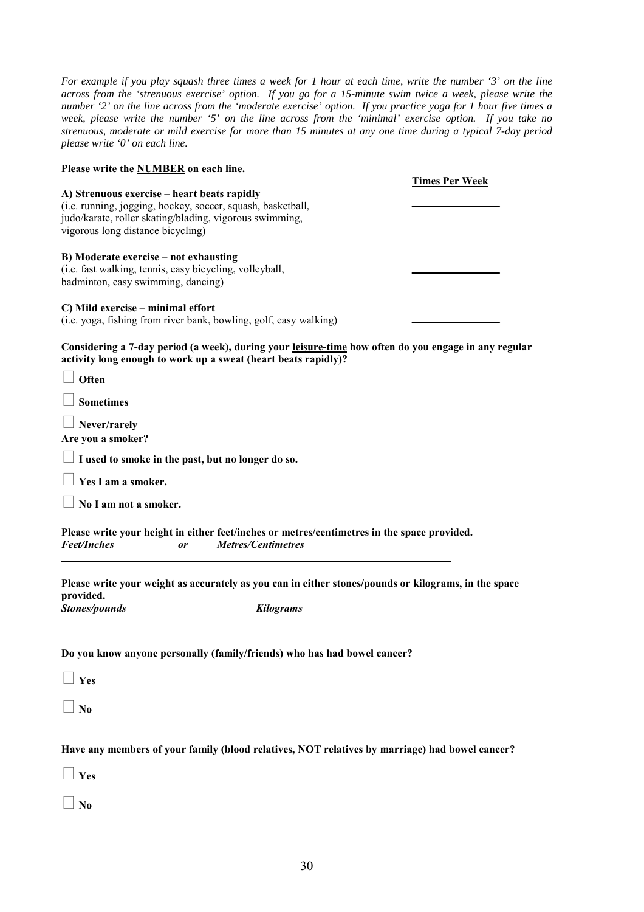*For example if you play squash three times a week for 1 hour at each time, write the number '3' on the line across from the 'strenuous exercise' option. If you go for a 15-minute swim twice a week, please write the number '2' on the line across from the 'moderate exercise' option. If you practice yoga for 1 hour five times a week, please write the number '5' on the line across from the 'minimal' exercise option. If you take no strenuous, moderate or mild exercise for more than 15 minutes at any one time during a typical 7-day period please write '0' on each line.*

**Please write the <u>NUMBER</u> on each line.**

| | **<u>Times Per Week</u>** |
|---|---|
| **A) Strenuous exercise – heart beats rapidly**<br>(i.e. running, jogging, hockey, soccer, squash, basketball, judo/karate, roller skating/blading, vigorous swimming, vigorous long distance bicycling) | ________________ |
| **B) Moderate exercise** – **not exhausting**<br>(i.e. fast walking, tennis, easy bicycling, volleyball, badminton, easy swimming, dancing) | ________________ |
| **C) Mild exercise** – **minimal effort**<br>(i.e. yoga, fishing from river bank, bowling, golf, easy walking) | ________________ |

**Considering a 7-day period (a week), during your <u>leisure-time</u> how often do you engage in any regular activity long enough to work up a sweat (heart beats rapidly)?**

☐ **Often**

☐ **Sometimes**

☐ **Never/rarely**

**Are you a smoker?**

☐ **I used to smoke in the past, but no longer do so.**

☐ **Yes I am a smoker.**

☐ **No I am not a smoker.**

**Please write your height in either feet/inches or metres/centimetres in the space provided.**

***Feet/Inches*** ***or*** ***Metres/Centimetres***

______________________________________________________________________

**Please write your weight as accurately as you can in either stones/pounds or kilograms, in the space provided.**

***Stones/pounds*** ***Kilograms***

______________________________________________________________________

**Do you know anyone personally (family/friends) who has had bowel cancer?**

☐ **Yes**

☐ **No**

**Have any members of your family (blood relatives, NOT relatives by marriage) had bowel cancer?**

☐ **Yes**

☐ **No**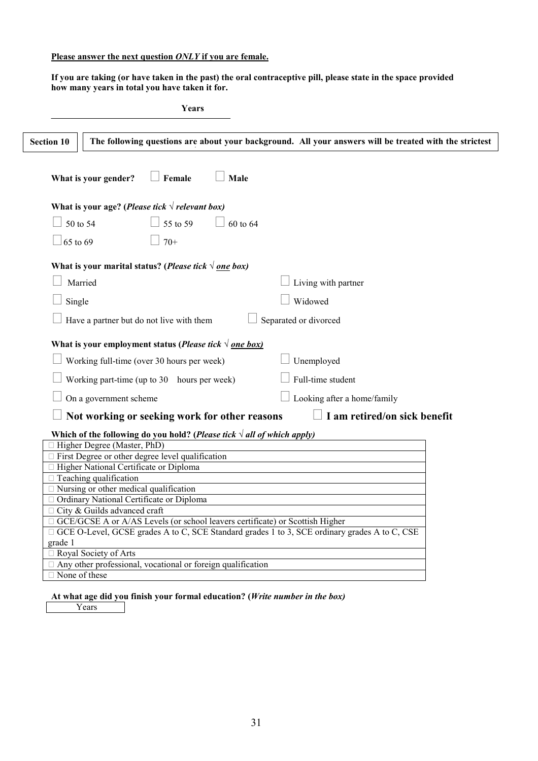**Please answer the next question *ONLY* if you are female.**

**If you are taking (or have taken in the past) the oral contraceptive pill, please state in the space provided how many years in total you have taken it for.**

_______________ **Years**

| **Section 10** | **The following questions are about your background. All your answers will be treated with the strictest** |
|---|---|

**What is your gender?** ☐ **Female** ☐ **Male**

**What is your age? (*Please tick √ relevant box*)**

☐ 50 to 54 ☐ 55 to 59 ☐ 60 to 64

☐ 65 to 69 ☐ 70+

**What is your marital status? (*Please tick √ one box*)**

☐ Married ☐ Living with partner

☐ Single ☐ Widowed

☐ Have a partner but do not live with them ☐ Separated or divorced

**What is your employment status (*Please tick √ one box*)**

☐ Working full-time (over 30 hours per week) ☐ Unemployed

☐ Working part-time (up to 30 hours per week) ☐ Full-time student

☐ On a government scheme ☐ Looking after a home/family

☐ **Not working or seeking work for other reasons** ☐ **I am retired/on sick benefit**

**Which of the following do you hold? (*Please tick √ all of which apply*)**

| |
|---|
| ☐ Higher Degree (Master, PhD) |
| ☐ First Degree or other degree level qualification |
| ☐ Higher National Certificate or Diploma |
| ☐ Teaching qualification |
| ☐ Nursing or other medical qualification |
| ☐ Ordinary National Certificate or Diploma |
| ☐ City & Guilds advanced craft |
| ☐ GCE/GCSE A or A/AS Levels (or school leavers certificate) or Scottish Higher |
| ☐ GCE O-Level, GCSE grades A to C, SCE Standard grades 1 to 3, SCE ordinary grades A to C, CSE grade 1 |
| ☐ Royal Society of Arts |
| ☐ Any other professional, vocational or foreign qualification |
| ☐ None of these |

**At what age did you finish your formal education? (*Write number in the box*)**

| Years |
|---|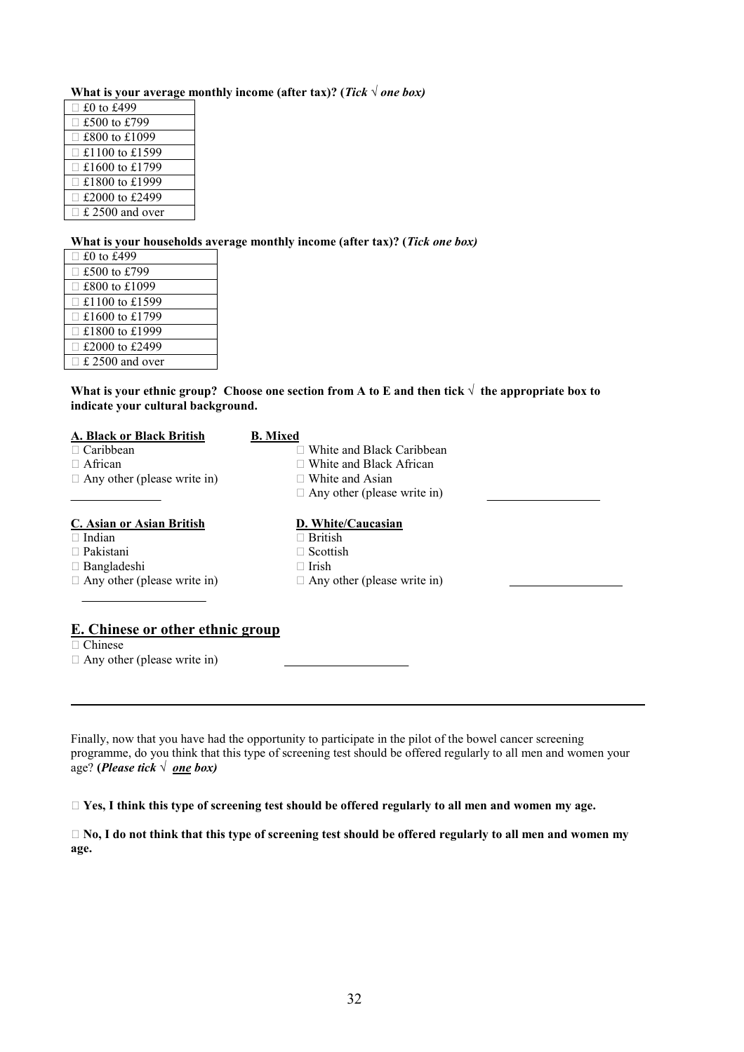**What is your average monthly income (after tax)? (*Tick √ one box)***

| |
|---|
| □ £0 to £499 |
| □ £500 to £799 |
| □ £800 to £1099 |
| □ £1100 to £1599 |
| □ £1600 to £1799 |
| □ £1800 to £1999 |
| □ £2000 to £2499 |
| □ £ 2500 and over |

**What is your households average monthly income (after tax)? (*Tick one box)***

| |
|---|
| □ £0 to £499 |
| □ £500 to £799 |
| □ £800 to £1099 |
| □ £1100 to £1599 |
| □ £1600 to £1799 |
| □ £1800 to £1999 |
| □ £2000 to £2499 |
| □ £ 2500 and over |

**What is your ethnic group? Choose one section from A to E and then tick √ the appropriate box to indicate your cultural background.**

**A. Black or Black British**

□ Caribbean
□ African
□ Any other (please write in) ______________

**B. Mixed**

□ White and Black Caribbean
□ White and Black African
□ White and Asian
□ Any other (please write in) ______________

**C. Asian or Asian British**

□ Indian
□ Pakistani
□ Bangladeshi
□ Any other (please write in) ______________

**D. White/Caucasian**

□ British
□ Scottish
□ Irish
□ Any other (please write in) ______________

**E. Chinese or other ethnic group**

□ Chinese
□ Any other (please write in) ______________

---

Finally, now that you have had the opportunity to participate in the pilot of the bowel cancer screening programme, do you think that this type of screening test should be offered regularly to all men and women your age? (***Please tick √ one box)***

□ **Yes, I think this type of screening test should be offered regularly to all men and women my age.**

□ **No, I do not think that this type of screening test should be offered regularly to all men and women my age.**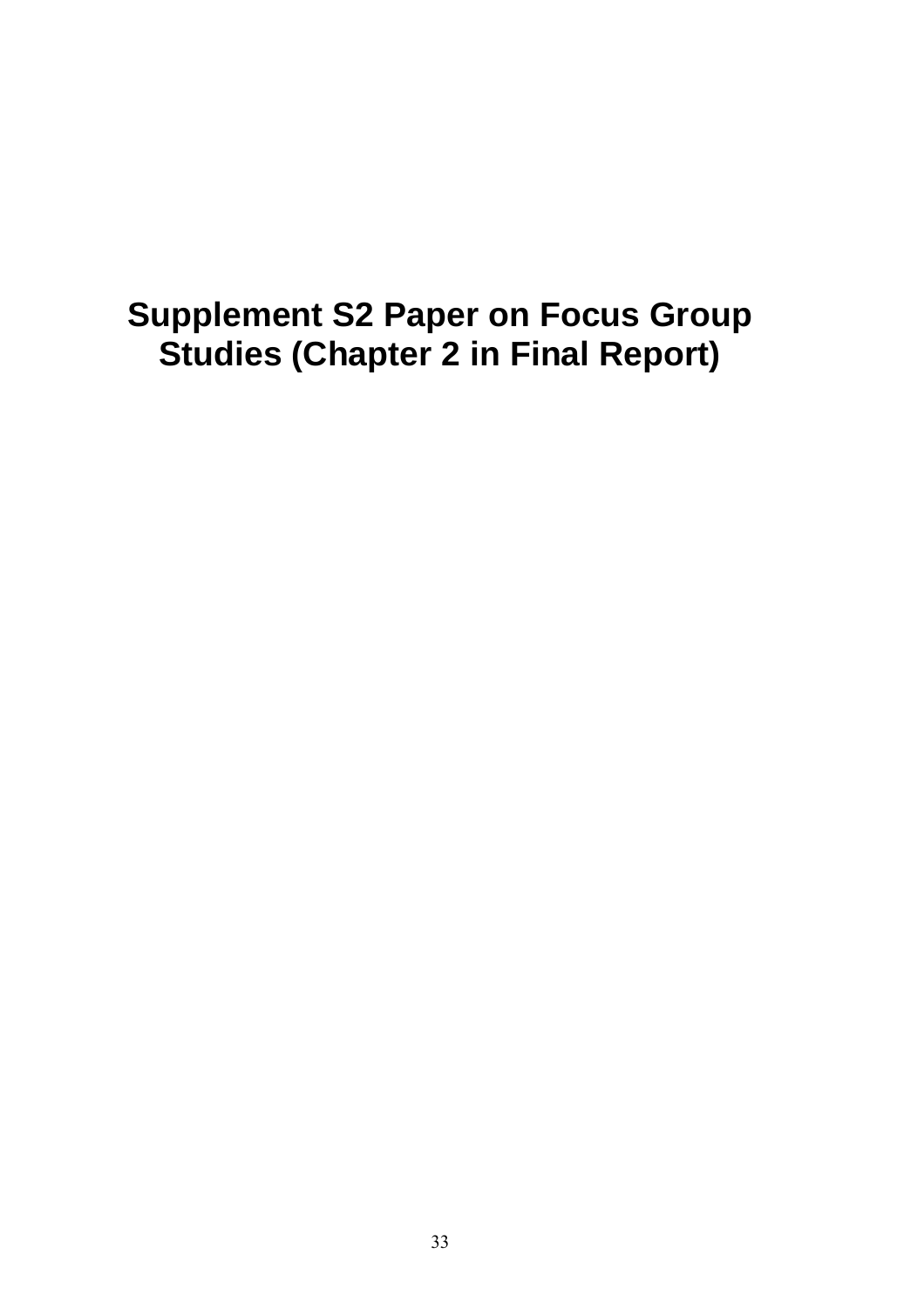# Supplement S2 Paper on Focus Group Studies (Chapter 2 in Final Report)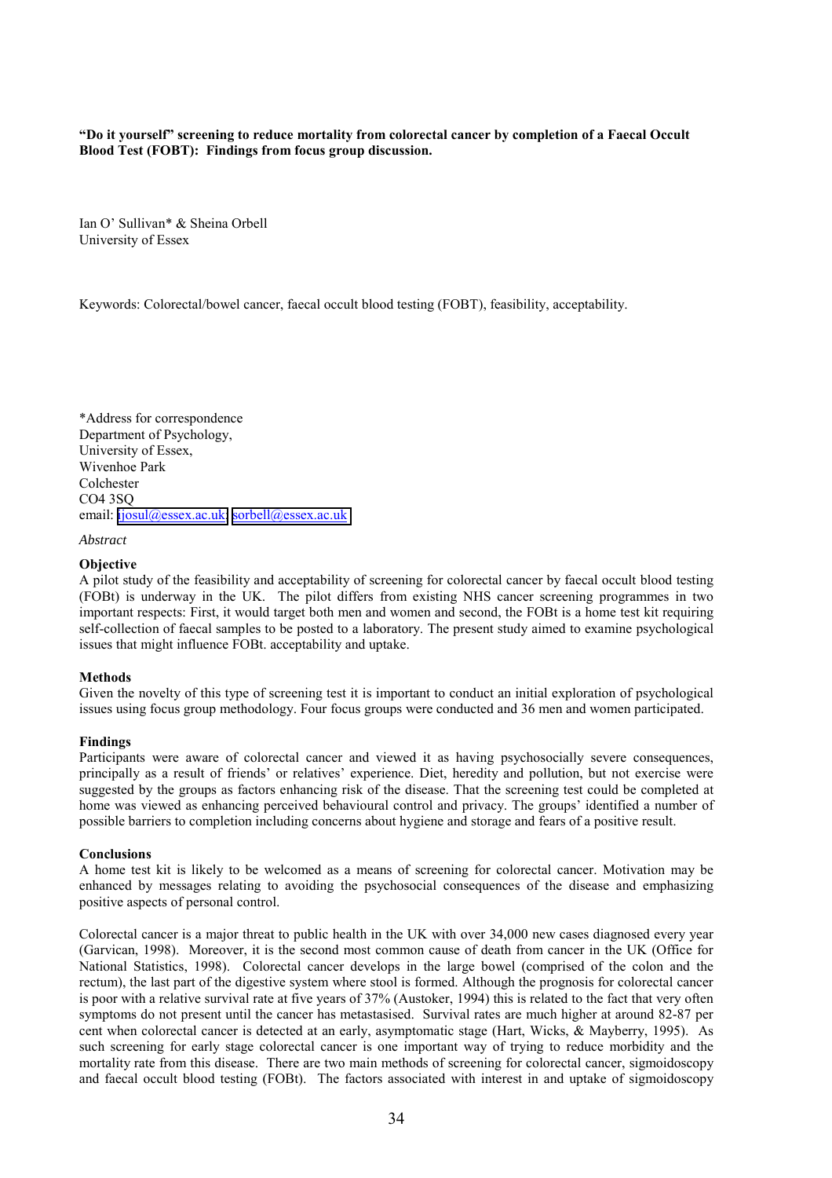**"Do it yourself" screening to reduce mortality from colorectal cancer by completion of a Faecal Occult Blood Test (FOBT): Findings from focus group discussion.**

Ian O' Sullivan* & Sheina Orbell
University of Essex

Keywords: Colorectal/bowel cancer, faecal occult blood testing (FOBT), feasibility, acceptability.

*Address for correspondence
Department of Psychology,
University of Essex,
Wivenhoe Park
Colchester
CO4 3SQ
email: ijosul@essex.ac.uk; sorbell@essex.ac.uk

*Abstract*

**Objective**

A pilot study of the feasibility and acceptability of screening for colorectal cancer by faecal occult blood testing (FOBt) is underway in the UK. The pilot differs from existing NHS cancer screening programmes in two important respects: First, it would target both men and women and second, the FOBt is a home test kit requiring self-collection of faecal samples to be posted to a laboratory. The present study aimed to examine psychological issues that might influence FOBt. acceptability and uptake.

**Methods**

Given the novelty of this type of screening test it is important to conduct an initial exploration of psychological issues using focus group methodology. Four focus groups were conducted and 36 men and women participated.

**Findings**

Participants were aware of colorectal cancer and viewed it as having psychosocially severe consequences, principally as a result of friends' or relatives' experience. Diet, heredity and pollution, but not exercise were suggested by the groups as factors enhancing risk of the disease. That the screening test could be completed at home was viewed as enhancing perceived behavioural control and privacy. The groups' identified a number of possible barriers to completion including concerns about hygiene and storage and fears of a positive result.

**Conclusions**

A home test kit is likely to be welcomed as a means of screening for colorectal cancer. Motivation may be enhanced by messages relating to avoiding the psychosocial consequences of the disease and emphasizing positive aspects of personal control.

Colorectal cancer is a major threat to public health in the UK with over 34,000 new cases diagnosed every year (Garvican, 1998). Moreover, it is the second most common cause of death from cancer in the UK (Office for National Statistics, 1998). Colorectal cancer develops in the large bowel (comprised of the colon and the rectum), the last part of the digestive system where stool is formed. Although the prognosis for colorectal cancer is poor with a relative survival rate at five years of 37% (Austoker, 1994) this is related to the fact that very often symptoms do not present until the cancer has metastasised. Survival rates are much higher at around 82-87 per cent when colorectal cancer is detected at an early, asymptomatic stage (Hart, Wicks, & Mayberry, 1995). As such screening for early stage colorectal cancer is one important way of trying to reduce morbidity and the mortality rate from this disease. There are two main methods of screening for colorectal cancer, sigmoidoscopy and faecal occult blood testing (FOBt). The factors associated with interest in and uptake of sigmoidoscopy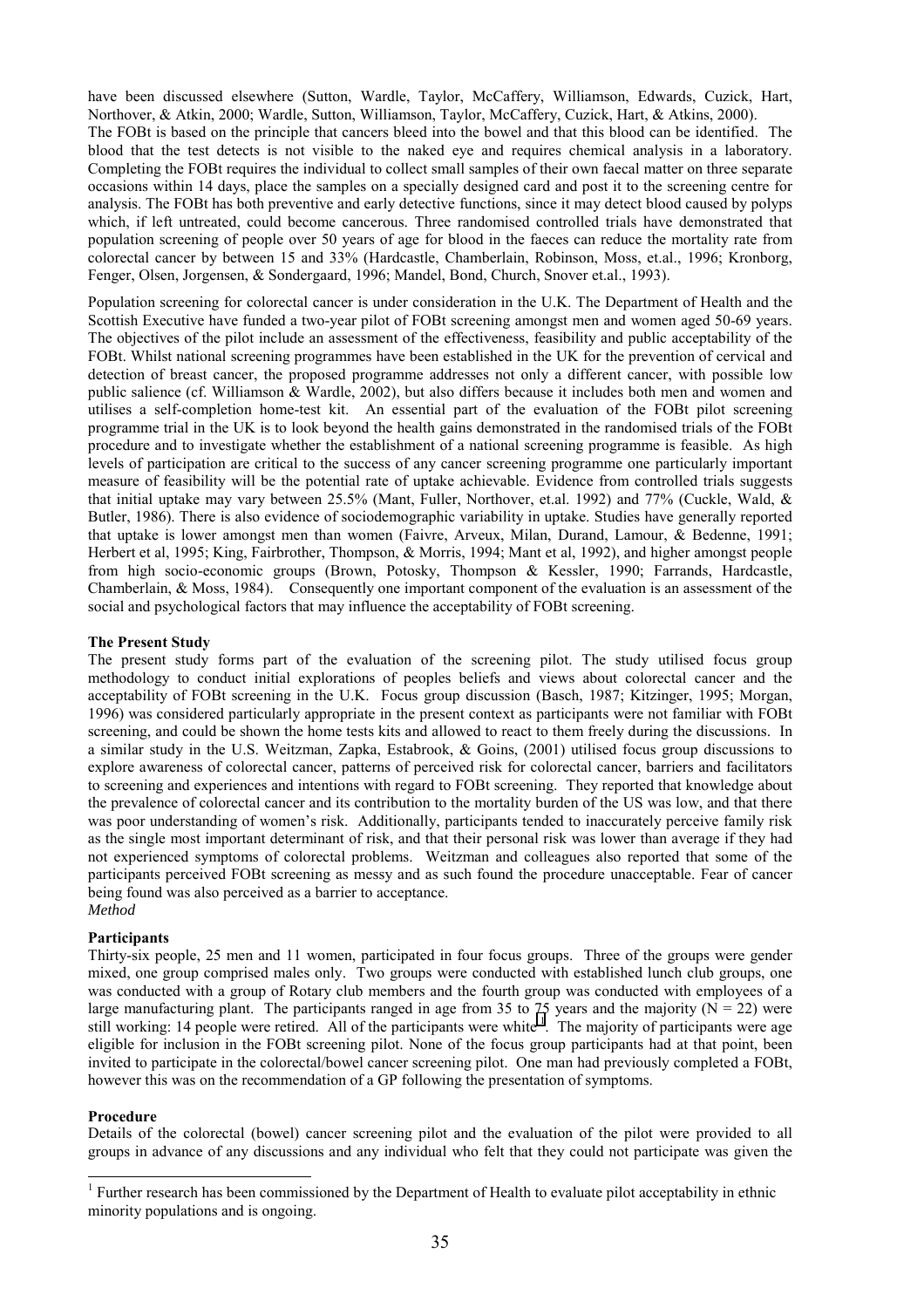have been discussed elsewhere (Sutton, Wardle, Taylor, McCaffery, Williamson, Edwards, Cuzick, Hart, Northover, & Atkin, 2000; Wardle, Sutton, Williamson, Taylor, McCaffery, Cuzick, Hart, & Atkins, 2000).

The FOBt is based on the principle that cancers bleed into the bowel and that this blood can be identified. The blood that the test detects is not visible to the naked eye and requires chemical analysis in a laboratory. Completing the FOBt requires the individual to collect small samples of their own faecal matter on three separate occasions within 14 days, place the samples on a specially designed card and post it to the screening centre for analysis. The FOBt has both preventive and early detective functions, since it may detect blood caused by polyps which, if left untreated, could become cancerous. Three randomised controlled trials have demonstrated that population screening of people over 50 years of age for blood in the faeces can reduce the mortality rate from colorectal cancer by between 15 and 33% (Hardcastle, Chamberlain, Robinson, Moss, et.al., 1996; Kronborg, Fenger, Olsen, Jorgensen, & Sondergaard, 1996; Mandel, Bond, Church, Snover et.al., 1993).

Population screening for colorectal cancer is under consideration in the U.K. The Department of Health and the Scottish Executive have funded a two-year pilot of FOBt screening amongst men and women aged 50-69 years. The objectives of the pilot include an assessment of the effectiveness, feasibility and public acceptability of the FOBt. Whilst national screening programmes have been established in the UK for the prevention of cervical and detection of breast cancer, the proposed programme addresses not only a different cancer, with possible low public salience (cf. Williamson & Wardle, 2002), but also differs because it includes both men and women and utilises a self-completion home-test kit. An essential part of the evaluation of the FOBt pilot screening programme trial in the UK is to look beyond the health gains demonstrated in the randomised trials of the FOBt procedure and to investigate whether the establishment of a national screening programme is feasible. As high levels of participation are critical to the success of any cancer screening programme one particularly important measure of feasibility will be the potential rate of uptake achievable. Evidence from controlled trials suggests that initial uptake may vary between 25.5% (Mant, Fuller, Northover, et.al. 1992) and 77% (Cuckle, Wald, & Butler, 1986). There is also evidence of sociodemographic variability in uptake. Studies have generally reported that uptake is lower amongst men than women (Faivre, Arveux, Milan, Durand, Lamour, & Bedenne, 1991; Herbert et al, 1995; King, Fairbrother, Thompson, & Morris, 1994; Mant et al, 1992), and higher amongst people from high socio-economic groups (Brown, Potosky, Thompson & Kessler, 1990; Farrands, Hardcastle, Chamberlain, & Moss, 1984). Consequently one important component of the evaluation is an assessment of the social and psychological factors that may influence the acceptability of FOBt screening.

**The Present Study**

The present study forms part of the evaluation of the screening pilot. The study utilised focus group methodology to conduct initial explorations of peoples beliefs and views about colorectal cancer and the acceptability of FOBt screening in the U.K. Focus group discussion (Basch, 1987; Kitzinger, 1995; Morgan, 1996) was considered particularly appropriate in the present context as participants were not familiar with FOBt screening, and could be shown the home tests kits and allowed to react to them freely during the discussions. In a similar study in the U.S. Weitzman, Zapka, Estabrook, & Goins, (2001) utilised focus group discussions to explore awareness of colorectal cancer, patterns of perceived risk for colorectal cancer, barriers and facilitators to screening and experiences and intentions with regard to FOBt screening. They reported that knowledge about the prevalence of colorectal cancer and its contribution to the mortality burden of the US was low, and that there was poor understanding of women's risk. Additionally, participants tended to inaccurately perceive family risk as the single most important determinant of risk, and that their personal risk was lower than average if they had not experienced symptoms of colorectal problems. Weitzman and colleagues also reported that some of the participants perceived FOBt screening as messy and as such found the procedure unacceptable. Fear of cancer being found was also perceived as a barrier to acceptance.

*Method*

**Participants**

Thirty-six people, 25 men and 11 women, participated in four focus groups. Three of the groups were gender mixed, one group comprised males only. Two groups were conducted with established lunch club groups, one was conducted with a group of Rotary club members and the fourth group was conducted with employees of a large manufacturing plant. The participants ranged in age from 35 to 75 years and the majority ($N = 22$) were still working: 14 people were retired. All of the participants were white[1]. The majority of participants were age eligible for inclusion in the FOBt screening pilot. None of the focus group participants had at that point, been invited to participate in the colorectal/bowel cancer screening pilot. One man had previously completed a FOBt, however this was on the recommendation of a GP following the presentation of symptoms.

**Procedure**

Details of the colorectal (bowel) cancer screening pilot and the evaluation of the pilot were provided to all groups in advance of any discussions and any individual who felt that they could not participate was given the

[1] Further research has been commissioned by the Department of Health to evaluate pilot acceptability in ethnic minority populations and is ongoing.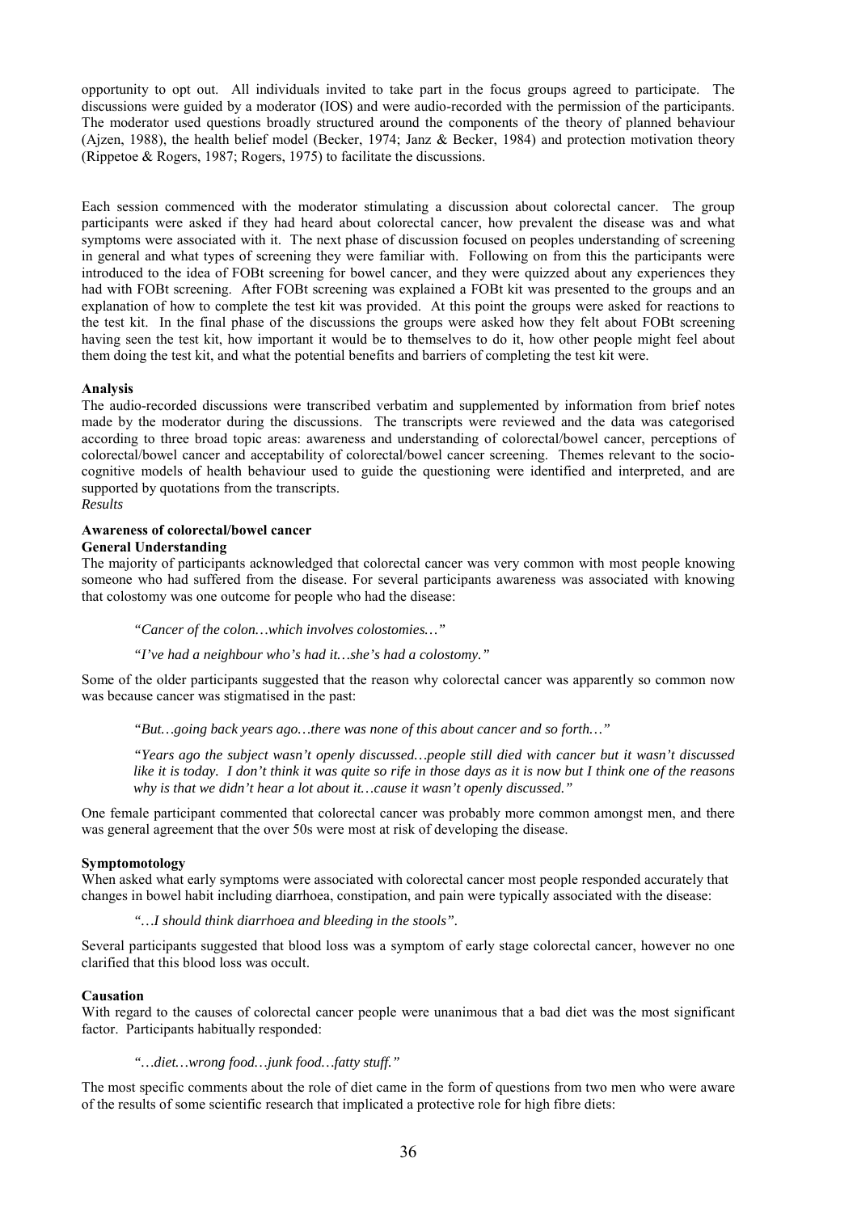opportunity to opt out. All individuals invited to take part in the focus groups agreed to participate. The discussions were guided by a moderator (IOS) and were audio-recorded with the permission of the participants. The moderator used questions broadly structured around the components of the theory of planned behaviour (Ajzen, 1988), the health belief model (Becker, 1974; Janz & Becker, 1984) and protection motivation theory (Rippetoe & Rogers, 1987; Rogers, 1975) to facilitate the discussions.

Each session commenced with the moderator stimulating a discussion about colorectal cancer. The group participants were asked if they had heard about colorectal cancer, how prevalent the disease was and what symptoms were associated with it. The next phase of discussion focused on peoples understanding of screening in general and what types of screening they were familiar with. Following on from this the participants were introduced to the idea of FOBt screening for bowel cancer, and they were quizzed about any experiences they had with FOBt screening. After FOBt screening was explained a FOBt kit was presented to the groups and an explanation of how to complete the test kit was provided. At this point the groups were asked for reactions to the test kit. In the final phase of the discussions the groups were asked how they felt about FOBt screening having seen the test kit, how important it would be to themselves to do it, how other people might feel about them doing the test kit, and what the potential benefits and barriers of completing the test kit were.

**Analysis**

The audio-recorded discussions were transcribed verbatim and supplemented by information from brief notes made by the moderator during the discussions. The transcripts were reviewed and the data was categorised according to three broad topic areas: awareness and understanding of colorectal/bowel cancer, perceptions of colorectal/bowel cancer and acceptability of colorectal/bowel cancer screening. Themes relevant to the socio-cognitive models of health behaviour used to guide the questioning were identified and interpreted, and are supported by quotations from the transcripts.

*Results*

**Awareness of colorectal/bowel cancer**

**General Understanding**

The majority of participants acknowledged that colorectal cancer was very common with most people knowing someone who had suffered from the disease. For several participants awareness was associated with knowing that colostomy was one outcome for people who had the disease:

> *"Cancer of the colon…which involves colostomies…"*
>
> *"I've had a neighbour who's had it…she's had a colostomy."*

Some of the older participants suggested that the reason why colorectal cancer was apparently so common now was because cancer was stigmatised in the past:

> *"But…going back years ago…there was none of this about cancer and so forth…"*
>
> *"Years ago the subject wasn't openly discussed…people still died with cancer but it wasn't discussed like it is today. I don't think it was quite so rife in those days as it is now but I think one of the reasons why is that we didn't hear a lot about it…cause it wasn't openly discussed."*

One female participant commented that colorectal cancer was probably more common amongst men, and there was general agreement that the over 50s were most at risk of developing the disease.

**Symptomotology**

When asked what early symptoms were associated with colorectal cancer most people responded accurately that changes in bowel habit including diarrhoea, constipation, and pain were typically associated with the disease:

> *"…I should think diarrhoea and bleeding in the stools".*

Several participants suggested that blood loss was a symptom of early stage colorectal cancer, however no one clarified that this blood loss was occult.

**Causation**

With regard to the causes of colorectal cancer people were unanimous that a bad diet was the most significant factor. Participants habitually responded:

> *"…diet…wrong food…junk food…fatty stuff."*

The most specific comments about the role of diet came in the form of questions from two men who were aware of the results of some scientific research that implicated a protective role for high fibre diets: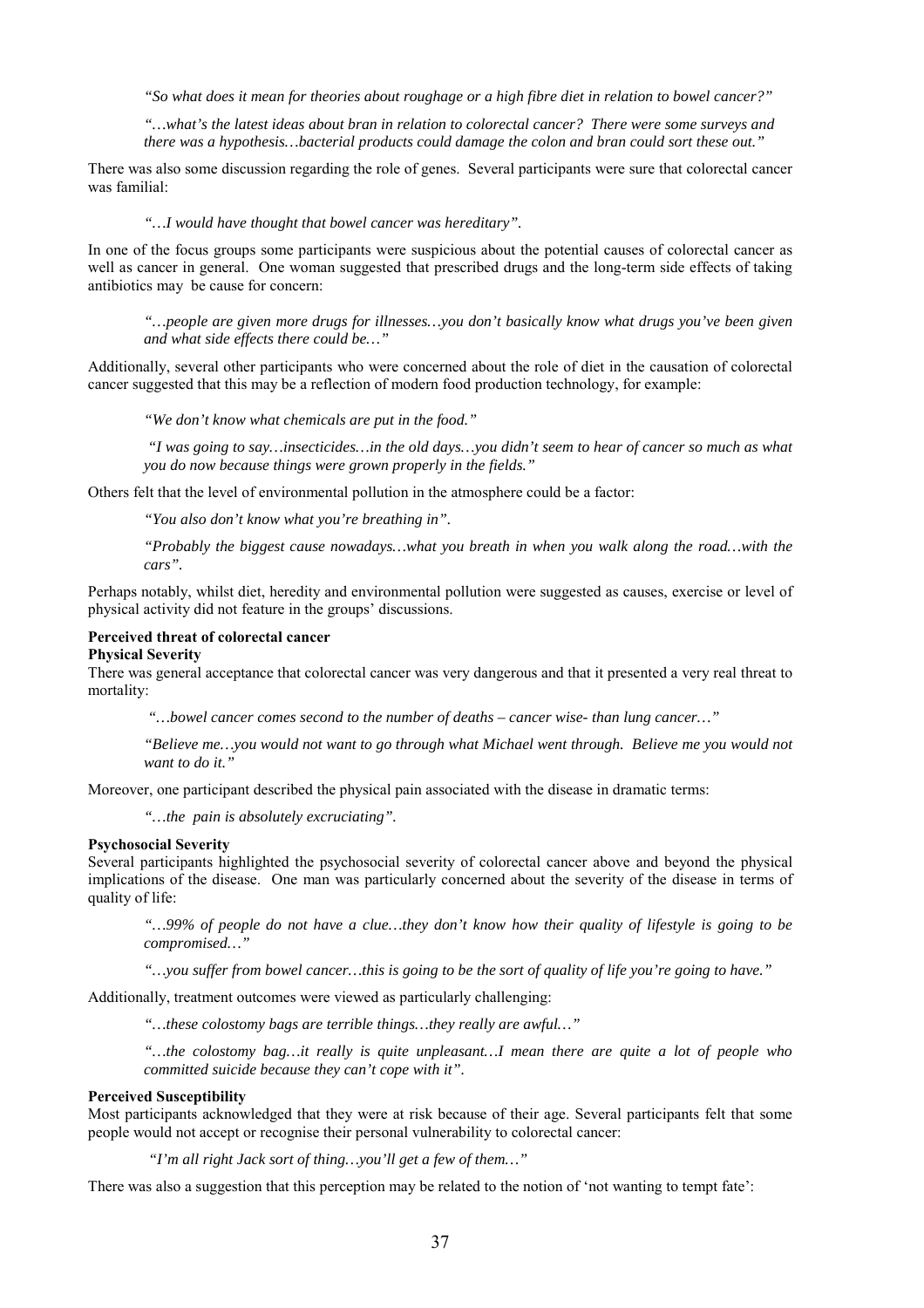*"So what does it mean for theories about roughage or a high fibre diet in relation to bowel cancer?"*

*"…what's the latest ideas about bran in relation to colorectal cancer? There were some surveys and there was a hypothesis…bacterial products could damage the colon and bran could sort these out."*

There was also some discussion regarding the role of genes. Several participants were sure that colorectal cancer was familial:

*"…I would have thought that bowel cancer was hereditary".*

In one of the focus groups some participants were suspicious about the potential causes of colorectal cancer as well as cancer in general. One woman suggested that prescribed drugs and the long-term side effects of taking antibiotics may be cause for concern:

*"…people are given more drugs for illnesses…you don't basically know what drugs you've been given and what side effects there could be…"*

Additionally, several other participants who were concerned about the role of diet in the causation of colorectal cancer suggested that this may be a reflection of modern food production technology, for example:

*"We don't know what chemicals are put in the food."*

*"I was going to say…insecticides…in the old days…you didn't seem to hear of cancer so much as what you do now because things were grown properly in the fields."*

Others felt that the level of environmental pollution in the atmosphere could be a factor:

*"You also don't know what you're breathing in".*

*"Probably the biggest cause nowadays…what you breath in when you walk along the road…with the cars".*

Perhaps notably, whilst diet, heredity and environmental pollution were suggested as causes, exercise or level of physical activity did not feature in the groups' discussions.

**Perceived threat of colorectal cancer**

**Physical Severity**

There was general acceptance that colorectal cancer was very dangerous and that it presented a very real threat to mortality:

*"…bowel cancer comes second to the number of deaths – cancer wise- than lung cancer…"*

*"Believe me…you would not want to go through what Michael went through. Believe me you would not want to do it."*

Moreover, one participant described the physical pain associated with the disease in dramatic terms:

*"…the pain is absolutely excruciating".*

**Psychosocial Severity**

Several participants highlighted the psychosocial severity of colorectal cancer above and beyond the physical implications of the disease. One man was particularly concerned about the severity of the disease in terms of quality of life:

*"…99% of people do not have a clue…they don't know how their quality of lifestyle is going to be compromised…"*

*"…you suffer from bowel cancer…this is going to be the sort of quality of life you're going to have."*

Additionally, treatment outcomes were viewed as particularly challenging:

*"…these colostomy bags are terrible things…they really are awful…"*

*"…the colostomy bag…it really is quite unpleasant…I mean there are quite a lot of people who committed suicide because they can't cope with it".*

**Perceived Susceptibility**

Most participants acknowledged that they were at risk because of their age. Several participants felt that some people would not accept or recognise their personal vulnerability to colorectal cancer:

*"I'm all right Jack sort of thing…you'll get a few of them…"*

There was also a suggestion that this perception may be related to the notion of 'not wanting to tempt fate':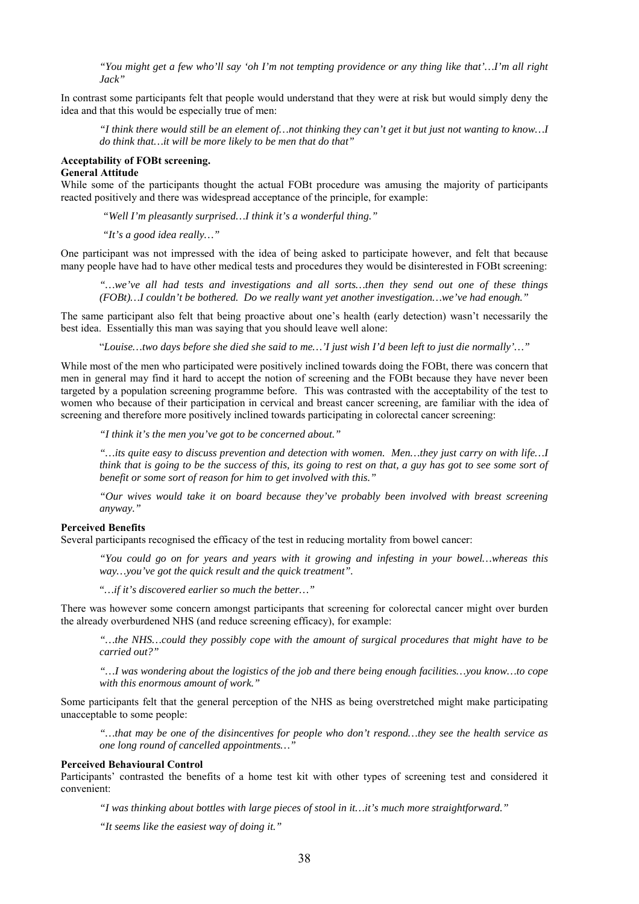> *"You might get a few who'll say 'oh I'm not tempting providence or any thing like that'…I'm all right Jack"*

In contrast some participants felt that people would understand that they were at risk but would simply deny the idea and that this would be especially true of men:

> *"I think there would still be an element of…not thinking they can't get it but just not wanting to know…I do think that…it will be more likely to be men that do that"*

**Acceptability of FOBt screening.**

**General Attitude**

While some of the participants thought the actual FOBt procedure was amusing the majority of participants reacted positively and there was widespread acceptance of the principle, for example:

> *"Well I'm pleasantly surprised…I think it's a wonderful thing."*

> *"It's a good idea really…"*

One participant was not impressed with the idea of being asked to participate however, and felt that because many people have had to have other medical tests and procedures they would be disinterested in FOBt screening:

> *"…we've all had tests and investigations and all sorts…then they send out one of these things (FOBt)…I couldn't be bothered. Do we really want yet another investigation…we've had enough."*

The same participant also felt that being proactive about one's health (early detection) wasn't necessarily the best idea. Essentially this man was saying that you should leave well alone:

> "*Louise…two days before she died she said to me…'I just wish I'd been left to just die normally'…"*

While most of the men who participated were positively inclined towards doing the FOBt, there was concern that men in general may find it hard to accept the notion of screening and the FOBt because they have never been targeted by a population screening programme before. This was contrasted with the acceptability of the test to women who because of their participation in cervical and breast cancer screening, are familiar with the idea of screening and therefore more positively inclined towards participating in colorectal cancer screening:

> *"I think it's the men you've got to be concerned about."*

> *"…its quite easy to discuss prevention and detection with women. Men…they just carry on with life…I think that is going to be the success of this, its going to rest on that, a guy has got to see some sort of benefit or some sort of reason for him to get involved with this."*

> *"Our wives would take it on board because they've probably been involved with breast screening anyway."*

**Perceived Benefits**

Several participants recognised the efficacy of the test in reducing mortality from bowel cancer:

> *"You could go on for years and years with it growing and infesting in your bowel…whereas this way…you've got the quick result and the quick treatment".*

> *"…if it's discovered earlier so much the better…"*

There was however some concern amongst participants that screening for colorectal cancer might over burden the already overburdened NHS (and reduce screening efficacy), for example:

> *"…the NHS…could they possibly cope with the amount of surgical procedures that might have to be carried out?"*

> *"…I was wondering about the logistics of the job and there being enough facilities…you know…to cope with this enormous amount of work."*

Some participants felt that the general perception of the NHS as being overstretched might make participating unacceptable to some people:

> *"…that may be one of the disincentives for people who don't respond…they see the health service as one long round of cancelled appointments…"*

**Perceived Behavioural Control**

Participants' contrasted the benefits of a home test kit with other types of screening test and considered it convenient:

> *"I was thinking about bottles with large pieces of stool in it…it's much more straightforward."*

> *"It seems like the easiest way of doing it."*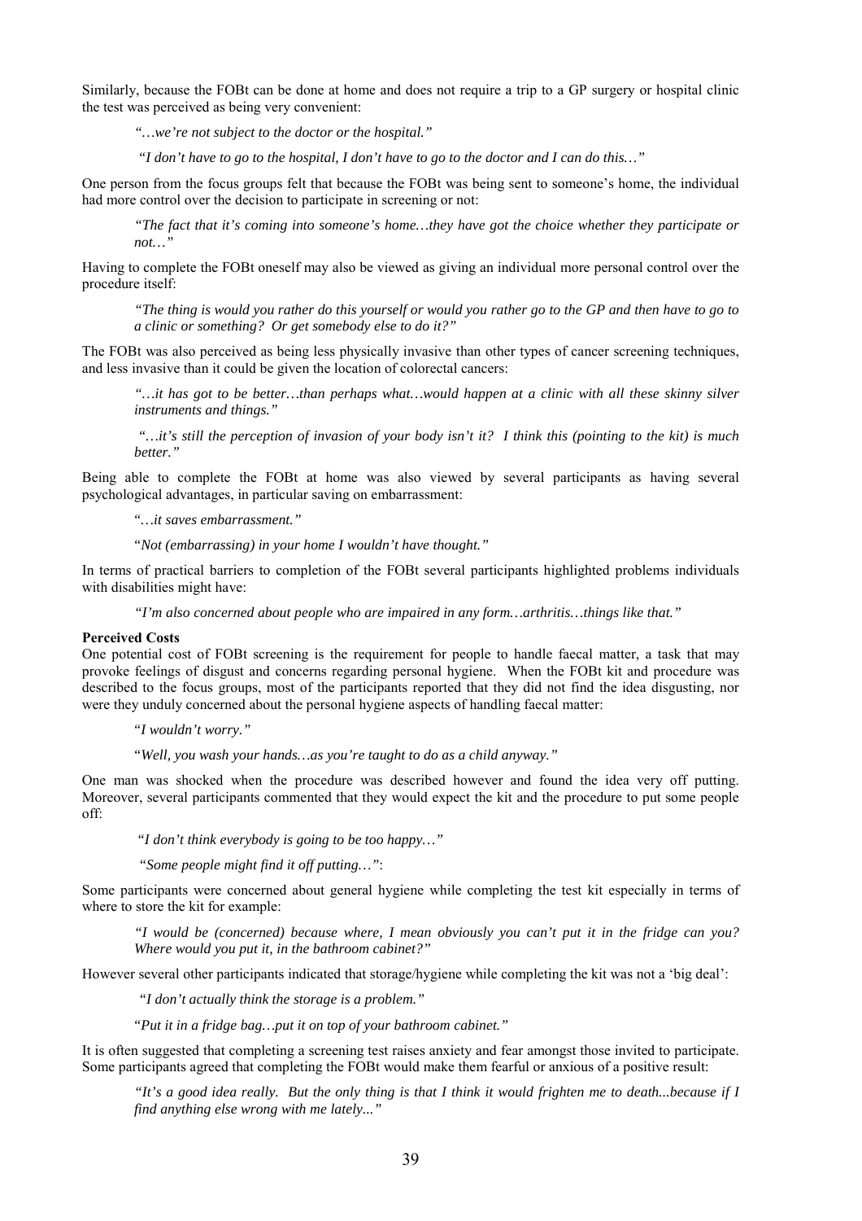Similarly, because the FOBt can be done at home and does not require a trip to a GP surgery or hospital clinic the test was perceived as being very convenient:

> *"…we're not subject to the doctor or the hospital."*
>
> *"I don't have to go to the hospital, I don't have to go to the doctor and I can do this…"*

One person from the focus groups felt that because the FOBt was being sent to someone's home, the individual had more control over the decision to participate in screening or not:

> *"The fact that it's coming into someone's home…they have got the choice whether they participate or not…"*

Having to complete the FOBt oneself may also be viewed as giving an individual more personal control over the procedure itself:

> *"The thing is would you rather do this yourself or would you rather go to the GP and then have to go to a clinic or something? Or get somebody else to do it?"*

The FOBt was also perceived as being less physically invasive than other types of cancer screening techniques, and less invasive than it could be given the location of colorectal cancers:

> *"…it has got to be better…than perhaps what…would happen at a clinic with all these skinny silver instruments and things."*
>
> *"…it's still the perception of invasion of your body isn't it? I think this (pointing to the kit) is much better."*

Being able to complete the FOBt at home was also viewed by several participants as having several psychological advantages, in particular saving on embarrassment:

> *"…it saves embarrassment."*
>
> *"Not (embarrassing) in your home I wouldn't have thought."*

In terms of practical barriers to completion of the FOBt several participants highlighted problems individuals with disabilities might have:

> *"I'm also concerned about people who are impaired in any form…arthritis…things like that."*

**Perceived Costs**

One potential cost of FOBt screening is the requirement for people to handle faecal matter, a task that may provoke feelings of disgust and concerns regarding personal hygiene. When the FOBt kit and procedure was described to the focus groups, most of the participants reported that they did not find the idea disgusting, nor were they unduly concerned about the personal hygiene aspects of handling faecal matter:

> *"I wouldn't worry."*
>
> *"Well, you wash your hands…as you're taught to do as a child anyway."*

One man was shocked when the procedure was described however and found the idea very off putting. Moreover, several participants commented that they would expect the kit and the procedure to put some people off:

> *"I don't think everybody is going to be too happy…"*
>
> *"Some people might find it off putting…"*:

Some participants were concerned about general hygiene while completing the test kit especially in terms of where to store the kit for example:

> *"I would be (concerned) because where, I mean obviously you can't put it in the fridge can you? Where would you put it, in the bathroom cabinet?"*

However several other participants indicated that storage/hygiene while completing the kit was not a 'big deal':

> *"I don't actually think the storage is a problem."*
>
> *"Put it in a fridge bag…put it on top of your bathroom cabinet."*

It is often suggested that completing a screening test raises anxiety and fear amongst those invited to participate. Some participants agreed that completing the FOBt would make them fearful or anxious of a positive result:

> *"It's a good idea really. But the only thing is that I think it would frighten me to death...because if I find anything else wrong with me lately..."*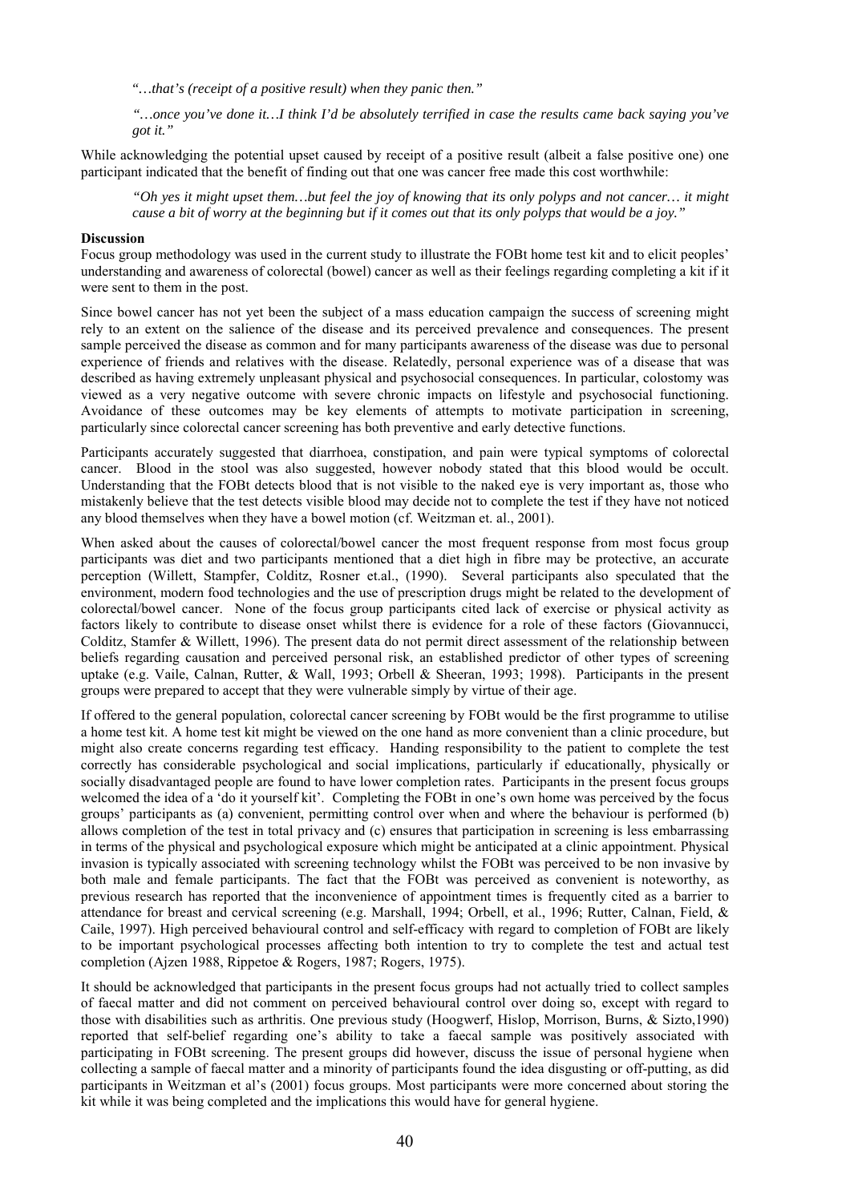*"…that's (receipt of a positive result) when they panic then."*

*"…once you've done it…I think I'd be absolutely terrified in case the results came back saying you've got it."*

While acknowledging the potential upset caused by receipt of a positive result (albeit a false positive one) one participant indicated that the benefit of finding out that one was cancer free made this cost worthwhile:

*"Oh yes it might upset them…but feel the joy of knowing that its only polyps and not cancer… it might cause a bit of worry at the beginning but if it comes out that its only polyps that would be a joy."*

**Discussion**

Focus group methodology was used in the current study to illustrate the FOBt home test kit and to elicit peoples' understanding and awareness of colorectal (bowel) cancer as well as their feelings regarding completing a kit if it were sent to them in the post.

Since bowel cancer has not yet been the subject of a mass education campaign the success of screening might rely to an extent on the salience of the disease and its perceived prevalence and consequences. The present sample perceived the disease as common and for many participants awareness of the disease was due to personal experience of friends and relatives with the disease. Relatedly, personal experience was of a disease that was described as having extremely unpleasant physical and psychosocial consequences. In particular, colostomy was viewed as a very negative outcome with severe chronic impacts on lifestyle and psychosocial functioning. Avoidance of these outcomes may be key elements of attempts to motivate participation in screening, particularly since colorectal cancer screening has both preventive and early detective functions.

Participants accurately suggested that diarrhoea, constipation, and pain were typical symptoms of colorectal cancer. Blood in the stool was also suggested, however nobody stated that this blood would be occult. Understanding that the FOBt detects blood that is not visible to the naked eye is very important as, those who mistakenly believe that the test detects visible blood may decide not to complete the test if they have not noticed any blood themselves when they have a bowel motion (cf. Weitzman et. al., 2001).

When asked about the causes of colorectal/bowel cancer the most frequent response from most focus group participants was diet and two participants mentioned that a diet high in fibre may be protective, an accurate perception (Willett, Stampfer, Colditz, Rosner et.al., (1990). Several participants also speculated that the environment, modern food technologies and the use of prescription drugs might be related to the development of colorectal/bowel cancer. None of the focus group participants cited lack of exercise or physical activity as factors likely to contribute to disease onset whilst there is evidence for a role of these factors (Giovannucci, Colditz, Stamfer & Willett, 1996). The present data do not permit direct assessment of the relationship between beliefs regarding causation and perceived personal risk, an established predictor of other types of screening uptake (e.g. Vaile, Calnan, Rutter, & Wall, 1993; Orbell & Sheeran, 1993; 1998). Participants in the present groups were prepared to accept that they were vulnerable simply by virtue of their age.

If offered to the general population, colorectal cancer screening by FOBt would be the first programme to utilise a home test kit. A home test kit might be viewed on the one hand as more convenient than a clinic procedure, but might also create concerns regarding test efficacy. Handing responsibility to the patient to complete the test correctly has considerable psychological and social implications, particularly if educationally, physically or socially disadvantaged people are found to have lower completion rates. Participants in the present focus groups welcomed the idea of a 'do it yourself kit'. Completing the FOBt in one's own home was perceived by the focus groups' participants as (a) convenient, permitting control over when and where the behaviour is performed (b) allows completion of the test in total privacy and (c) ensures that participation in screening is less embarrassing in terms of the physical and psychological exposure which might be anticipated at a clinic appointment. Physical invasion is typically associated with screening technology whilst the FOBt was perceived to be non invasive by both male and female participants. The fact that the FOBt was perceived as convenient is noteworthy, as previous research has reported that the inconvenience of appointment times is frequently cited as a barrier to attendance for breast and cervical screening (e.g. Marshall, 1994; Orbell, et al., 1996; Rutter, Calnan, Field, & Caile, 1997). High perceived behavioural control and self-efficacy with regard to completion of FOBt are likely to be important psychological processes affecting both intention to try to complete the test and actual test completion (Ajzen 1988, Rippetoe & Rogers, 1987; Rogers, 1975).

It should be acknowledged that participants in the present focus groups had not actually tried to collect samples of faecal matter and did not comment on perceived behavioural control over doing so, except with regard to those with disabilities such as arthritis. One previous study (Hoogwerf, Hislop, Morrison, Burns, & Sizto,1990) reported that self-belief regarding one's ability to take a faecal sample was positively associated with participating in FOBt screening. The present groups did however, discuss the issue of personal hygiene when collecting a sample of faecal matter and a minority of participants found the idea disgusting or off-putting, as did participants in Weitzman et al's (2001) focus groups. Most participants were more concerned about storing the kit while it was being completed and the implications this would have for general hygiene.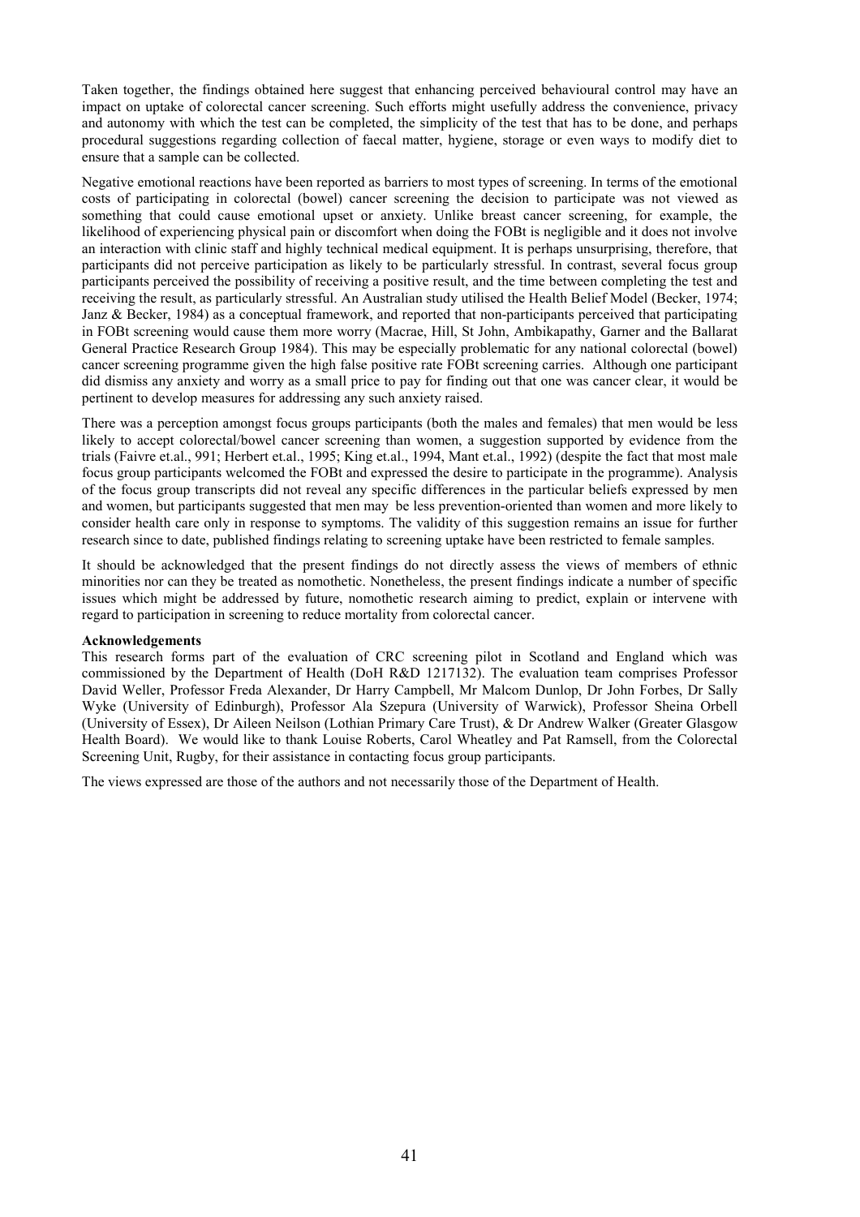Taken together, the findings obtained here suggest that enhancing perceived behavioural control may have an impact on uptake of colorectal cancer screening. Such efforts might usefully address the convenience, privacy and autonomy with which the test can be completed, the simplicity of the test that has to be done, and perhaps procedural suggestions regarding collection of faecal matter, hygiene, storage or even ways to modify diet to ensure that a sample can be collected.

Negative emotional reactions have been reported as barriers to most types of screening. In terms of the emotional costs of participating in colorectal (bowel) cancer screening the decision to participate was not viewed as something that could cause emotional upset or anxiety. Unlike breast cancer screening, for example, the likelihood of experiencing physical pain or discomfort when doing the FOBt is negligible and it does not involve an interaction with clinic staff and highly technical medical equipment. It is perhaps unsurprising, therefore, that participants did not perceive participation as likely to be particularly stressful. In contrast, several focus group participants perceived the possibility of receiving a positive result, and the time between completing the test and receiving the result, as particularly stressful. An Australian study utilised the Health Belief Model (Becker, 1974; Janz & Becker, 1984) as a conceptual framework, and reported that non-participants perceived that participating in FOBt screening would cause them more worry (Macrae, Hill, St John, Ambikapathy, Garner and the Ballarat General Practice Research Group 1984). This may be especially problematic for any national colorectal (bowel) cancer screening programme given the high false positive rate FOBt screening carries. Although one participant did dismiss any anxiety and worry as a small price to pay for finding out that one was cancer clear, it would be pertinent to develop measures for addressing any such anxiety raised.

There was a perception amongst focus groups participants (both the males and females) that men would be less likely to accept colorectal/bowel cancer screening than women, a suggestion supported by evidence from the trials (Faivre et.al., 991; Herbert et.al., 1995; King et.al., 1994, Mant et.al., 1992) (despite the fact that most male focus group participants welcomed the FOBt and expressed the desire to participate in the programme). Analysis of the focus group transcripts did not reveal any specific differences in the particular beliefs expressed by men and women, but participants suggested that men may be less prevention-oriented than women and more likely to consider health care only in response to symptoms. The validity of this suggestion remains an issue for further research since to date, published findings relating to screening uptake have been restricted to female samples.

It should be acknowledged that the present findings do not directly assess the views of members of ethnic minorities nor can they be treated as nomothetic. Nonetheless, the present findings indicate a number of specific issues which might be addressed by future, nomothetic research aiming to predict, explain or intervene with regard to participation in screening to reduce mortality from colorectal cancer.

**Acknowledgements**

This research forms part of the evaluation of CRC screening pilot in Scotland and England which was commissioned by the Department of Health (DoH R&D 1217132). The evaluation team comprises Professor David Weller, Professor Freda Alexander, Dr Harry Campbell, Mr Malcom Dunlop, Dr John Forbes, Dr Sally Wyke (University of Edinburgh), Professor Ala Szepura (University of Warwick), Professor Sheina Orbell (University of Essex), Dr Aileen Neilson (Lothian Primary Care Trust), & Dr Andrew Walker (Greater Glasgow Health Board). We would like to thank Louise Roberts, Carol Wheatley and Pat Ramsell, from the Colorectal Screening Unit, Rugby, for their assistance in contacting focus group participants.

The views expressed are those of the authors and not necessarily those of the Department of Health.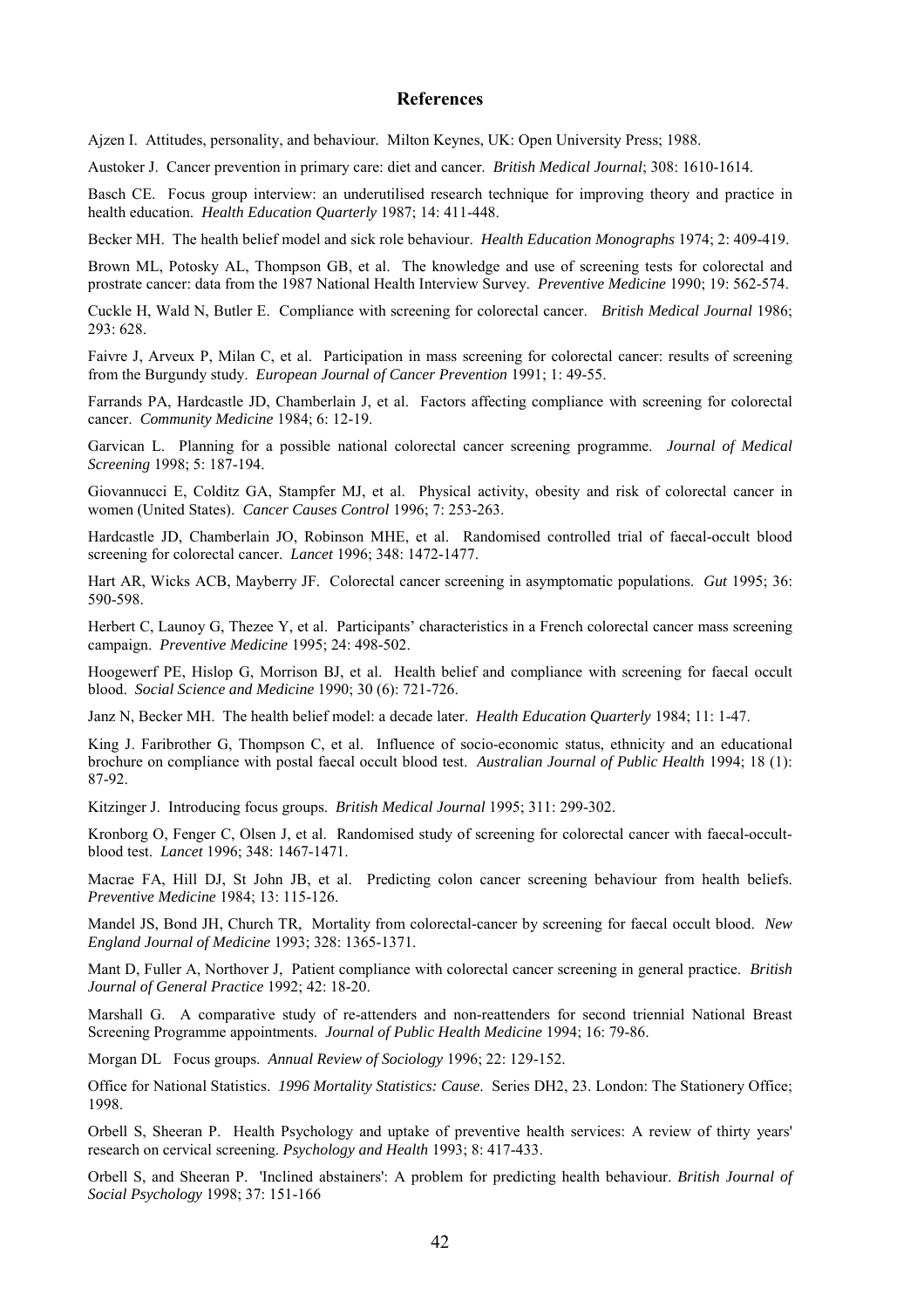## References

Ajzen I. Attitudes, personality, and behaviour. Milton Keynes, UK: Open University Press; 1988.

Austoker J. Cancer prevention in primary care: diet and cancer. *British Medical Journal*; 308: 1610-1614.

Basch CE. Focus group interview: an underutilised research technique for improving theory and practice in health education. *Health Education Quarterly* 1987; 14: 411-448.

Becker MH. The health belief model and sick role behaviour. *Health Education Monographs* 1974; 2: 409-419.

Brown ML, Potosky AL, Thompson GB, et al. The knowledge and use of screening tests for colorectal and prostrate cancer: data from the 1987 National Health Interview Survey. *Preventive Medicine* 1990; 19: 562-574.

Cuckle H, Wald N, Butler E. Compliance with screening for colorectal cancer. *British Medical Journal* 1986; 293: 628.

Faivre J, Arveux P, Milan C, et al. Participation in mass screening for colorectal cancer: results of screening from the Burgundy study. *European Journal of Cancer Prevention* 1991; 1: 49-55.

Farrands PA, Hardcastle JD, Chamberlain J, et al. Factors affecting compliance with screening for colorectal cancer. *Community Medicine* 1984; 6: 12-19.

Garvican L. Planning for a possible national colorectal cancer screening programme. *Journal of Medical Screening* 1998; 5: 187-194.

Giovannucci E, Colditz GA, Stampfer MJ, et al. Physical activity, obesity and risk of colorectal cancer in women (United States). *Cancer Causes Control* 1996; 7: 253-263.

Hardcastle JD, Chamberlain JO, Robinson MHE, et al. Randomised controlled trial of faecal-occult blood screening for colorectal cancer. *Lancet* 1996; 348: 1472-1477.

Hart AR, Wicks ACB, Mayberry JF. Colorectal cancer screening in asymptomatic populations. *Gut* 1995; 36: 590-598.

Herbert C, Launoy G, Thezee Y, et al. Participants' characteristics in a French colorectal cancer mass screening campaign. *Preventive Medicine* 1995; 24: 498-502.

Hoogewerf PE, Hislop G, Morrison BJ, et al. Health belief and compliance with screening for faecal occult blood. *Social Science and Medicine* 1990; 30 (6): 721-726.

Janz N, Becker MH. The health belief model: a decade later. *Health Education Quarterly* 1984; 11: 1-47.

King J. Faribrother G, Thompson C, et al. Influence of socio-economic status, ethnicity and an educational brochure on compliance with postal faecal occult blood test. *Australian Journal of Public Health* 1994; 18 (1): 87-92.

Kitzinger J. Introducing focus groups. *British Medical Journal* 1995; 311: 299-302.

Kronborg O, Fenger C, Olsen J, et al. Randomised study of screening for colorectal cancer with faecal-occult-blood test. *Lancet* 1996; 348: 1467-1471.

Macrae FA, Hill DJ, St John JB, et al. Predicting colon cancer screening behaviour from health beliefs. *Preventive Medicine* 1984; 13: 115-126.

Mandel JS, Bond JH, Church TR, Mortality from colorectal-cancer by screening for faecal occult blood. *New England Journal of Medicine* 1993; 328: 1365-1371.

Mant D, Fuller A, Northover J, Patient compliance with colorectal cancer screening in general practice. *British Journal of General Practice* 1992; 42: 18-20.

Marshall G. A comparative study of re-attenders and non-reattenders for second triennial National Breast Screening Programme appointments. *Journal of Public Health Medicine* 1994; 16: 79-86.

Morgan DL Focus groups. *Annual Review of Sociology* 1996; 22: 129-152.

Office for National Statistics. *1996 Mortality Statistics: Cause*. Series DH2, 23. London: The Stationery Office; 1998.

Orbell S, Sheeran P. Health Psychology and uptake of preventive health services: A review of thirty years' research on cervical screening. *Psychology and Health* 1993; 8: 417-433.

Orbell S, and Sheeran P. 'Inclined abstainers': A problem for predicting health behaviour. *British Journal of Social Psychology* 1998; 37: 151-166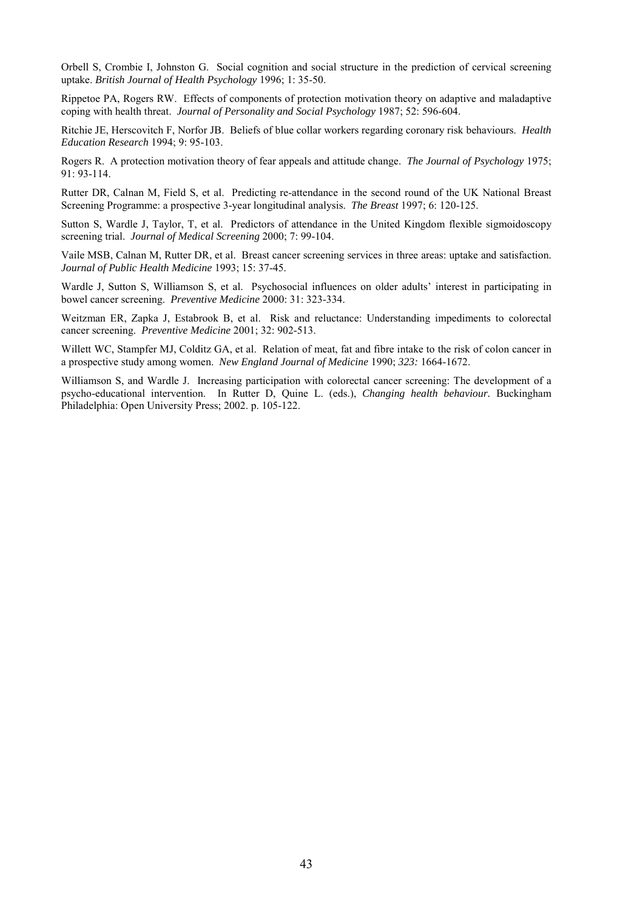Orbell S, Crombie I, Johnston G. Social cognition and social structure in the prediction of cervical screening uptake. *British Journal of Health Psychology* 1996; 1: 35-50.

Rippetoe PA, Rogers RW. Effects of components of protection motivation theory on adaptive and maladaptive coping with health threat. *Journal of Personality and Social Psychology* 1987; 52: 596-604.

Ritchie JE, Herscovitch F, Norfor JB. Beliefs of blue collar workers regarding coronary risk behaviours. *Health Education Research* 1994; 9: 95-103.

Rogers R. A protection motivation theory of fear appeals and attitude change. *The Journal of Psychology* 1975; 91: 93-114.

Rutter DR, Calnan M, Field S, et al. Predicting re-attendance in the second round of the UK National Breast Screening Programme: a prospective 3-year longitudinal analysis. *The Breast* 1997; 6: 120-125.

Sutton S, Wardle J, Taylor, T, et al. Predictors of attendance in the United Kingdom flexible sigmoidoscopy screening trial. *Journal of Medical Screening* 2000; 7: 99-104.

Vaile MSB, Calnan M, Rutter DR, et al. Breast cancer screening services in three areas: uptake and satisfaction. *Journal of Public Health Medicine* 1993; 15: 37-45.

Wardle J, Sutton S, Williamson S, et al. Psychosocial influences on older adults' interest in participating in bowel cancer screening. *Preventive Medicine* 2000: 31: 323-334.

Weitzman ER, Zapka J, Estabrook B, et al. Risk and reluctance: Understanding impediments to colorectal cancer screening. *Preventive Medicine* 2001; 32: 902-513.

Willett WC, Stampfer MJ, Colditz GA, et al. Relation of meat, fat and fibre intake to the risk of colon cancer in a prospective study among women. *New England Journal of Medicine* 1990; *323:* 1664-1672.

Williamson S, and Wardle J. Increasing participation with colorectal cancer screening: The development of a psycho-educational intervention. In Rutter D, Quine L. (eds.), *Changing health behaviour.* Buckingham Philadelphia: Open University Press; 2002. p. 105-122.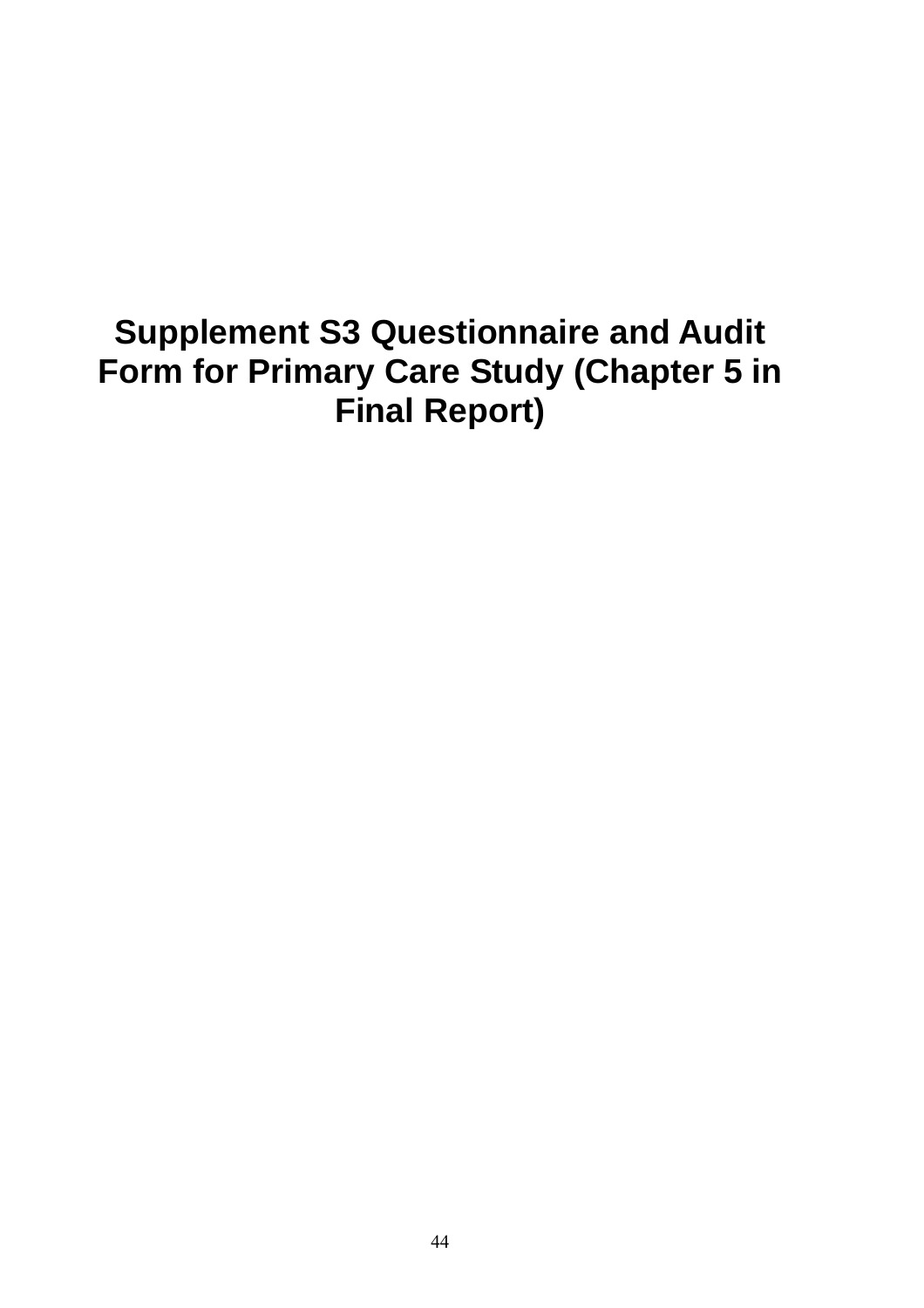# Supplement S3 Questionnaire and Audit Form for Primary Care Study (Chapter 5 in Final Report)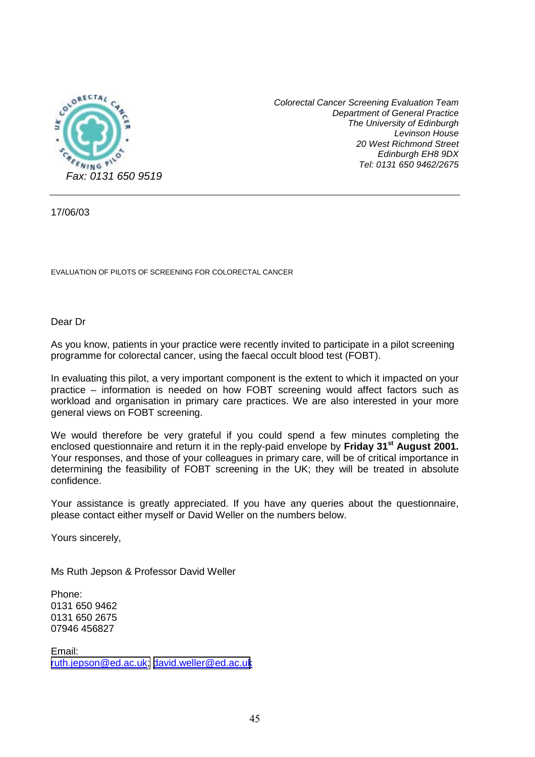*Colorectal Cancer Screening Evaluation Team*
*Department of General Practice*
*The University of Edinburgh*
*Levinson House*
*20 West Richmond Street*
*Edinburgh EH8 9DX*
*Tel: 0131 650 9462/2675*
*Fax: 0131 650 9519*

17/06/03

EVALUATION OF PILOTS OF SCREENING FOR COLORECTAL CANCER

Dear Dr

As you know, patients in your practice were recently invited to participate in a pilot screening programme for colorectal cancer, using the faecal occult blood test (FOBT).

In evaluating this pilot, a very important component is the extent to which it impacted on your practice – information is needed on how FOBT screening would affect factors such as workload and organisation in primary care practices. We are also interested in your more general views on FOBT screening.

We would therefore be very grateful if you could spend a few minutes completing the enclosed questionnaire and return it in the reply-paid envelope by **Friday 31st August 2001.** Your responses, and those of your colleagues in primary care, will be of critical importance in determining the feasibility of FOBT screening in the UK; they will be treated in absolute confidence.

Your assistance is greatly appreciated. If you have any queries about the questionnaire, please contact either myself or David Weller on the numbers below.

Yours sincerely,

Ms Ruth Jepson & Professor David Weller

Phone:
0131 650 9462
0131 650 2675
07946 456827

Email:
ruth.jepson@ed.ac.uk; david.weller@ed.ac.uk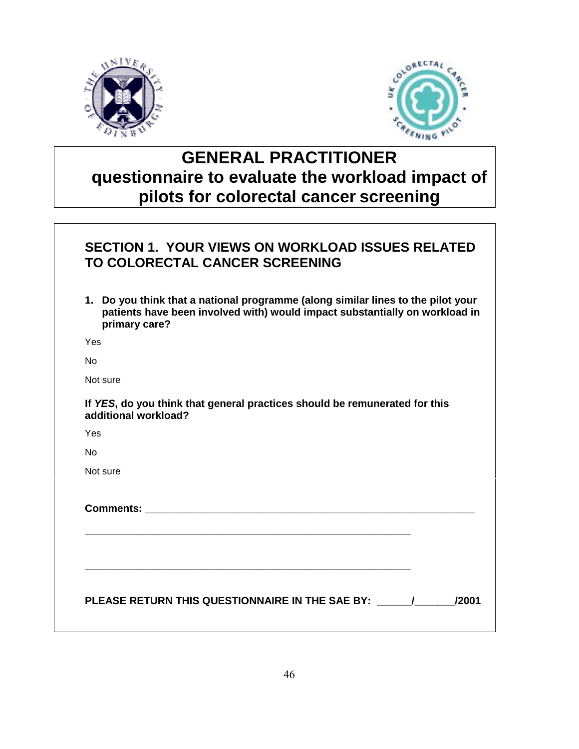# GENERAL PRACTITIONER questionnaire to evaluate the workload impact of pilots for colorectal cancer screening

## SECTION 1. YOUR VIEWS ON WORKLOAD ISSUES RELATED TO COLORECTAL CANCER SCREENING

**1. Do you think that a national programme (along similar lines to the pilot your patients have been involved with) would impact substantially on workload in primary care?**

Yes

No

Not sure

**If *YES*, do you think that general practices should be remunerated for this additional workload?**

Yes

No

Not sure

**Comments:** ____________________________________________________________

____________________________________________________________

____________________________________________________________

**PLEASE RETURN THIS QUESTIONNAIRE IN THE SAE BY: ______/_______/2001**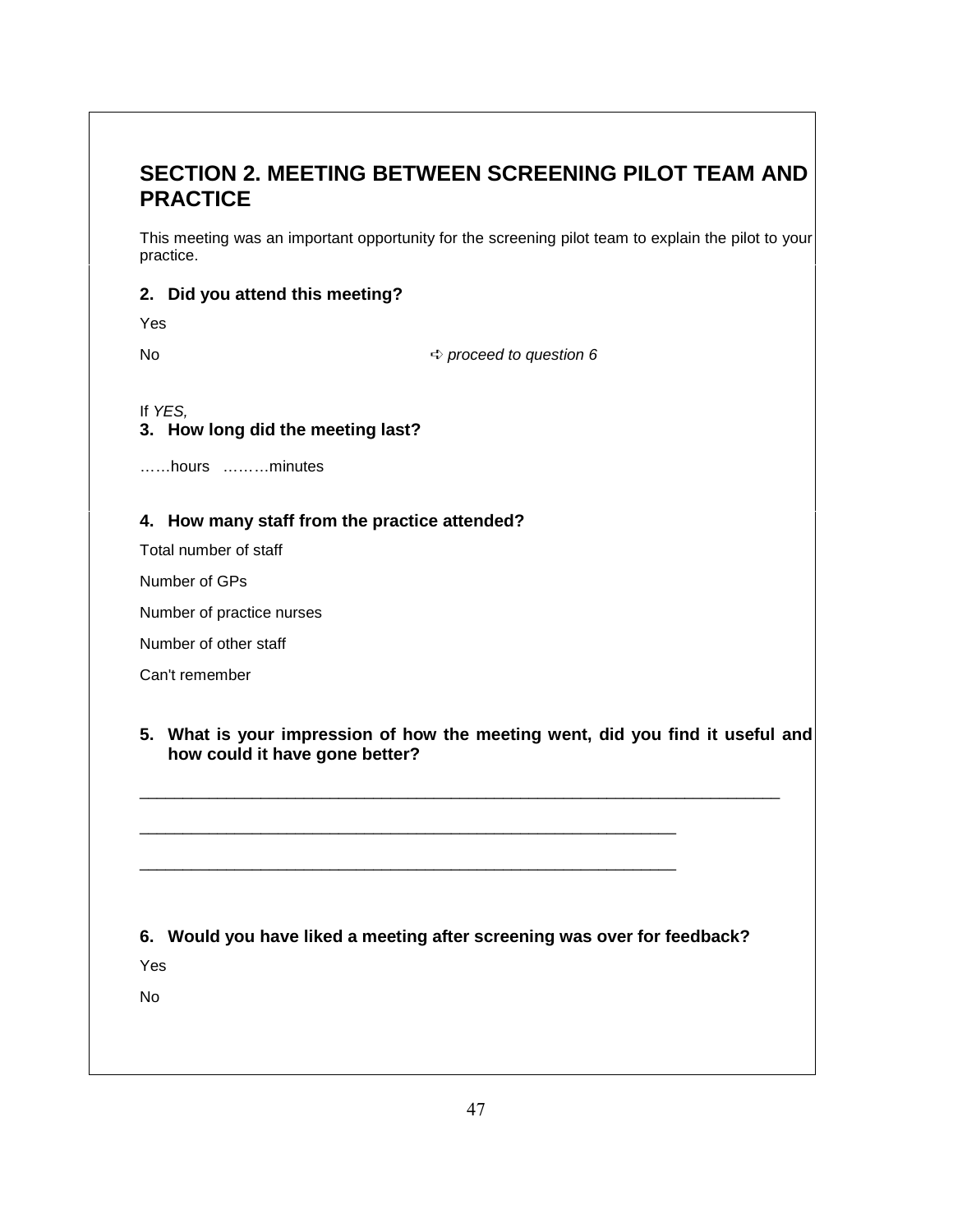## SECTION 2. MEETING BETWEEN SCREENING PILOT TEAM AND PRACTICE

This meeting was an important opportunity for the screening pilot team to explain the pilot to your practice.

**2. Did you attend this meeting?**

Yes

No ➪ *proceed to question 6*

If *YES,*

**3. How long did the meeting last?**

……hours ………minutes

**4. How many staff from the practice attended?**

Total number of staff

Number of GPs

Number of practice nurses

Number of other staff

Can't remember

**5. What is your impression of how the meeting went, did you find it useful and how could it have gone better?**

_______________________________________________________________________

__________________________________________________________

__________________________________________________________

**6. Would you have liked a meeting after screening was over for feedback?**

Yes

No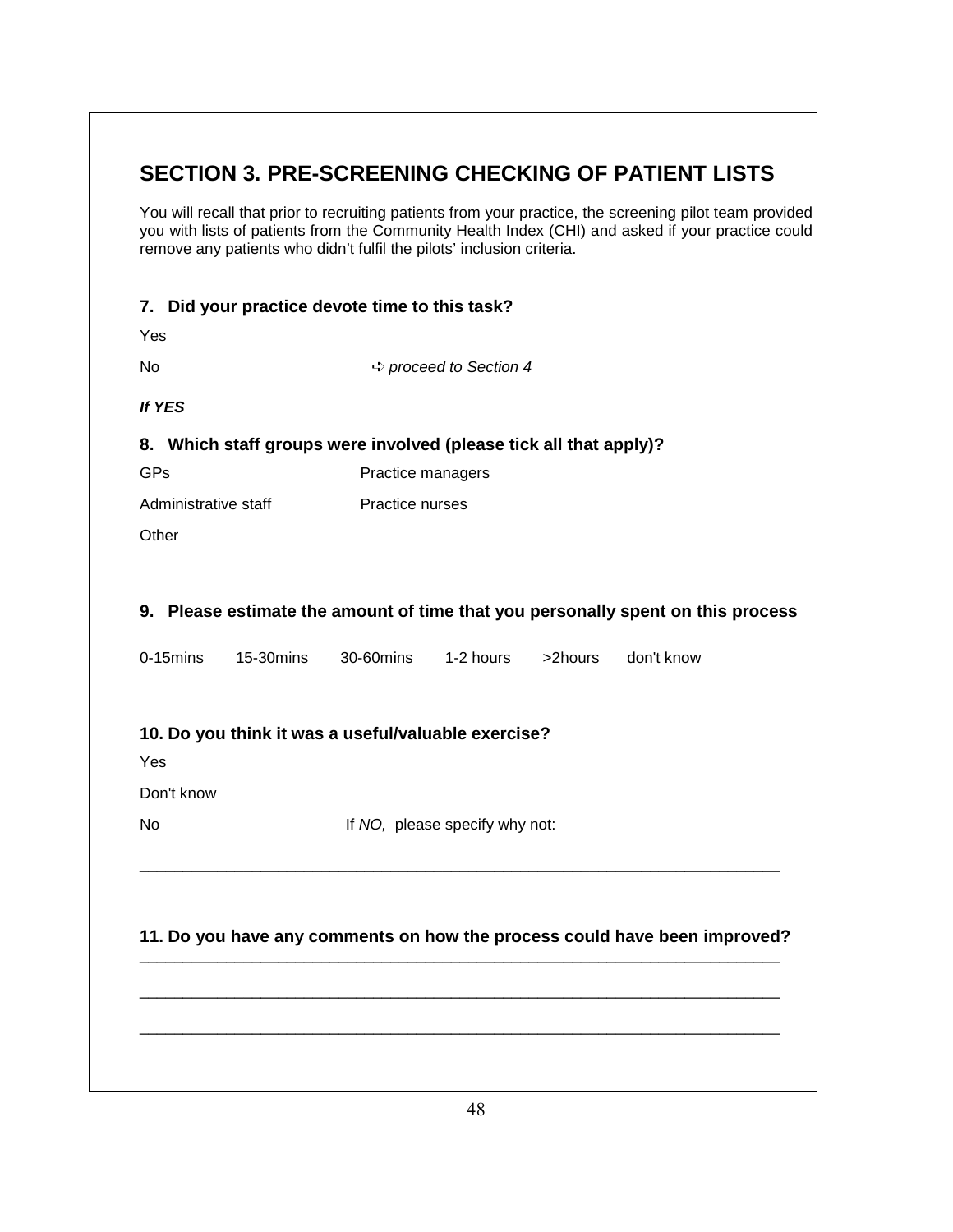## SECTION 3. PRE-SCREENING CHECKING OF PATIENT LISTS

You will recall that prior to recruiting patients from your practice, the screening pilot team provided you with lists of patients from the Community Health Index (CHI) and asked if your practice could remove any patients who didn't fulfil the pilots' inclusion criteria.

**7. Did your practice devote time to this task?**

Yes

No ⇨ *proceed to Section 4*

***If YES***

**8. Which staff groups were involved (please tick all that apply)?**

GPs  Practice managers

Administrative staff  Practice nurses

Other

**9. Please estimate the amount of time that you personally spent on this process**

0-15mins  15-30mins  30-60mins  1-2 hours  >2hours  don't know

**10. Do you think it was a useful/valuable exercise?**

Yes

Don't know

No  If *NO,* please specify why not:

______________________________________________________________________

**11. Do you have any comments on how the process could have been improved?**

______________________________________________________________________

______________________________________________________________________

______________________________________________________________________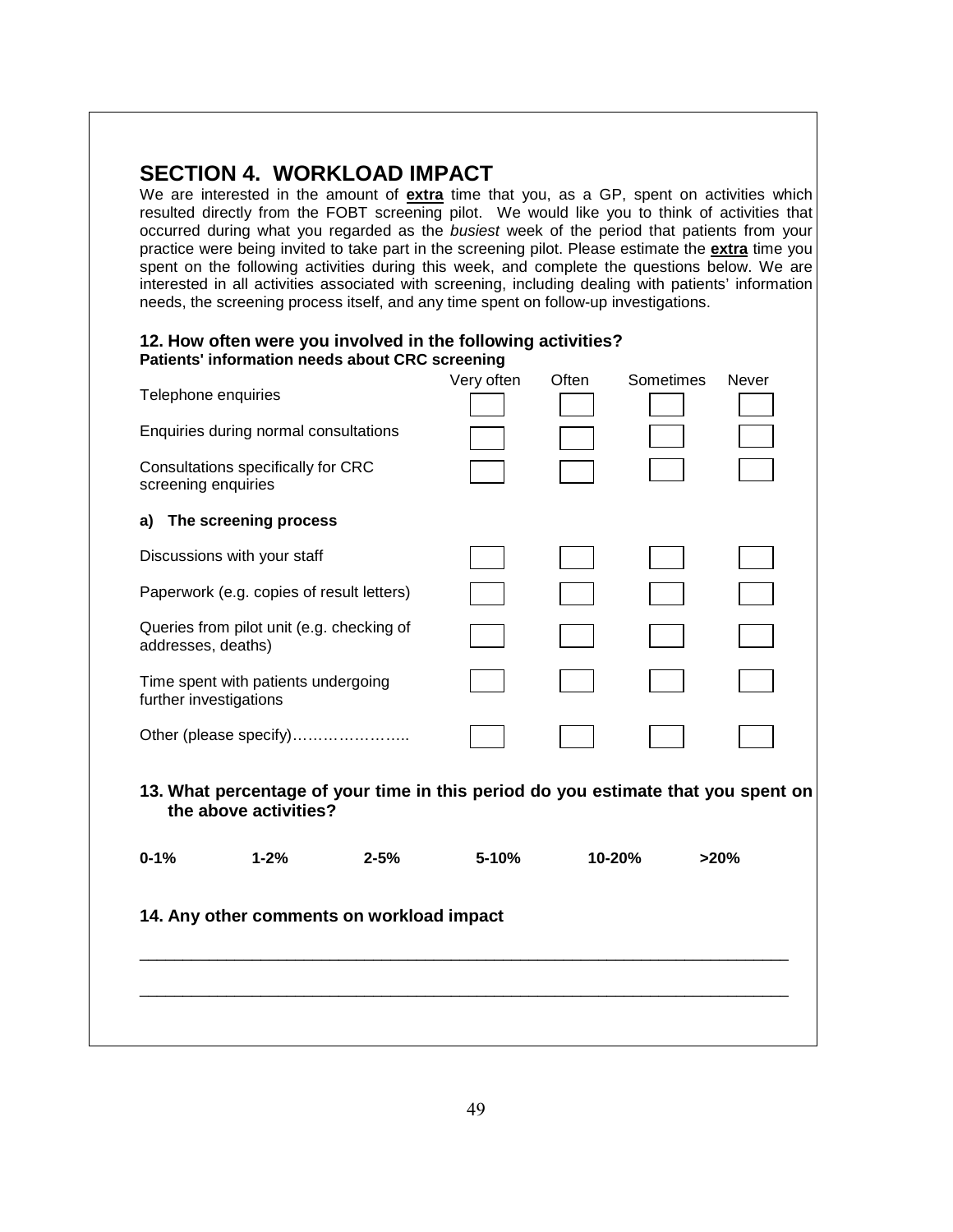## SECTION 4. WORKLOAD IMPACT

We are interested in the amount of **extra** time that you, as a GP, spent on activities which resulted directly from the FOBT screening pilot. We would like you to think of activities that occurred during what you regarded as the *busiest* week of the period that patients from your practice were being invited to take part in the screening pilot. Please estimate the **extra** time you spent on the following activities during this week, and complete the questions below. We are interested in all activities associated with screening, including dealing with patients' information needs, the screening process itself, and any time spent on follow-up investigations.

**12. How often were you involved in the following activities?**

**Patients' information needs about CRC screening**

| | Very often | Often | Sometimes | Never |
|---|---|---|---|---|
| Telephone enquiries | ☐ | ☐ | ☐ | ☐ |
| Enquiries during normal consultations | ☐ | ☐ | ☐ | ☐ |
| Consultations specifically for CRC screening enquiries | ☐ | ☐ | ☐ | ☐ |
| **a) The screening process** | | | | |
| Discussions with your staff | ☐ | ☐ | ☐ | ☐ |
| Paperwork (e.g. copies of result letters) | ☐ | ☐ | ☐ | ☐ |
| Queries from pilot unit (e.g. checking of addresses, deaths) | ☐ | ☐ | ☐ | ☐ |
| Time spent with patients undergoing further investigations | ☐ | ☐ | ☐ | ☐ |
| Other (please specify)………………….. | ☐ | ☐ | ☐ | ☐ |

**13. What percentage of your time in this period do you estimate that you spent on the above activities?**

**0-1%** **1-2%** **2-5%** **5-10%** **10-20%** **>20%**

**14. Any other comments on workload impact**

___________________________________________________________________________

___________________________________________________________________________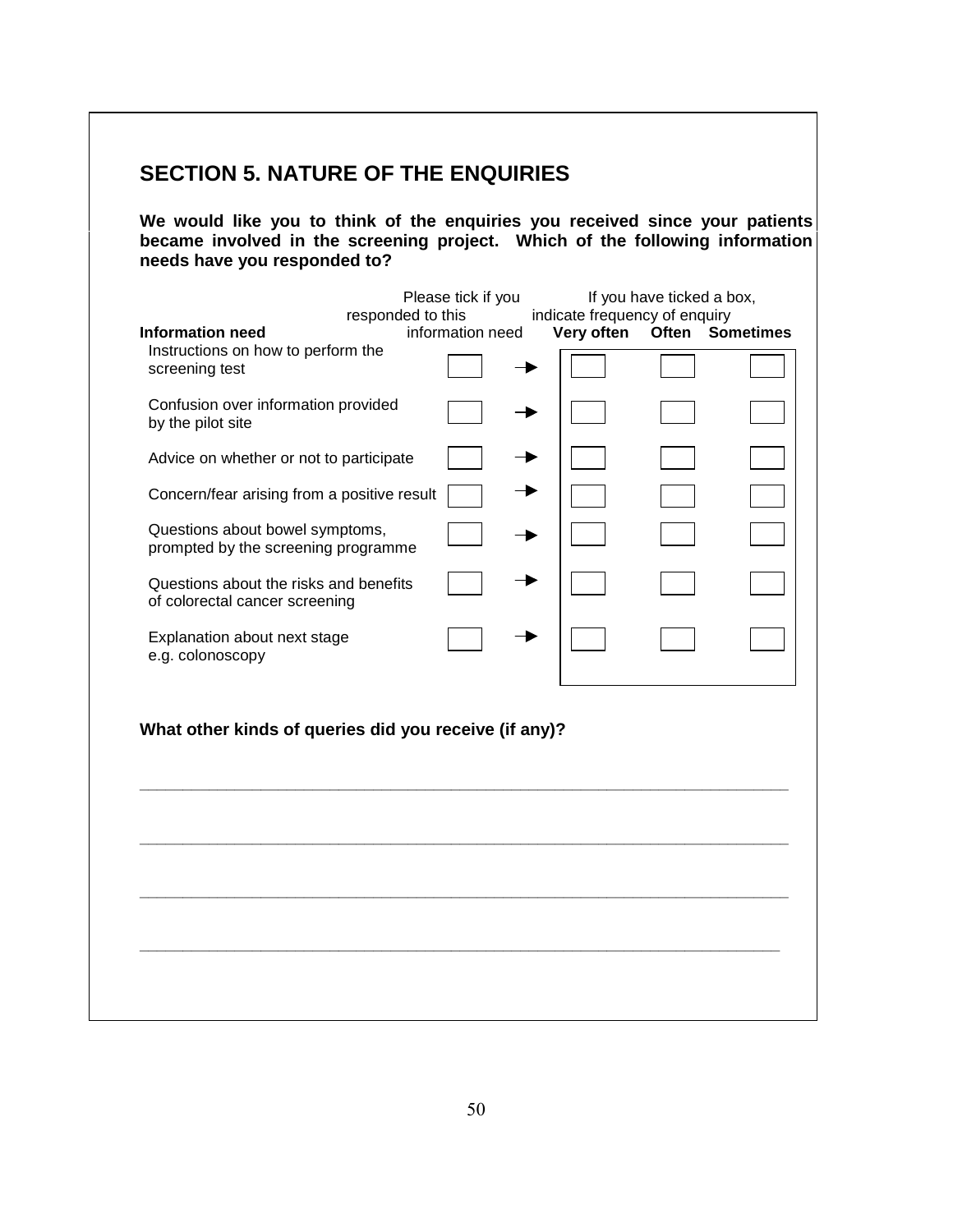## SECTION 5. NATURE OF THE ENQUIRIES

**We would like you to think of the enquiries you received since your patients became involved in the screening project. Which of the following information needs have you responded to?**

| Information need | Please tick if you responded to this information need | | If you have ticked a box, indicate frequency of enquiry | | |
|---|---|---|---|---|---|
| | | | **Very often** | **Often** | **Sometimes** |
| Instructions on how to perform the screening test | ☐ | → | ☐ | ☐ | ☐ |
| Confusion over information provided by the pilot site | ☐ | → | ☐ | ☐ | ☐ |
| Advice on whether or not to participate | ☐ | → | ☐ | ☐ | ☐ |
| Concern/fear arising from a positive result | ☐ | → | ☐ | ☐ | ☐ |
| Questions about bowel symptoms, prompted by the screening programme | ☐ | → | ☐ | ☐ | ☐ |
| Questions about the risks and benefits of colorectal cancer screening | ☐ | → | ☐ | ☐ | ☐ |
| Explanation about next stage e.g. colonoscopy | ☐ | → | ☐ | ☐ | ☐ |

**What other kinds of queries did you receive (if any)?**

______________________________________________________________________

______________________________________________________________________

______________________________________________________________________

______________________________________________________________________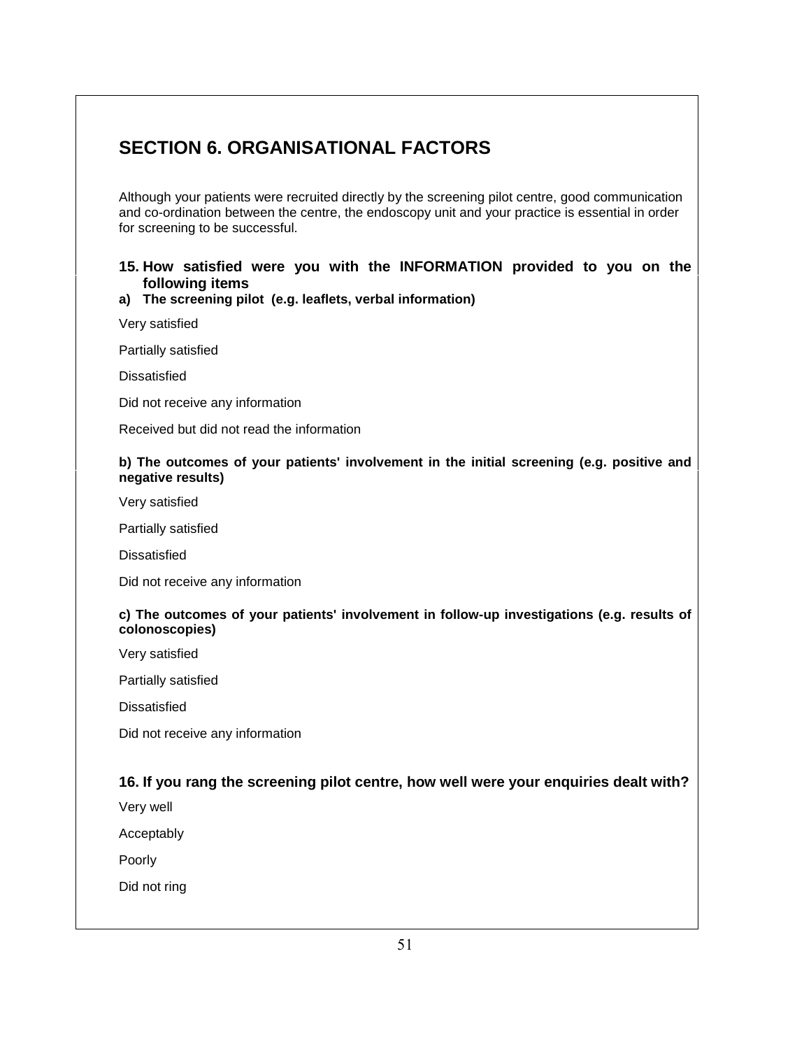## SECTION 6. ORGANISATIONAL FACTORS

Although your patients were recruited directly by the screening pilot centre, good communication and co-ordination between the centre, the endoscopy unit and your practice is essential in order for screening to be successful.

### 15. How satisfied were you with the INFORMATION provided to you on the following items

**a) The screening pilot (e.g. leaflets, verbal information)**

Very satisfied

Partially satisfied

Dissatisfied

Did not receive any information

Received but did not read the information

**b) The outcomes of your patients' involvement in the initial screening (e.g. positive and negative results)**

Very satisfied

Partially satisfied

Dissatisfied

Did not receive any information

**c) The outcomes of your patients' involvement in follow-up investigations (e.g. results of colonoscopies)**

Very satisfied

Partially satisfied

Dissatisfied

Did not receive any information

### 16. If you rang the screening pilot centre, how well were your enquiries dealt with?

Very well

Acceptably

Poorly

Did not ring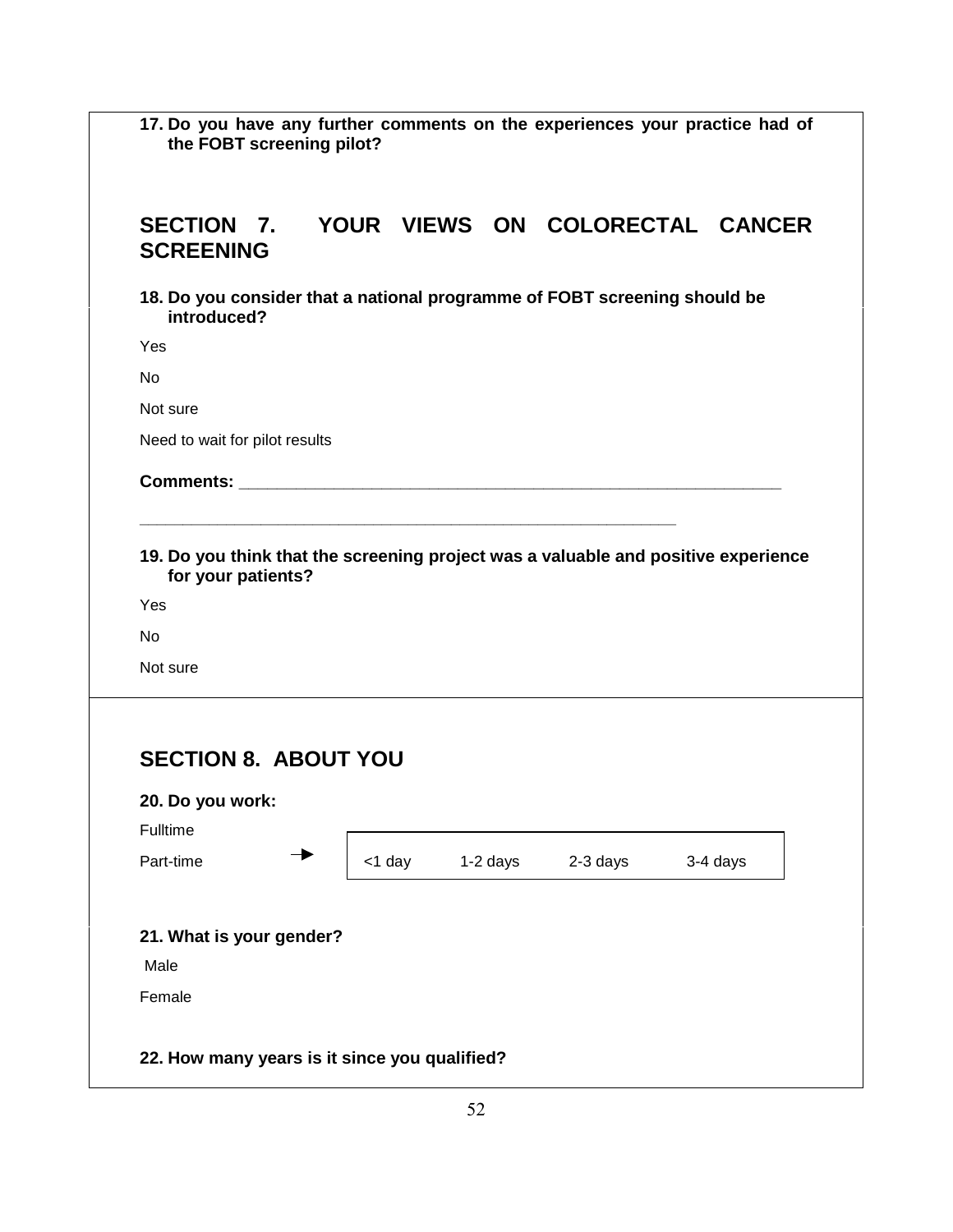**17. Do you have any further comments on the experiences your practice had of the FOBT screening pilot?**

## SECTION 7. YOUR VIEWS ON COLORECTAL CANCER SCREENING

**18. Do you consider that a national programme of FOBT screening should be introduced?**

Yes

No

Not sure

Need to wait for pilot results

**Comments:** ___________________________________________________________

___________________________________________________________

**19. Do you think that the screening project was a valuable and positive experience for your patients?**

Yes

No

Not sure

## SECTION 8. ABOUT YOU

**20. Do you work:**

Fulltime

Part-time → <1 day    1-2 days    2-3 days    3-4 days

**21. What is your gender?**

Male

Female

**22. How many years is it since you qualified?**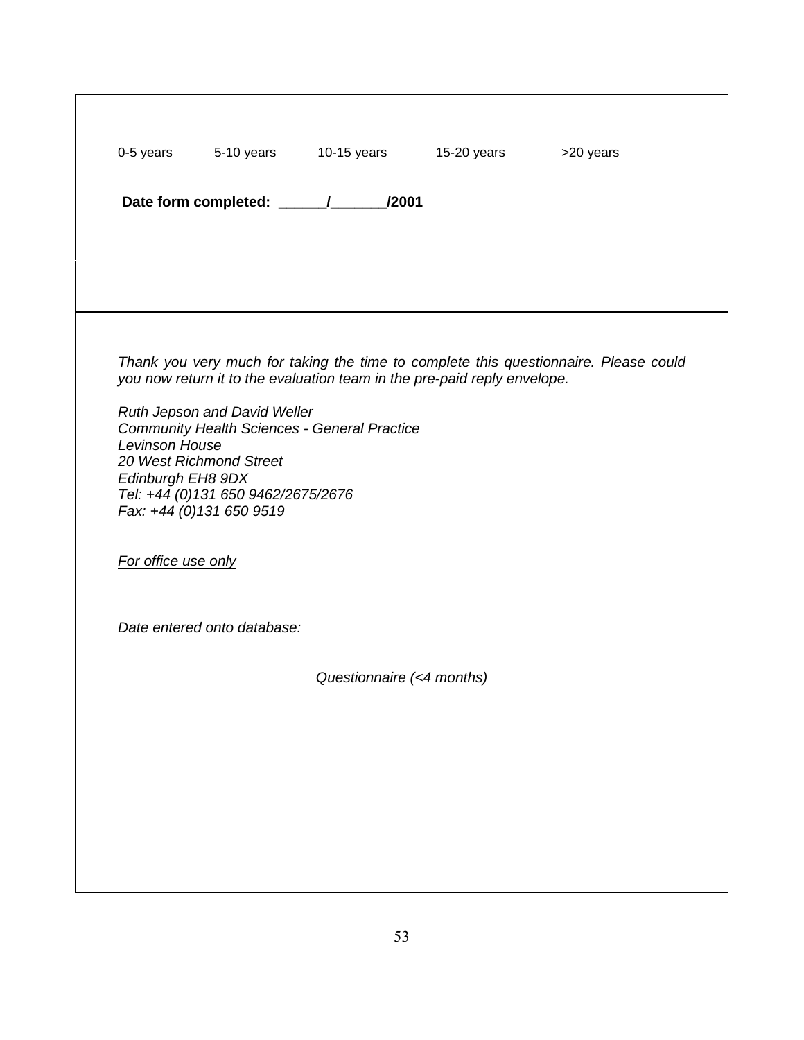0-5 years    5-10 years    10-15 years    15-20 years    >20 years

**Date form completed: ______/_______/2001**

*Thank you very much for taking the time to complete this questionnaire. Please could you now return it to the evaluation team in the pre-paid reply envelope.*

*Ruth Jepson and David Weller*
*Community Health Sciences - General Practice*
*Levinson House*
*20 West Richmond Street*
*Edinburgh EH8 9DX*
*Tel: +44 (0)131 650 9462/2675/2676*
*Fax: +44 (0)131 650 9519*

*For office use only*

*Date entered onto database:*

*Questionnaire (<4 months)*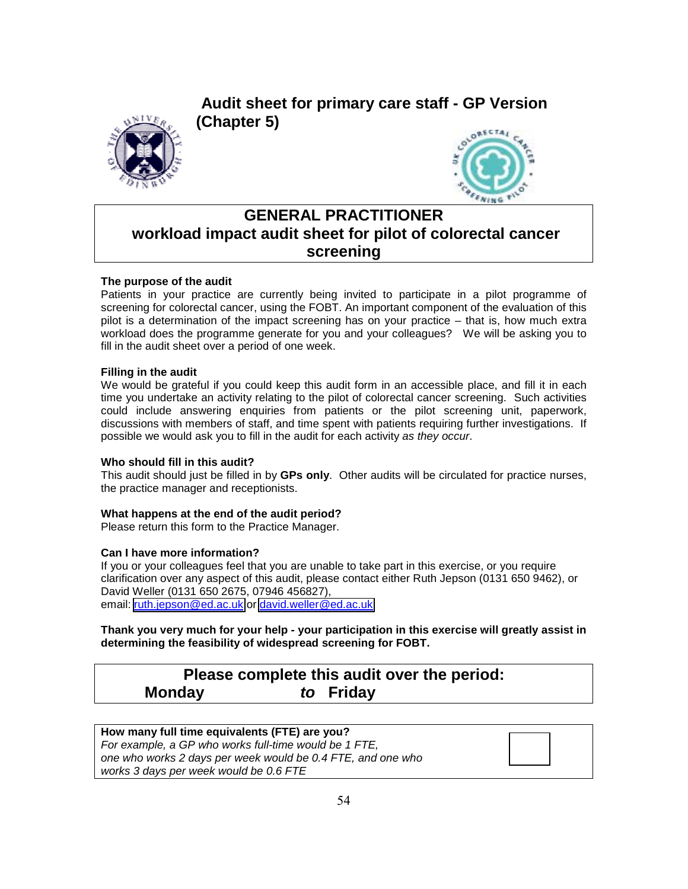# Audit sheet for primary care staff - GP Version (Chapter 5)

## GENERAL PRACTITIONER workload impact audit sheet for pilot of colorectal cancer screening

**The purpose of the audit**

Patients in your practice are currently being invited to participate in a pilot programme of screening for colorectal cancer, using the FOBT. An important component of the evaluation of this pilot is a determination of the impact screening has on your practice – that is, how much extra workload does the programme generate for you and your colleagues? We will be asking you to fill in the audit sheet over a period of one week.

**Filling in the audit**

We would be grateful if you could keep this audit form in an accessible place, and fill it in each time you undertake an activity relating to the pilot of colorectal cancer screening. Such activities could include answering enquiries from patients or the pilot screening unit, paperwork, discussions with members of staff, and time spent with patients requiring further investigations. If possible we would ask you to fill in the audit for each activity *as they occur*.

**Who should fill in this audit?**

This audit should just be filled in by **GPs only**. Other audits will be circulated for practice nurses, the practice manager and receptionists.

**What happens at the end of the audit period?**

Please return this form to the Practice Manager.

**Can I have more information?**

If you or your colleagues feel that you are unable to take part in this exercise, or you require clarification over any aspect of this audit, please contact either Ruth Jepson (0131 650 9462), or David Weller (0131 650 2675, 07946 456827),
email: ruth.jepson@ed.ac.uk or david.weller@ed.ac.uk

**Thank you very much for your help - your participation in this exercise will greatly assist in determining the feasibility of widespread screening for FOBT.**

**Please complete this audit over the period:**
**Monday** *to* **Friday**

| **How many full time equivalents (FTE) are you?**<br>*For example, a GP who works full-time would be 1 FTE, one who works 2 days per week would be 0.4 FTE, and one who works 3 days per week would be 0.6 FTE* | |
|---|---|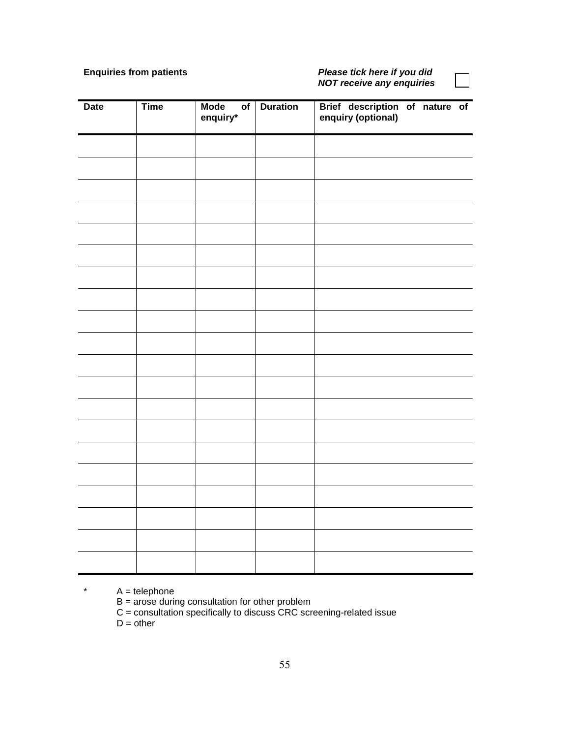**Enquiries from patients**

***Please tick here if you did NOT receive any enquiries*** ☐

| Date | Time | Mode of enquiry* | Duration | Brief description of nature of enquiry (optional) |
|---|---|---|---|---|
| | | | | |
| | | | | |
| | | | | |
| | | | | |
| | | | | |
| | | | | |
| | | | | |
| | | | | |
| | | | | |
| | | | | |
| | | | | |
| | | | | |
| | | | | |
| | | | | |
| | | | | |
| | | | | |
| | | | | |
| | | | | |
| | | | | |
| | | | | |

\* A = telephone
B = arose during consultation for other problem
C = consultation specifically to discuss CRC screening-related issue
D = other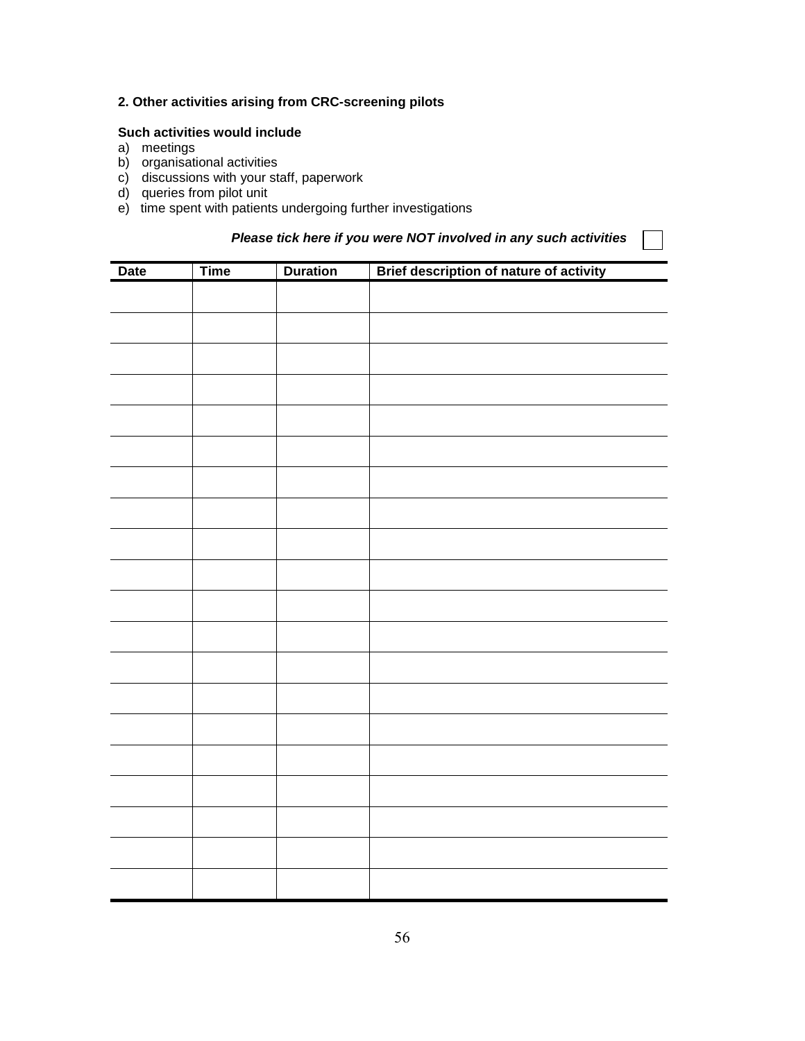### 2. Other activities arising from CRC-screening pilots

**Such activities would include**

a) meetings
b) organisational activities
c) discussions with your staff, paperwork
d) queries from pilot unit
e) time spent with patients undergoing further investigations

***Please tick here if you were NOT involved in any such activities*** ☐

| Date | Time | Duration | Brief description of nature of activity |
|---|---|---|---|
| | | | |
| | | | |
| | | | |
| | | | |
| | | | |
| | | | |
| | | | |
| | | | |
| | | | |
| | | | |
| | | | |
| | | | |
| | | | |
| | | | |
| | | | |
| | | | |
| | | | |
| | | | |
| | | | |
| | | | |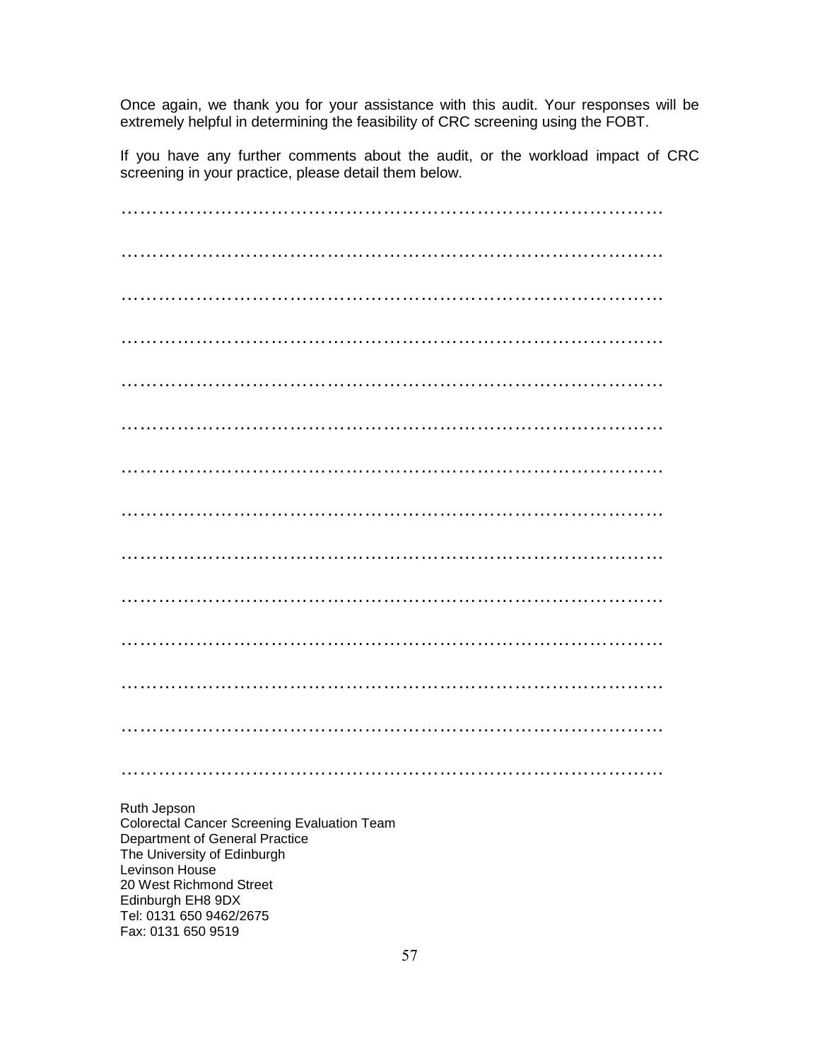Once again, we thank you for your assistance with this audit. Your responses will be extremely helpful in determining the feasibility of CRC screening using the FOBT.

If you have any further comments about the audit, or the workload impact of CRC screening in your practice, please detail them below.

…………………………………………………………………………………

…………………………………………………………………………………

…………………………………………………………………………………

…………………………………………………………………………………

…………………………………………………………………………………

…………………………………………………………………………………

…………………………………………………………………………………

…………………………………………………………………………………

…………………………………………………………………………………

…………………………………………………………………………………

…………………………………………………………………………………

…………………………………………………………………………………

…………………………………………………………………………………

…………………………………………………………………………………

Ruth Jepson  
Colorectal Cancer Screening Evaluation Team  
Department of General Practice  
The University of Edinburgh  
Levinson House  
20 West Richmond Street  
Edinburgh EH8 9DX  
Tel: 0131 650 9462/2675  
Fax: 0131 650 9519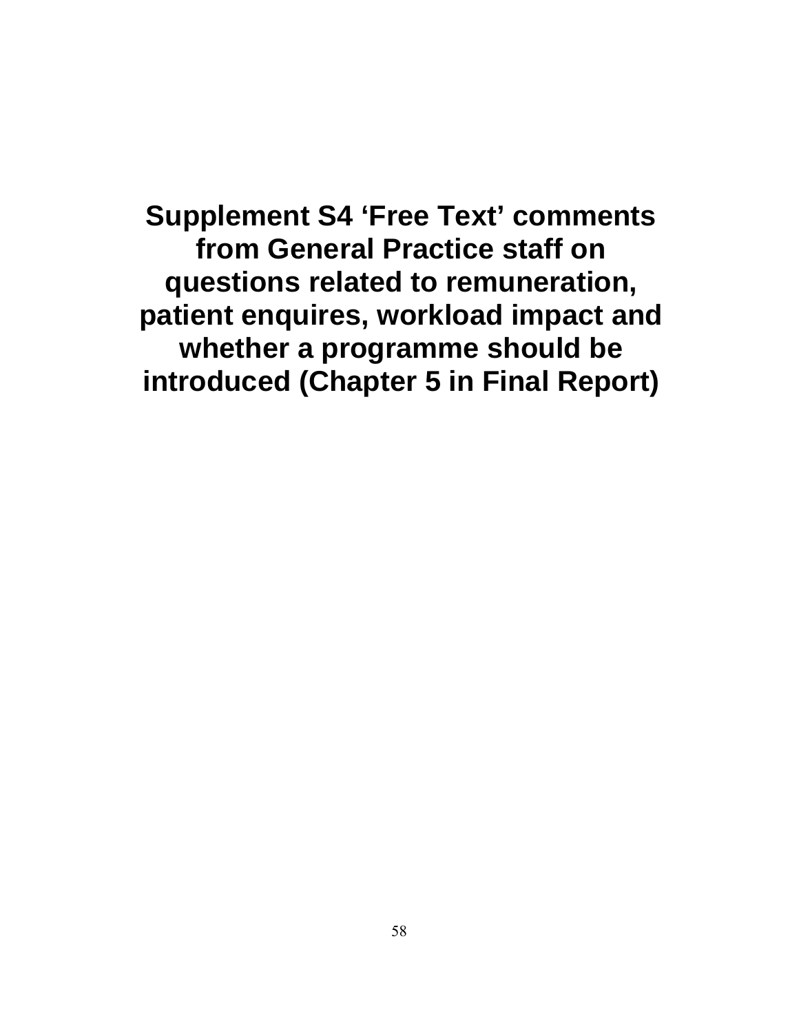# Supplement S4 'Free Text' comments from General Practice staff on questions related to remuneration, patient enquires, workload impact and whether a programme should be introduced (Chapter 5 in Final Report)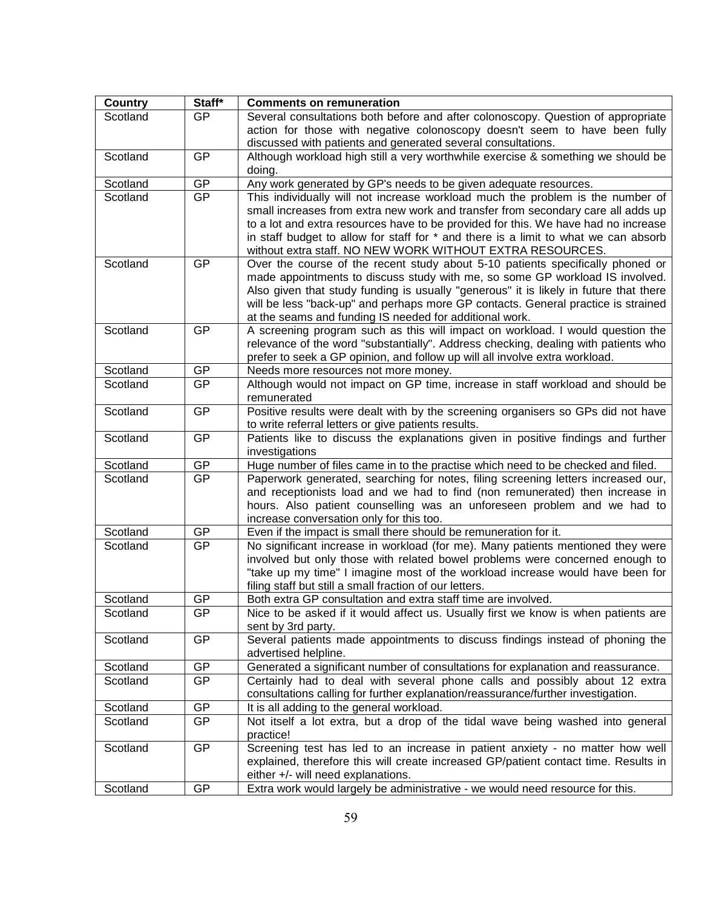| Country | Staff* | Comments on remuneration |
| --- | --- | --- |
| Scotland | GP | Several consultations both before and after colonoscopy. Question of appropriate action for those with negative colonoscopy doesn't seem to have been fully discussed with patients and generated several consultations. |
| Scotland | GP | Although workload high still a very worthwhile exercise & something we should be doing. |
| Scotland | GP | Any work generated by GP's needs to be given adequate resources. |
| Scotland | GP | This individually will not increase workload much the problem is the number of small increases from extra new work and transfer from secondary care all adds up to a lot and extra resources have to be provided for this. We have had no increase in staff budget to allow for staff for * and there is a limit to what we can absorb without extra staff. NO NEW WORK WITHOUT EXTRA RESOURCES. |
| Scotland | GP | Over the course of the recent study about 5-10 patients specifically phoned or made appointments to discuss study with me, so some GP workload IS involved. Also given that study funding is usually "generous" it is likely in future that there will be less "back-up" and perhaps more GP contacts. General practice is strained at the seams and funding IS needed for additional work. |
| Scotland | GP | A screening program such as this will impact on workload. I would question the relevance of the word "substantially". Address checking, dealing with patients who prefer to seek a GP opinion, and follow up will all involve extra workload. |
| Scotland | GP | Needs more resources not more money. |
| Scotland | GP | Although would not impact on GP time, increase in staff workload and should be remunerated |
| Scotland | GP | Positive results were dealt with by the screening organisers so GPs did not have to write referral letters or give patients results. |
| Scotland | GP | Patients like to discuss the explanations given in positive findings and further investigations |
| Scotland | GP | Huge number of files came in to the practise which need to be checked and filed. |
| Scotland | GP | Paperwork generated, searching for notes, filing screening letters increased our, and receptionists load and we had to find (non remunerated) then increase in hours. Also patient counselling was an unforeseen problem and we had to increase conversation only for this too. |
| Scotland | GP | Even if the impact is small there should be remuneration for it. |
| Scotland | GP | No significant increase in workload (for me). Many patients mentioned they were involved but only those with related bowel problems were concerned enough to "take up my time" I imagine most of the workload increase would have been for filing staff but still a small fraction of our letters. |
| Scotland | GP | Both extra GP consultation and extra staff time are involved. |
| Scotland | GP | Nice to be asked if it would affect us. Usually first we know is when patients are sent by 3rd party. |
| Scotland | GP | Several patients made appointments to discuss findings instead of phoning the advertised helpline. |
| Scotland | GP | Generated a significant number of consultations for explanation and reassurance. |
| Scotland | GP | Certainly had to deal with several phone calls and possibly about 12 extra consultations calling for further explanation/reassurance/further investigation. |
| Scotland | GP | It is all adding to the general workload. |
| Scotland | GP | Not itself a lot extra, but a drop of the tidal wave being washed into general practice! |
| Scotland | GP | Screening test has led to an increase in patient anxiety - no matter how well explained, therefore this will create increased GP/patient contact time. Results in either +/- will need explanations. |
| Scotland | GP | Extra work would largely be administrative - we would need resource for this. |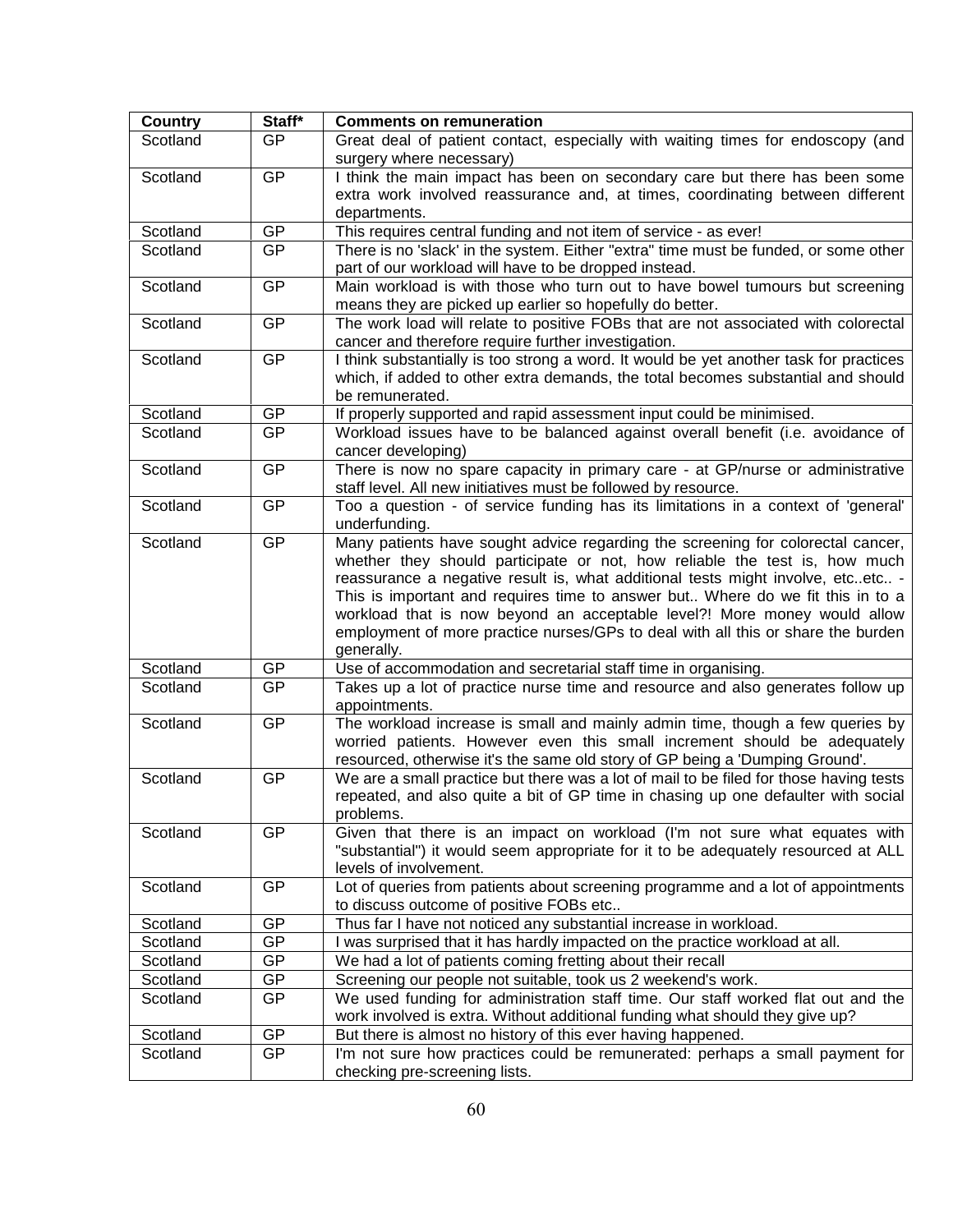| Country | Staff* | Comments on remuneration |
|---|---|---|
| Scotland | GP | Great deal of patient contact, especially with waiting times for endoscopy (and surgery where necessary) |
| Scotland | GP | I think the main impact has been on secondary care but there has been some extra work involved reassurance and, at times, coordinating between different departments. |
| Scotland | GP | This requires central funding and not item of service - as ever! |
| Scotland | GP | There is no 'slack' in the system. Either "extra" time must be funded, or some other part of our workload will have to be dropped instead. |
| Scotland | GP | Main workload is with those who turn out to have bowel tumours but screening means they are picked up earlier so hopefully do better. |
| Scotland | GP | The work load will relate to positive FOBs that are not associated with colorectal cancer and therefore require further investigation. |
| Scotland | GP | I think substantially is too strong a word. It would be yet another task for practices which, if added to other extra demands, the total becomes substantial and should be remunerated. |
| Scotland | GP | If properly supported and rapid assessment input could be minimised. |
| Scotland | GP | Workload issues have to be balanced against overall benefit (i.e. avoidance of cancer developing) |
| Scotland | GP | There is now no spare capacity in primary care - at GP/nurse or administrative staff level. All new initiatives must be followed by resource. |
| Scotland | GP | Too a question - of service funding has its limitations in a context of 'general' underfunding. |
| Scotland | GP | Many patients have sought advice regarding the screening for colorectal cancer, whether they should participate or not, how reliable the test is, how much reassurance a negative result is, what additional tests might involve, etc..etc.. - This is important and requires time to answer but.. Where do we fit this in to a workload that is now beyond an acceptable level?! More money would allow employment of more practice nurses/GPs to deal with all this or share the burden generally. |
| Scotland | GP | Use of accommodation and secretarial staff time in organising. |
| Scotland | GP | Takes up a lot of practice nurse time and resource and also generates follow up appointments. |
| Scotland | GP | The workload increase is small and mainly admin time, though a few queries by worried patients. However even this small increment should be adequately resourced, otherwise it's the same old story of GP being a 'Dumping Ground'. |
| Scotland | GP | We are a small practice but there was a lot of mail to be filed for those having tests repeated, and also quite a bit of GP time in chasing up one defaulter with social problems. |
| Scotland | GP | Given that there is an impact on workload (I'm not sure what equates with "substantial") it would seem appropriate for it to be adequately resourced at ALL levels of involvement. |
| Scotland | GP | Lot of queries from patients about screening programme and a lot of appointments to discuss outcome of positive FOBs etc.. |
| Scotland | GP | Thus far I have not noticed any substantial increase in workload. |
| Scotland | GP | I was surprised that it has hardly impacted on the practice workload at all. |
| Scotland | GP | We had a lot of patients coming fretting about their recall |
| Scotland | GP | Screening our people not suitable, took us 2 weekend's work. |
| Scotland | GP | We used funding for administration staff time. Our staff worked flat out and the work involved is extra. Without additional funding what should they give up? |
| Scotland | GP | But there is almost no history of this ever having happened. |
| Scotland | GP | I'm not sure how practices could be remunerated: perhaps a small payment for checking pre-screening lists. |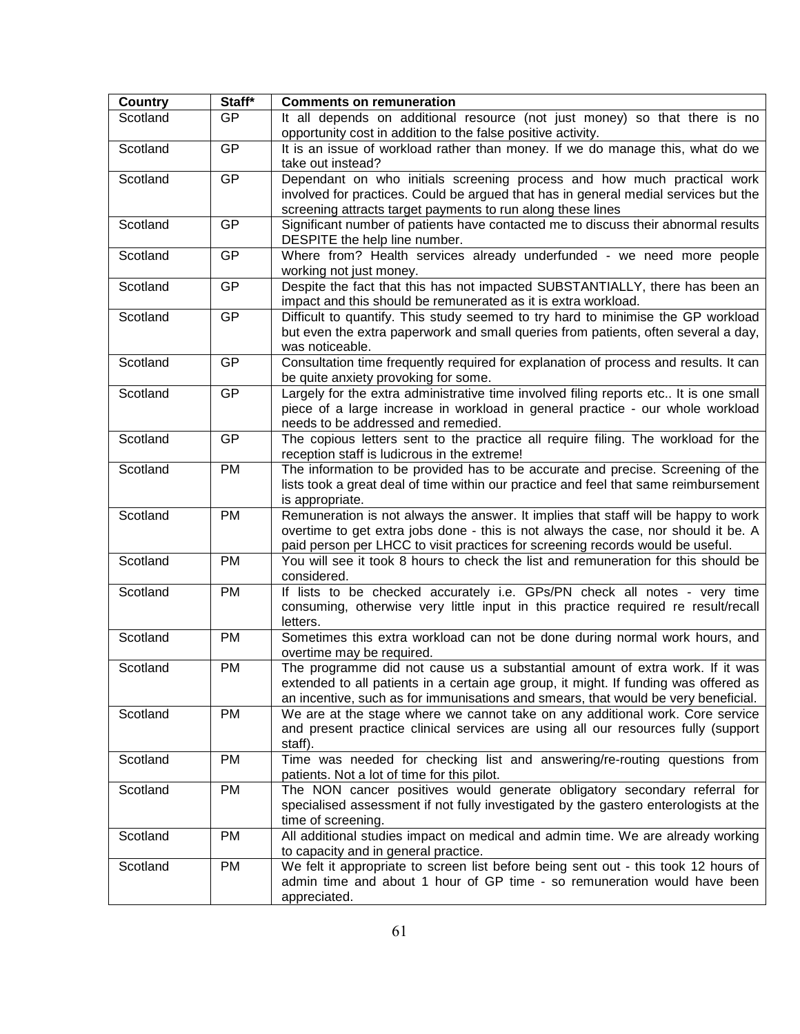| Country | Staff* | Comments on remuneration |
|---|---|---|
| Scotland | GP | It all depends on additional resource (not just money) so that there is no opportunity cost in addition to the false positive activity. |
| Scotland | GP | It is an issue of workload rather than money. If we do manage this, what do we take out instead? |
| Scotland | GP | Dependant on who initials screening process and how much practical work involved for practices. Could be argued that has in general medial services but the screening attracts target payments to run along these lines |
| Scotland | GP | Significant number of patients have contacted me to discuss their abnormal results DESPITE the help line number. |
| Scotland | GP | Where from? Health services already underfunded - we need more people working not just money. |
| Scotland | GP | Despite the fact that this has not impacted SUBSTANTIALLY, there has been an impact and this should be remunerated as it is extra workload. |
| Scotland | GP | Difficult to quantify. This study seemed to try hard to minimise the GP workload but even the extra paperwork and small queries from patients, often several a day, was noticeable. |
| Scotland | GP | Consultation time frequently required for explanation of process and results. It can be quite anxiety provoking for some. |
| Scotland | GP | Largely for the extra administrative time involved filing reports etc.. It is one small piece of a large increase in workload in general practice - our whole workload needs to be addressed and remedied. |
| Scotland | GP | The copious letters sent to the practice all require filing. The workload for the reception staff is ludicrous in the extreme! |
| Scotland | PM | The information to be provided has to be accurate and precise. Screening of the lists took a great deal of time within our practice and feel that same reimbursement is appropriate. |
| Scotland | PM | Remuneration is not always the answer. It implies that staff will be happy to work overtime to get extra jobs done - this is not always the case, nor should it be. A paid person per LHCC to visit practices for screening records would be useful. |
| Scotland | PM | You will see it took 8 hours to check the list and remuneration for this should be considered. |
| Scotland | PM | If lists to be checked accurately i.e. GPs/PN check all notes - very time consuming, otherwise very little input in this practice required re result/recall letters. |
| Scotland | PM | Sometimes this extra workload can not be done during normal work hours, and overtime may be required. |
| Scotland | PM | The programme did not cause us a substantial amount of extra work. If it was extended to all patients in a certain age group, it might. If funding was offered as an incentive, such as for immunisations and smears, that would be very beneficial. |
| Scotland | PM | We are at the stage where we cannot take on any additional work. Core service and present practice clinical services are using all our resources fully (support staff). |
| Scotland | PM | Time was needed for checking list and answering/re-routing questions from patients. Not a lot of time for this pilot. |
| Scotland | PM | The NON cancer positives would generate obligatory secondary referral for specialised assessment if not fully investigated by the gastero enterologists at the time of screening. |
| Scotland | PM | All additional studies impact on medical and admin time. We are already working to capacity and in general practice. |
| Scotland | PM | We felt it appropriate to screen list before being sent out - this took 12 hours of admin time and about 1 hour of GP time - so remuneration would have been appreciated. |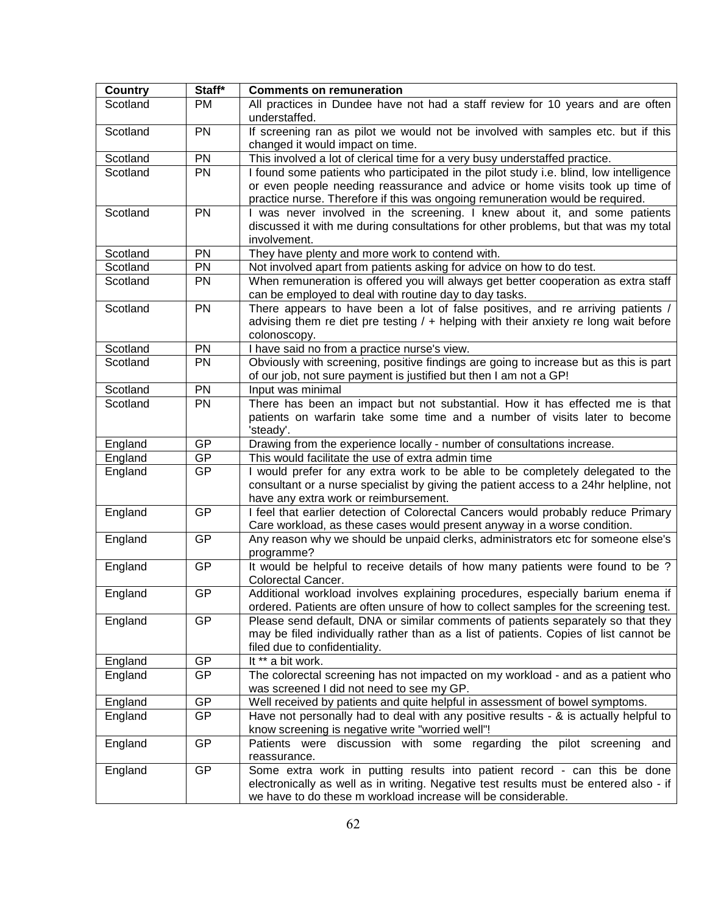| Country | Staff* | Comments on remuneration |
|---|---|---|
| Scotland | PM | All practices in Dundee have not had a staff review for 10 years and are often understaffed. |
| Scotland | PN | If screening ran as pilot we would not be involved with samples etc. but if this changed it would impact on time. |
| Scotland | PN | This involved a lot of clerical time for a very busy understaffed practice. |
| Scotland | PN | I found some patients who participated in the pilot study i.e. blind, low intelligence or even people needing reassurance and advice or home visits took up time of practice nurse. Therefore if this was ongoing remuneration would be required. |
| Scotland | PN | I was never involved in the screening. I knew about it, and some patients discussed it with me during consultations for other problems, but that was my total involvement. |
| Scotland | PN | They have plenty and more work to contend with. |
| Scotland | PN | Not involved apart from patients asking for advice on how to do test. |
| Scotland | PN | When remuneration is offered you will always get better cooperation as extra staff can be employed to deal with routine day to day tasks. |
| Scotland | PN | There appears to have been a lot of false positives, and re arriving patients / advising them re diet pre testing / + helping with their anxiety re long wait before colonoscopy. |
| Scotland | PN | I have said no from a practice nurse's view. |
| Scotland | PN | Obviously with screening, positive findings are going to increase but as this is part of our job, not sure payment is justified but then I am not a GP! |
| Scotland | PN | Input was minimal |
| Scotland | PN | There has been an impact but not substantial. How it has effected me is that patients on warfarin take some time and a number of visits later to become 'steady'. |
| England | GP | Drawing from the experience locally - number of consultations increase. |
| England | GP | This would facilitate the use of extra admin time |
| England | GP | I would prefer for any extra work to be able to be completely delegated to the consultant or a nurse specialist by giving the patient access to a 24hr helpline, not have any extra work or reimbursement. |
| England | GP | I feel that earlier detection of Colorectal Cancers would probably reduce Primary Care workload, as these cases would present anyway in a worse condition. |
| England | GP | Any reason why we should be unpaid clerks, administrators etc for someone else's programme? |
| England | GP | It would be helpful to receive details of how many patients were found to be ? Colorectal Cancer. |
| England | GP | Additional workload involves explaining procedures, especially barium enema if ordered. Patients are often unsure of how to collect samples for the screening test. |
| England | GP | Please send default, DNA or similar comments of patients separately so that they may be filed individually rather than as a list of patients. Copies of list cannot be filed due to confidentiality. |
| England | GP | It ** a bit work. |
| England | GP | The colorectal screening has not impacted on my workload - and as a patient who was screened I did not need to see my GP. |
| England | GP | Well received by patients and quite helpful in assessment of bowel symptoms. |
| England | GP | Have not personally had to deal with any positive results - & is actually helpful to know screening is negative write "worried well"! |
| England | GP | Patients were discussion with some regarding the pilot screening and reassurance. |
| England | GP | Some extra work in putting results into patient record - can this be done electronically as well as in writing. Negative test results must be entered also - if we have to do these m workload increase will be considerable. |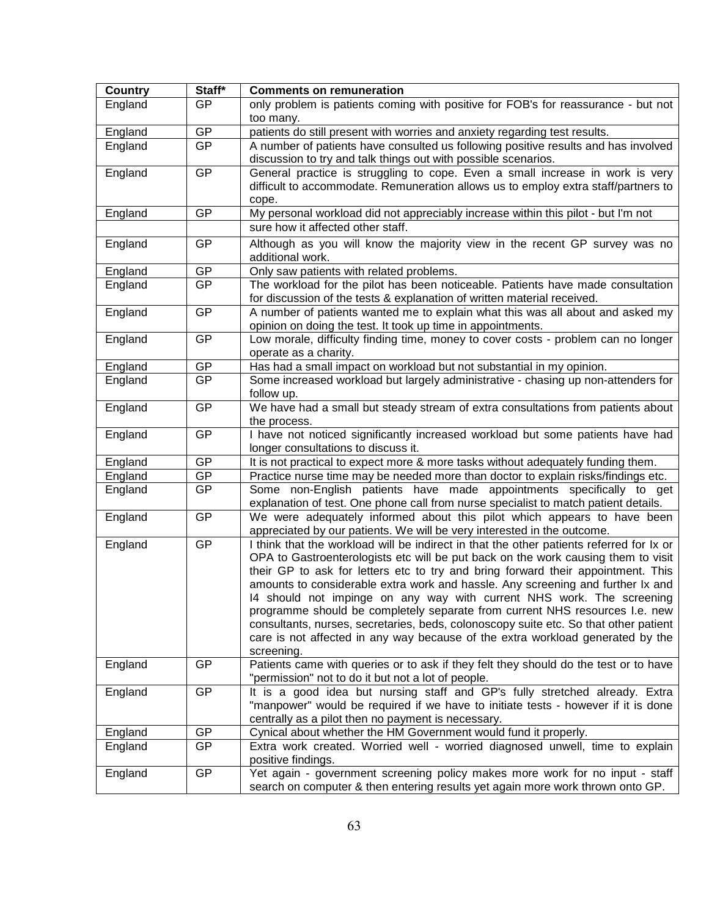| Country | Staff* | Comments on remuneration |
|---|---|---|
| England | GP | only problem is patients coming with positive for FOB's for reassurance - but not too many. |
| England | GP | patients do still present with worries and anxiety regarding test results. |
| England | GP | A number of patients have consulted us following positive results and has involved discussion to try and talk things out with possible scenarios. |
| England | GP | General practice is struggling to cope. Even a small increase in work is very difficult to accommodate. Remuneration allows us to employ extra staff/partners to cope. |
| England | GP | My personal workload did not appreciably increase within this pilot - but I'm not |
| | | sure how it affected other staff. |
| England | GP | Although as you will know the majority view in the recent GP survey was no additional work. |
| England | GP | Only saw patients with related problems. |
| England | GP | The workload for the pilot has been noticeable. Patients have made consultation for discussion of the tests & explanation of written material received. |
| England | GP | A number of patients wanted me to explain what this was all about and asked my opinion on doing the test. It took up time in appointments. |
| England | GP | Low morale, difficulty finding time, money to cover costs - problem can no longer operate as a charity. |
| England | GP | Has had a small impact on workload but not substantial in my opinion. |
| England | GP | Some increased workload but largely administrative - chasing up non-attenders for follow up. |
| England | GP | We have had a small but steady stream of extra consultations from patients about the process. |
| England | GP | I have not noticed significantly increased workload but some patients have had longer consultations to discuss it. |
| England | GP | It is not practical to expect more & more tasks without adequately funding them. |
| England | GP | Practice nurse time may be needed more than doctor to explain risks/findings etc. |
| England | GP | Some non-English patients have made appointments specifically to get explanation of test. One phone call from nurse specialist to match patient details. |
| England | GP | We were adequately informed about this pilot which appears to have been appreciated by our patients. We will be very interested in the outcome. |
| England | GP | I think that the workload will be indirect in that the other patients referred for Ix or OPA to Gastroenterologists etc will be put back on the work causing them to visit their GP to ask for letters etc to try and bring forward their appointment. This amounts to considerable extra work and hassle. Any screening and further Ix and I4 should not impinge on any way with current NHS work. The screening programme should be completely separate from current NHS resources I.e. new consultants, nurses, secretaries, beds, colonoscopy suite etc. So that other patient care is not affected in any way because of the extra workload generated by the screening. |
| England | GP | Patients came with queries or to ask if they felt they should do the test or to have "permission" not to do it but not a lot of people. |
| England | GP | It is a good idea but nursing staff and GP's fully stretched already. Extra "manpower" would be required if we have to initiate tests - however if it is done centrally as a pilot then no payment is necessary. |
| England | GP | Cynical about whether the HM Government would fund it properly. |
| England | GP | Extra work created. Worried well - worried diagnosed unwell, time to explain positive findings. |
| England | GP | Yet again - government screening policy makes more work for no input - staff search on computer & then entering results yet again more work thrown onto GP. |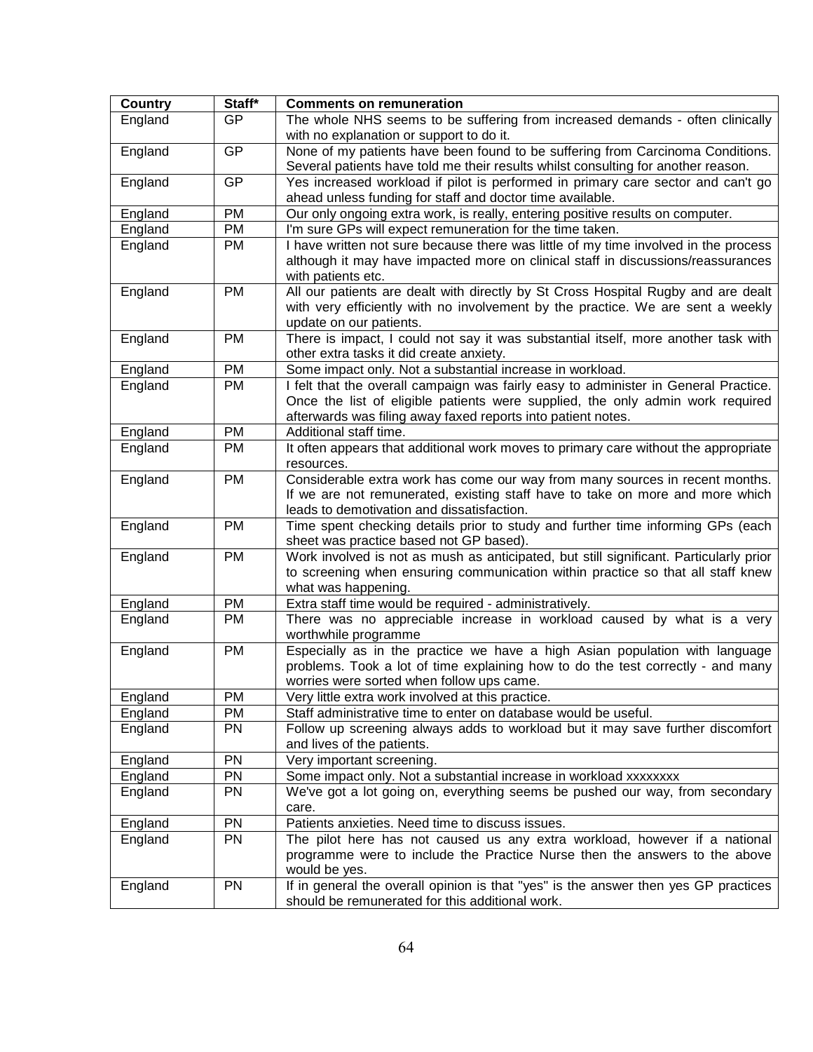| Country | Staff* | Comments on remuneration |
|---|---|---|
| England | GP | The whole NHS seems to be suffering from increased demands - often clinically with no explanation or support to do it. |
| England | GP | None of my patients have been found to be suffering from Carcinoma Conditions. Several patients have told me their results whilst consulting for another reason. |
| England | GP | Yes increased workload if pilot is performed in primary care sector and can't go ahead unless funding for staff and doctor time available. |
| England | PM | Our only ongoing extra work, is really, entering positive results on computer. |
| England | PM | I'm sure GPs will expect remuneration for the time taken. |
| England | PM | I have written not sure because there was little of my time involved in the process although it may have impacted more on clinical staff in discussions/reassurances with patients etc. |
| England | PM | All our patients are dealt with directly by St Cross Hospital Rugby and are dealt with very efficiently with no involvement by the practice. We are sent a weekly update on our patients. |
| England | PM | There is impact, I could not say it was substantial itself, more another task with other extra tasks it did create anxiety. |
| England | PM | Some impact only. Not a substantial increase in workload. |
| England | PM | I felt that the overall campaign was fairly easy to administer in General Practice. Once the list of eligible patients were supplied, the only admin work required afterwards was filing away faxed reports into patient notes. |
| England | PM | Additional staff time. |
| England | PM | It often appears that additional work moves to primary care without the appropriate resources. |
| England | PM | Considerable extra work has come our way from many sources in recent months. If we are not remunerated, existing staff have to take on more and more which leads to demotivation and dissatisfaction. |
| England | PM | Time spent checking details prior to study and further time informing GPs (each sheet was practice based not GP based). |
| England | PM | Work involved is not as mush as anticipated, but still significant. Particularly prior to screening when ensuring communication within practice so that all staff knew what was happening. |
| England | PM | Extra staff time would be required - administratively. |
| England | PM | There was no appreciable increase in workload caused by what is a very worthwhile programme |
| England | PM | Especially as in the practice we have a high Asian population with language problems. Took a lot of time explaining how to do the test correctly - and many worries were sorted when follow ups came. |
| England | PM | Very little extra work involved at this practice. |
| England | PM | Staff administrative time to enter on database would be useful. |
| England | PN | Follow up screening always adds to workload but it may save further discomfort and lives of the patients. |
| England | PN | Very important screening. |
| England | PN | Some impact only. Not a substantial increase in workload xxxxxxxx |
| England | PN | We've got a lot going on, everything seems be pushed our way, from secondary care. |
| England | PN | Patients anxieties. Need time to discuss issues. |
| England | PN | The pilot here has not caused us any extra workload, however if a national programme were to include the Practice Nurse then the answers to the above would be yes. |
| England | PN | If in general the overall opinion is that "yes" is the answer then yes GP practices should be remunerated for this additional work. |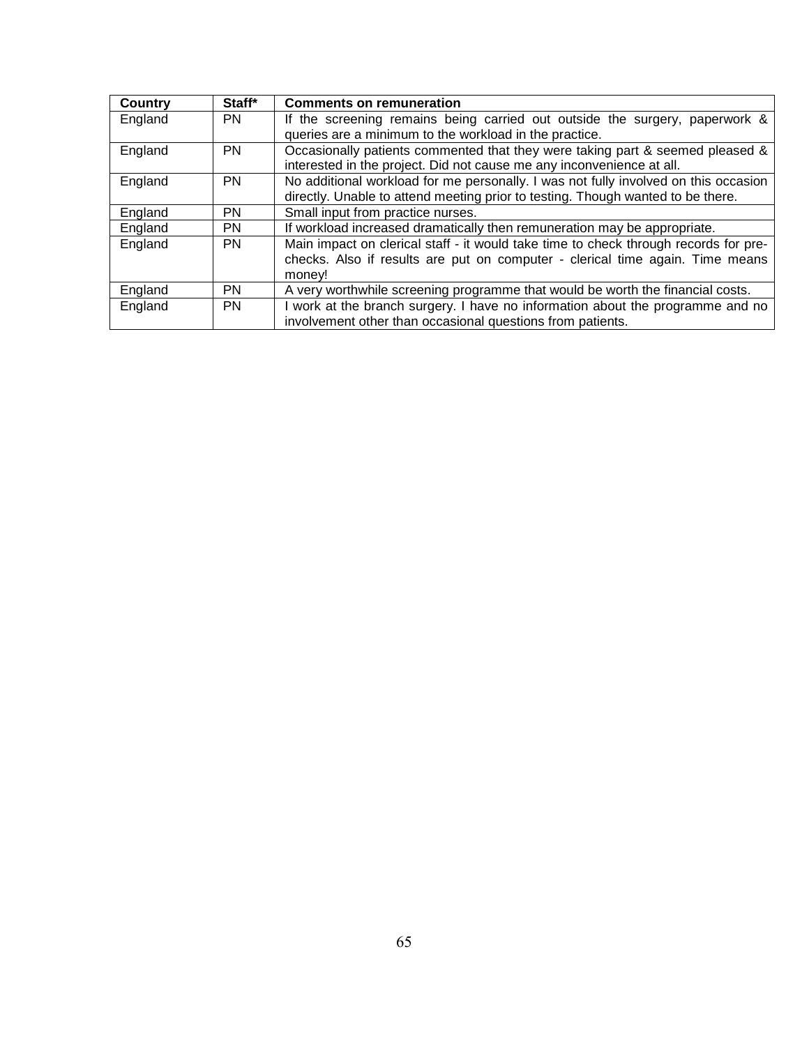| Country | Staff* | Comments on remuneration |
|---|---|---|
| England | PN | If the screening remains being carried out outside the surgery, paperwork & queries are a minimum to the workload in the practice. |
| England | PN | Occasionally patients commented that they were taking part & seemed pleased & interested in the project. Did not cause me any inconvenience at all. |
| England | PN | No additional workload for me personally. I was not fully involved on this occasion directly. Unable to attend meeting prior to testing. Though wanted to be there. |
| England | PN | Small input from practice nurses. |
| England | PN | If workload increased dramatically then remuneration may be appropriate. |
| England | PN | Main impact on clerical staff - it would take time to check through records for pre-checks. Also if results are put on computer - clerical time again. Time means money! |
| England | PN | A very worthwhile screening programme that would be worth the financial costs. |
| England | PN | I work at the branch surgery. I have no information about the programme and no involvement other than occasional questions from patients. |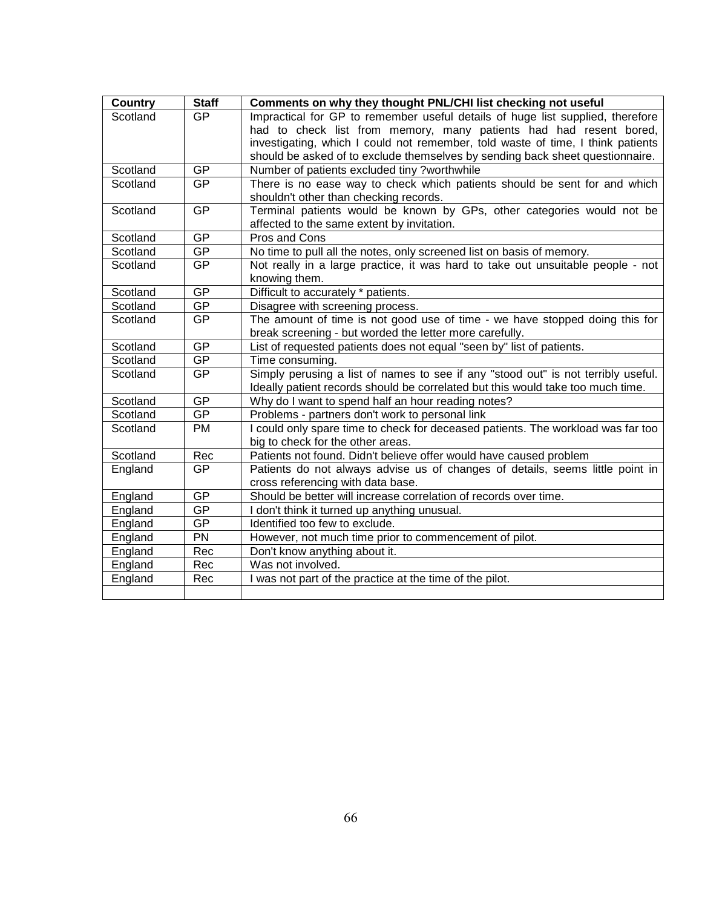| Country | Staff | Comments on why they thought PNL/CHI list checking not useful |
|---|---|---|
| Scotland | GP | Impractical for GP to remember useful details of huge list supplied, therefore had to check list from memory, many patients had had resent bored, investigating, which I could not remember, told waste of time, I think patients should be asked of to exclude themselves by sending back sheet questionnaire. |
| Scotland | GP | Number of patients excluded tiny ?worthwhile |
| Scotland | GP | There is no ease way to check which patients should be sent for and which shouldn't other than checking records. |
| Scotland | GP | Terminal patients would be known by GPs, other categories would not be affected to the same extent by invitation. |
| Scotland | GP | Pros and Cons |
| Scotland | GP | No time to pull all the notes, only screened list on basis of memory. |
| Scotland | GP | Not really in a large practice, it was hard to take out unsuitable people - not knowing them. |
| Scotland | GP | Difficult to accurately * patients. |
| Scotland | GP | Disagree with screening process. |
| Scotland | GP | The amount of time is not good use of time - we have stopped doing this for break screening - but worded the letter more carefully. |
| Scotland | GP | List of requested patients does not equal "seen by" list of patients. |
| Scotland | GP | Time consuming. |
| Scotland | GP | Simply perusing a list of names to see if any "stood out" is not terribly useful. Ideally patient records should be correlated but this would take too much time. |
| Scotland | GP | Why do I want to spend half an hour reading notes? |
| Scotland | GP | Problems - partners don't work to personal link |
| Scotland | PM | I could only spare time to check for deceased patients. The workload was far too big to check for the other areas. |
| Scotland | Rec | Patients not found. Didn't believe offer would have caused problem |
| England | GP | Patients do not always advise us of changes of details, seems little point in cross referencing with data base. |
| England | GP | Should be better will increase correlation of records over time. |
| England | GP | I don't think it turned up anything unusual. |
| England | GP | Identified too few to exclude. |
| England | PN | However, not much time prior to commencement of pilot. |
| England | Rec | Don't know anything about it. |
| England | Rec | Was not involved. |
| England | Rec | I was not part of the practice at the time of the pilot. |
| | | |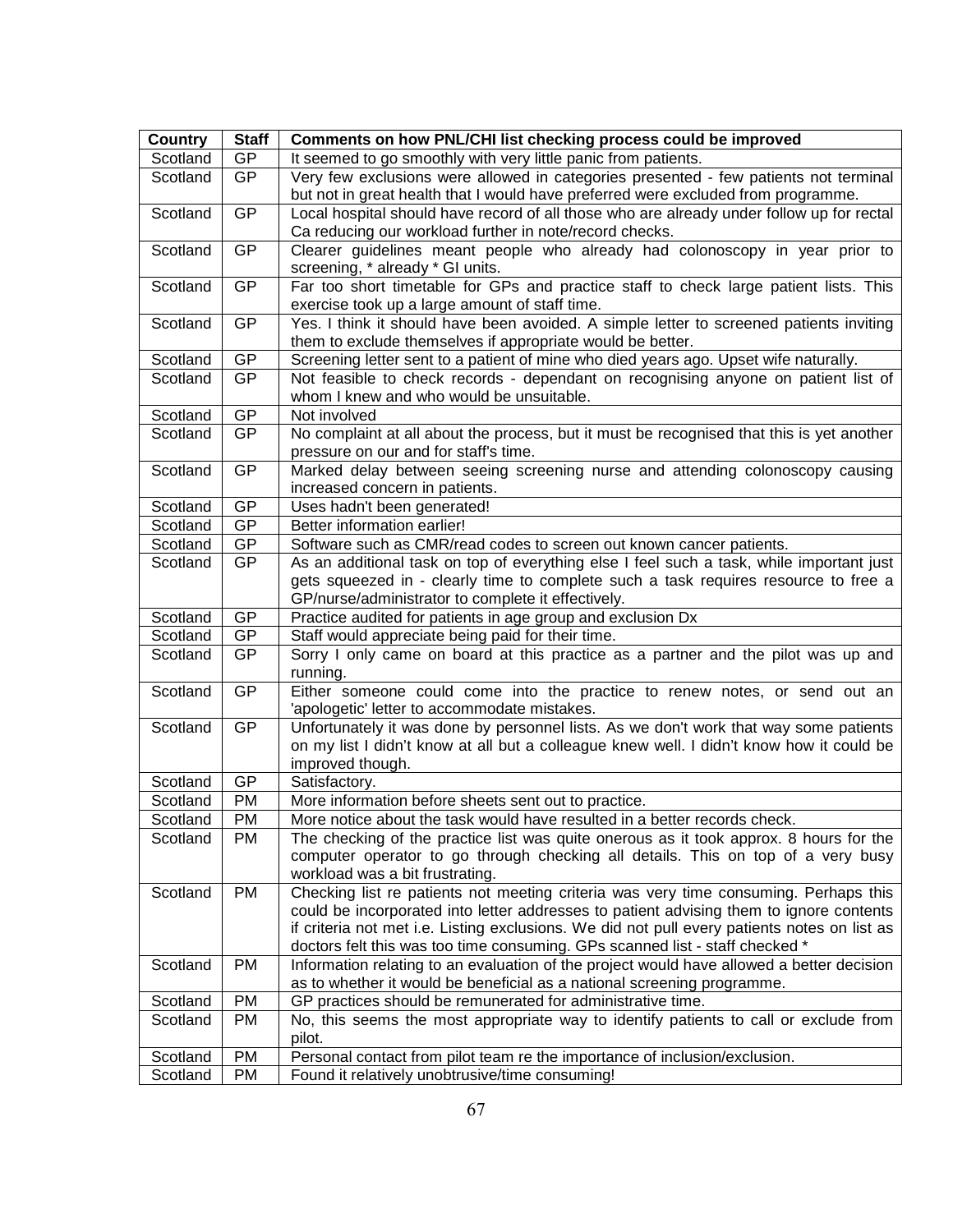| Country | Staff | Comments on how PNL/CHI list checking process could be improved |
|---|---|---|
| Scotland | GP | It seemed to go smoothly with very little panic from patients. |
| Scotland | GP | Very few exclusions were allowed in categories presented - few patients not terminal but not in great health that I would have preferred were excluded from programme. |
| Scotland | GP | Local hospital should have record of all those who are already under follow up for rectal Ca reducing our workload further in note/record checks. |
| Scotland | GP | Clearer guidelines meant people who already had colonoscopy in year prior to screening, * already * GI units. |
| Scotland | GP | Far too short timetable for GPs and practice staff to check large patient lists. This exercise took up a large amount of staff time. |
| Scotland | GP | Yes. I think it should have been avoided. A simple letter to screened patients inviting them to exclude themselves if appropriate would be better. |
| Scotland | GP | Screening letter sent to a patient of mine who died years ago. Upset wife naturally. |
| Scotland | GP | Not feasible to check records - dependant on recognising anyone on patient list of whom I knew and who would be unsuitable. |
| Scotland | GP | Not involved |
| Scotland | GP | No complaint at all about the process, but it must be recognised that this is yet another pressure on our and for staff's time. |
| Scotland | GP | Marked delay between seeing screening nurse and attending colonoscopy causing increased concern in patients. |
| Scotland | GP | Uses hadn't been generated! |
| Scotland | GP | Better information earlier! |
| Scotland | GP | Software such as CMR/read codes to screen out known cancer patients. |
| Scotland | GP | As an additional task on top of everything else I feel such a task, while important just gets squeezed in - clearly time to complete such a task requires resource to free a GP/nurse/administrator to complete it effectively. |
| Scotland | GP | Practice audited for patients in age group and exclusion Dx |
| Scotland | GP | Staff would appreciate being paid for their time. |
| Scotland | GP | Sorry I only came on board at this practice as a partner and the pilot was up and running. |
| Scotland | GP | Either someone could come into the practice to renew notes, or send out an 'apologetic' letter to accommodate mistakes. |
| Scotland | GP | Unfortunately it was done by personnel lists. As we don't work that way some patients on my list I didn't know at all but a colleague knew well. I didn't know how it could be improved though. |
| Scotland | GP | Satisfactory. |
| Scotland | PM | More information before sheets sent out to practice. |
| Scotland | PM | More notice about the task would have resulted in a better records check. |
| Scotland | PM | The checking of the practice list was quite onerous as it took approx. 8 hours for the computer operator to go through checking all details. This on top of a very busy workload was a bit frustrating. |
| Scotland | PM | Checking list re patients not meeting criteria was very time consuming. Perhaps this could be incorporated into letter addresses to patient advising them to ignore contents if criteria not met i.e. Listing exclusions. We did not pull every patients notes on list as doctors felt this was too time consuming. GPs scanned list - staff checked * |
| Scotland | PM | Information relating to an evaluation of the project would have allowed a better decision as to whether it would be beneficial as a national screening programme. |
| Scotland | PM | GP practices should be remunerated for administrative time. |
| Scotland | PM | No, this seems the most appropriate way to identify patients to call or exclude from pilot. |
| Scotland | PM | Personal contact from pilot team re the importance of inclusion/exclusion. |
| Scotland | PM | Found it relatively unobtrusive/time consuming! |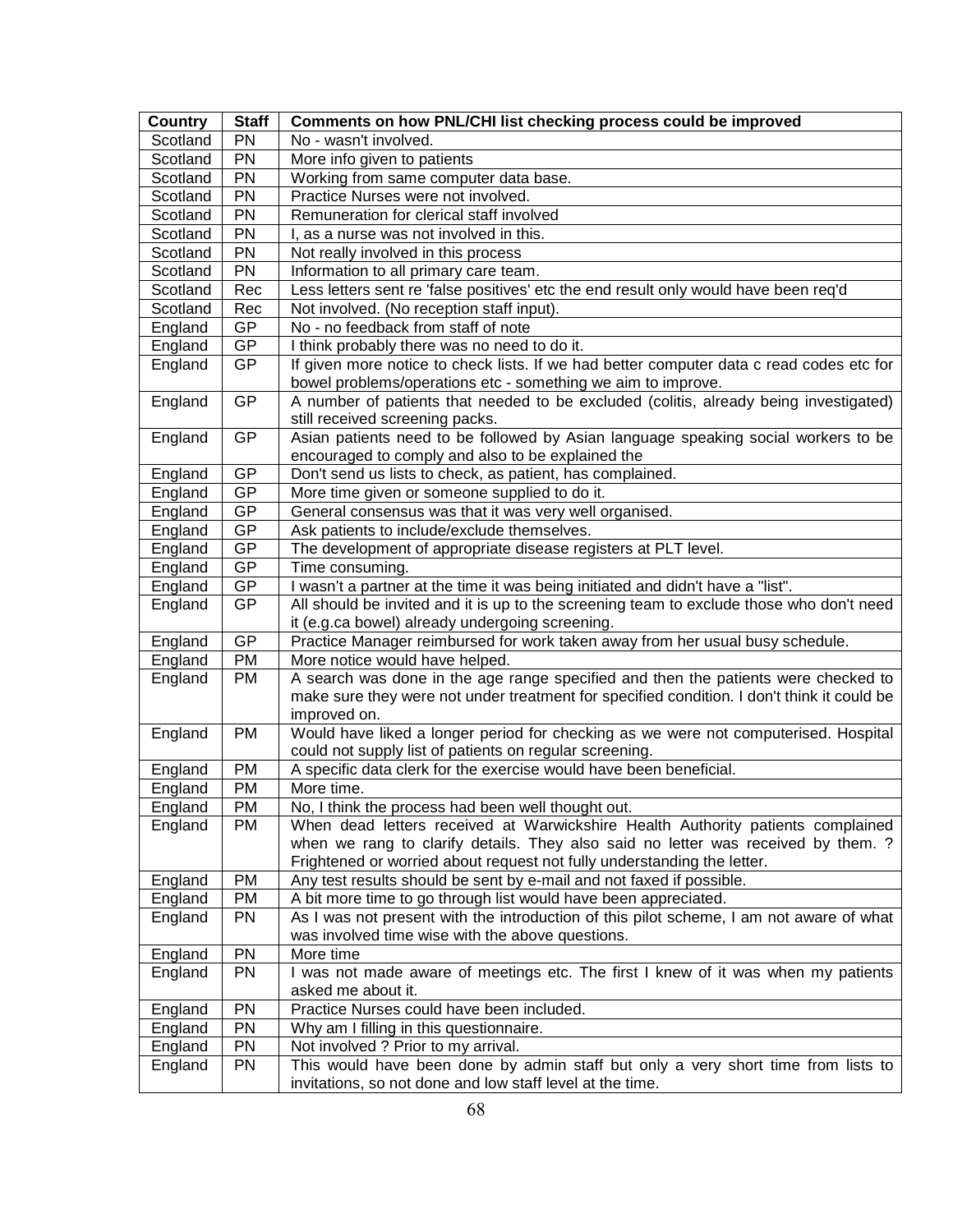| Country | Staff | Comments on how PNL/CHI list checking process could be improved |
|---|---|---|
| Scotland | PN | No - wasn't involved. |
| Scotland | PN | More info given to patients |
| Scotland | PN | Working from same computer data base. |
| Scotland | PN | Practice Nurses were not involved. |
| Scotland | PN | Remuneration for clerical staff involved |
| Scotland | PN | I, as a nurse was not involved in this. |
| Scotland | PN | Not really involved in this process |
| Scotland | PN | Information to all primary care team. |
| Scotland | Rec | Less letters sent re 'false positives' etc the end result only would have been req'd |
| Scotland | Rec | Not involved. (No reception staff input). |
| England | GP | No - no feedback from staff of note |
| England | GP | I think probably there was no need to do it. |
| England | GP | If given more notice to check lists. If we had better computer data c read codes etc for bowel problems/operations etc - something we aim to improve. |
| England | GP | A number of patients that needed to be excluded (colitis, already being investigated) still received screening packs. |
| England | GP | Asian patients need to be followed by Asian language speaking social workers to be encouraged to comply and also to be explained the |
| England | GP | Don't send us lists to check, as patient, has complained. |
| England | GP | More time given or someone supplied to do it. |
| England | GP | General consensus was that it was very well organised. |
| England | GP | Ask patients to include/exclude themselves. |
| England | GP | The development of appropriate disease registers at PLT level. |
| England | GP | Time consuming. |
| England | GP | I wasn't a partner at the time it was being initiated and didn't have a "list". |
| England | GP | All should be invited and it is up to the screening team to exclude those who don't need it (e.g.ca bowel) already undergoing screening. |
| England | GP | Practice Manager reimbursed for work taken away from her usual busy schedule. |
| England | PM | More notice would have helped. |
| England | PM | A search was done in the age range specified and then the patients were checked to make sure they were not under treatment for specified condition. I don't think it could be improved on. |
| England | PM | Would have liked a longer period for checking as we were not computerised. Hospital could not supply list of patients on regular screening. |
| England | PM | A specific data clerk for the exercise would have been beneficial. |
| England | PM | More time. |
| England | PM | No, I think the process had been well thought out. |
| England | PM | When dead letters received at Warwickshire Health Authority patients complained when we rang to clarify details. They also said no letter was received by them. ? Frightened or worried about request not fully understanding the letter. |
| England | PM | Any test results should be sent by e-mail and not faxed if possible. |
| England | PM | A bit more time to go through list would have been appreciated. |
| England | PN | As I was not present with the introduction of this pilot scheme, I am not aware of what was involved time wise with the above questions. |
| England | PN | More time |
| England | PN | I was not made aware of meetings etc. The first I knew of it was when my patients asked me about it. |
| England | PN | Practice Nurses could have been included. |
| England | PN | Why am I filling in this questionnaire. |
| England | PN | Not involved ? Prior to my arrival. |
| England | PN | This would have been done by admin staff but only a very short time from lists to invitations, so not done and low staff level at the time. |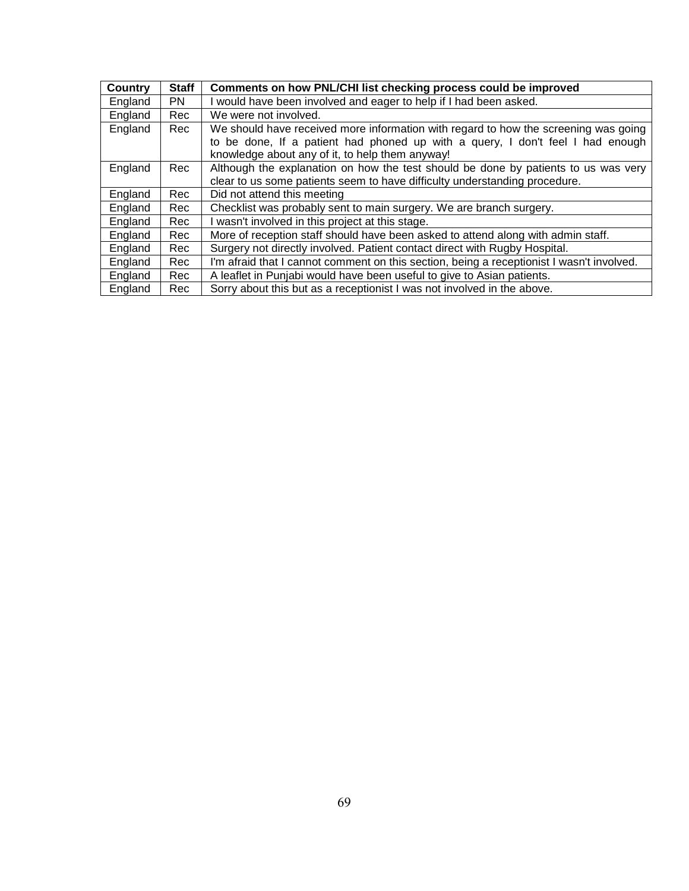| Country | Staff | Comments on how PNL/CHI list checking process could be improved |
|---|---|---|
| England | PN | I would have been involved and eager to help if I had been asked. |
| England | Rec | We were not involved. |
| England | Rec | We should have received more information with regard to how the screening was going to be done, If a patient had phoned up with a query, I don't feel I had enough knowledge about any of it, to help them anyway! |
| England | Rec | Although the explanation on how the test should be done by patients to us was very clear to us some patients seem to have difficulty understanding procedure. |
| England | Rec | Did not attend this meeting |
| England | Rec | Checklist was probably sent to main surgery. We are branch surgery. |
| England | Rec | I wasn't involved in this project at this stage. |
| England | Rec | More of reception staff should have been asked to attend along with admin staff. |
| England | Rec | Surgery not directly involved. Patient contact direct with Rugby Hospital. |
| England | Rec | I'm afraid that I cannot comment on this section, being a receptionist I wasn't involved. |
| England | Rec | A leaflet in Punjabi would have been useful to give to Asian patients. |
| England | Rec | Sorry about this but as a receptionist I was not involved in the above. |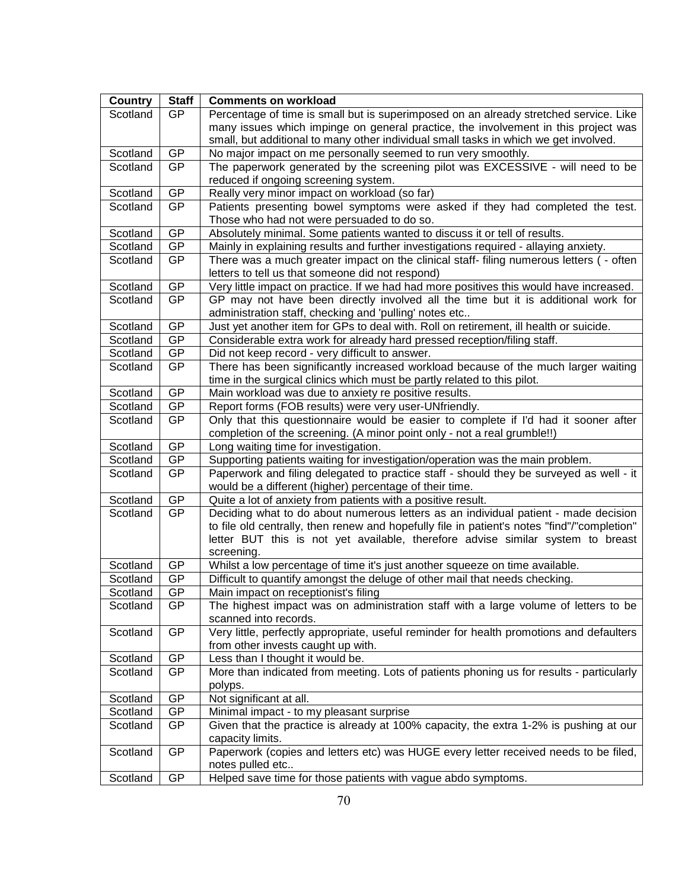| Country | Staff | Comments on workload |
|---|---|---|
| Scotland | GP | Percentage of time is small but is superimposed on an already stretched service. Like many issues which impinge on general practice, the involvement in this project was small, but additional to many other individual small tasks in which we get involved. |
| Scotland | GP | No major impact on me personally seemed to run very smoothly. |
| Scotland | GP | The paperwork generated by the screening pilot was EXCESSIVE - will need to be reduced if ongoing screening system. |
| Scotland | GP | Really very minor impact on workload (so far) |
| Scotland | GP | Patients presenting bowel symptoms were asked if they had completed the test. Those who had not were persuaded to do so. |
| Scotland | GP | Absolutely minimal. Some patients wanted to discuss it or tell of results. |
| Scotland | GP | Mainly in explaining results and further investigations required - allaying anxiety. |
| Scotland | GP | There was a much greater impact on the clinical staff- filing numerous letters ( - often letters to tell us that someone did not respond) |
| Scotland | GP | Very little impact on practice. If we had had more positives this would have increased. |
| Scotland | GP | GP may not have been directly involved all the time but it is additional work for administration staff, checking and 'pulling' notes etc.. |
| Scotland | GP | Just yet another item for GPs to deal with. Roll on retirement, ill health or suicide. |
| Scotland | GP | Considerable extra work for already hard pressed reception/filing staff. |
| Scotland | GP | Did not keep record - very difficult to answer. |
| Scotland | GP | There has been significantly increased workload because of the much larger waiting time in the surgical clinics which must be partly related to this pilot. |
| Scotland | GP | Main workload was due to anxiety re positive results. |
| Scotland | GP | Report forms (FOB results) were very user-UNfriendly. |
| Scotland | GP | Only that this questionnaire would be easier to complete if I'd had it sooner after completion of the screening. (A minor point only - not a real grumble!!) |
| Scotland | GP | Long waiting time for investigation. |
| Scotland | GP | Supporting patients waiting for investigation/operation was the main problem. |
| Scotland | GP | Paperwork and filing delegated to practice staff - should they be surveyed as well - it would be a different (higher) percentage of their time. |
| Scotland | GP | Quite a lot of anxiety from patients with a positive result. |
| Scotland | GP | Deciding what to do about numerous letters as an individual patient - made decision to file old centrally, then renew and hopefully file in patient's notes "find"/"completion" letter BUT this is not yet available, therefore advise similar system to breast screening. |
| Scotland | GP | Whilst a low percentage of time it's just another squeeze on time available. |
| Scotland | GP | Difficult to quantify amongst the deluge of other mail that needs checking. |
| Scotland | GP | Main impact on receptionist's filing |
| Scotland | GP | The highest impact was on administration staff with a large volume of letters to be scanned into records. |
| Scotland | GP | Very little, perfectly appropriate, useful reminder for health promotions and defaulters from other invests caught up with. |
| Scotland | GP | Less than I thought it would be. |
| Scotland | GP | More than indicated from meeting. Lots of patients phoning us for results - particularly polyps. |
| Scotland | GP | Not significant at all. |
| Scotland | GP | Minimal impact - to my pleasant surprise |
| Scotland | GP | Given that the practice is already at 100% capacity, the extra 1-2% is pushing at our capacity limits. |
| Scotland | GP | Paperwork (copies and letters etc) was HUGE every letter received needs to be filed, notes pulled etc.. |
| Scotland | GP | Helped save time for those patients with vague abdo symptoms. |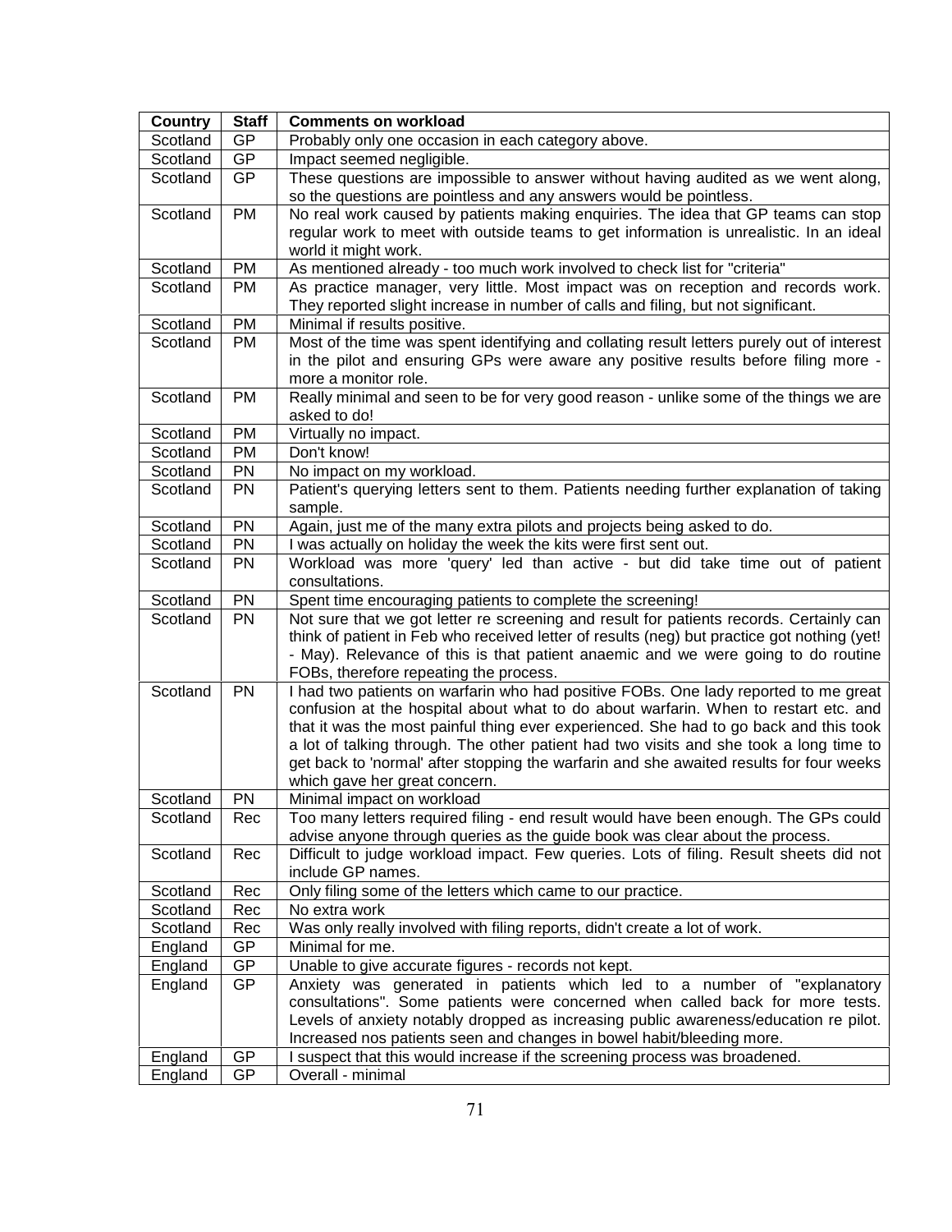| Country | Staff | Comments on workload |
|---|---|---|
| Scotland | GP | Probably only one occasion in each category above. |
| Scotland | GP | Impact seemed negligible. |
| Scotland | GP | These questions are impossible to answer without having audited as we went along, so the questions are pointless and any answers would be pointless. |
| Scotland | PM | No real work caused by patients making enquiries. The idea that GP teams can stop regular work to meet with outside teams to get information is unrealistic. In an ideal world it might work. |
| Scotland | PM | As mentioned already - too much work involved to check list for "criteria" |
| Scotland | PM | As practice manager, very little. Most impact was on reception and records work. They reported slight increase in number of calls and filing, but not significant. |
| Scotland | PM | Minimal if results positive. |
| Scotland | PM | Most of the time was spent identifying and collating result letters purely out of interest in the pilot and ensuring GPs were aware any positive results before filing more - more a monitor role. |
| Scotland | PM | Really minimal and seen to be for very good reason - unlike some of the things we are asked to do! |
| Scotland | PM | Virtually no impact. |
| Scotland | PM | Don't know! |
| Scotland | PN | No impact on my workload. |
| Scotland | PN | Patient's querying letters sent to them. Patients needing further explanation of taking sample. |
| Scotland | PN | Again, just me of the many extra pilots and projects being asked to do. |
| Scotland | PN | I was actually on holiday the week the kits were first sent out. |
| Scotland | PN | Workload was more 'query' led than active - but did take time out of patient consultations. |
| Scotland | PN | Spent time encouraging patients to complete the screening! |
| Scotland | PN | Not sure that we got letter re screening and result for patients records. Certainly can think of patient in Feb who received letter of results (neg) but practice got nothing (yet! - May). Relevance of this is that patient anaemic and we were going to do routine FOBs, therefore repeating the process. |
| Scotland | PN | I had two patients on warfarin who had positive FOBs. One lady reported to me great confusion at the hospital about what to do about warfarin. When to restart etc. and that it was the most painful thing ever experienced. She had to go back and this took a lot of talking through. The other patient had two visits and she took a long time to get back to 'normal' after stopping the warfarin and she awaited results for four weeks which gave her great concern. |
| Scotland | PN | Minimal impact on workload |
| Scotland | Rec | Too many letters required filing - end result would have been enough. The GPs could advise anyone through queries as the guide book was clear about the process. |
| Scotland | Rec | Difficult to judge workload impact. Few queries. Lots of filing. Result sheets did not include GP names. |
| Scotland | Rec | Only filing some of the letters which came to our practice. |
| Scotland | Rec | No extra work |
| Scotland | Rec | Was only really involved with filing reports, didn't create a lot of work. |
| England | GP | Minimal for me. |
| England | GP | Unable to give accurate figures - records not kept. |
| England | GP | Anxiety was generated in patients which led to a number of "explanatory consultations". Some patients were concerned when called back for more tests. Levels of anxiety notably dropped as increasing public awareness/education re pilot. Increased nos patients seen and changes in bowel habit/bleeding more. |
| England | GP | I suspect that this would increase if the screening process was broadened. |
| England | GP | Overall - minimal |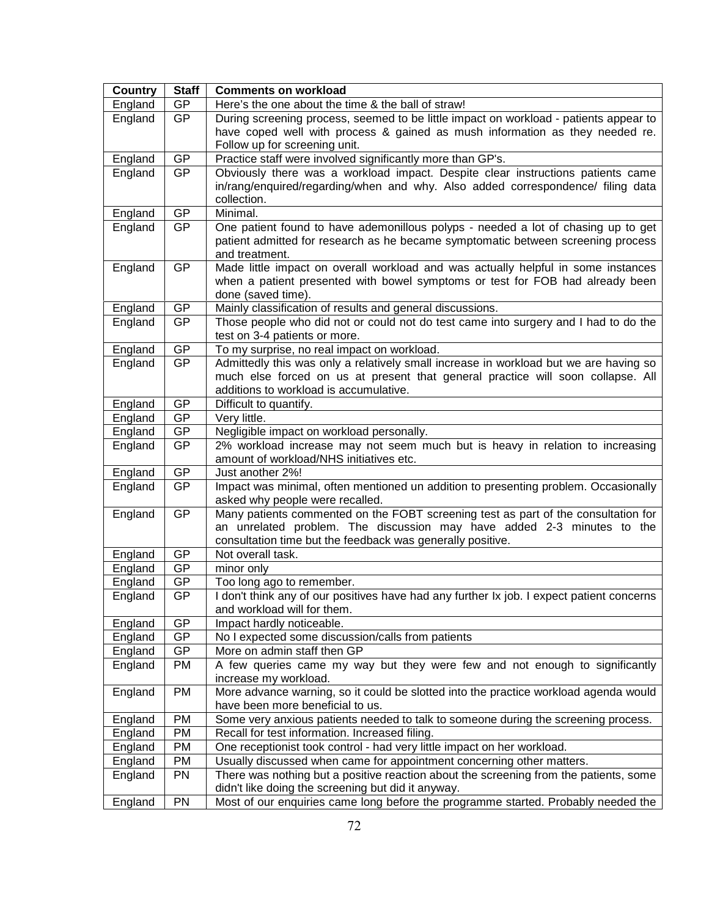| Country | Staff | Comments on workload |
|---|---|---|
| England | GP | Here's the one about the time & the ball of straw! |
| England | GP | During screening process, seemed to be little impact on workload - patients appear to have coped well with process & gained as mush information as they needed re. Follow up for screening unit. |
| England | GP | Practice staff were involved significantly more than GP's. |
| England | GP | Obviously there was a workload impact. Despite clear instructions patients came in/rang/enquired/regarding/when and why. Also added correspondence/ filing data collection. |
| England | GP | Minimal. |
| England | GP | One patient found to have ademonillous polyps - needed a lot of chasing up to get patient admitted for research as he became symptomatic between screening process and treatment. |
| England | GP | Made little impact on overall workload and was actually helpful in some instances when a patient presented with bowel symptoms or test for FOB had already been done (saved time). |
| England | GP | Mainly classification of results and general discussions. |
| England | GP | Those people who did not or could not do test came into surgery and I had to do the test on 3-4 patients or more. |
| England | GP | To my surprise, no real impact on workload. |
| England | GP | Admittedly this was only a relatively small increase in workload but we are having so much else forced on us at present that general practice will soon collapse. All additions to workload is accumulative. |
| England | GP | Difficult to quantify. |
| England | GP | Very little. |
| England | GP | Negligible impact on workload personally. |
| England | GP | 2% workload increase may not seem much but is heavy in relation to increasing amount of workload/NHS initiatives etc. |
| England | GP | Just another 2%! |
| England | GP | Impact was minimal, often mentioned un addition to presenting problem. Occasionally asked why people were recalled. |
| England | GP | Many patients commented on the FOBT screening test as part of the consultation for an unrelated problem. The discussion may have added 2-3 minutes to the consultation time but the feedback was generally positive. |
| England | GP | Not overall task. |
| England | GP | minor only |
| England | GP | Too long ago to remember. |
| England | GP | I don't think any of our positives have had any further Ix job. I expect patient concerns and workload will for them. |
| England | GP | Impact hardly noticeable. |
| England | GP | No I expected some discussion/calls from patients |
| England | GP | More on admin staff then GP |
| England | PM | A few queries came my way but they were few and not enough to significantly increase my workload. |
| England | PM | More advance warning, so it could be slotted into the practice workload agenda would have been more beneficial to us. |
| England | PM | Some very anxious patients needed to talk to someone during the screening process. |
| England | PM | Recall for test information. Increased filing. |
| England | PM | One receptionist took control - had very little impact on her workload. |
| England | PM | Usually discussed when came for appointment concerning other matters. |
| England | PN | There was nothing but a positive reaction about the screening from the patients, some didn't like doing the screening but did it anyway. |
| England | PN | Most of our enquiries came long before the programme started. Probably needed the |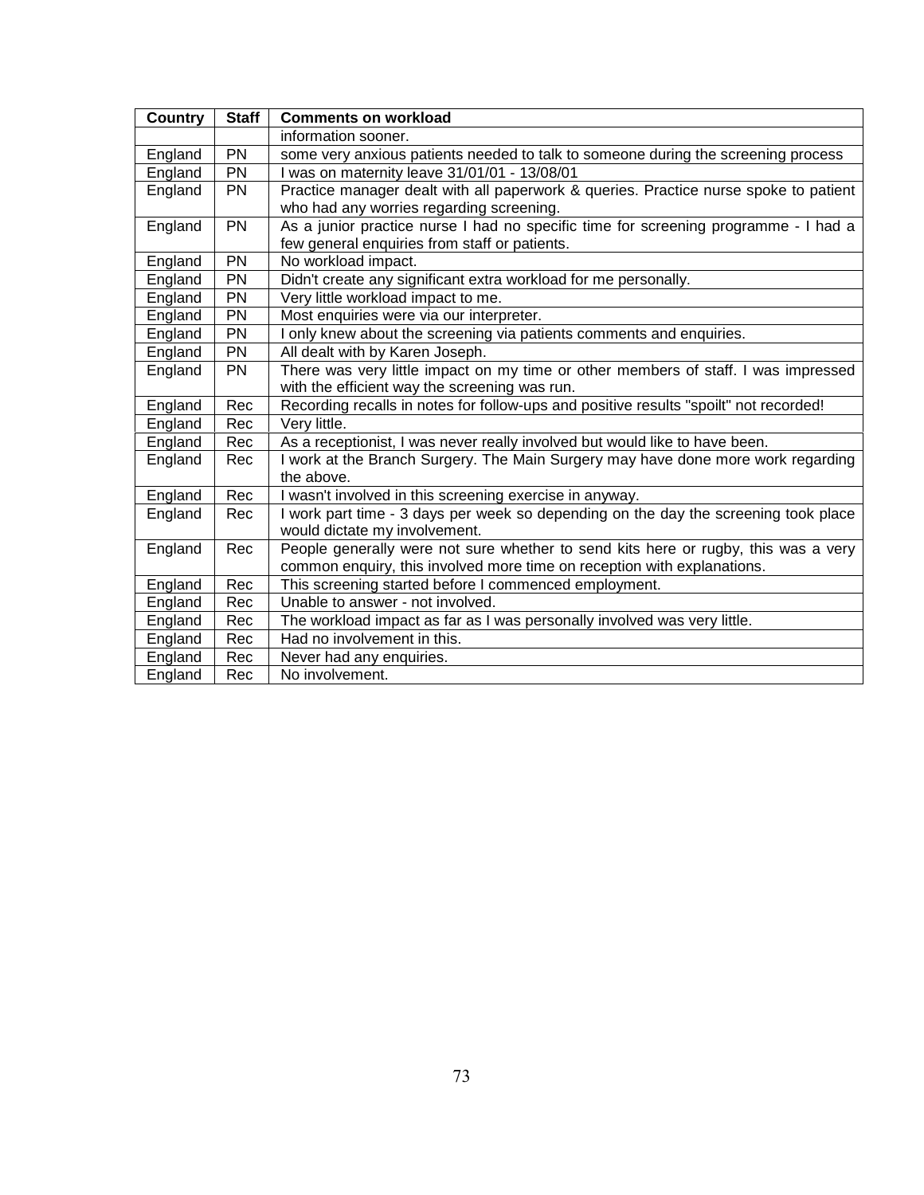| Country | Staff | Comments on workload |
|---|---|---|
| | | information sooner. |
| England | PN | some very anxious patients needed to talk to someone during the screening process |
| England | PN | I was on maternity leave 31/01/01 - 13/08/01 |
| England | PN | Practice manager dealt with all paperwork & queries. Practice nurse spoke to patient who had any worries regarding screening. |
| England | PN | As a junior practice nurse I had no specific time for screening programme - I had a few general enquiries from staff or patients. |
| England | PN | No workload impact. |
| England | PN | Didn't create any significant extra workload for me personally. |
| England | PN | Very little workload impact to me. |
| England | PN | Most enquiries were via our interpreter. |
| England | PN | I only knew about the screening via patients comments and enquiries. |
| England | PN | All dealt with by Karen Joseph. |
| England | PN | There was very little impact on my time or other members of staff. I was impressed with the efficient way the screening was run. |
| England | Rec | Recording recalls in notes for follow-ups and positive results "spoilt" not recorded! |
| England | Rec | Very little. |
| England | Rec | As a receptionist, I was never really involved but would like to have been. |
| England | Rec | I work at the Branch Surgery. The Main Surgery may have done more work regarding the above. |
| England | Rec | I wasn't involved in this screening exercise in anyway. |
| England | Rec | I work part time - 3 days per week so depending on the day the screening took place would dictate my involvement. |
| England | Rec | People generally were not sure whether to send kits here or rugby, this was a very common enquiry, this involved more time on reception with explanations. |
| England | Rec | This screening started before I commenced employment. |
| England | Rec | Unable to answer - not involved. |
| England | Rec | The workload impact as far as I was personally involved was very little. |
| England | Rec | Had no involvement in this. |
| England | Rec | Never had any enquiries. |
| England | Rec | No involvement. |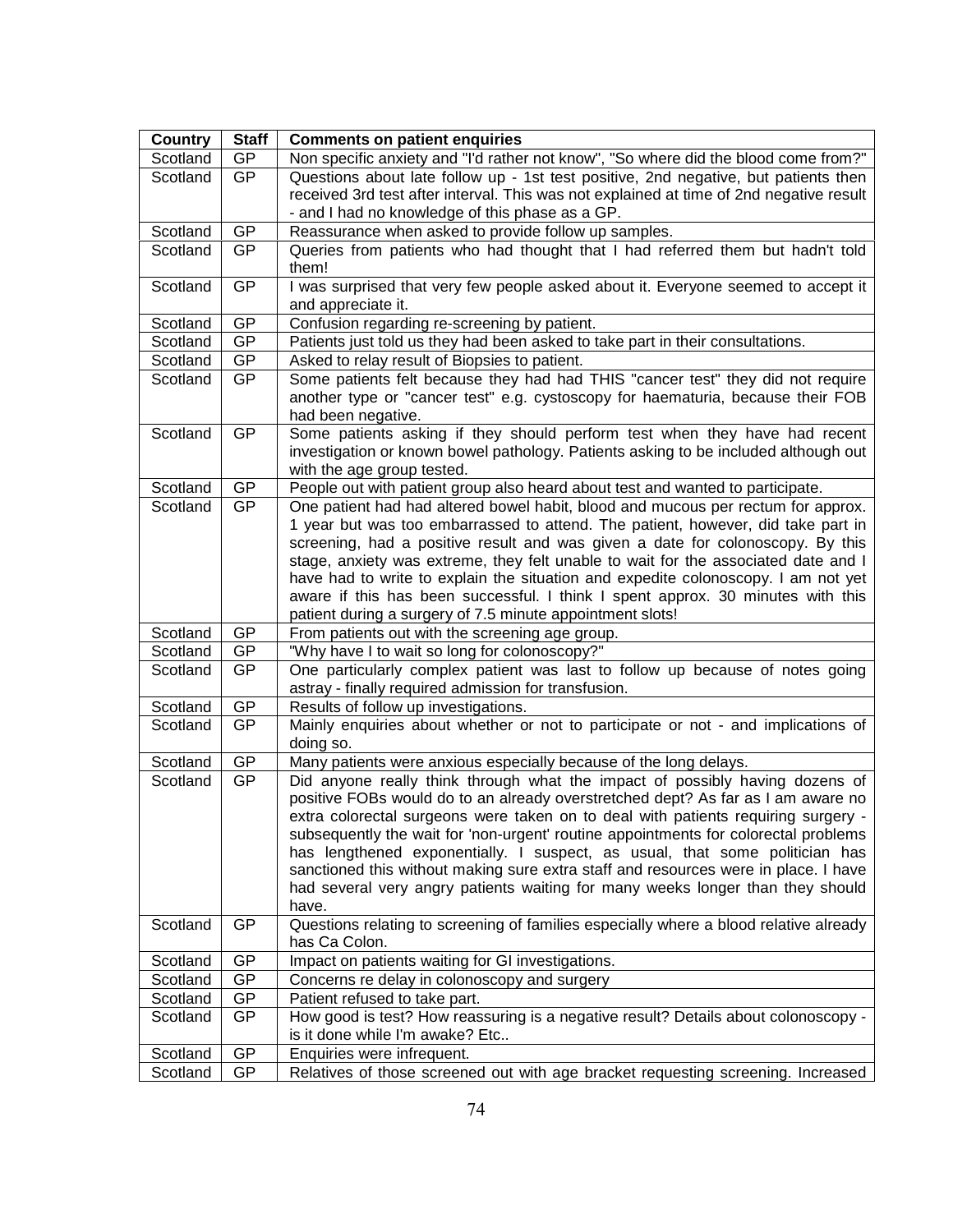| Country | Staff | Comments on patient enquiries |
| --- | --- | --- |
| Scotland | GP | Non specific anxiety and "I'd rather not know", "So where did the blood come from?" |
| Scotland | GP | Questions about late follow up - 1st test positive, 2nd negative, but patients then received 3rd test after interval. This was not explained at time of 2nd negative result - and I had no knowledge of this phase as a GP. |
| Scotland | GP | Reassurance when asked to provide follow up samples. |
| Scotland | GP | Queries from patients who had thought that I had referred them but hadn't told them! |
| Scotland | GP | I was surprised that very few people asked about it. Everyone seemed to accept it and appreciate it. |
| Scotland | GP | Confusion regarding re-screening by patient. |
| Scotland | GP | Patients just told us they had been asked to take part in their consultations. |
| Scotland | GP | Asked to relay result of Biopsies to patient. |
| Scotland | GP | Some patients felt because they had had THIS "cancer test" they did not require another type or "cancer test" e.g. cystoscopy for haematuria, because their FOB had been negative. |
| Scotland | GP | Some patients asking if they should perform test when they have had recent investigation or known bowel pathology. Patients asking to be included although out with the age group tested. |
| Scotland | GP | People out with patient group also heard about test and wanted to participate. |
| Scotland | GP | One patient had had altered bowel habit, blood and mucous per rectum for approx. 1 year but was too embarrassed to attend. The patient, however, did take part in screening, had a positive result and was given a date for colonoscopy. By this stage, anxiety was extreme, they felt unable to wait for the associated date and I have had to write to explain the situation and expedite colonoscopy. I am not yet aware if this has been successful. I think I spent approx. 30 minutes with this patient during a surgery of 7.5 minute appointment slots! |
| Scotland | GP | From patients out with the screening age group. |
| Scotland | GP | "Why have I to wait so long for colonoscopy?" |
| Scotland | GP | One particularly complex patient was last to follow up because of notes going astray - finally required admission for transfusion. |
| Scotland | GP | Results of follow up investigations. |
| Scotland | GP | Mainly enquiries about whether or not to participate or not - and implications of doing so. |
| Scotland | GP | Many patients were anxious especially because of the long delays. |
| Scotland | GP | Did anyone really think through what the impact of possibly having dozens of positive FOBs would do to an already overstretched dept? As far as I am aware no extra colorectal surgeons were taken on to deal with patients requiring surgery - subsequently the wait for 'non-urgent' routine appointments for colorectal problems has lengthened exponentially. I suspect, as usual, that some politician has sanctioned this without making sure extra staff and resources were in place. I have had several very angry patients waiting for many weeks longer than they should have. |
| Scotland | GP | Questions relating to screening of families especially where a blood relative already has Ca Colon. |
| Scotland | GP | Impact on patients waiting for GI investigations. |
| Scotland | GP | Concerns re delay in colonoscopy and surgery |
| Scotland | GP | Patient refused to take part. |
| Scotland | GP | How good is test? How reassuring is a negative result? Details about colonoscopy - is it done while I'm awake? Etc.. |
| Scotland | GP | Enquiries were infrequent. |
| Scotland | GP | Relatives of those screened out with age bracket requesting screening. Increased |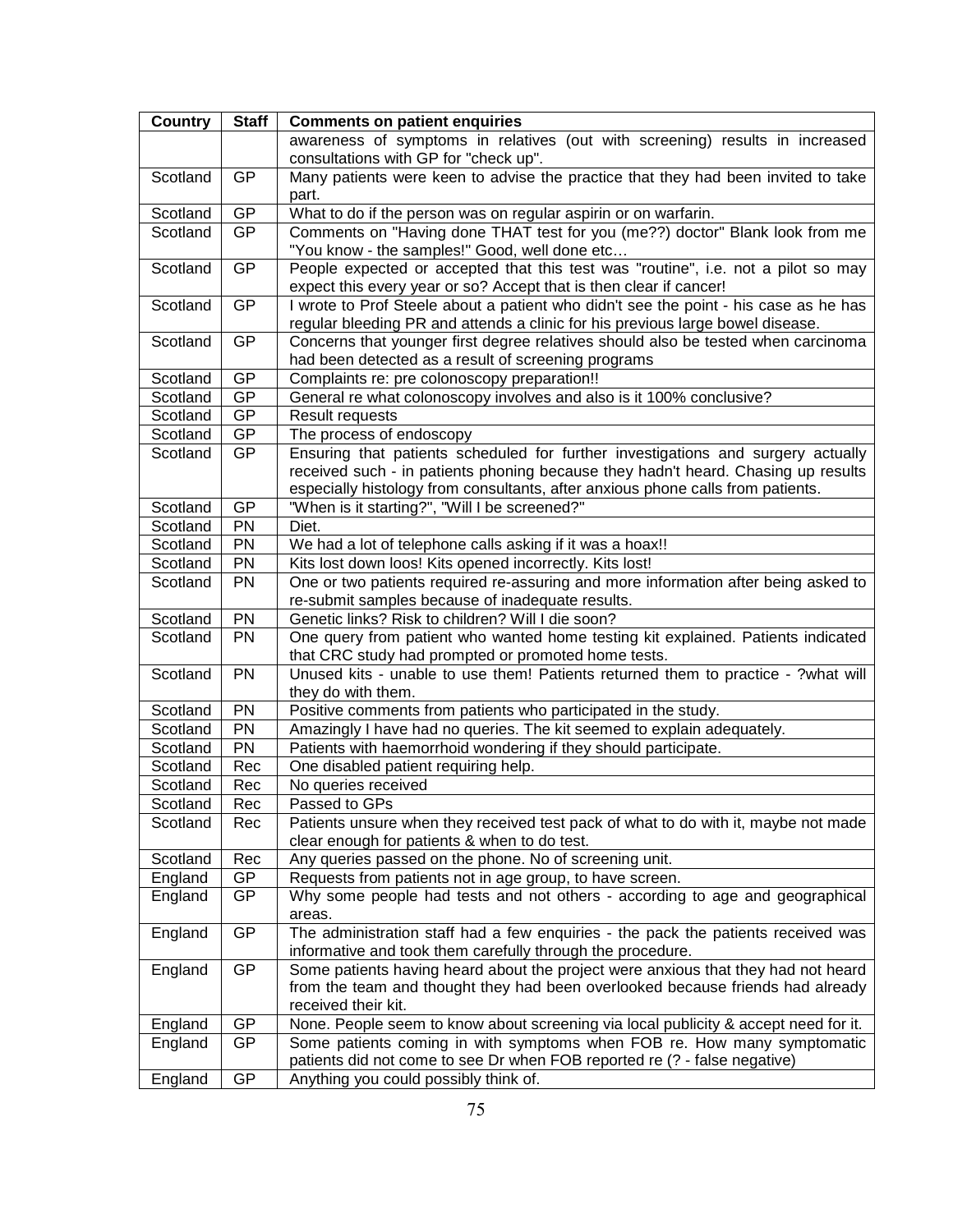| Country | Staff | Comments on patient enquiries |
|---|---|---|
| | | awareness of symptoms in relatives (out with screening) results in increased consultations with GP for "check up". |
| Scotland | GP | Many patients were keen to advise the practice that they had been invited to take part. |
| Scotland | GP | What to do if the person was on regular aspirin or on warfarin. |
| Scotland | GP | Comments on "Having done THAT test for you (me??) doctor" Blank look from me "You know - the samples!" Good, well done etc… |
| Scotland | GP | People expected or accepted that this test was "routine", i.e. not a pilot so may expect this every year or so? Accept that is then clear if cancer! |
| Scotland | GP | I wrote to Prof Steele about a patient who didn't see the point - his case as he has regular bleeding PR and attends a clinic for his previous large bowel disease. |
| Scotland | GP | Concerns that younger first degree relatives should also be tested when carcinoma had been detected as a result of screening programs |
| Scotland | GP | Complaints re: pre colonoscopy preparation!! |
| Scotland | GP | General re what colonoscopy involves and also is it 100% conclusive? |
| Scotland | GP | Result requests |
| Scotland | GP | The process of endoscopy |
| Scotland | GP | Ensuring that patients scheduled for further investigations and surgery actually received such - in patients phoning because they hadn't heard. Chasing up results especially histology from consultants, after anxious phone calls from patients. |
| Scotland | GP | "When is it starting?", "Will I be screened?" |
| Scotland | PN | Diet. |
| Scotland | PN | We had a lot of telephone calls asking if it was a hoax!! |
| Scotland | PN | Kits lost down loos! Kits opened incorrectly. Kits lost! |
| Scotland | PN | One or two patients required re-assuring and more information after being asked to re-submit samples because of inadequate results. |
| Scotland | PN | Genetic links? Risk to children? Will I die soon? |
| Scotland | PN | One query from patient who wanted home testing kit explained. Patients indicated that CRC study had prompted or promoted home tests. |
| Scotland | PN | Unused kits - unable to use them! Patients returned them to practice - ?what will they do with them. |
| Scotland | PN | Positive comments from patients who participated in the study. |
| Scotland | PN | Amazingly I have had no queries. The kit seemed to explain adequately. |
| Scotland | PN | Patients with haemorrhoid wondering if they should participate. |
| Scotland | Rec | One disabled patient requiring help. |
| Scotland | Rec | No queries received |
| Scotland | Rec | Passed to GPs |
| Scotland | Rec | Patients unsure when they received test pack of what to do with it, maybe not made clear enough for patients & when to do test. |
| Scotland | Rec | Any queries passed on the phone. No of screening unit. |
| England | GP | Requests from patients not in age group, to have screen. |
| England | GP | Why some people had tests and not others - according to age and geographical areas. |
| England | GP | The administration staff had a few enquiries - the pack the patients received was informative and took them carefully through the procedure. |
| England | GP | Some patients having heard about the project were anxious that they had not heard from the team and thought they had been overlooked because friends had already received their kit. |
| England | GP | None. People seem to know about screening via local publicity & accept need for it. |
| England | GP | Some patients coming in with symptoms when FOB re. How many symptomatic patients did not come to see Dr when FOB reported re (? - false negative) |
| England | GP | Anything you could possibly think of. |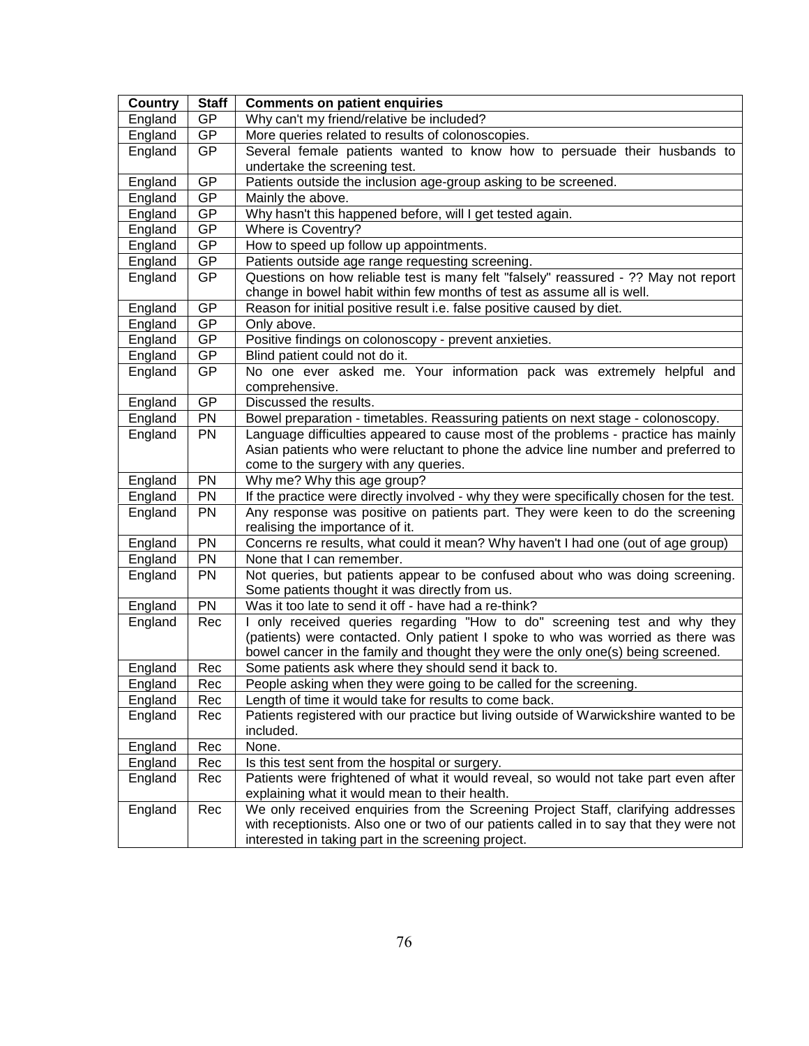| Country | Staff | Comments on patient enquiries |
|---|---|---|
| England | GP | Why can't my friend/relative be included? |
| England | GP | More queries related to results of colonoscopies. |
| England | GP | Several female patients wanted to know how to persuade their husbands to undertake the screening test. |
| England | GP | Patients outside the inclusion age-group asking to be screened. |
| England | GP | Mainly the above. |
| England | GP | Why hasn't this happened before, will I get tested again. |
| England | GP | Where is Coventry? |
| England | GP | How to speed up follow up appointments. |
| England | GP | Patients outside age range requesting screening. |
| England | GP | Questions on how reliable test is many felt "falsely" reassured - ?? May not report change in bowel habit within few months of test as assume all is well. |
| England | GP | Reason for initial positive result i.e. false positive caused by diet. |
| England | GP | Only above. |
| England | GP | Positive findings on colonoscopy - prevent anxieties. |
| England | GP | Blind patient could not do it. |
| England | GP | No one ever asked me. Your information pack was extremely helpful and comprehensive. |
| England | GP | Discussed the results. |
| England | PN | Bowel preparation - timetables. Reassuring patients on next stage - colonoscopy. |
| England | PN | Language difficulties appeared to cause most of the problems - practice has mainly Asian patients who were reluctant to phone the advice line number and preferred to come to the surgery with any queries. |
| England | PN | Why me? Why this age group? |
| England | PN | If the practice were directly involved - why they were specifically chosen for the test. |
| England | PN | Any response was positive on patients part. They were keen to do the screening realising the importance of it. |
| England | PN | Concerns re results, what could it mean? Why haven't I had one (out of age group) |
| England | PN | None that I can remember. |
| England | PN | Not queries, but patients appear to be confused about who was doing screening. Some patients thought it was directly from us. |
| England | PN | Was it too late to send it off - have had a re-think? |
| England | Rec | I only received queries regarding "How to do" screening test and why they (patients) were contacted. Only patient I spoke to who was worried as there was bowel cancer in the family and thought they were the only one(s) being screened. |
| England | Rec | Some patients ask where they should send it back to. |
| England | Rec | People asking when they were going to be called for the screening. |
| England | Rec | Length of time it would take for results to come back. |
| England | Rec | Patients registered with our practice but living outside of Warwickshire wanted to be included. |
| England | Rec | None. |
| England | Rec | Is this test sent from the hospital or surgery. |
| England | Rec | Patients were frightened of what it would reveal, so would not take part even after explaining what it would mean to their health. |
| England | Rec | We only received enquiries from the Screening Project Staff, clarifying addresses with receptionists. Also one or two of our patients called in to say that they were not interested in taking part in the screening project. |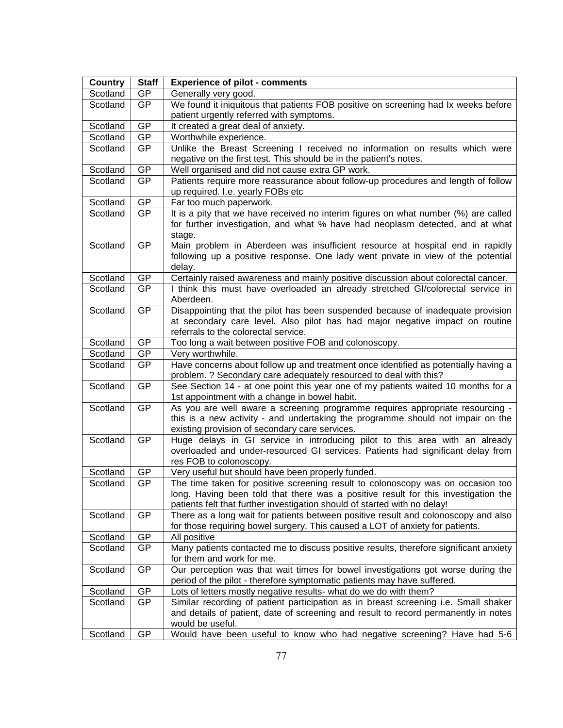| Country | Staff | Experience of pilot - comments |
|---|---|---|
| Scotland | GP | Generally very good. |
| Scotland | GP | We found it iniquitous that patients FOB positive on screening had Ix weeks before patient urgently referred with symptoms. |
| Scotland | GP | It created a great deal of anxiety. |
| Scotland | GP | Worthwhile experience. |
| Scotland | GP | Unlike the Breast Screening I received no information on results which were negative on the first test. This should be in the patient's notes. |
| Scotland | GP | Well organised and did not cause extra GP work. |
| Scotland | GP | Patients require more reassurance about follow-up procedures and length of follow up required. I.e. yearly FOBs etc |
| Scotland | GP | Far too much paperwork. |
| Scotland | GP | It is a pity that we have received no interim figures on what number (%) are called for further investigation, and what % have had neoplasm detected, and at what stage. |
| Scotland | GP | Main problem in Aberdeen was insufficient resource at hospital end in rapidly following up a positive response. One lady went private in view of the potential delay. |
| Scotland | GP | Certainly raised awareness and mainly positive discussion about colorectal cancer. |
| Scotland | GP | I think this must have overloaded an already stretched GI/colorectal service in Aberdeen. |
| Scotland | GP | Disappointing that the pilot has been suspended because of inadequate provision at secondary care level. Also pilot has had major negative impact on routine referrals to the colorectal service. |
| Scotland | GP | Too long a wait between positive FOB and colonoscopy. |
| Scotland | GP | Very worthwhile. |
| Scotland | GP | Have concerns about follow up and treatment once identified as potentially having a problem. ? Secondary care adequately resourced to deal with this? |
| Scotland | GP | See Section 14 - at one point this year one of my patients waited 10 months for a 1st appointment with a change in bowel habit. |
| Scotland | GP | As you are well aware a screening programme requires appropriate resourcing - this is a new activity - and undertaking the programme should not impair on the existing provision of secondary care services. |
| Scotland | GP | Huge delays in GI service in introducing pilot to this area with an already overloaded and under-resourced GI services. Patients had significant delay from res FOB to colonoscopy. |
| Scotland | GP | Very useful but should have been properly funded. |
| Scotland | GP | The time taken for positive screening result to colonoscopy was on occasion too long. Having been told that there was a positive result for this investigation the patients felt that further investigation should of started with no delay! |
| Scotland | GP | There as a long wait for patients between positive result and colonoscopy and also for those requiring bowel surgery. This caused a LOT of anxiety for patients. |
| Scotland | GP | All positive |
| Scotland | GP | Many patients contacted me to discuss positive results, therefore significant anxiety for them and work for me. |
| Scotland | GP | Our perception was that wait times for bowel investigations got worse during the period of the pilot - therefore symptomatic patients may have suffered. |
| Scotland | GP | Lots of letters mostly negative results- what do we do with them? |
| Scotland | GP | Similar recording of patient participation as in breast screening i.e. Small shaker and details of patient, date of screening and result to record permanently in notes would be useful. |
| Scotland | GP | Would have been useful to know who had negative screening? Have had 5-6 |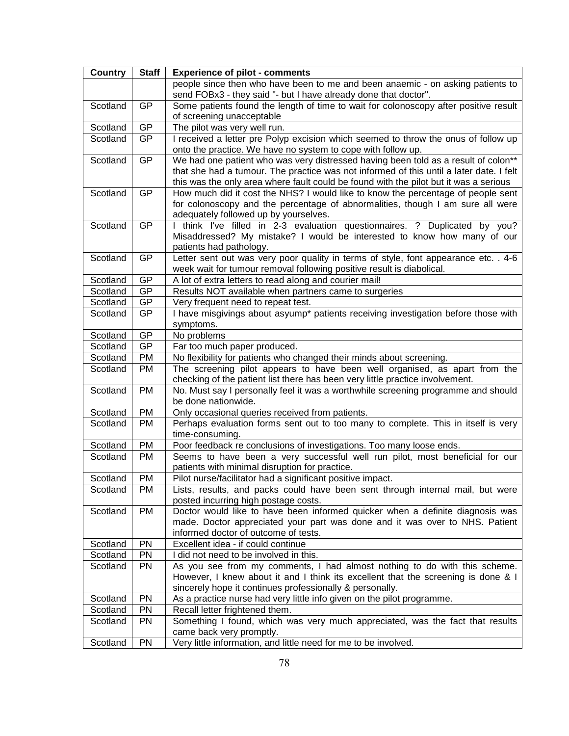| Country | Staff | Experience of pilot - comments |
| --- | --- | --- |
| | | people since then who have been to me and been anaemic - on asking patients to send FOBx3 - they said "- but I have already done that doctor". |
| Scotland | GP | Some patients found the length of time to wait for colonoscopy after positive result of screening unacceptable |
| Scotland | GP | The pilot was very well run. |
| Scotland | GP | I received a letter pre Polyp excision which seemed to throw the onus of follow up onto the practice. We have no system to cope with follow up. |
| Scotland | GP | We had one patient who was very distressed having been told as a result of colon** that she had a tumour. The practice was not informed of this until a later date. I felt this was the only area where fault could be found with the pilot but it was a serious |
| Scotland | GP | How much did it cost the NHS? I would like to know the percentage of people sent for colonoscopy and the percentage of abnormalities, though I am sure all were adequately followed up by yourselves. |
| Scotland | GP | I think I've filled in 2-3 evaluation questionnaires. ? Duplicated by you? Misaddressed? My mistake? I would be interested to know how many of our patients had pathology. |
| Scotland | GP | Letter sent out was very poor quality in terms of style, font appearance etc. . 4-6 week wait for tumour removal following positive result is diabolical. |
| Scotland | GP | A lot of extra letters to read along and courier mail! |
| Scotland | GP | Results NOT available when partners came to surgeries |
| Scotland | GP | Very frequent need to repeat test. |
| Scotland | GP | I have misgivings about asyump* patients receiving investigation before those with symptoms. |
| Scotland | GP | No problems |
| Scotland | GP | Far too much paper produced. |
| Scotland | PM | No flexibility for patients who changed their minds about screening. |
| Scotland | PM | The screening pilot appears to have been well organised, as apart from the checking of the patient list there has been very little practice involvement. |
| Scotland | PM | No. Must say I personally feel it was a worthwhile screening programme and should be done nationwide. |
| Scotland | PM | Only occasional queries received from patients. |
| Scotland | PM | Perhaps evaluation forms sent out to too many to complete. This in itself is very time-consuming. |
| Scotland | PM | Poor feedback re conclusions of investigations. Too many loose ends. |
| Scotland | PM | Seems to have been a very successful well run pilot, most beneficial for our patients with minimal disruption for practice. |
| Scotland | PM | Pilot nurse/facilitator had a significant positive impact. |
| Scotland | PM | Lists, results, and packs could have been sent through internal mail, but were posted incurring high postage costs. |
| Scotland | PM | Doctor would like to have been informed quicker when a definite diagnosis was made. Doctor appreciated your part was done and it was over to NHS. Patient informed doctor of outcome of tests. |
| Scotland | PN | Excellent idea - if could continue |
| Scotland | PN | I did not need to be involved in this. |
| Scotland | PN | As you see from my comments, I had almost nothing to do with this scheme. However, I knew about it and I think its excellent that the screening is done & I sincerely hope it continues professionally & personally. |
| Scotland | PN | As a practice nurse had very little info given on the pilot programme. |
| Scotland | PN | Recall letter frightened them. |
| Scotland | PN | Something I found, which was very much appreciated, was the fact that results came back very promptly. |
| Scotland | PN | Very little information, and little need for me to be involved. |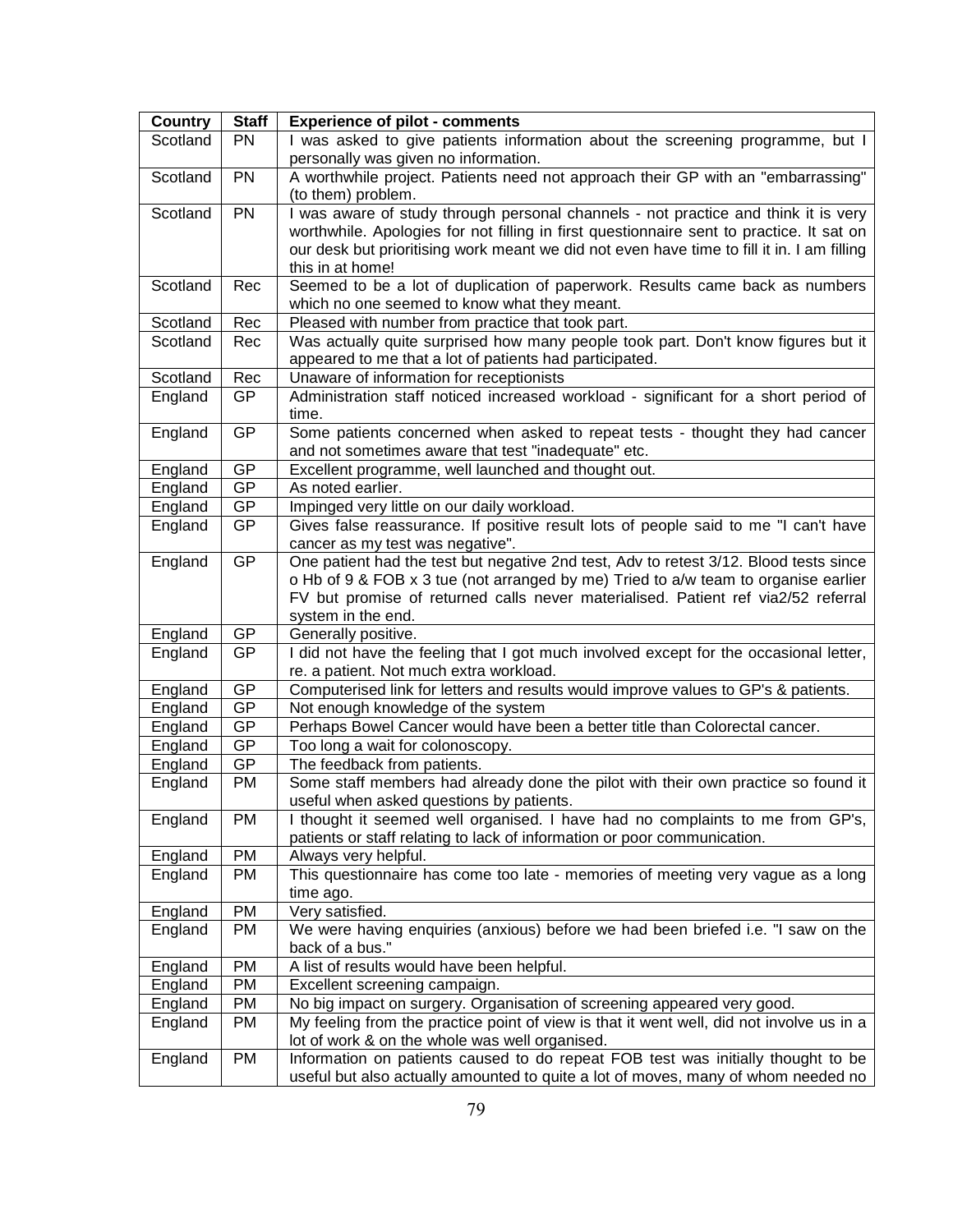| Country | Staff | Experience of pilot - comments |
|---|---|---|
| Scotland | PN | I was asked to give patients information about the screening programme, but I personally was given no information. |
| Scotland | PN | A worthwhile project. Patients need not approach their GP with an "embarrassing" (to them) problem. |
| Scotland | PN | I was aware of study through personal channels - not practice and think it is very worthwhile. Apologies for not filling in first questionnaire sent to practice. It sat on our desk but prioritising work meant we did not even have time to fill it in. I am filling this in at home! |
| Scotland | Rec | Seemed to be a lot of duplication of paperwork. Results came back as numbers which no one seemed to know what they meant. |
| Scotland | Rec | Pleased with number from practice that took part. |
| Scotland | Rec | Was actually quite surprised how many people took part. Don't know figures but it appeared to me that a lot of patients had participated. |
| Scotland | Rec | Unaware of information for receptionists |
| England | GP | Administration staff noticed increased workload - significant for a short period of time. |
| England | GP | Some patients concerned when asked to repeat tests - thought they had cancer and not sometimes aware that test "inadequate" etc. |
| England | GP | Excellent programme, well launched and thought out. |
| England | GP | As noted earlier. |
| England | GP | Impinged very little on our daily workload. |
| England | GP | Gives false reassurance. If positive result lots of people said to me "I can't have cancer as my test was negative". |
| England | GP | One patient had the test but negative 2nd test, Adv to retest 3/12. Blood tests since o Hb of 9 & FOB x 3 tue (not arranged by me) Tried to a/w team to organise earlier FV but promise of returned calls never materialised. Patient ref via2/52 referral system in the end. |
| England | GP | Generally positive. |
| England | GP | I did not have the feeling that I got much involved except for the occasional letter, re. a patient. Not much extra workload. |
| England | GP | Computerised link for letters and results would improve values to GP's & patients. |
| England | GP | Not enough knowledge of the system |
| England | GP | Perhaps Bowel Cancer would have been a better title than Colorectal cancer. |
| England | GP | Too long a wait for colonoscopy. |
| England | GP | The feedback from patients. |
| England | PM | Some staff members had already done the pilot with their own practice so found it useful when asked questions by patients. |
| England | PM | I thought it seemed well organised. I have had no complaints to me from GP's, patients or staff relating to lack of information or poor communication. |
| England | PM | Always very helpful. |
| England | PM | This questionnaire has come too late - memories of meeting very vague as a long time ago. |
| England | PM | Very satisfied. |
| England | PM | We were having enquiries (anxious) before we had been briefed i.e. "I saw on the back of a bus." |
| England | PM | A list of results would have been helpful. |
| England | PM | Excellent screening campaign. |
| England | PM | No big impact on surgery. Organisation of screening appeared very good. |
| England | PM | My feeling from the practice point of view is that it went well, did not involve us in a lot of work & on the whole was well organised. |
| England | PM | Information on patients caused to do repeat FOB test was initially thought to be useful but also actually amounted to quite a lot of moves, many of whom needed no |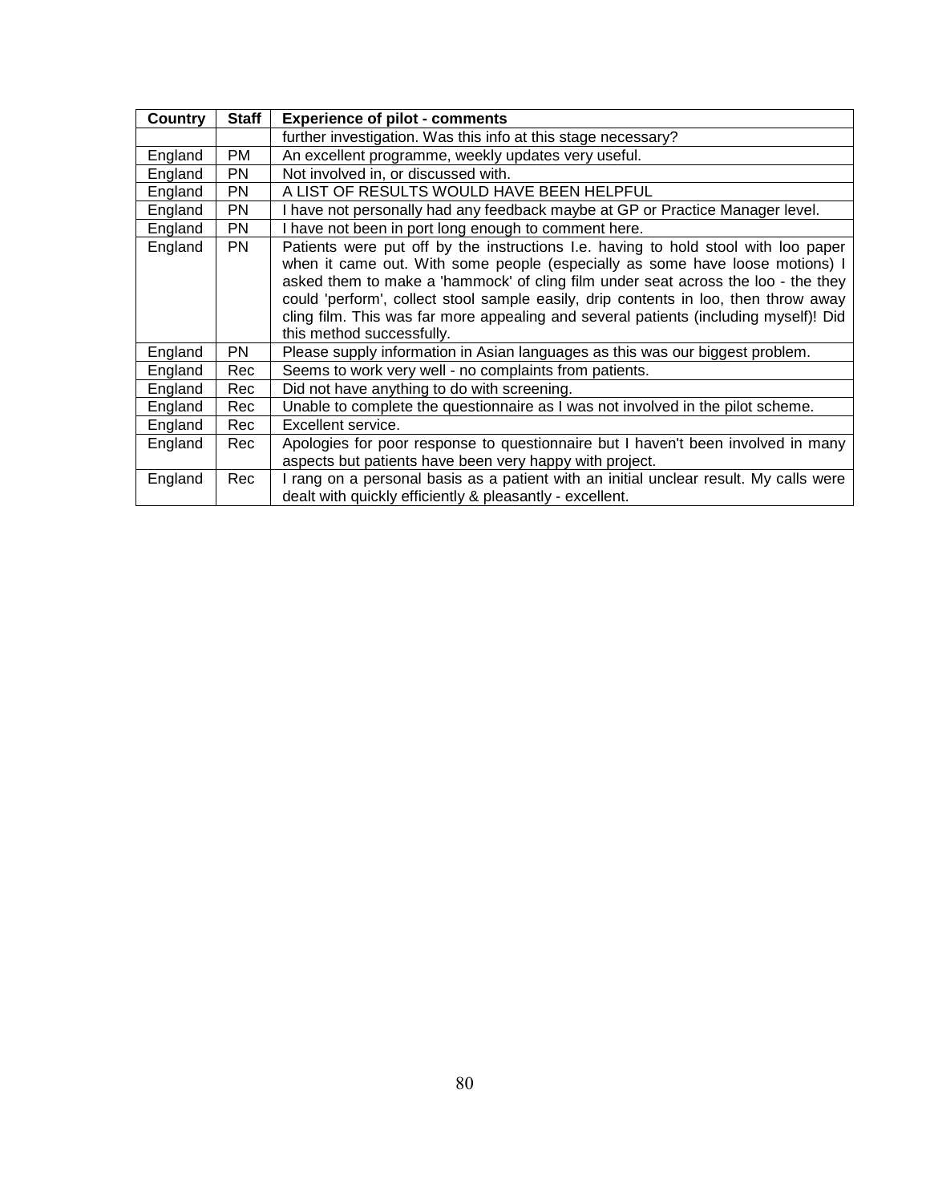| Country | Staff | Experience of pilot - comments |
|---|---|---|
| | | further investigation. Was this info at this stage necessary? |
| England | PM | An excellent programme, weekly updates very useful. |
| England | PN | Not involved in, or discussed with. |
| England | PN | A LIST OF RESULTS WOULD HAVE BEEN HELPFUL |
| England | PN | I have not personally had any feedback maybe at GP or Practice Manager level. |
| England | PN | I have not been in port long enough to comment here. |
| England | PN | Patients were put off by the instructions I.e. having to hold stool with loo paper when it came out. With some people (especially as some have loose motions) I asked them to make a 'hammock' of cling film under seat across the loo - the they could 'perform', collect stool sample easily, drip contents in loo, then throw away cling film. This was far more appealing and several patients (including myself)! Did this method successfully. |
| England | PN | Please supply information in Asian languages as this was our biggest problem. |
| England | Rec | Seems to work very well - no complaints from patients. |
| England | Rec | Did not have anything to do with screening. |
| England | Rec | Unable to complete the questionnaire as I was not involved in the pilot scheme. |
| England | Rec | Excellent service. |
| England | Rec | Apologies for poor response to questionnaire but I haven't been involved in many aspects but patients have been very happy with project. |
| England | Rec | I rang on a personal basis as a patient with an initial unclear result. My calls were dealt with quickly efficiently & pleasantly - excellent. |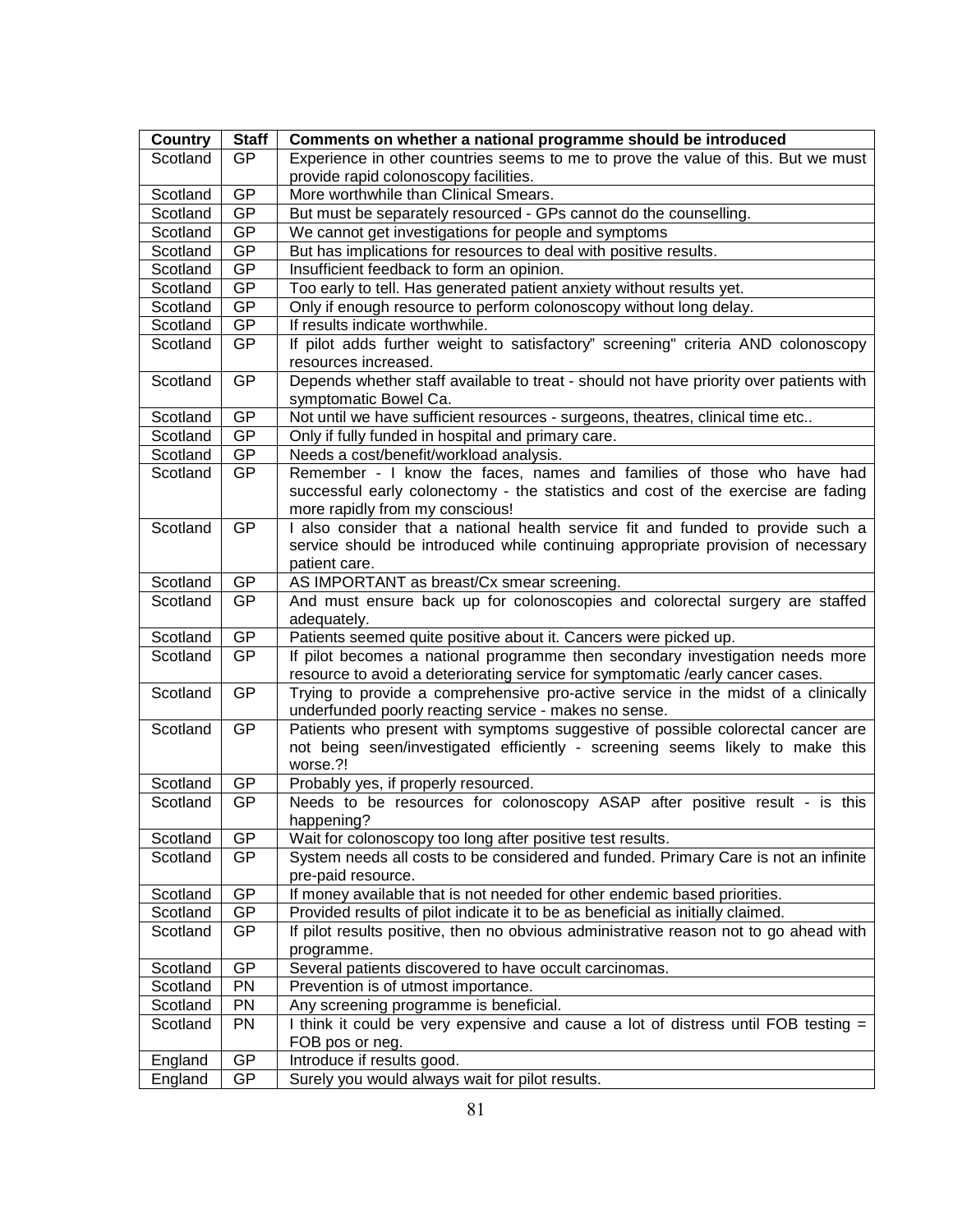| Country | Staff | Comments on whether a national programme should be introduced |
|---|---|---|
| Scotland | GP | Experience in other countries seems to me to prove the value of this. But we must provide rapid colonoscopy facilities. |
| Scotland | GP | More worthwhile than Clinical Smears. |
| Scotland | GP | But must be separately resourced - GPs cannot do the counselling. |
| Scotland | GP | We cannot get investigations for people and symptoms |
| Scotland | GP | But has implications for resources to deal with positive results. |
| Scotland | GP | Insufficient feedback to form an opinion. |
| Scotland | GP | Too early to tell. Has generated patient anxiety without results yet. |
| Scotland | GP | Only if enough resource to perform colonoscopy without long delay. |
| Scotland | GP | If results indicate worthwhile. |
| Scotland | GP | If pilot adds further weight to satisfactory" screening" criteria AND colonoscopy resources increased. |
| Scotland | GP | Depends whether staff available to treat - should not have priority over patients with symptomatic Bowel Ca. |
| Scotland | GP | Not until we have sufficient resources - surgeons, theatres, clinical time etc.. |
| Scotland | GP | Only if fully funded in hospital and primary care. |
| Scotland | GP | Needs a cost/benefit/workload analysis. |
| Scotland | GP | Remember - I know the faces, names and families of those who have had successful early colonectomy - the statistics and cost of the exercise are fading more rapidly from my conscious! |
| Scotland | GP | I also consider that a national health service fit and funded to provide such a service should be introduced while continuing appropriate provision of necessary patient care. |
| Scotland | GP | AS IMPORTANT as breast/Cx smear screening. |
| Scotland | GP | And must ensure back up for colonoscopies and colorectal surgery are staffed adequately. |
| Scotland | GP | Patients seemed quite positive about it. Cancers were picked up. |
| Scotland | GP | If pilot becomes a national programme then secondary investigation needs more resource to avoid a deteriorating service for symptomatic /early cancer cases. |
| Scotland | GP | Trying to provide a comprehensive pro-active service in the midst of a clinically underfunded poorly reacting service - makes no sense. |
| Scotland | GP | Patients who present with symptoms suggestive of possible colorectal cancer are not being seen/investigated efficiently - screening seems likely to make this worse.?! |
| Scotland | GP | Probably yes, if properly resourced. |
| Scotland | GP | Needs to be resources for colonoscopy ASAP after positive result - is this happening? |
| Scotland | GP | Wait for colonoscopy too long after positive test results. |
| Scotland | GP | System needs all costs to be considered and funded. Primary Care is not an infinite pre-paid resource. |
| Scotland | GP | If money available that is not needed for other endemic based priorities. |
| Scotland | GP | Provided results of pilot indicate it to be as beneficial as initially claimed. |
| Scotland | GP | If pilot results positive, then no obvious administrative reason not to go ahead with programme. |
| Scotland | GP | Several patients discovered to have occult carcinomas. |
| Scotland | PN | Prevention is of utmost importance. |
| Scotland | PN | Any screening programme is beneficial. |
| Scotland | PN | I think it could be very expensive and cause a lot of distress until FOB testing = FOB pos or neg. |
| England | GP | Introduce if results good. |
| England | GP | Surely you would always wait for pilot results. |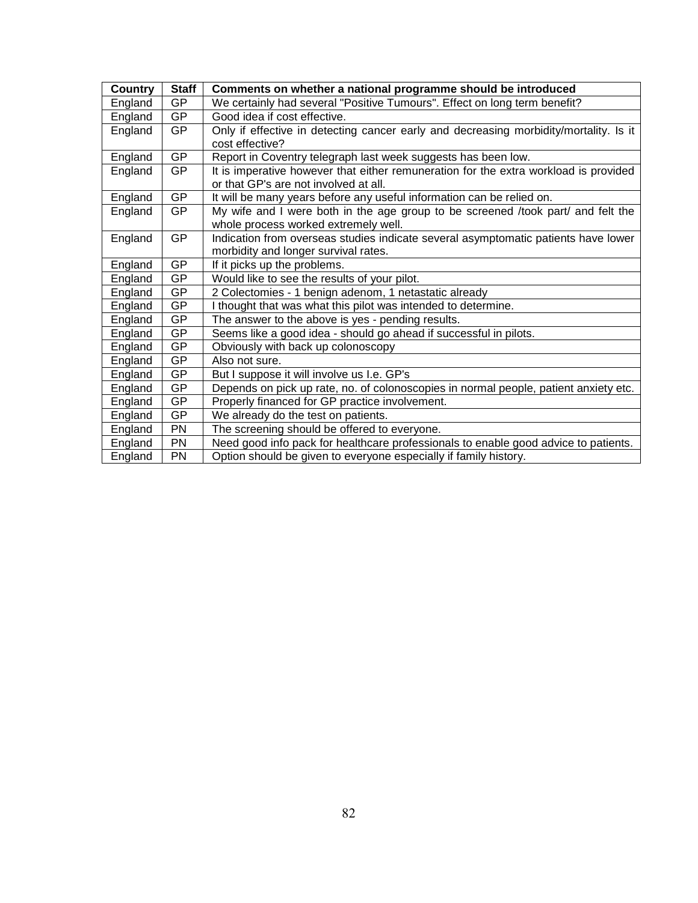| Country | Staff | Comments on whether a national programme should be introduced |
|---|---|---|
| England | GP | We certainly had several "Positive Tumours". Effect on long term benefit? |
| England | GP | Good idea if cost effective. |
| England | GP | Only if effective in detecting cancer early and decreasing morbidity/mortality. Is it cost effective? |
| England | GP | Report in Coventry telegraph last week suggests has been low. |
| England | GP | It is imperative however that either remuneration for the extra workload is provided or that GP's are not involved at all. |
| England | GP | It will be many years before any useful information can be relied on. |
| England | GP | My wife and I were both in the age group to be screened /took part/ and felt the whole process worked extremely well. |
| England | GP | Indication from overseas studies indicate several asymptomatic patients have lower morbidity and longer survival rates. |
| England | GP | If it picks up the problems. |
| England | GP | Would like to see the results of your pilot. |
| England | GP | 2 Colectomies - 1 benign adenom, 1 netastatic already |
| England | GP | I thought that was what this pilot was intended to determine. |
| England | GP | The answer to the above is yes - pending results. |
| England | GP | Seems like a good idea - should go ahead if successful in pilots. |
| England | GP | Obviously with back up colonoscopy |
| England | GP | Also not sure. |
| England | GP | But I suppose it will involve us I.e. GP's |
| England | GP | Depends on pick up rate, no. of colonoscopies in normal people, patient anxiety etc. |
| England | GP | Properly financed for GP practice involvement. |
| England | GP | We already do the test on patients. |
| England | PN | The screening should be offered to everyone. |
| England | PN | Need good info pack for healthcare professionals to enable good advice to patients. |
| England | PN | Option should be given to everyone especially if family history. |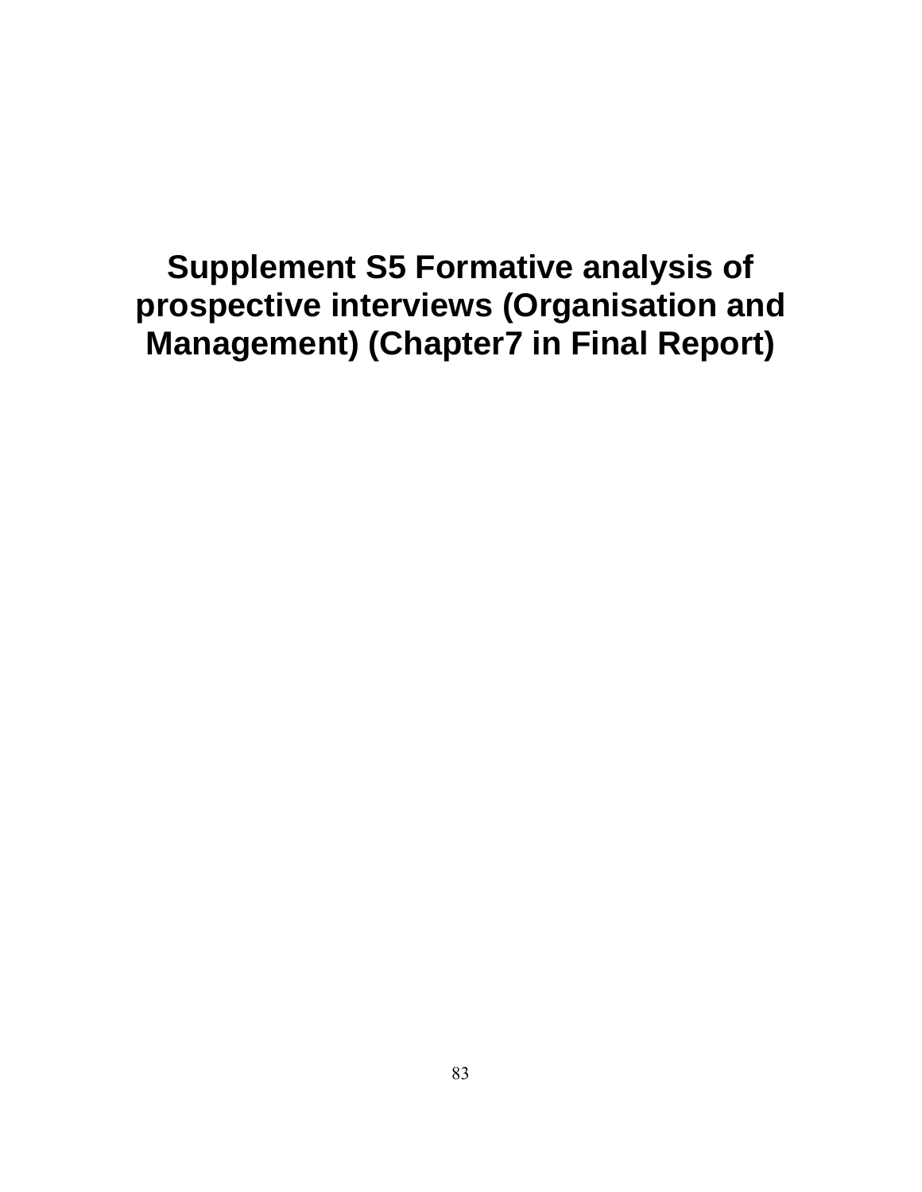# Supplement S5 Formative analysis of prospective interviews (Organisation and Management) (Chapter7 in Final Report)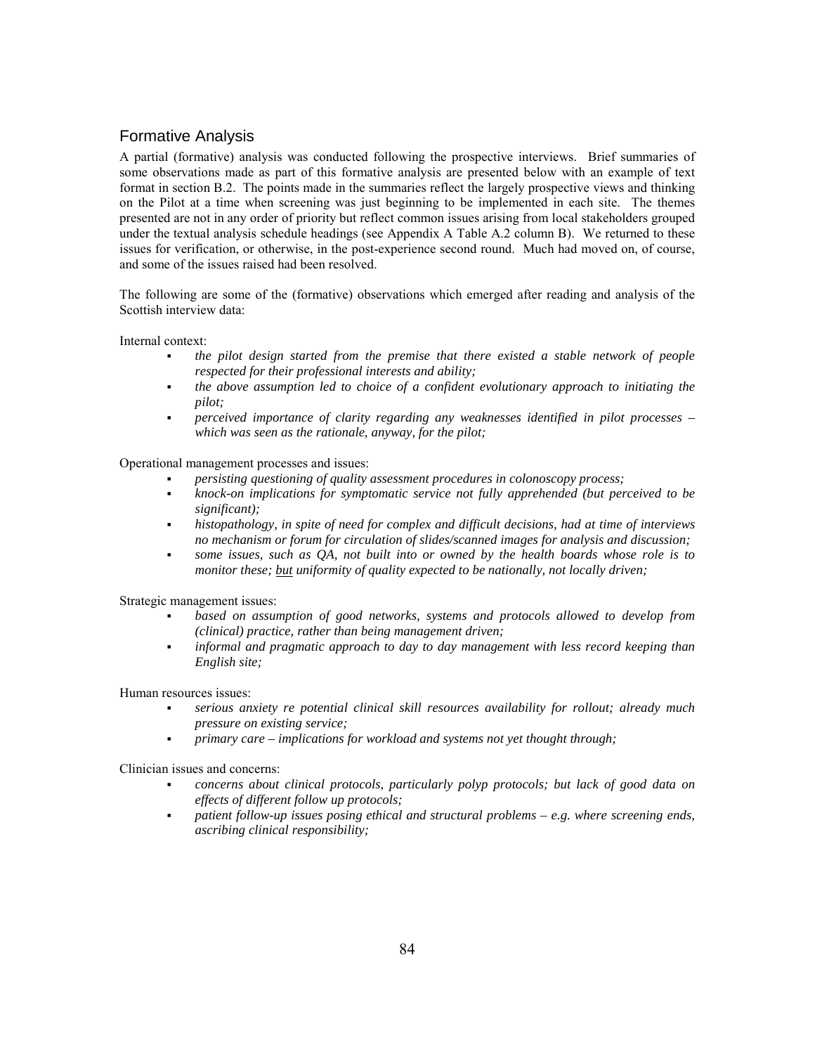## Formative Analysis

A partial (formative) analysis was conducted following the prospective interviews. Brief summaries of some observations made as part of this formative analysis are presented below with an example of text format in section B.2. The points made in the summaries reflect the largely prospective views and thinking on the Pilot at a time when screening was just beginning to be implemented in each site. The themes presented are not in any order of priority but reflect common issues arising from local stakeholders grouped under the textual analysis schedule headings (see Appendix A Table A.2 column B). We returned to these issues for verification, or otherwise, in the post-experience second round. Much had moved on, of course, and some of the issues raised had been resolved.

The following are some of the (formative) observations which emerged after reading and analysis of the Scottish interview data:

Internal context:

- *the pilot design started from the premise that there existed a stable network of people respected for their professional interests and ability;*
- *the above assumption led to choice of a confident evolutionary approach to initiating the pilot;*
- *perceived importance of clarity regarding any weaknesses identified in pilot processes – which was seen as the rationale, anyway, for the pilot;*

Operational management processes and issues:

- *persisting questioning of quality assessment procedures in colonoscopy process;*
- *knock-on implications for symptomatic service not fully apprehended (but perceived to be significant);*
- *histopathology, in spite of need for complex and difficult decisions, had at time of interviews no mechanism or forum for circulation of slides/scanned images for analysis and discussion;*
- *some issues, such as QA, not built into or owned by the health boards whose role is to monitor these; <u>but</u> uniformity of quality expected to be nationally, not locally driven;*

Strategic management issues:

- *based on assumption of good networks, systems and protocols allowed to develop from (clinical) practice, rather than being management driven;*
- *informal and pragmatic approach to day to day management with less record keeping than English site;*

Human resources issues:

- *serious anxiety re potential clinical skill resources availability for rollout; already much pressure on existing service;*
- *primary care – implications for workload and systems not yet thought through;*

Clinician issues and concerns:

- *concerns about clinical protocols, particularly polyp protocols; but lack of good data on effects of different follow up protocols;*
- *patient follow-up issues posing ethical and structural problems – e.g. where screening ends, ascribing clinical responsibility;*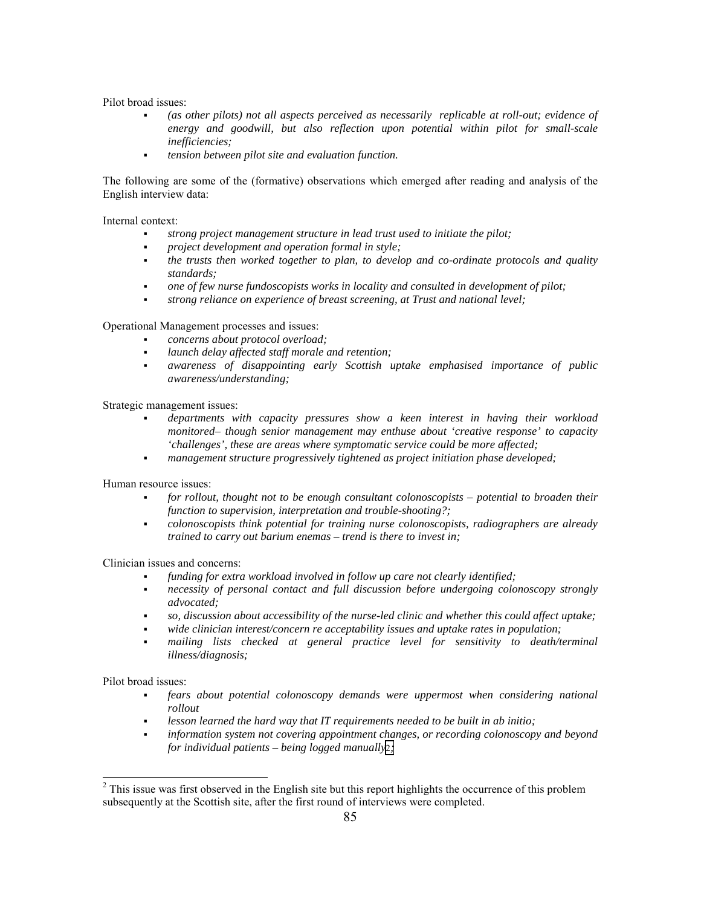Pilot broad issues:

- *(as other pilots) not all aspects perceived as necessarily replicable at roll-out; evidence of energy and goodwill, but also reflection upon potential within pilot for small-scale inefficiencies;*
- *tension between pilot site and evaluation function.*

The following are some of the (formative) observations which emerged after reading and analysis of the English interview data:

Internal context:

- *strong project management structure in lead trust used to initiate the pilot;*
- *project development and operation formal in style;*
- *the trusts then worked together to plan, to develop and co-ordinate protocols and quality standards;*
- *one of few nurse fundoscopists works in locality and consulted in development of pilot;*
- *strong reliance on experience of breast screening, at Trust and national level;*

Operational Management processes and issues:

- *concerns about protocol overload;*
- *launch delay affected staff morale and retention;*
- *awareness of disappointing early Scottish uptake emphasised importance of public awareness/understanding;*

Strategic management issues:

- *departments with capacity pressures show a keen interest in having their workload monitored– though senior management may enthuse about 'creative response' to capacity 'challenges', these are areas where symptomatic service could be more affected;*
- *management structure progressively tightened as project initiation phase developed;*

Human resource issues:

- *for rollout, thought not to be enough consultant colonoscopists – potential to broaden their function to supervision, interpretation and trouble-shooting?;*
- *colonoscopists think potential for training nurse colonoscopists, radiographers are already trained to carry out barium enemas – trend is there to invest in;*

Clinician issues and concerns:

- *funding for extra workload involved in follow up care not clearly identified;*
- *necessity of personal contact and full discussion before undergoing colonoscopy strongly advocated;*
- *so, discussion about accessibility of the nurse-led clinic and whether this could affect uptake;*
- *wide clinician interest/concern re acceptability issues and uptake rates in population;*
- *mailing lists checked at general practice level for sensitivity to death/terminal illness/diagnosis;*

Pilot broad issues:

- *fears about potential colonoscopy demands were uppermost when considering national rollout*
- *lesson learned the hard way that IT requirements needed to be built in ab initio;*
- *information system not covering appointment changes, or recording colonoscopy and beyond for individual patients – being logged manually*[2]*;*

[2] This issue was first observed in the English site but this report highlights the occurrence of this problem subsequently at the Scottish site, after the first round of interviews were completed.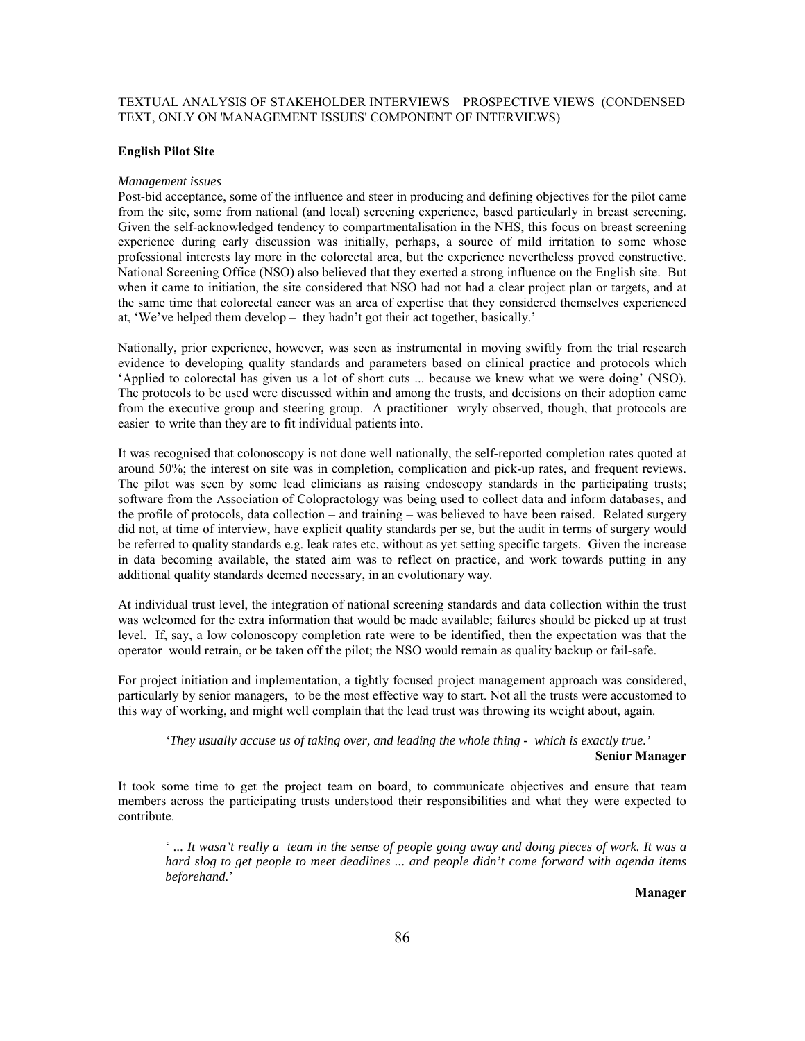TEXTUAL ANALYSIS OF STAKEHOLDER INTERVIEWS – PROSPECTIVE VIEWS (CONDENSED TEXT, ONLY ON 'MANAGEMENT ISSUES' COMPONENT OF INTERVIEWS)

**English Pilot Site**

*Management issues*

Post-bid acceptance, some of the influence and steer in producing and defining objectives for the pilot came from the site, some from national (and local) screening experience, based particularly in breast screening. Given the self-acknowledged tendency to compartmentalisation in the NHS, this focus on breast screening experience during early discussion was initially, perhaps, a source of mild irritation to some whose professional interests lay more in the colorectal area, but the experience nevertheless proved constructive. National Screening Office (NSO) also believed that they exerted a strong influence on the English site. But when it came to initiation, the site considered that NSO had not had a clear project plan or targets, and at the same time that colorectal cancer was an area of expertise that they considered themselves experienced at, 'We've helped them develop – they hadn't got their act together, basically.'

Nationally, prior experience, however, was seen as instrumental in moving swiftly from the trial research evidence to developing quality standards and parameters based on clinical practice and protocols which 'Applied to colorectal has given us a lot of short cuts ... because we knew what we were doing' (NSO). The protocols to be used were discussed within and among the trusts, and decisions on their adoption came from the executive group and steering group. A practitioner wryly observed, though, that protocols are easier to write than they are to fit individual patients into.

It was recognised that colonoscopy is not done well nationally, the self-reported completion rates quoted at around 50%; the interest on site was in completion, complication and pick-up rates, and frequent reviews. The pilot was seen by some lead clinicians as raising endoscopy standards in the participating trusts; software from the Association of Coloproctology was being used to collect data and inform databases, and the profile of protocols, data collection – and training – was believed to have been raised. Related surgery did not, at time of interview, have explicit quality standards per se, but the audit in terms of surgery would be referred to quality standards e.g. leak rates etc, without as yet setting specific targets. Given the increase in data becoming available, the stated aim was to reflect on practice, and work towards putting in any additional quality standards deemed necessary, in an evolutionary way.

At individual trust level, the integration of national screening standards and data collection within the trust was welcomed for the extra information that would be made available; failures should be picked up at trust level. If, say, a low colonoscopy completion rate were to be identified, then the expectation was that the operator would retrain, or be taken off the pilot; the NSO would remain as quality backup or fail-safe.

For project initiation and implementation, a tightly focused project management approach was considered, particularly by senior managers, to be the most effective way to start. Not all the trusts were accustomed to this way of working, and might well complain that the lead trust was throwing its weight about, again.

> *'They usually accuse us of taking over, and leading the whole thing - which is exactly true.'*
>
> **Senior Manager**

It took some time to get the project team on board, to communicate objectives and ensure that team members across the participating trusts understood their responsibilities and what they were expected to contribute.

> ' *... It wasn't really a team in the sense of people going away and doing pieces of work. It was a hard slog to get people to meet deadlines ... and people didn't come forward with agenda items beforehand.*'
>
> **Manager**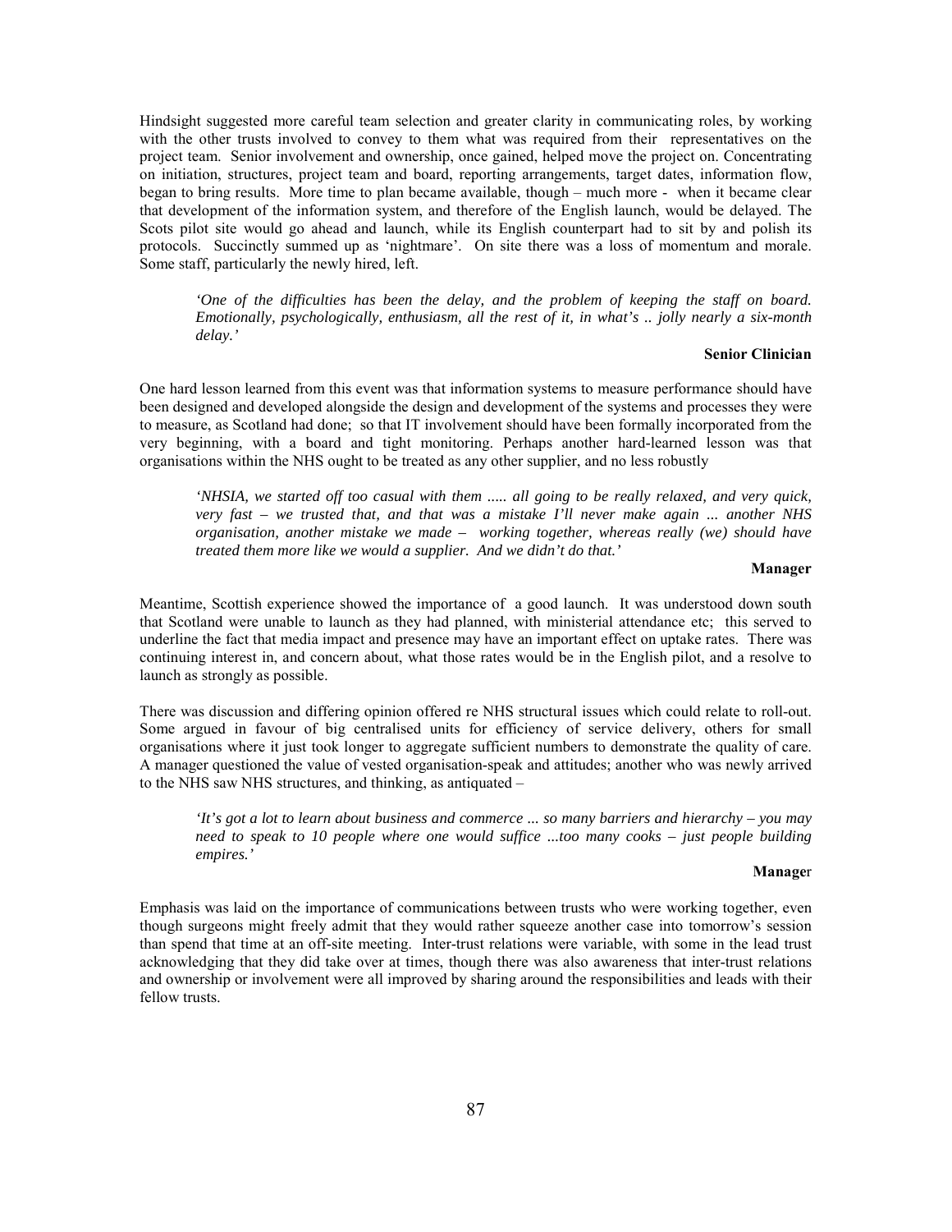Hindsight suggested more careful team selection and greater clarity in communicating roles, by working with the other trusts involved to convey to them what was required from their representatives on the project team. Senior involvement and ownership, once gained, helped move the project on. Concentrating on initiation, structures, project team and board, reporting arrangements, target dates, information flow, began to bring results. More time to plan became available, though – much more - when it became clear that development of the information system, and therefore of the English launch, would be delayed. The Scots pilot site would go ahead and launch, while its English counterpart had to sit by and polish its protocols. Succinctly summed up as 'nightmare'. On site there was a loss of momentum and morale. Some staff, particularly the newly hired, left.

> *'One of the difficulties has been the delay, and the problem of keeping the staff on board. Emotionally, psychologically, enthusiasm, all the rest of it, in what's .. jolly nearly a six-month delay.'*
>
> **Senior Clinician**

One hard lesson learned from this event was that information systems to measure performance should have been designed and developed alongside the design and development of the systems and processes they were to measure, as Scotland had done; so that IT involvement should have been formally incorporated from the very beginning, with a board and tight monitoring. Perhaps another hard-learned lesson was that organisations within the NHS ought to be treated as any other supplier, and no less robustly

> *'NHSIA, we started off too casual with them ..... all going to be really relaxed, and very quick, very fast – we trusted that, and that was a mistake I'll never make again ... another NHS organisation, another mistake we made – working together, whereas really (we) should have treated them more like we would a supplier. And we didn't do that.'*
>
> **Manager**

Meantime, Scottish experience showed the importance of a good launch. It was understood down south that Scotland were unable to launch as they had planned, with ministerial attendance etc; this served to underline the fact that media impact and presence may have an important effect on uptake rates. There was continuing interest in, and concern about, what those rates would be in the English pilot, and a resolve to launch as strongly as possible.

There was discussion and differing opinion offered re NHS structural issues which could relate to roll-out. Some argued in favour of big centralised units for efficiency of service delivery, others for small organisations where it just took longer to aggregate sufficient numbers to demonstrate the quality of care. A manager questioned the value of vested organisation-speak and attitudes; another who was newly arrived to the NHS saw NHS structures, and thinking, as antiquated –

> *'It's got a lot to learn about business and commerce ... so many barriers and hierarchy – you may need to speak to 10 people where one would suffice ...too many cooks – just people building empires.'*
>
> **Manager**

Emphasis was laid on the importance of communications between trusts who were working together, even though surgeons might freely admit that they would rather squeeze another case into tomorrow's session than spend that time at an off-site meeting. Inter-trust relations were variable, with some in the lead trust acknowledging that they did take over at times, though there was also awareness that inter-trust relations and ownership or involvement were all improved by sharing around the responsibilities and leads with their fellow trusts.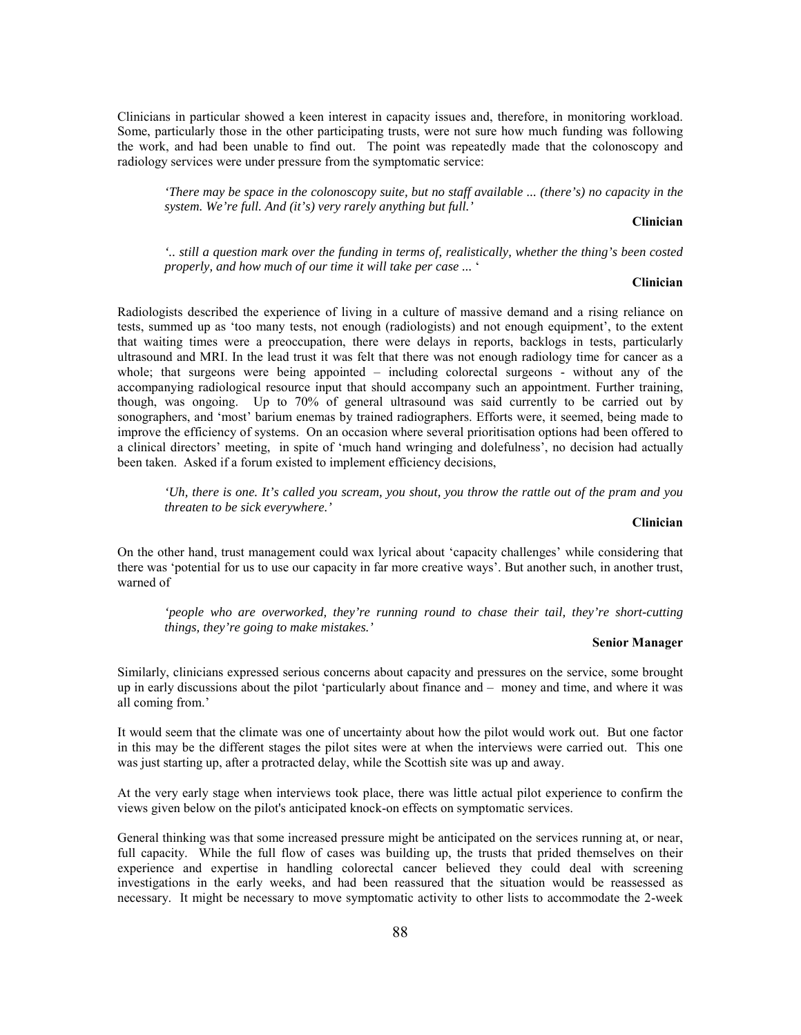Clinicians in particular showed a keen interest in capacity issues and, therefore, in monitoring workload. Some, particularly those in the other participating trusts, were not sure how much funding was following the work, and had been unable to find out. The point was repeatedly made that the colonoscopy and radiology services were under pressure from the symptomatic service:

> *'There may be space in the colonoscopy suite, but no staff available ... (there's) no capacity in the system. We're full. And (it's) very rarely anything but full.'*
>
> **Clinician**

> *'.. still a question mark over the funding in terms of, realistically, whether the thing's been costed properly, and how much of our time it will take per case ...* '
>
> **Clinician**

Radiologists described the experience of living in a culture of massive demand and a rising reliance on tests, summed up as 'too many tests, not enough (radiologists) and not enough equipment', to the extent that waiting times were a preoccupation, there were delays in reports, backlogs in tests, particularly ultrasound and MRI. In the lead trust it was felt that there was not enough radiology time for cancer as a whole; that surgeons were being appointed – including colorectal surgeons - without any of the accompanying radiological resource input that should accompany such an appointment. Further training, though, was ongoing. Up to 70% of general ultrasound was said currently to be carried out by sonographers, and 'most' barium enemas by trained radiographers. Efforts were, it seemed, being made to improve the efficiency of systems. On an occasion where several prioritisation options had been offered to a clinical directors' meeting, in spite of 'much hand wringing and dolefulness', no decision had actually been taken. Asked if a forum existed to implement efficiency decisions,

> *'Uh, there is one. It's called you scream, you shout, you throw the rattle out of the pram and you threaten to be sick everywhere.'*
>
> **Clinician**

On the other hand, trust management could wax lyrical about 'capacity challenges' while considering that there was 'potential for us to use our capacity in far more creative ways'. But another such, in another trust, warned of

> *'people who are overworked, they're running round to chase their tail, they're short-cutting things, they're going to make mistakes.'*
>
> **Senior Manager**

Similarly, clinicians expressed serious concerns about capacity and pressures on the service, some brought up in early discussions about the pilot 'particularly about finance and – money and time, and where it was all coming from.'

It would seem that the climate was one of uncertainty about how the pilot would work out. But one factor in this may be the different stages the pilot sites were at when the interviews were carried out. This one was just starting up, after a protracted delay, while the Scottish site was up and away.

At the very early stage when interviews took place, there was little actual pilot experience to confirm the views given below on the pilot's anticipated knock-on effects on symptomatic services.

General thinking was that some increased pressure might be anticipated on the services running at, or near, full capacity. While the full flow of cases was building up, the trusts that prided themselves on their experience and expertise in handling colorectal cancer believed they could deal with screening investigations in the early weeks, and had been reassured that the situation would be reassessed as necessary. It might be necessary to move symptomatic activity to other lists to accommodate the 2-week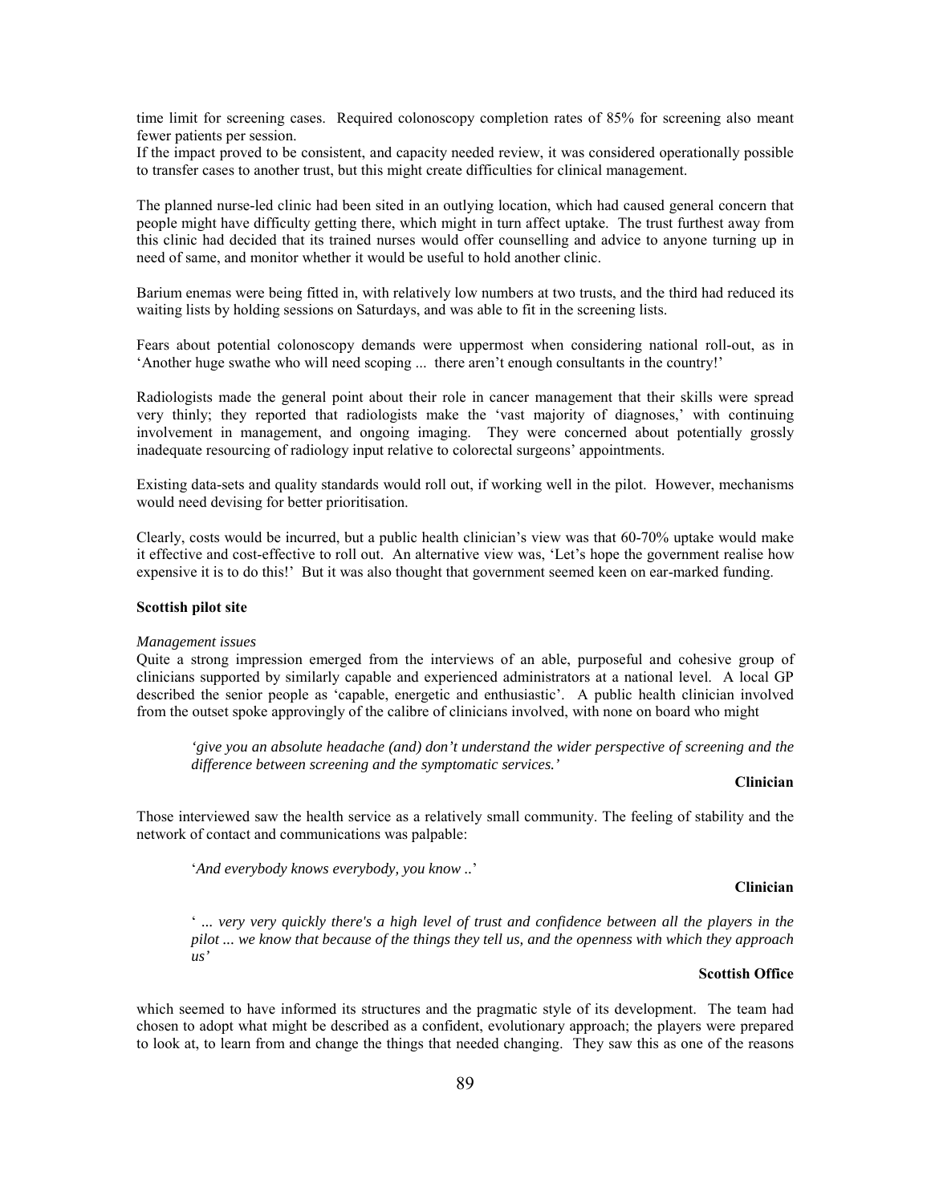time limit for screening cases. Required colonoscopy completion rates of 85% for screening also meant fewer patients per session.
If the impact proved to be consistent, and capacity needed review, it was considered operationally possible to transfer cases to another trust, but this might create difficulties for clinical management.

The planned nurse-led clinic had been sited in an outlying location, which had caused general concern that people might have difficulty getting there, which might in turn affect uptake. The trust furthest away from this clinic had decided that its trained nurses would offer counselling and advice to anyone turning up in need of same, and monitor whether it would be useful to hold another clinic.

Barium enemas were being fitted in, with relatively low numbers at two trusts, and the third had reduced its waiting lists by holding sessions on Saturdays, and was able to fit in the screening lists.

Fears about potential colonoscopy demands were uppermost when considering national roll-out, as in 'Another huge swathe who will need scoping ... there aren't enough consultants in the country!'

Radiologists made the general point about their role in cancer management that their skills were spread very thinly; they reported that radiologists make the 'vast majority of diagnoses,' with continuing involvement in management, and ongoing imaging. They were concerned about potentially grossly inadequate resourcing of radiology input relative to colorectal surgeons' appointments.

Existing data-sets and quality standards would roll out, if working well in the pilot. However, mechanisms would need devising for better prioritisation.

Clearly, costs would be incurred, but a public health clinician's view was that 60-70% uptake would make it effective and cost-effective to roll out. An alternative view was, 'Let's hope the government realise how expensive it is to do this!' But it was also thought that government seemed keen on ear-marked funding.

**Scottish pilot site**

*Management issues*

Quite a strong impression emerged from the interviews of an able, purposeful and cohesive group of clinicians supported by similarly capable and experienced administrators at a national level. A local GP described the senior people as 'capable, energetic and enthusiastic'. A public health clinician involved from the outset spoke approvingly of the calibre of clinicians involved, with none on board who might

> *'give you an absolute headache (and) don't understand the wider perspective of screening and the difference between screening and the symptomatic services.'*
>
> **Clinician**

Those interviewed saw the health service as a relatively small community. The feeling of stability and the network of contact and communications was palpable:

> '*And everybody knows everybody, you know ..*'
>
> **Clinician**

> ' *... very very quickly there's a high level of trust and confidence between all the players in the pilot ... we know that because of the things they tell us, and the openness with which they approach us'*
>
> **Scottish Office**

which seemed to have informed its structures and the pragmatic style of its development. The team had chosen to adopt what might be described as a confident, evolutionary approach; the players were prepared to look at, to learn from and change the things that needed changing. They saw this as one of the reasons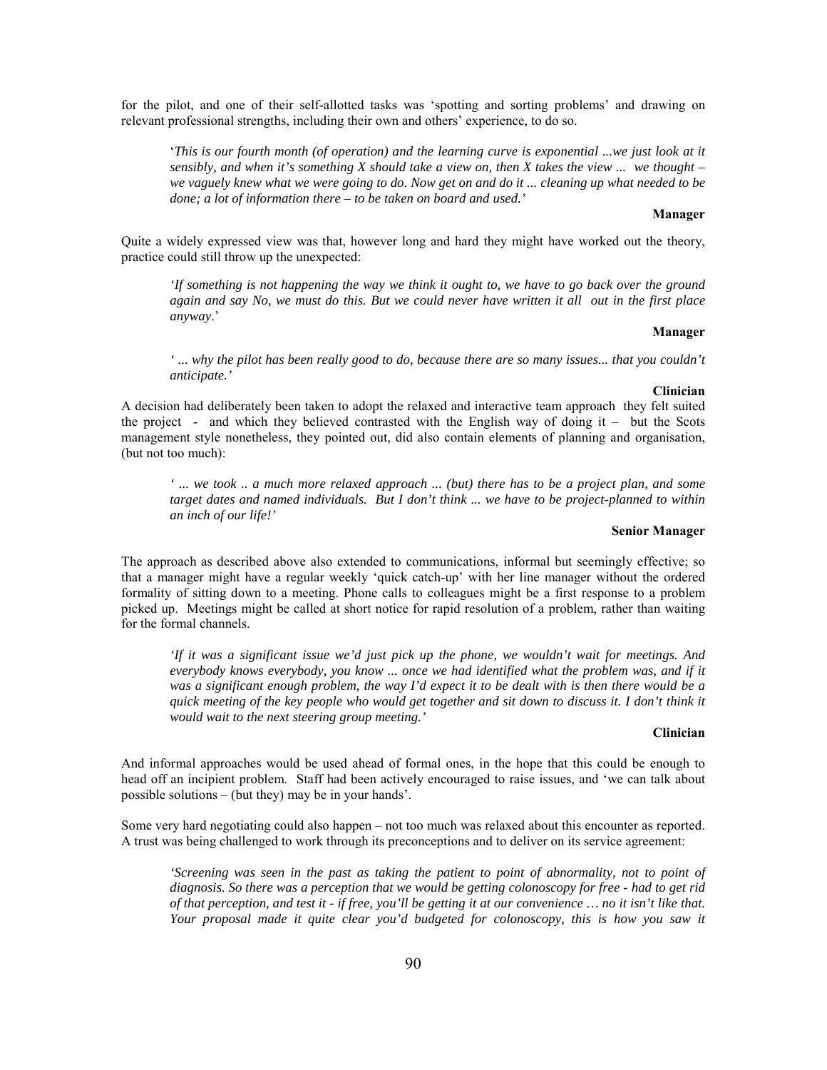for the pilot, and one of their self-allotted tasks was 'spotting and sorting problems' and drawing on relevant professional strengths, including their own and others' experience, to do so.

> '*This is our fourth month (of operation) and the learning curve is exponential ...we just look at it sensibly, and when it's something X should take a view on, then X takes the view ... we thought – we vaguely knew what we were going to do. Now get on and do it ... cleaning up what needed to be done; a lot of information there – to be taken on board and used.*'
>
> **Manager**

Quite a widely expressed view was that, however long and hard they might have worked out the theory, practice could still throw up the unexpected:

> *'If something is not happening the way we think it ought to, we have to go back over the ground again and say No, we must do this. But we could never have written it all out in the first place anyway*.'
>
> **Manager**

> *' ... why the pilot has been really good to do, because there are so many issues... that you couldn't anticipate.'*
>
> **Clinician**

A decision had deliberately been taken to adopt the relaxed and interactive team approach they felt suited the project - and which they believed contrasted with the English way of doing it – but the Scots management style nonetheless, they pointed out, did also contain elements of planning and organisation, (but not too much):

> *' ... we took .. a much more relaxed approach ... (but) there has to be a project plan, and some target dates and named individuals. But I don't think ... we have to be project-planned to within an inch of our life!'*
>
> **Senior Manager**

The approach as described above also extended to communications, informal but seemingly effective; so that a manager might have a regular weekly 'quick catch-up' with her line manager without the ordered formality of sitting down to a meeting. Phone calls to colleagues might be a first response to a problem picked up. Meetings might be called at short notice for rapid resolution of a problem, rather than waiting for the formal channels.

> *'If it was a significant issue we'd just pick up the phone, we wouldn't wait for meetings. And everybody knows everybody, you know ... once we had identified what the problem was, and if it was a significant enough problem, the way I'd expect it to be dealt with is then there would be a quick meeting of the key people who would get together and sit down to discuss it. I don't think it would wait to the next steering group meeting.'*
>
> **Clinician**

And informal approaches would be used ahead of formal ones, in the hope that this could be enough to head off an incipient problem. Staff had been actively encouraged to raise issues, and 'we can talk about possible solutions – (but they) may be in your hands'.

Some very hard negotiating could also happen – not too much was relaxed about this encounter as reported. A trust was being challenged to work through its preconceptions and to deliver on its service agreement:

> *'Screening was seen in the past as taking the patient to point of abnormality, not to point of diagnosis. So there was a perception that we would be getting colonoscopy for free - had to get rid of that perception, and test it - if free, you'll be getting it at our convenience … no it isn't like that. Your proposal made it quite clear you'd budgeted for colonoscopy, this is how you saw it*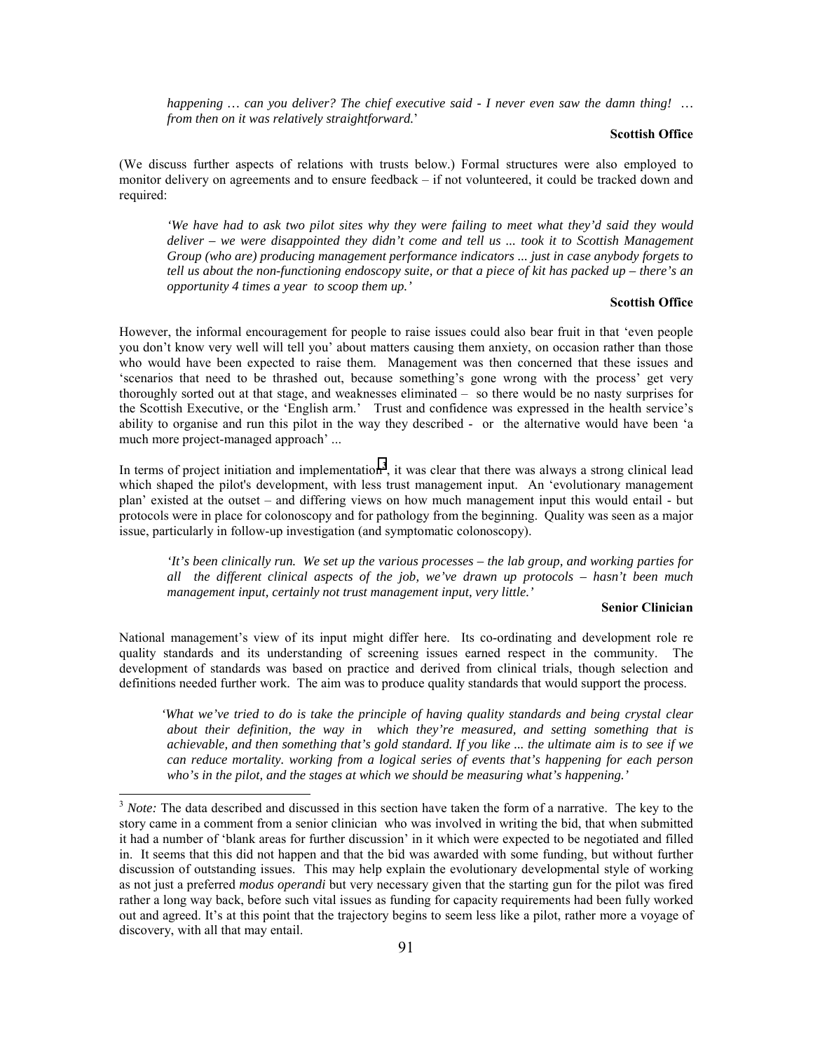*happening … can you deliver? The chief executive said - I never even saw the damn thing! … from then on it was relatively straightforward.*'

**Scottish Office**

(We discuss further aspects of relations with trusts below.) Formal structures were also employed to monitor delivery on agreements and to ensure feedback – if not volunteered, it could be tracked down and required:

> *'We have had to ask two pilot sites why they were failing to meet what they'd said they would deliver – we were disappointed they didn't come and tell us ... took it to Scottish Management Group (who are) producing management performance indicators ... just in case anybody forgets to tell us about the non-functioning endoscopy suite, or that a piece of kit has packed up – there's an opportunity 4 times a year to scoop them up.'*

**Scottish Office**

However, the informal encouragement for people to raise issues could also bear fruit in that 'even people you don't know very well will tell you' about matters causing them anxiety, on occasion rather than those who would have been expected to raise them. Management was then concerned that these issues and 'scenarios that need to be thrashed out, because something's gone wrong with the process' get very thoroughly sorted out at that stage, and weaknesses eliminated – so there would be no nasty surprises for the Scottish Executive, or the 'English arm.' Trust and confidence was expressed in the health service's ability to organise and run this pilot in the way they described - or the alternative would have been 'a much more project-managed approach' ...

In terms of project initiation and implementation[3], it was clear that there was always a strong clinical lead which shaped the pilot's development, with less trust management input. An 'evolutionary management plan' existed at the outset – and differing views on how much management input this would entail - but protocols were in place for colonoscopy and for pathology from the beginning. Quality was seen as a major issue, particularly in follow-up investigation (and symptomatic colonoscopy).

> *'It's been clinically run. We set up the various processes – the lab group, and working parties for all the different clinical aspects of the job, we've drawn up protocols – hasn't been much management input, certainly not trust management input, very little.'*

**Senior Clinician**

National management's view of its input might differ here. Its co-ordinating and development role re quality standards and its understanding of screening issues earned respect in the community. The development of standards was based on practice and derived from clinical trials, though selection and definitions needed further work. The aim was to produce quality standards that would support the process.

> *'What we've tried to do is take the principle of having quality standards and being crystal clear about their definition, the way in which they're measured, and setting something that is achievable, and then something that's gold standard. If you like ... the ultimate aim is to see if we can reduce mortality. working from a logical series of events that's happening for each person who's in the pilot, and the stages at which we should be measuring what's happening.'*

---

[3] *Note:* The data described and discussed in this section have taken the form of a narrative. The key to the story came in a comment from a senior clinician who was involved in writing the bid, that when submitted it had a number of 'blank areas for further discussion' in it which were expected to be negotiated and filled in. It seems that this did not happen and that the bid was awarded with some funding, but without further discussion of outstanding issues. This may help explain the evolutionary developmental style of working as not just a preferred *modus operandi* but very necessary given that the starting gun for the pilot was fired rather a long way back, before such vital issues as funding for capacity requirements had been fully worked out and agreed. It's at this point that the trajectory begins to seem less like a pilot, rather more a voyage of discovery, with all that may entail.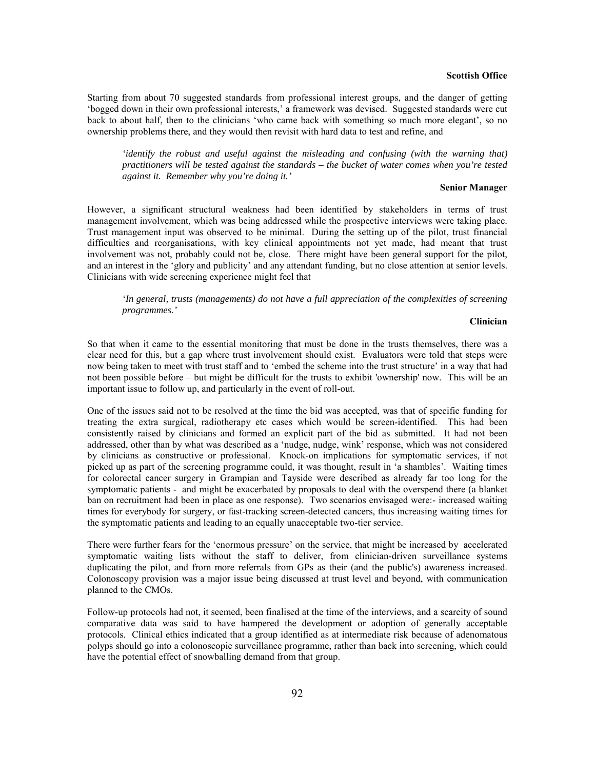**Scottish Office**

Starting from about 70 suggested standards from professional interest groups, and the danger of getting 'bogged down in their own professional interests,' a framework was devised. Suggested standards were cut back to about half, then to the clinicians 'who came back with something so much more elegant', so no ownership problems there, and they would then revisit with hard data to test and refine, and

> *'identify the robust and useful against the misleading and confusing (with the warning that) practitioners will be tested against the standards – the bucket of water comes when you're tested against it. Remember why you're doing it.'*
>
> **Senior Manager**

However, a significant structural weakness had been identified by stakeholders in terms of trust management involvement, which was being addressed while the prospective interviews were taking place. Trust management input was observed to be minimal. During the setting up of the pilot, trust financial difficulties and reorganisations, with key clinical appointments not yet made, had meant that trust involvement was not, probably could not be, close. There might have been general support for the pilot, and an interest in the 'glory and publicity' and any attendant funding, but no close attention at senior levels. Clinicians with wide screening experience might feel that

> *'In general, trusts (managements) do not have a full appreciation of the complexities of screening programmes.'*
>
> **Clinician**

So that when it came to the essential monitoring that must be done in the trusts themselves, there was a clear need for this, but a gap where trust involvement should exist. Evaluators were told that steps were now being taken to meet with trust staff and to 'embed the scheme into the trust structure' in a way that had not been possible before – but might be difficult for the trusts to exhibit 'ownership' now. This will be an important issue to follow up, and particularly in the event of roll-out.

One of the issues said not to be resolved at the time the bid was accepted, was that of specific funding for treating the extra surgical, radiotherapy etc cases which would be screen-identified. This had been consistently raised by clinicians and formed an explicit part of the bid as submitted. It had not been addressed, other than by what was described as a 'nudge, nudge, wink' response, which was not considered by clinicians as constructive or professional. Knock-on implications for symptomatic services, if not picked up as part of the screening programme could, it was thought, result in 'a shambles'. Waiting times for colorectal cancer surgery in Grampian and Tayside were described as already far too long for the symptomatic patients - and might be exacerbated by proposals to deal with the overspend there (a blanket ban on recruitment had been in place as one response). Two scenarios envisaged were:- increased waiting times for everybody for surgery, or fast-tracking screen-detected cancers, thus increasing waiting times for the symptomatic patients and leading to an equally unacceptable two-tier service.

There were further fears for the 'enormous pressure' on the service, that might be increased by accelerated symptomatic waiting lists without the staff to deliver, from clinician-driven surveillance systems duplicating the pilot, and from more referrals from GPs as their (and the public's) awareness increased. Colonoscopy provision was a major issue being discussed at trust level and beyond, with communication planned to the CMOs.

Follow-up protocols had not, it seemed, been finalised at the time of the interviews, and a scarcity of sound comparative data was said to have hampered the development or adoption of generally acceptable protocols. Clinical ethics indicated that a group identified as at intermediate risk because of adenomatous polyps should go into a colonoscopic surveillance programme, rather than back into screening, which could have the potential effect of snowballing demand from that group.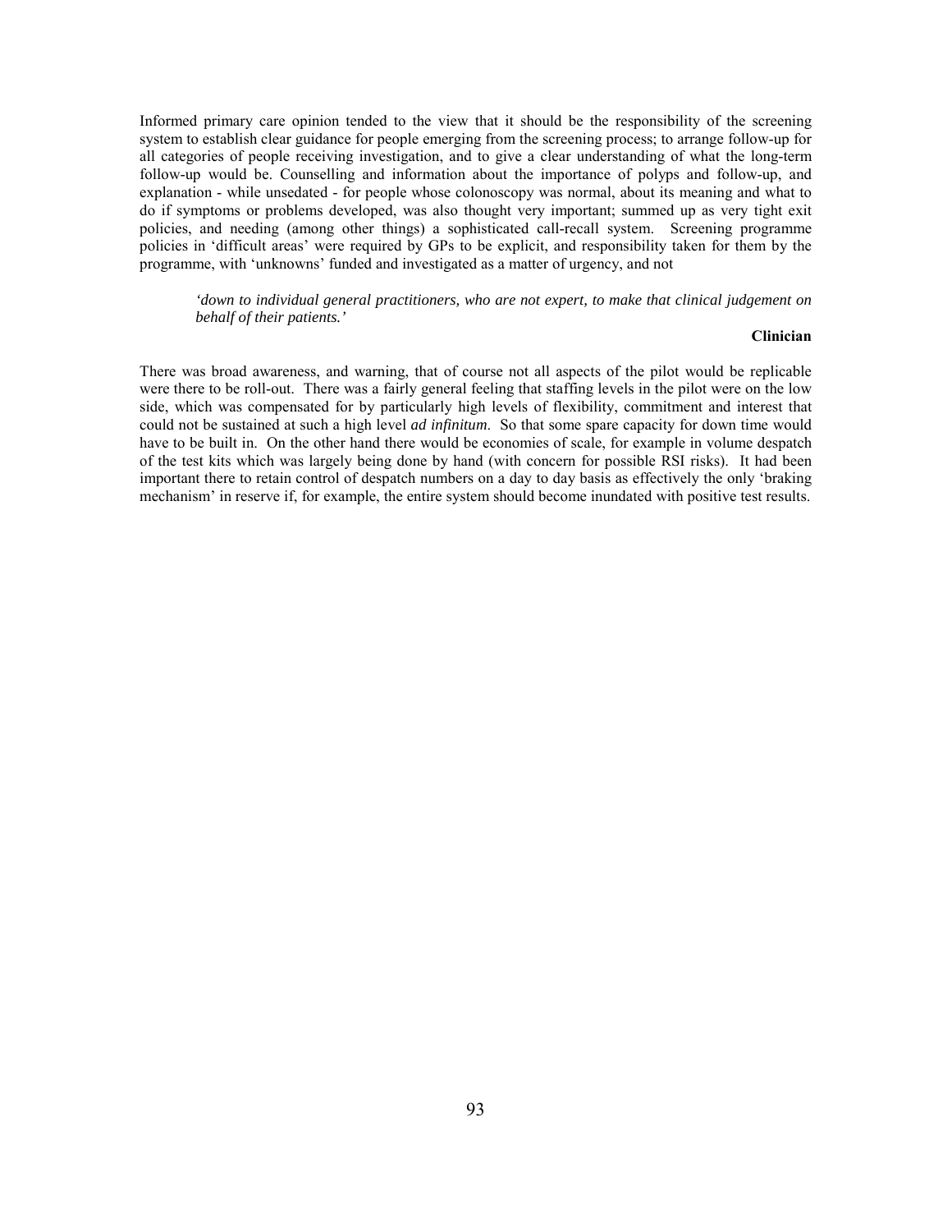Informed primary care opinion tended to the view that it should be the responsibility of the screening system to establish clear guidance for people emerging from the screening process; to arrange follow-up for all categories of people receiving investigation, and to give a clear understanding of what the long-term follow-up would be. Counselling and information about the importance of polyps and follow-up, and explanation - while unsedated - for people whose colonoscopy was normal, about its meaning and what to do if symptoms or problems developed, was also thought very important; summed up as very tight exit policies, and needing (among other things) a sophisticated call-recall system. Screening programme policies in 'difficult areas' were required by GPs to be explicit, and responsibility taken for them by the programme, with 'unknowns' funded and investigated as a matter of urgency, and not

> *'down to individual general practitioners, who are not expert, to make that clinical judgement on behalf of their patients.'*
>
> **Clinician**

There was broad awareness, and warning, that of course not all aspects of the pilot would be replicable were there to be roll-out. There was a fairly general feeling that staffing levels in the pilot were on the low side, which was compensated for by particularly high levels of flexibility, commitment and interest that could not be sustained at such a high level *ad infinitum*. So that some spare capacity for down time would have to be built in. On the other hand there would be economies of scale, for example in volume despatch of the test kits which was largely being done by hand (with concern for possible RSI risks). It had been important there to retain control of despatch numbers on a day to day basis as effectively the only 'braking mechanism' in reserve if, for example, the entire system should become inundated with positive test results.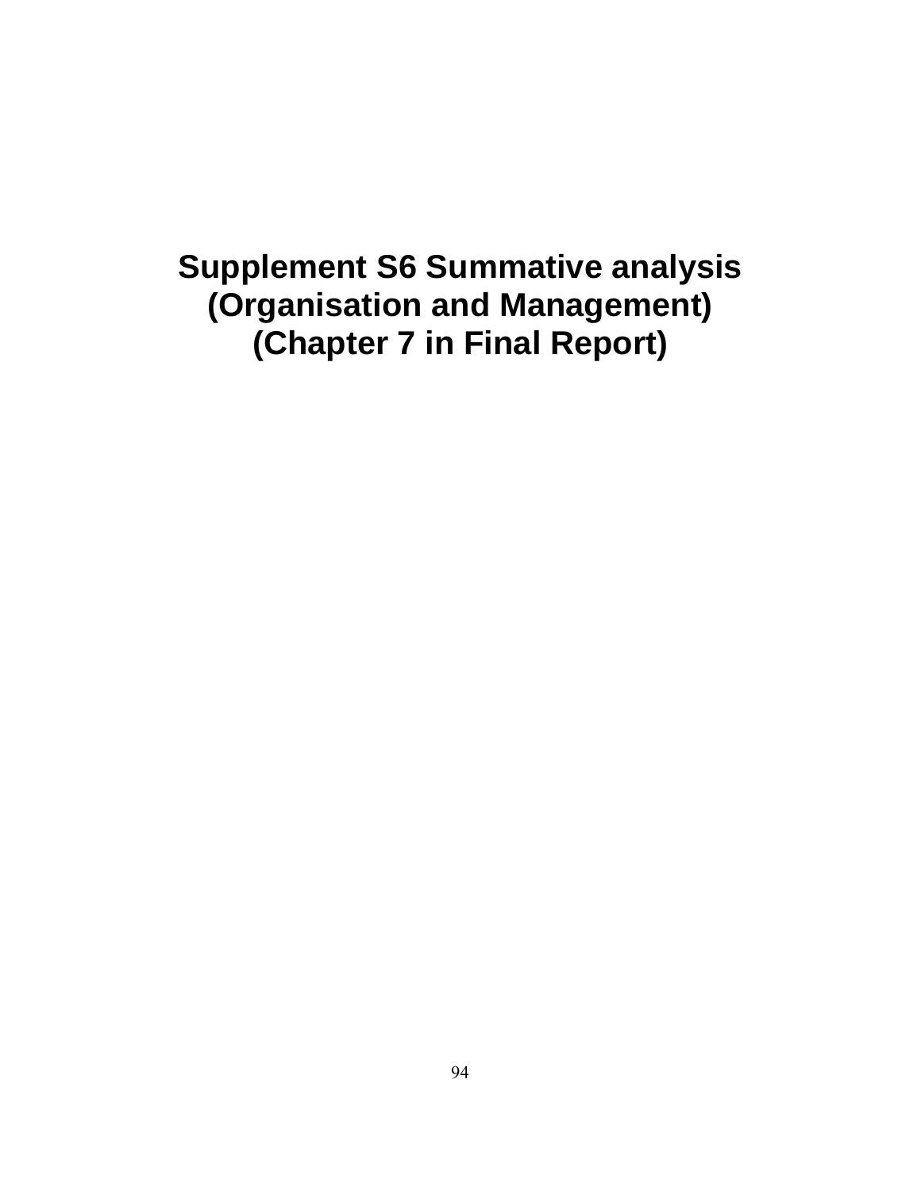# Supplement S6 Summative analysis (Organisation and Management) (Chapter 7 in Final Report)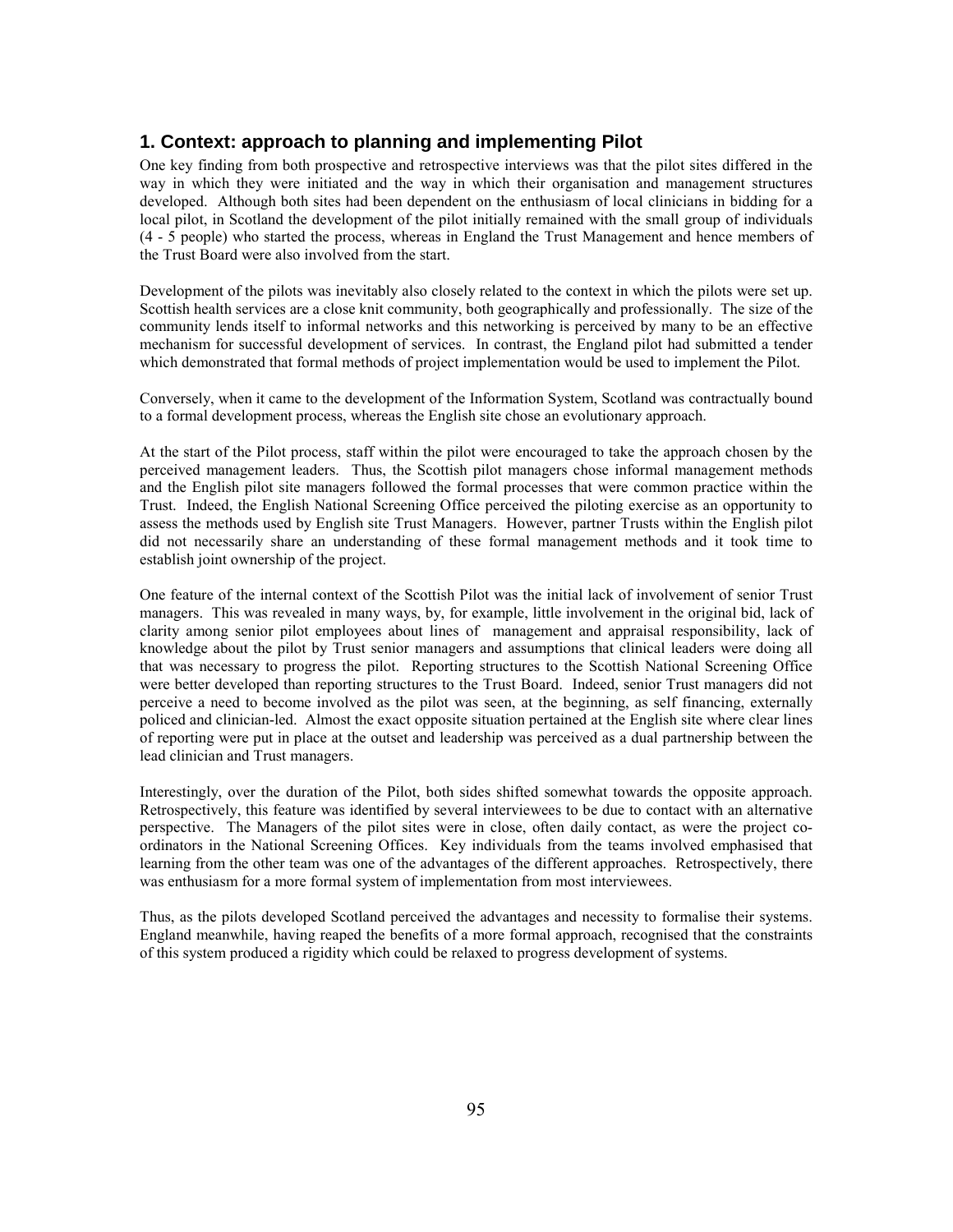## 1. Context: approach to planning and implementing Pilot

One key finding from both prospective and retrospective interviews was that the pilot sites differed in the way in which they were initiated and the way in which their organisation and management structures developed. Although both sites had been dependent on the enthusiasm of local clinicians in bidding for a local pilot, in Scotland the development of the pilot initially remained with the small group of individuals (4 - 5 people) who started the process, whereas in England the Trust Management and hence members of the Trust Board were also involved from the start.

Development of the pilots was inevitably also closely related to the context in which the pilots were set up. Scottish health services are a close knit community, both geographically and professionally. The size of the community lends itself to informal networks and this networking is perceived by many to be an effective mechanism for successful development of services. In contrast, the England pilot had submitted a tender which demonstrated that formal methods of project implementation would be used to implement the Pilot.

Conversely, when it came to the development of the Information System, Scotland was contractually bound to a formal development process, whereas the English site chose an evolutionary approach.

At the start of the Pilot process, staff within the pilot were encouraged to take the approach chosen by the perceived management leaders. Thus, the Scottish pilot managers chose informal management methods and the English pilot site managers followed the formal processes that were common practice within the Trust. Indeed, the English National Screening Office perceived the piloting exercise as an opportunity to assess the methods used by English site Trust Managers. However, partner Trusts within the English pilot did not necessarily share an understanding of these formal management methods and it took time to establish joint ownership of the project.

One feature of the internal context of the Scottish Pilot was the initial lack of involvement of senior Trust managers. This was revealed in many ways, by, for example, little involvement in the original bid, lack of clarity among senior pilot employees about lines of management and appraisal responsibility, lack of knowledge about the pilot by Trust senior managers and assumptions that clinical leaders were doing all that was necessary to progress the pilot. Reporting structures to the Scottish National Screening Office were better developed than reporting structures to the Trust Board. Indeed, senior Trust managers did not perceive a need to become involved as the pilot was seen, at the beginning, as self financing, externally policed and clinician-led. Almost the exact opposite situation pertained at the English site where clear lines of reporting were put in place at the outset and leadership was perceived as a dual partnership between the lead clinician and Trust managers.

Interestingly, over the duration of the Pilot, both sides shifted somewhat towards the opposite approach. Retrospectively, this feature was identified by several interviewees to be due to contact with an alternative perspective. The Managers of the pilot sites were in close, often daily contact, as were the project co-ordinators in the National Screening Offices. Key individuals from the teams involved emphasised that learning from the other team was one of the advantages of the different approaches. Retrospectively, there was enthusiasm for a more formal system of implementation from most interviewees.

Thus, as the pilots developed Scotland perceived the advantages and necessity to formalise their systems. England meanwhile, having reaped the benefits of a more formal approach, recognised that the constraints of this system produced a rigidity which could be relaxed to progress development of systems.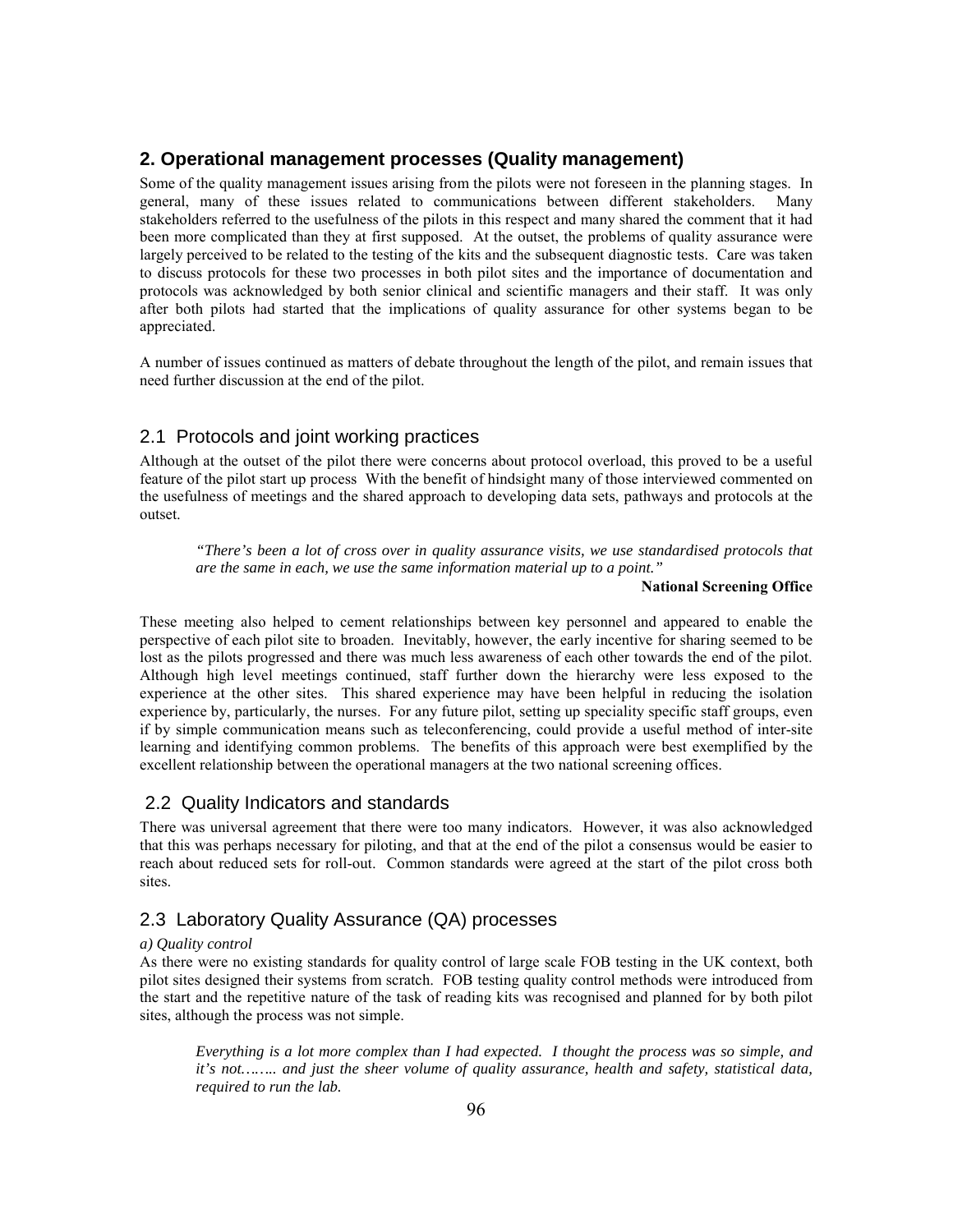## 2. Operational management processes (Quality management)

Some of the quality management issues arising from the pilots were not foreseen in the planning stages. In general, many of these issues related to communications between different stakeholders. Many stakeholders referred to the usefulness of the pilots in this respect and many shared the comment that it had been more complicated than they at first supposed. At the outset, the problems of quality assurance were largely perceived to be related to the testing of the kits and the subsequent diagnostic tests. Care was taken to discuss protocols for these two processes in both pilot sites and the importance of documentation and protocols was acknowledged by both senior clinical and scientific managers and their staff. It was only after both pilots had started that the implications of quality assurance for other systems began to be appreciated.

A number of issues continued as matters of debate throughout the length of the pilot, and remain issues that need further discussion at the end of the pilot.

### 2.1 Protocols and joint working practices

Although at the outset of the pilot there were concerns about protocol overload, this proved to be a useful feature of the pilot start up process With the benefit of hindsight many of those interviewed commented on the usefulness of meetings and the shared approach to developing data sets, pathways and protocols at the outset.

> *"There's been a lot of cross over in quality assurance visits, we use standardised protocols that are the same in each, we use the same information material up to a point."*
>
> **National Screening Office**

These meeting also helped to cement relationships between key personnel and appeared to enable the perspective of each pilot site to broaden. Inevitably, however, the early incentive for sharing seemed to be lost as the pilots progressed and there was much less awareness of each other towards the end of the pilot. Although high level meetings continued, staff further down the hierarchy were less exposed to the experience at the other sites. This shared experience may have been helpful in reducing the isolation experience by, particularly, the nurses. For any future pilot, setting up speciality specific staff groups, even if by simple communication means such as teleconferencing, could provide a useful method of inter-site learning and identifying common problems. The benefits of this approach were best exemplified by the excellent relationship between the operational managers at the two national screening offices.

### 2.2 Quality Indicators and standards

There was universal agreement that there were too many indicators. However, it was also acknowledged that this was perhaps necessary for piloting, and that at the end of the pilot a consensus would be easier to reach about reduced sets for roll-out. Common standards were agreed at the start of the pilot cross both sites.

### 2.3 Laboratory Quality Assurance (QA) processes

*a) Quality control*

As there were no existing standards for quality control of large scale FOB testing in the UK context, both pilot sites designed their systems from scratch. FOB testing quality control methods were introduced from the start and the repetitive nature of the task of reading kits was recognised and planned for by both pilot sites, although the process was not simple.

> *Everything is a lot more complex than I had expected. I thought the process was so simple, and it's not…….. and just the sheer volume of quality assurance, health and safety, statistical data, required to run the lab.*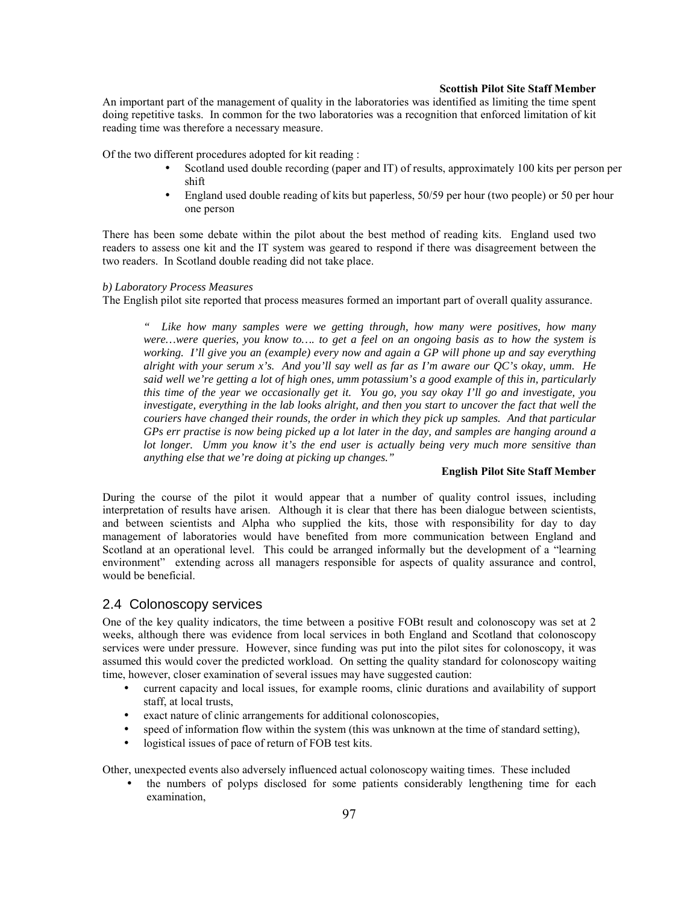**Scottish Pilot Site Staff Member**

An important part of the management of quality in the laboratories was identified as limiting the time spent doing repetitive tasks. In common for the two laboratories was a recognition that enforced limitation of kit reading time was therefore a necessary measure.

Of the two different procedures adopted for kit reading :

- Scotland used double recording (paper and IT) of results, approximately 100 kits per person per shift
- England used double reading of kits but paperless, 50/59 per hour (two people) or 50 per hour one person

There has been some debate within the pilot about the best method of reading kits. England used two readers to assess one kit and the IT system was geared to respond if there was disagreement between the two readers. In Scotland double reading did not take place.

*b) Laboratory Process Measures*

The English pilot site reported that process measures formed an important part of overall quality assurance.

> *" Like how many samples were we getting through, how many were positives, how many were…were queries, you know to…. to get a feel on an ongoing basis as to how the system is working. I'll give you an (example) every now and again a GP will phone up and say everything alright with your serum x's. And you'll say well as far as I'm aware our QC's okay, umm. He said well we're getting a lot of high ones, umm potassium's a good example of this in, particularly this time of the year we occasionally get it. You go, you say okay I'll go and investigate, you investigate, everything in the lab looks alright, and then you start to uncover the fact that well the couriers have changed their rounds, the order in which they pick up samples. And that particular GPs err practise is now being picked up a lot later in the day, and samples are hanging around a lot longer. Umm you know it's the end user is actually being very much more sensitive than anything else that we're doing at picking up changes."*
>
> **English Pilot Site Staff Member**

During the course of the pilot it would appear that a number of quality control issues, including interpretation of results have arisen. Although it is clear that there has been dialogue between scientists, and between scientists and Alpha who supplied the kits, those with responsibility for day to day management of laboratories would have benefited from more communication between England and Scotland at an operational level. This could be arranged informally but the development of a "learning environment" extending across all managers responsible for aspects of quality assurance and control, would be beneficial.

## 2.4 Colonoscopy services

One of the key quality indicators, the time between a positive FOBt result and colonoscopy was set at 2 weeks, although there was evidence from local services in both England and Scotland that colonoscopy services were under pressure. However, since funding was put into the pilot sites for colonoscopy, it was assumed this would cover the predicted workload. On setting the quality standard for colonoscopy waiting time, however, closer examination of several issues may have suggested caution:

- current capacity and local issues, for example rooms, clinic durations and availability of support staff, at local trusts,
- exact nature of clinic arrangements for additional colonoscopies,
- speed of information flow within the system (this was unknown at the time of standard setting),
- logistical issues of pace of return of FOB test kits.

Other, unexpected events also adversely influenced actual colonoscopy waiting times. These included

- the numbers of polyps disclosed for some patients considerably lengthening time for each examination,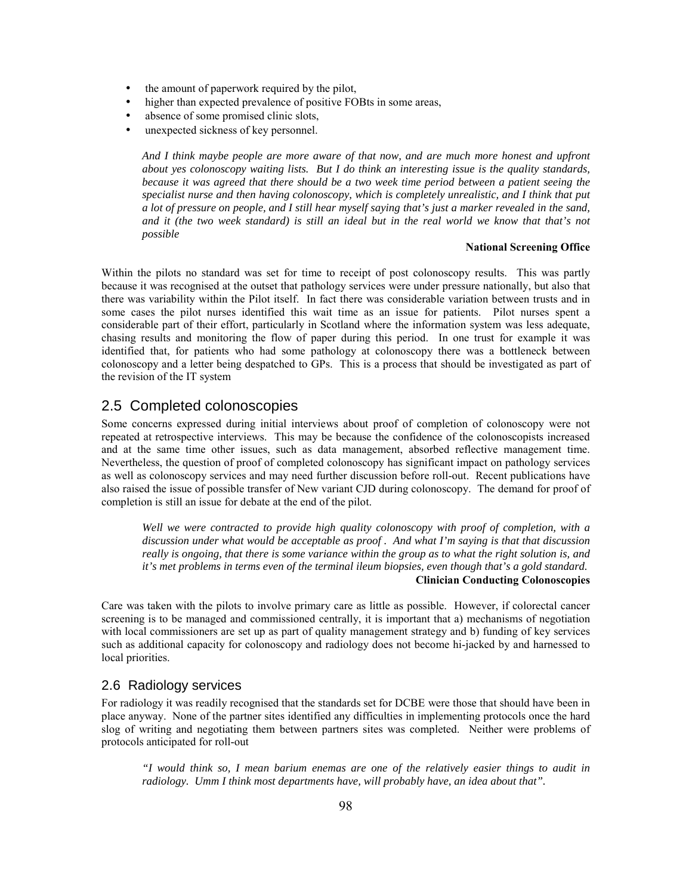- the amount of paperwork required by the pilot,
- higher than expected prevalence of positive FOBts in some areas,
- absence of some promised clinic slots,
- unexpected sickness of key personnel.

> *And I think maybe people are more aware of that now, and are much more honest and upfront about yes colonoscopy waiting lists. But I do think an interesting issue is the quality standards, because it was agreed that there should be a two week time period between a patient seeing the specialist nurse and then having colonoscopy, which is completely unrealistic, and I think that put a lot of pressure on people, and I still hear myself saying that's just a marker revealed in the sand, and it (the two week standard) is still an ideal but in the real world we know that that's not possible*
>
> **National Screening Office**

Within the pilots no standard was set for time to receipt of post colonoscopy results. This was partly because it was recognised at the outset that pathology services were under pressure nationally, but also that there was variability within the Pilot itself. In fact there was considerable variation between trusts and in some cases the pilot nurses identified this wait time as an issue for patients. Pilot nurses spent a considerable part of their effort, particularly in Scotland where the information system was less adequate, chasing results and monitoring the flow of paper during this period. In one trust for example it was identified that, for patients who had some pathology at colonoscopy there was a bottleneck between colonoscopy and a letter being despatched to GPs. This is a process that should be investigated as part of the revision of the IT system

## 2.5 Completed colonoscopies

Some concerns expressed during initial interviews about proof of completion of colonoscopy were not repeated at retrospective interviews. This may be because the confidence of the colonoscopists increased and at the same time other issues, such as data management, absorbed reflective management time. Nevertheless, the question of proof of completed colonoscopy has significant impact on pathology services as well as colonoscopy services and may need further discussion before roll-out. Recent publications have also raised the issue of possible transfer of New variant CJD during colonoscopy. The demand for proof of completion is still an issue for debate at the end of the pilot.

> *Well we were contracted to provide high quality colonoscopy with proof of completion, with a discussion under what would be acceptable as proof . And what I'm saying is that that discussion really is ongoing, that there is some variance within the group as to what the right solution is, and it's met problems in terms even of the terminal ileum biopsies, even though that's a gold standard.*
>
> **Clinician Conducting Colonoscopies**

Care was taken with the pilots to involve primary care as little as possible. However, if colorectal cancer screening is to be managed and commissioned centrally, it is important that a) mechanisms of negotiation with local commissioners are set up as part of quality management strategy and b) funding of key services such as additional capacity for colonoscopy and radiology does not become hi-jacked by and harnessed to local priorities.

## 2.6 Radiology services

For radiology it was readily recognised that the standards set for DCBE were those that should have been in place anyway. None of the partner sites identified any difficulties in implementing protocols once the hard slog of writing and negotiating them between partners sites was completed. Neither were problems of protocols anticipated for roll-out

> *"I would think so, I mean barium enemas are one of the relatively easier things to audit in radiology. Umm I think most departments have, will probably have, an idea about that".*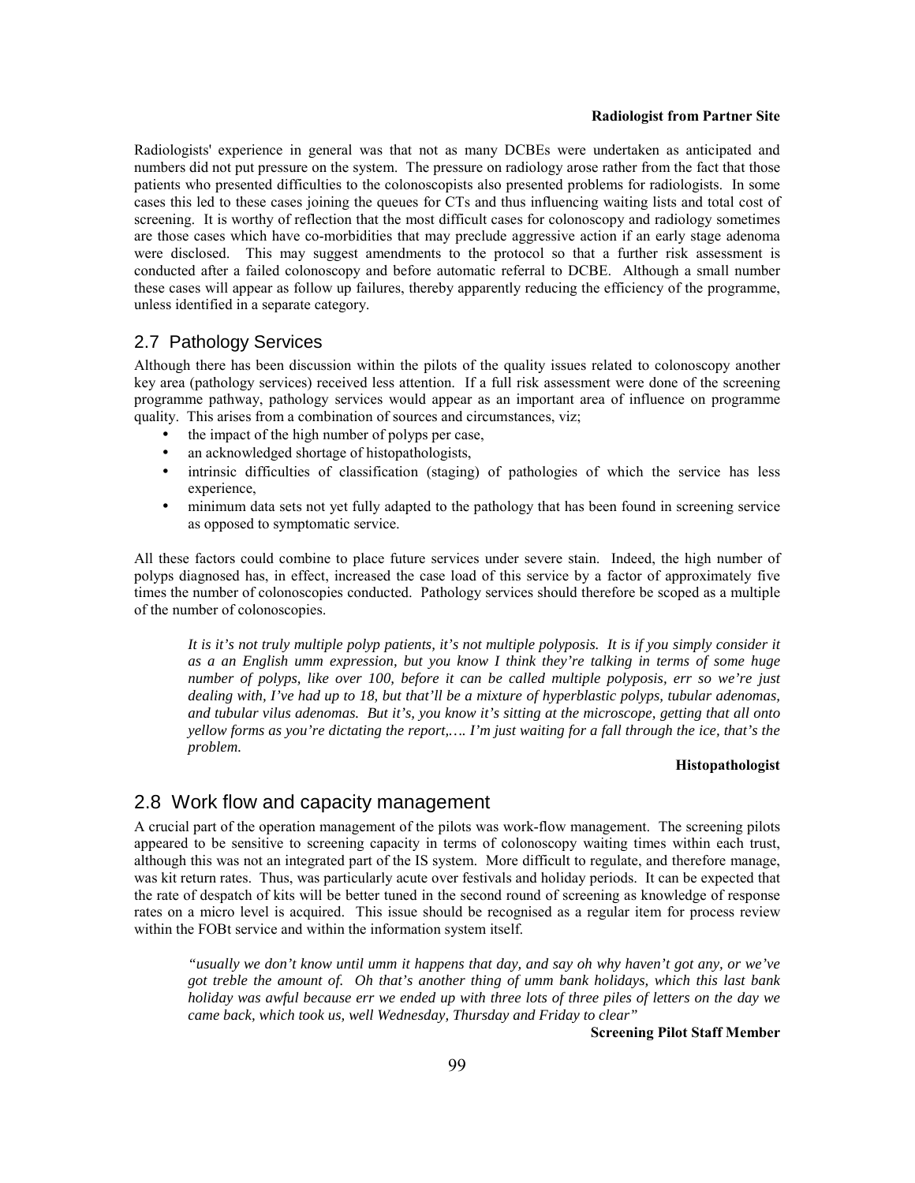**Radiologist from Partner Site**

Radiologists' experience in general was that not as many DCBEs were undertaken as anticipated and numbers did not put pressure on the system. The pressure on radiology arose rather from the fact that those patients who presented difficulties to the colonoscopists also presented problems for radiologists. In some cases this led to these cases joining the queues for CTs and thus influencing waiting lists and total cost of screening. It is worthy of reflection that the most difficult cases for colonoscopy and radiology sometimes are those cases which have co-morbidities that may preclude aggressive action if an early stage adenoma were disclosed. This may suggest amendments to the protocol so that a further risk assessment is conducted after a failed colonoscopy and before automatic referral to DCBE. Although a small number these cases will appear as follow up failures, thereby apparently reducing the efficiency of the programme, unless identified in a separate category.

## 2.7 Pathology Services

Although there has been discussion within the pilots of the quality issues related to colonoscopy another key area (pathology services) received less attention. If a full risk assessment were done of the screening programme pathway, pathology services would appear as an important area of influence on programme quality. This arises from a combination of sources and circumstances, viz;

- the impact of the high number of polyps per case,
- an acknowledged shortage of histopathologists,
- intrinsic difficulties of classification (staging) of pathologies of which the service has less experience,
- minimum data sets not yet fully adapted to the pathology that has been found in screening service as opposed to symptomatic service.

All these factors could combine to place future services under severe stain. Indeed, the high number of polyps diagnosed has, in effect, increased the case load of this service by a factor of approximately five times the number of colonoscopies conducted. Pathology services should therefore be scoped as a multiple of the number of colonoscopies.

> *It is it's not truly multiple polyp patients, it's not multiple polyposis. It is if you simply consider it as a an English umm expression, but you know I think they're talking in terms of some huge number of polyps, like over 100, before it can be called multiple polyposis, err so we're just dealing with, I've had up to 18, but that'll be a mixture of hyperblastic polyps, tubular adenomas, and tubular vilus adenomas. But it's, you know it's sitting at the microscope, getting that all onto yellow forms as you're dictating the report,…. I'm just waiting for a fall through the ice, that's the problem.*
>
> **Histopathologist**

## 2.8 Work flow and capacity management

A crucial part of the operation management of the pilots was work-flow management. The screening pilots appeared to be sensitive to screening capacity in terms of colonoscopy waiting times within each trust, although this was not an integrated part of the IS system. More difficult to regulate, and therefore manage, was kit return rates. Thus, was particularly acute over festivals and holiday periods. It can be expected that the rate of despatch of kits will be better tuned in the second round of screening as knowledge of response rates on a micro level is acquired. This issue should be recognised as a regular item for process review within the FOBt service and within the information system itself.

> *"usually we don't know until umm it happens that day, and say oh why haven't got any, or we've got treble the amount of. Oh that's another thing of umm bank holidays, which this last bank holiday was awful because err we ended up with three lots of three piles of letters on the day we came back, which took us, well Wednesday, Thursday and Friday to clear"*
>
> **Screening Pilot Staff Member**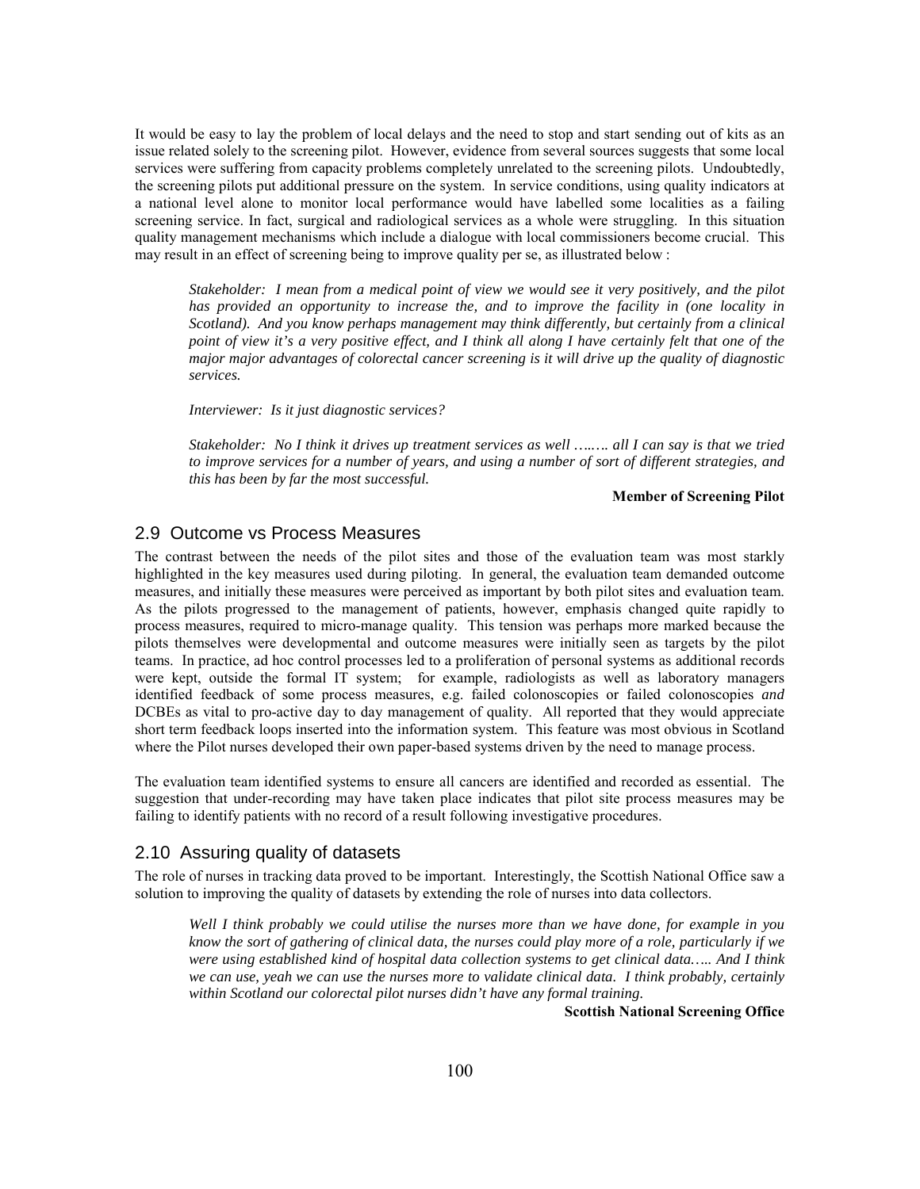It would be easy to lay the problem of local delays and the need to stop and start sending out of kits as an issue related solely to the screening pilot. However, evidence from several sources suggests that some local services were suffering from capacity problems completely unrelated to the screening pilots. Undoubtedly, the screening pilots put additional pressure on the system. In service conditions, using quality indicators at a national level alone to monitor local performance would have labelled some localities as a failing screening service. In fact, surgical and radiological services as a whole were struggling. In this situation quality management mechanisms which include a dialogue with local commissioners become crucial. This may result in an effect of screening being to improve quality per se, as illustrated below :

> *Stakeholder: I mean from a medical point of view we would see it very positively, and the pilot has provided an opportunity to increase the, and to improve the facility in (one locality in Scotland). And you know perhaps management may think differently, but certainly from a clinical point of view it's a very positive effect, and I think all along I have certainly felt that one of the major major advantages of colorectal cancer screening is it will drive up the quality of diagnostic services.*
>
> *Interviewer: Is it just diagnostic services?*
>
> *Stakeholder: No I think it drives up treatment services as well ……. all I can say is that we tried to improve services for a number of years, and using a number of sort of different strategies, and this has been by far the most successful.*
>
> **Member of Screening Pilot**

## 2.9 Outcome vs Process Measures

The contrast between the needs of the pilot sites and those of the evaluation team was most starkly highlighted in the key measures used during piloting. In general, the evaluation team demanded outcome measures, and initially these measures were perceived as important by both pilot sites and evaluation team. As the pilots progressed to the management of patients, however, emphasis changed quite rapidly to process measures, required to micro-manage quality. This tension was perhaps more marked because the pilots themselves were developmental and outcome measures were initially seen as targets by the pilot teams. In practice, ad hoc control processes led to a proliferation of personal systems as additional records were kept, outside the formal IT system; for example, radiologists as well as laboratory managers identified feedback of some process measures, e.g. failed colonoscopies or failed colonoscopies *and* DCBEs as vital to pro-active day to day management of quality. All reported that they would appreciate short term feedback loops inserted into the information system. This feature was most obvious in Scotland where the Pilot nurses developed their own paper-based systems driven by the need to manage process.

The evaluation team identified systems to ensure all cancers are identified and recorded as essential. The suggestion that under-recording may have taken place indicates that pilot site process measures may be failing to identify patients with no record of a result following investigative procedures.

## 2.10 Assuring quality of datasets

The role of nurses in tracking data proved to be important. Interestingly, the Scottish National Office saw a solution to improving the quality of datasets by extending the role of nurses into data collectors.

> *Well I think probably we could utilise the nurses more than we have done, for example in you know the sort of gathering of clinical data, the nurses could play more of a role, particularly if we were using established kind of hospital data collection systems to get clinical data….. And I think we can use, yeah we can use the nurses more to validate clinical data. I think probably, certainly within Scotland our colorectal pilot nurses didn't have any formal training.*
>
> **Scottish National Screening Office**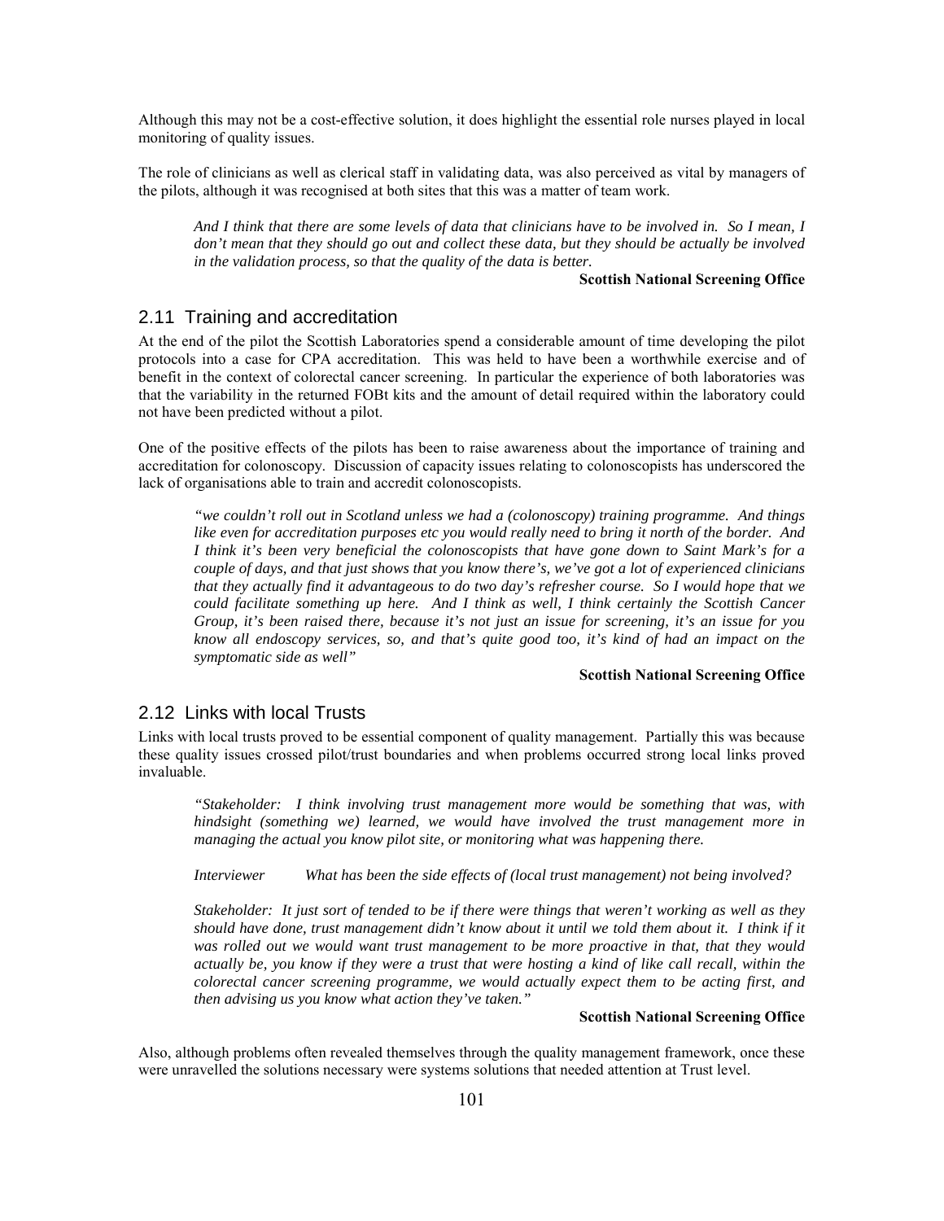Although this may not be a cost-effective solution, it does highlight the essential role nurses played in local monitoring of quality issues.

The role of clinicians as well as clerical staff in validating data, was also perceived as vital by managers of the pilots, although it was recognised at both sites that this was a matter of team work.

> *And I think that there are some levels of data that clinicians have to be involved in. So I mean, I don't mean that they should go out and collect these data, but they should be actually be involved in the validation process, so that the quality of the data is better.*
>
> **Scottish National Screening Office**

## 2.11 Training and accreditation

At the end of the pilot the Scottish Laboratories spend a considerable amount of time developing the pilot protocols into a case for CPA accreditation. This was held to have been a worthwhile exercise and of benefit in the context of colorectal cancer screening. In particular the experience of both laboratories was that the variability in the returned FOBt kits and the amount of detail required within the laboratory could not have been predicted without a pilot.

One of the positive effects of the pilots has been to raise awareness about the importance of training and accreditation for colonoscopy. Discussion of capacity issues relating to colonoscopists has underscored the lack of organisations able to train and accredit colonoscopists.

> *"we couldn't roll out in Scotland unless we had a (colonoscopy) training programme. And things like even for accreditation purposes etc you would really need to bring it north of the border. And I think it's been very beneficial the colonoscopists that have gone down to Saint Mark's for a couple of days, and that just shows that you know there's, we've got a lot of experienced clinicians that they actually find it advantageous to do two day's refresher course. So I would hope that we could facilitate something up here. And I think as well, I think certainly the Scottish Cancer Group, it's been raised there, because it's not just an issue for screening, it's an issue for you know all endoscopy services, so, and that's quite good too, it's kind of had an impact on the symptomatic side as well"*
>
> **Scottish National Screening Office**

## 2.12 Links with local Trusts

Links with local trusts proved to be essential component of quality management. Partially this was because these quality issues crossed pilot/trust boundaries and when problems occurred strong local links proved invaluable.

> *"Stakeholder: I think involving trust management more would be something that was, with hindsight (something we) learned, we would have involved the trust management more in managing the actual you know pilot site, or monitoring what was happening there.*
>
> *Interviewer What has been the side effects of (local trust management) not being involved?*
>
> *Stakeholder: It just sort of tended to be if there were things that weren't working as well as they should have done, trust management didn't know about it until we told them about it. I think if it was rolled out we would want trust management to be more proactive in that, that they would actually be, you know if they were a trust that were hosting a kind of like call recall, within the colorectal cancer screening programme, we would actually expect them to be acting first, and then advising us you know what action they've taken."*
>
> **Scottish National Screening Office**

Also, although problems often revealed themselves through the quality management framework, once these were unravelled the solutions necessary were systems solutions that needed attention at Trust level.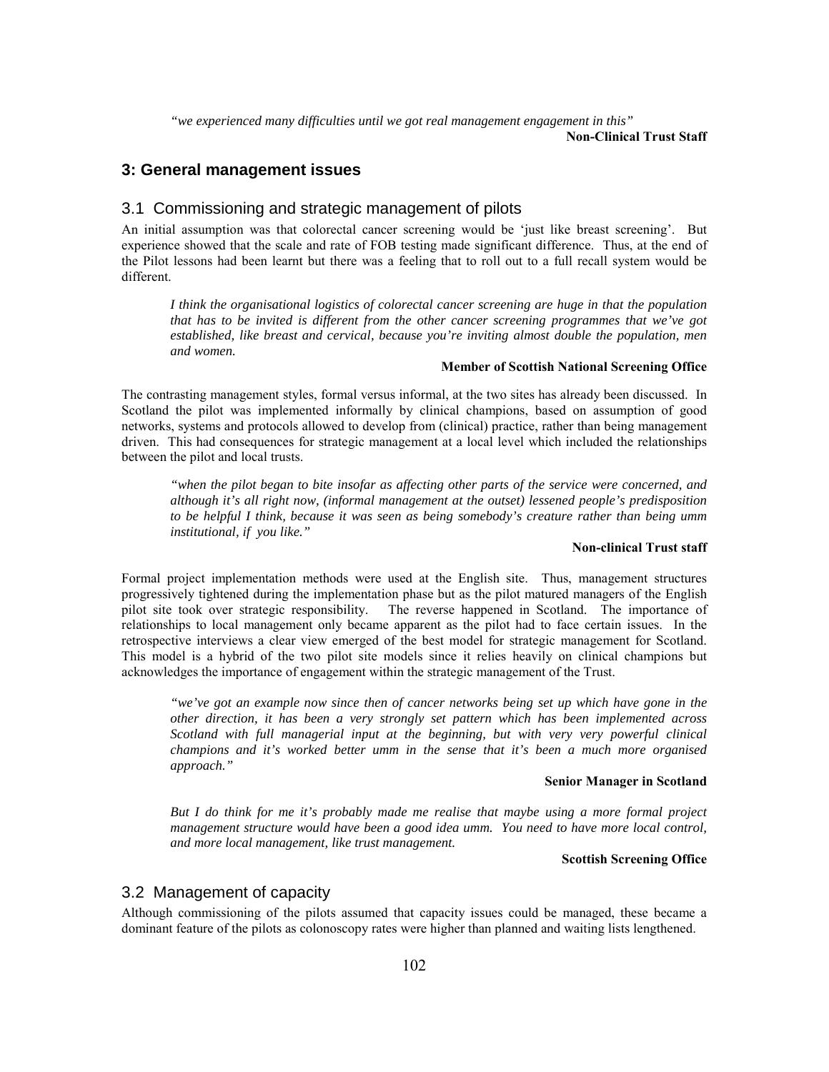*"we experienced many difficulties until we got real management engagement in this"*

**Non-Clinical Trust Staff**

## 3: General management issues

### 3.1 Commissioning and strategic management of pilots

An initial assumption was that colorectal cancer screening would be 'just like breast screening'. But experience showed that the scale and rate of FOB testing made significant difference. Thus, at the end of the Pilot lessons had been learnt but there was a feeling that to roll out to a full recall system would be different.

> *I think the organisational logistics of colorectal cancer screening are huge in that the population that has to be invited is different from the other cancer screening programmes that we've got established, like breast and cervical, because you're inviting almost double the population, men and women.*
>
> **Member of Scottish National Screening Office**

The contrasting management styles, formal versus informal, at the two sites has already been discussed. In Scotland the pilot was implemented informally by clinical champions, based on assumption of good networks, systems and protocols allowed to develop from (clinical) practice, rather than being management driven. This had consequences for strategic management at a local level which included the relationships between the pilot and local trusts.

> *"when the pilot began to bite insofar as affecting other parts of the service were concerned, and although it's all right now, (informal management at the outset) lessened people's predisposition to be helpful I think, because it was seen as being somebody's creature rather than being umm institutional, if you like."*
>
> **Non-clinical Trust staff**

Formal project implementation methods were used at the English site. Thus, management structures progressively tightened during the implementation phase but as the pilot matured managers of the English pilot site took over strategic responsibility. The reverse happened in Scotland. The importance of relationships to local management only became apparent as the pilot had to face certain issues. In the retrospective interviews a clear view emerged of the best model for strategic management for Scotland. This model is a hybrid of the two pilot site models since it relies heavily on clinical champions but acknowledges the importance of engagement within the strategic management of the Trust.

> *"we've got an example now since then of cancer networks being set up which have gone in the other direction, it has been a very strongly set pattern which has been implemented across Scotland with full managerial input at the beginning, but with very very powerful clinical champions and it's worked better umm in the sense that it's been a much more organised approach."*
>
> **Senior Manager in Scotland**

> *But I do think for me it's probably made me realise that maybe using a more formal project management structure would have been a good idea umm. You need to have more local control, and more local management, like trust management.*
>
> **Scottish Screening Office**

### 3.2 Management of capacity

Although commissioning of the pilots assumed that capacity issues could be managed, these became a dominant feature of the pilots as colonoscopy rates were higher than planned and waiting lists lengthened.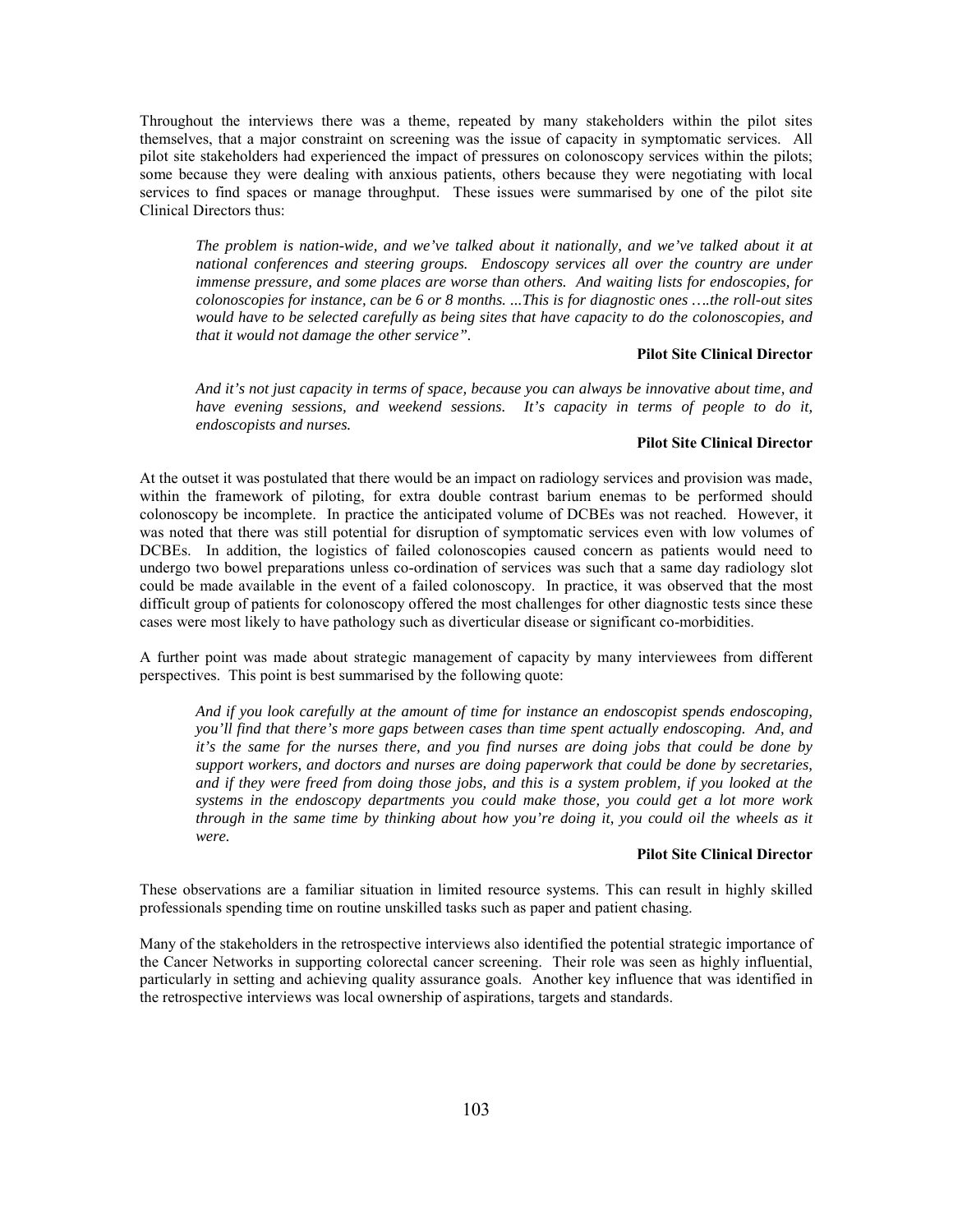Throughout the interviews there was a theme, repeated by many stakeholders within the pilot sites themselves, that a major constraint on screening was the issue of capacity in symptomatic services. All pilot site stakeholders had experienced the impact of pressures on colonoscopy services within the pilots; some because they were dealing with anxious patients, others because they were negotiating with local services to find spaces or manage throughput. These issues were summarised by one of the pilot site Clinical Directors thus:

> *The problem is nation-wide, and we've talked about it nationally, and we've talked about it at national conferences and steering groups. Endoscopy services all over the country are under immense pressure, and some places are worse than others. And waiting lists for endoscopies, for colonoscopies for instance, can be 6 or 8 months. ...This is for diagnostic ones ….the roll-out sites would have to be selected carefully as being sites that have capacity to do the colonoscopies, and that it would not damage the other service".*
>
> **Pilot Site Clinical Director**

> *And it's not just capacity in terms of space, because you can always be innovative about time, and have evening sessions, and weekend sessions. It's capacity in terms of people to do it, endoscopists and nurses.*
>
> **Pilot Site Clinical Director**

At the outset it was postulated that there would be an impact on radiology services and provision was made, within the framework of piloting, for extra double contrast barium enemas to be performed should colonoscopy be incomplete. In practice the anticipated volume of DCBEs was not reached. However, it was noted that there was still potential for disruption of symptomatic services even with low volumes of DCBEs. In addition, the logistics of failed colonoscopies caused concern as patients would need to undergo two bowel preparations unless co-ordination of services was such that a same day radiology slot could be made available in the event of a failed colonoscopy. In practice, it was observed that the most difficult group of patients for colonoscopy offered the most challenges for other diagnostic tests since these cases were most likely to have pathology such as diverticular disease or significant co-morbidities.

A further point was made about strategic management of capacity by many interviewees from different perspectives. This point is best summarised by the following quote:

> *And if you look carefully at the amount of time for instance an endoscopist spends endoscoping, you'll find that there's more gaps between cases than time spent actually endoscoping. And, and it's the same for the nurses there, and you find nurses are doing jobs that could be done by support workers, and doctors and nurses are doing paperwork that could be done by secretaries, and if they were freed from doing those jobs, and this is a system problem, if you looked at the systems in the endoscopy departments you could make those, you could get a lot more work through in the same time by thinking about how you're doing it, you could oil the wheels as it were.*
>
> **Pilot Site Clinical Director**

These observations are a familiar situation in limited resource systems. This can result in highly skilled professionals spending time on routine unskilled tasks such as paper and patient chasing.

Many of the stakeholders in the retrospective interviews also identified the potential strategic importance of the Cancer Networks in supporting colorectal cancer screening. Their role was seen as highly influential, particularly in setting and achieving quality assurance goals. Another key influence that was identified in the retrospective interviews was local ownership of aspirations, targets and standards.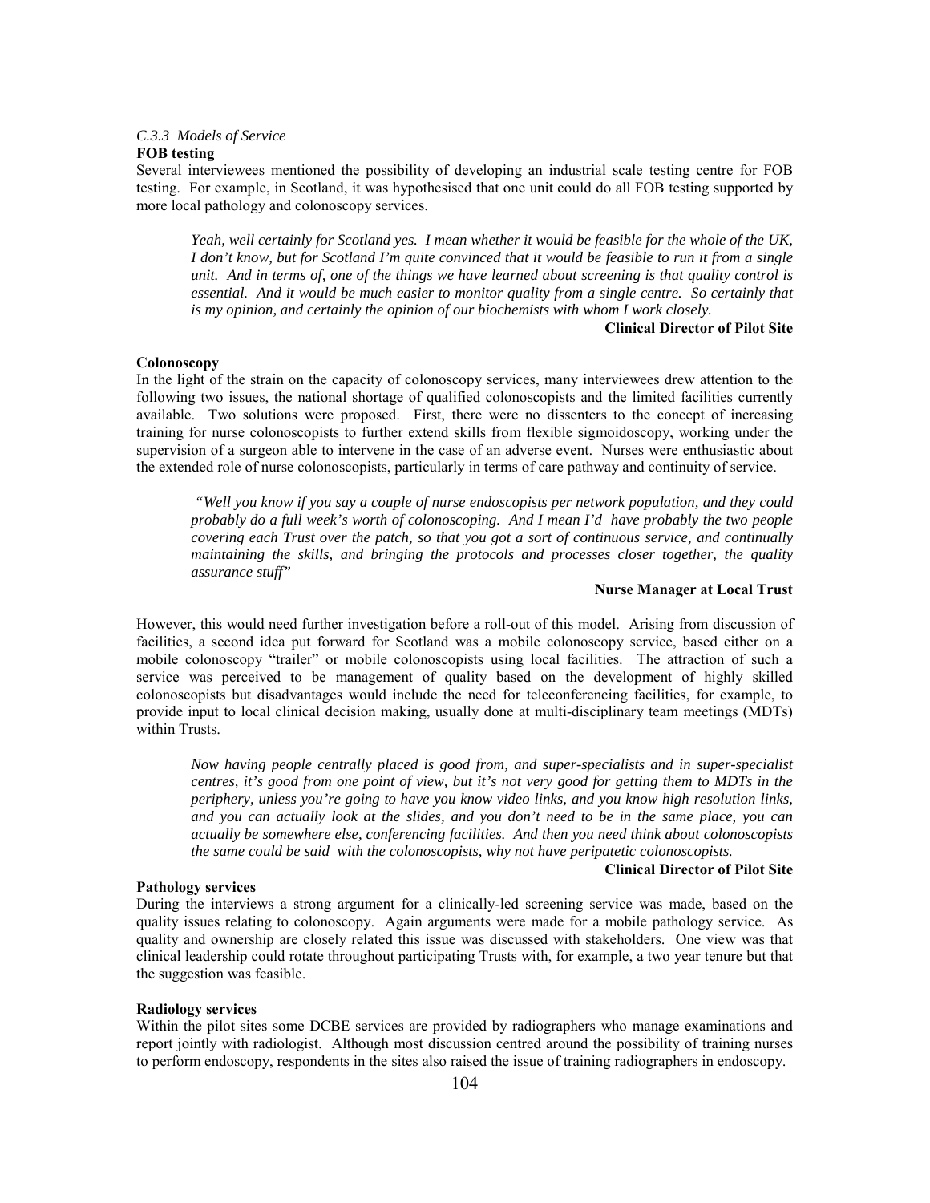*C.3.3 Models of Service*

**FOB testing**

Several interviewees mentioned the possibility of developing an industrial scale testing centre for FOB testing. For example, in Scotland, it was hypothesised that one unit could do all FOB testing supported by more local pathology and colonoscopy services.

> *Yeah, well certainly for Scotland yes. I mean whether it would be feasible for the whole of the UK, I don't know, but for Scotland I'm quite convinced that it would be feasible to run it from a single unit. And in terms of, one of the things we have learned about screening is that quality control is essential. And it would be much easier to monitor quality from a single centre. So certainly that is my opinion, and certainly the opinion of our biochemists with whom I work closely.*
>
> **Clinical Director of Pilot Site**

**Colonoscopy**

In the light of the strain on the capacity of colonoscopy services, many interviewees drew attention to the following two issues, the national shortage of qualified colonoscopists and the limited facilities currently available. Two solutions were proposed. First, there were no dissenters to the concept of increasing training for nurse colonoscopists to further extend skills from flexible sigmoidoscopy, working under the supervision of a surgeon able to intervene in the case of an adverse event. Nurses were enthusiastic about the extended role of nurse colonoscopists, particularly in terms of care pathway and continuity of service.

> *"Well you know if you say a couple of nurse endoscopists per network population, and they could probably do a full week's worth of colonoscoping. And I mean I'd have probably the two people covering each Trust over the patch, so that you got a sort of continuous service, and continually maintaining the skills, and bringing the protocols and processes closer together, the quality assurance stuff"*
>
> **Nurse Manager at Local Trust**

However, this would need further investigation before a roll-out of this model. Arising from discussion of facilities, a second idea put forward for Scotland was a mobile colonoscopy service, based either on a mobile colonoscopy "trailer" or mobile colonoscopists using local facilities. The attraction of such a service was perceived to be management of quality based on the development of highly skilled colonoscopists but disadvantages would include the need for teleconferencing facilities, for example, to provide input to local clinical decision making, usually done at multi-disciplinary team meetings (MDTs) within Trusts.

> *Now having people centrally placed is good from, and super-specialists and in super-specialist centres, it's good from one point of view, but it's not very good for getting them to MDTs in the periphery, unless you're going to have you know video links, and you know high resolution links, and you can actually look at the slides, and you don't need to be in the same place, you can actually be somewhere else, conferencing facilities. And then you need think about colonoscopists the same could be said with the colonoscopists, why not have peripatetic colonoscopists.*
>
> **Clinical Director of Pilot Site**

**Pathology services**

During the interviews a strong argument for a clinically-led screening service was made, based on the quality issues relating to colonoscopy. Again arguments were made for a mobile pathology service. As quality and ownership are closely related this issue was discussed with stakeholders. One view was that clinical leadership could rotate throughout participating Trusts with, for example, a two year tenure but that the suggestion was feasible.

**Radiology services**

Within the pilot sites some DCBE services are provided by radiographers who manage examinations and report jointly with radiologist. Although most discussion centred around the possibility of training nurses to perform endoscopy, respondents in the sites also raised the issue of training radiographers in endoscopy.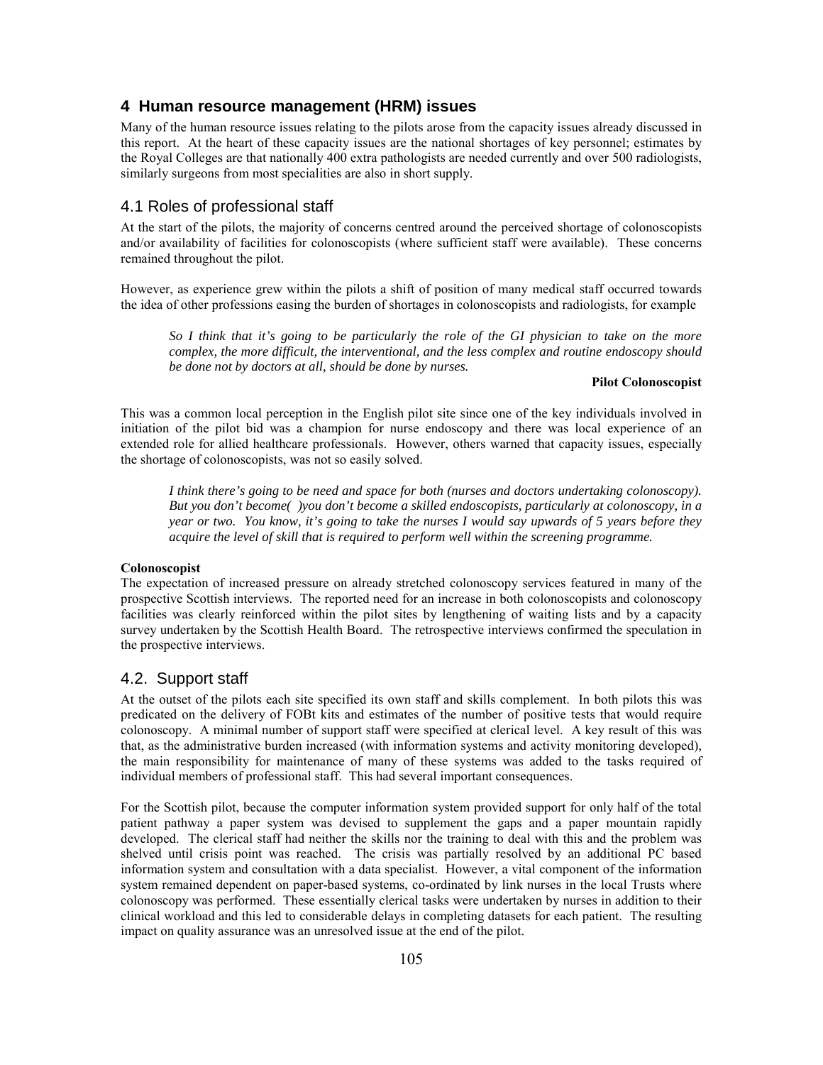## 4 Human resource management (HRM) issues

Many of the human resource issues relating to the pilots arose from the capacity issues already discussed in this report. At the heart of these capacity issues are the national shortages of key personnel; estimates by the Royal Colleges are that nationally 400 extra pathologists are needed currently and over 500 radiologists, similarly surgeons from most specialities are also in short supply.

### 4.1 Roles of professional staff

At the start of the pilots, the majority of concerns centred around the perceived shortage of colonoscopists and/or availability of facilities for colonoscopists (where sufficient staff were available). These concerns remained throughout the pilot.

However, as experience grew within the pilots a shift of position of many medical staff occurred towards the idea of other professions easing the burden of shortages in colonoscopists and radiologists, for example

> *So I think that it's going to be particularly the role of the GI physician to take on the more complex, the more difficult, the interventional, and the less complex and routine endoscopy should be done not by doctors at all, should be done by nurses.*
>
> **Pilot Colonoscopist**

This was a common local perception in the English pilot site since one of the key individuals involved in initiation of the pilot bid was a champion for nurse endoscopy and there was local experience of an extended role for allied healthcare professionals. However, others warned that capacity issues, especially the shortage of colonoscopists, was not so easily solved.

> *I think there's going to be need and space for both (nurses and doctors undertaking colonoscopy). But you don't become( )you don't become a skilled endoscopists, particularly at colonoscopy, in a year or two. You know, it's going to take the nurses I would say upwards of 5 years before they acquire the level of skill that is required to perform well within the screening programme.*

**Colonoscopist**

The expectation of increased pressure on already stretched colonoscopy services featured in many of the prospective Scottish interviews. The reported need for an increase in both colonoscopists and colonoscopy facilities was clearly reinforced within the pilot sites by lengthening of waiting lists and by a capacity survey undertaken by the Scottish Health Board. The retrospective interviews confirmed the speculation in the prospective interviews.

### 4.2. Support staff

At the outset of the pilots each site specified its own staff and skills complement. In both pilots this was predicated on the delivery of FOBt kits and estimates of the number of positive tests that would require colonoscopy. A minimal number of support staff were specified at clerical level. A key result of this was that, as the administrative burden increased (with information systems and activity monitoring developed), the main responsibility for maintenance of many of these systems was added to the tasks required of individual members of professional staff. This had several important consequences.

For the Scottish pilot, because the computer information system provided support for only half of the total patient pathway a paper system was devised to supplement the gaps and a paper mountain rapidly developed. The clerical staff had neither the skills nor the training to deal with this and the problem was shelved until crisis point was reached. The crisis was partially resolved by an additional PC based information system and consultation with a data specialist. However, a vital component of the information system remained dependent on paper-based systems, co-ordinated by link nurses in the local Trusts where colonoscopy was performed. These essentially clerical tasks were undertaken by nurses in addition to their clinical workload and this led to considerable delays in completing datasets for each patient. The resulting impact on quality assurance was an unresolved issue at the end of the pilot.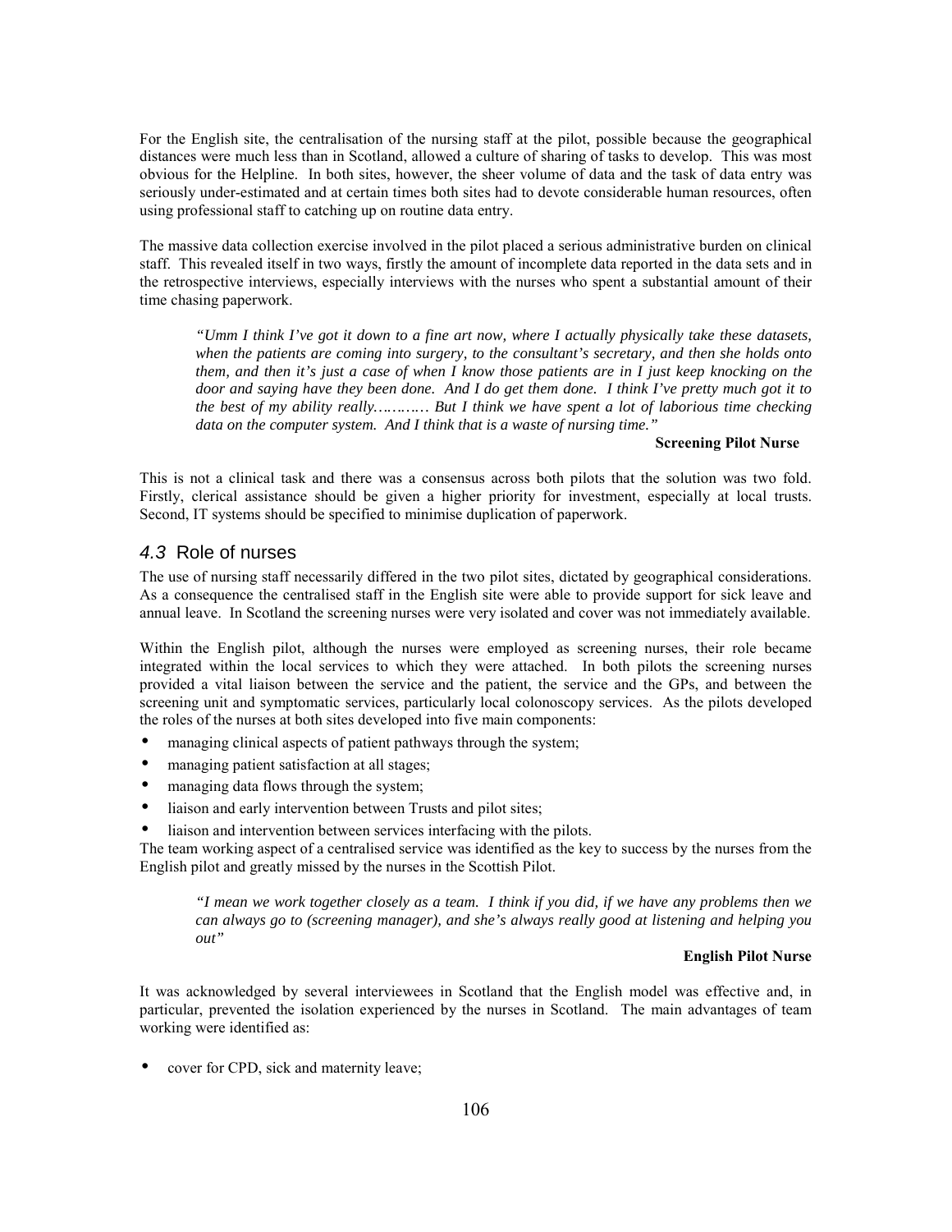For the English site, the centralisation of the nursing staff at the pilot, possible because the geographical distances were much less than in Scotland, allowed a culture of sharing of tasks to develop. This was most obvious for the Helpline. In both sites, however, the sheer volume of data and the task of data entry was seriously under-estimated and at certain times both sites had to devote considerable human resources, often using professional staff to catching up on routine data entry.

The massive data collection exercise involved in the pilot placed a serious administrative burden on clinical staff. This revealed itself in two ways, firstly the amount of incomplete data reported in the data sets and in the retrospective interviews, especially interviews with the nurses who spent a substantial amount of their time chasing paperwork.

> *"Umm I think I've got it down to a fine art now, where I actually physically take these datasets, when the patients are coming into surgery, to the consultant's secretary, and then she holds onto them, and then it's just a case of when I know those patients are in I just keep knocking on the door and saying have they been done. And I do get them done. I think I've pretty much got it to the best of my ability really………… But I think we have spent a lot of laborious time checking data on the computer system. And I think that is a waste of nursing time."*
>
> **Screening Pilot Nurse**

This is not a clinical task and there was a consensus across both pilots that the solution was two fold. Firstly, clerical assistance should be given a higher priority for investment, especially at local trusts. Second, IT systems should be specified to minimise duplication of paperwork.

## *4.3* Role of nurses

The use of nursing staff necessarily differed in the two pilot sites, dictated by geographical considerations. As a consequence the centralised staff in the English site were able to provide support for sick leave and annual leave. In Scotland the screening nurses were very isolated and cover was not immediately available.

Within the English pilot, although the nurses were employed as screening nurses, their role became integrated within the local services to which they were attached. In both pilots the screening nurses provided a vital liaison between the service and the patient, the service and the GPs, and between the screening unit and symptomatic services, particularly local colonoscopy services. As the pilots developed the roles of the nurses at both sites developed into five main components:

- managing clinical aspects of patient pathways through the system;
- managing patient satisfaction at all stages;
- managing data flows through the system;
- liaison and early intervention between Trusts and pilot sites;
- liaison and intervention between services interfacing with the pilots.

The team working aspect of a centralised service was identified as the key to success by the nurses from the English pilot and greatly missed by the nurses in the Scottish Pilot.

> *"I mean we work together closely as a team. I think if you did, if we have any problems then we can always go to (screening manager), and she's always really good at listening and helping you out"*
>
> **English Pilot Nurse**

It was acknowledged by several interviewees in Scotland that the English model was effective and, in particular, prevented the isolation experienced by the nurses in Scotland. The main advantages of team working were identified as:

- cover for CPD, sick and maternity leave;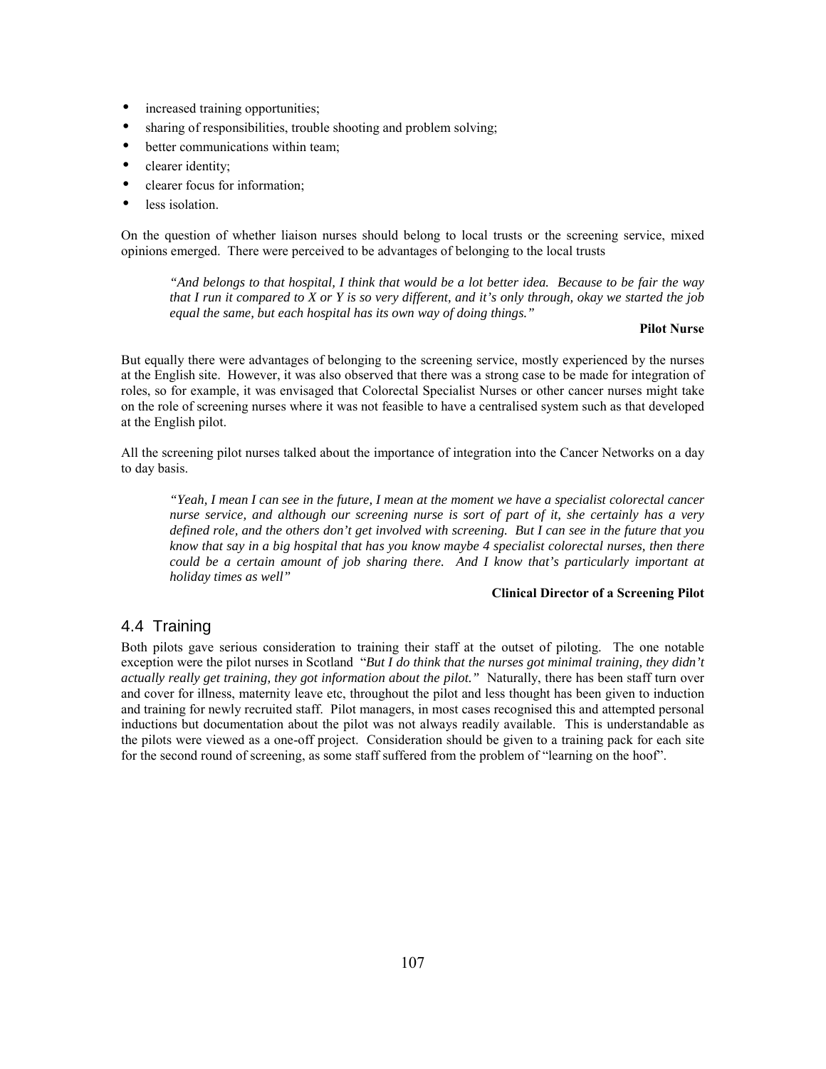- increased training opportunities;
- sharing of responsibilities, trouble shooting and problem solving;
- better communications within team;
- clearer identity;
- clearer focus for information;
- less isolation.

On the question of whether liaison nurses should belong to local trusts or the screening service, mixed opinions emerged. There were perceived to be advantages of belonging to the local trusts

> *"And belongs to that hospital, I think that would be a lot better idea. Because to be fair the way that I run it compared to X or Y is so very different, and it's only through, okay we started the job equal the same, but each hospital has its own way of doing things."*
>
> **Pilot Nurse**

But equally there were advantages of belonging to the screening service, mostly experienced by the nurses at the English site. However, it was also observed that there was a strong case to be made for integration of roles, so for example, it was envisaged that Colorectal Specialist Nurses or other cancer nurses might take on the role of screening nurses where it was not feasible to have a centralised system such as that developed at the English pilot.

All the screening pilot nurses talked about the importance of integration into the Cancer Networks on a day to day basis.

> *"Yeah, I mean I can see in the future, I mean at the moment we have a specialist colorectal cancer nurse service, and although our screening nurse is sort of part of it, she certainly has a very defined role, and the others don't get involved with screening. But I can see in the future that you know that say in a big hospital that has you know maybe 4 specialist colorectal nurses, then there could be a certain amount of job sharing there. And I know that's particularly important at holiday times as well"*
>
> **Clinical Director of a Screening Pilot**

## 4.4 Training

Both pilots gave serious consideration to training their staff at the outset of piloting. The one notable exception were the pilot nurses in Scotland "*But I do think that the nurses got minimal training, they didn't actually really get training, they got information about the pilot."* Naturally, there has been staff turn over and cover for illness, maternity leave etc, throughout the pilot and less thought has been given to induction and training for newly recruited staff. Pilot managers, in most cases recognised this and attempted personal inductions but documentation about the pilot was not always readily available. This is understandable as the pilots were viewed as a one-off project. Consideration should be given to a training pack for each site for the second round of screening, as some staff suffered from the problem of "learning on the hoof".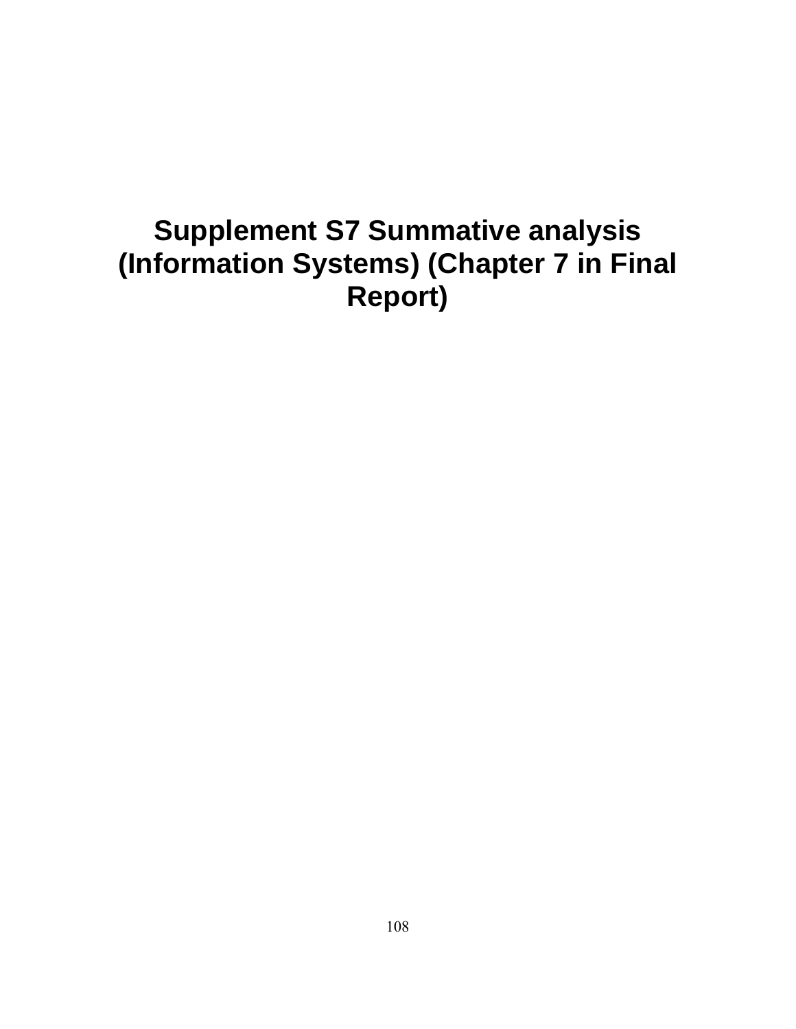# Supplement S7 Summative analysis (Information Systems) (Chapter 7 in Final Report)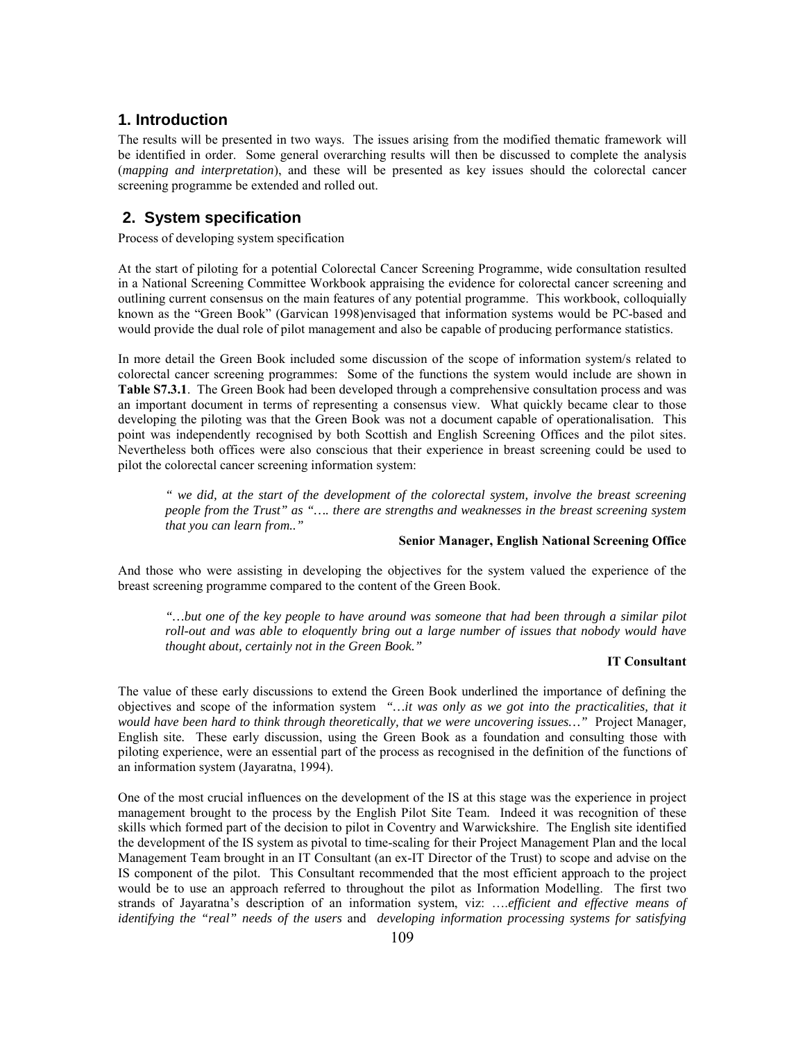## 1. Introduction

The results will be presented in two ways. The issues arising from the modified thematic framework will be identified in order. Some general overarching results will then be discussed to complete the analysis (*mapping and interpretation*), and these will be presented as key issues should the colorectal cancer screening programme be extended and rolled out.

## 2. System specification

Process of developing system specification

At the start of piloting for a potential Colorectal Cancer Screening Programme, wide consultation resulted in a National Screening Committee Workbook appraising the evidence for colorectal cancer screening and outlining current consensus on the main features of any potential programme. This workbook, colloquially known as the "Green Book" (Garvican 1998)envisaged that information systems would be PC-based and would provide the dual role of pilot management and also be capable of producing performance statistics.

In more detail the Green Book included some discussion of the scope of information system/s related to colorectal cancer screening programmes: Some of the functions the system would include are shown in **Table S7.3.1**. The Green Book had been developed through a comprehensive consultation process and was an important document in terms of representing a consensus view. What quickly became clear to those developing the piloting was that the Green Book was not a document capable of operationalisation. This point was independently recognised by both Scottish and English Screening Offices and the pilot sites. Nevertheless both offices were also conscious that their experience in breast screening could be used to pilot the colorectal cancer screening information system:

> *" we did, at the start of the development of the colorectal system, involve the breast screening people from the Trust" as "…. there are strengths and weaknesses in the breast screening system that you can learn from.."*
>
> **Senior Manager, English National Screening Office**

And those who were assisting in developing the objectives for the system valued the experience of the breast screening programme compared to the content of the Green Book.

> *"…but one of the key people to have around was someone that had been through a similar pilot roll-out and was able to eloquently bring out a large number of issues that nobody would have thought about, certainly not in the Green Book."*
>
> **IT Consultant**

The value of these early discussions to extend the Green Book underlined the importance of defining the objectives and scope of the information system *"…it was only as we got into the practicalities, that it would have been hard to think through theoretically, that we were uncovering issues…"* Project Manager, English site. These early discussion, using the Green Book as a foundation and consulting those with piloting experience, were an essential part of the process as recognised in the definition of the functions of an information system (Jayaratna, 1994).

One of the most crucial influences on the development of the IS at this stage was the experience in project management brought to the process by the English Pilot Site Team. Indeed it was recognition of these skills which formed part of the decision to pilot in Coventry and Warwickshire. The English site identified the development of the IS system as pivotal to time-scaling for their Project Management Plan and the local Management Team brought in an IT Consultant (an ex-IT Director of the Trust) to scope and advise on the IS component of the pilot. This Consultant recommended that the most efficient approach to the project would be to use an approach referred to throughout the pilot as Information Modelling. The first two strands of Jayaratna's description of an information system, viz: *….efficient and effective means of identifying the "real" needs of the users* and *developing information processing systems for satisfying*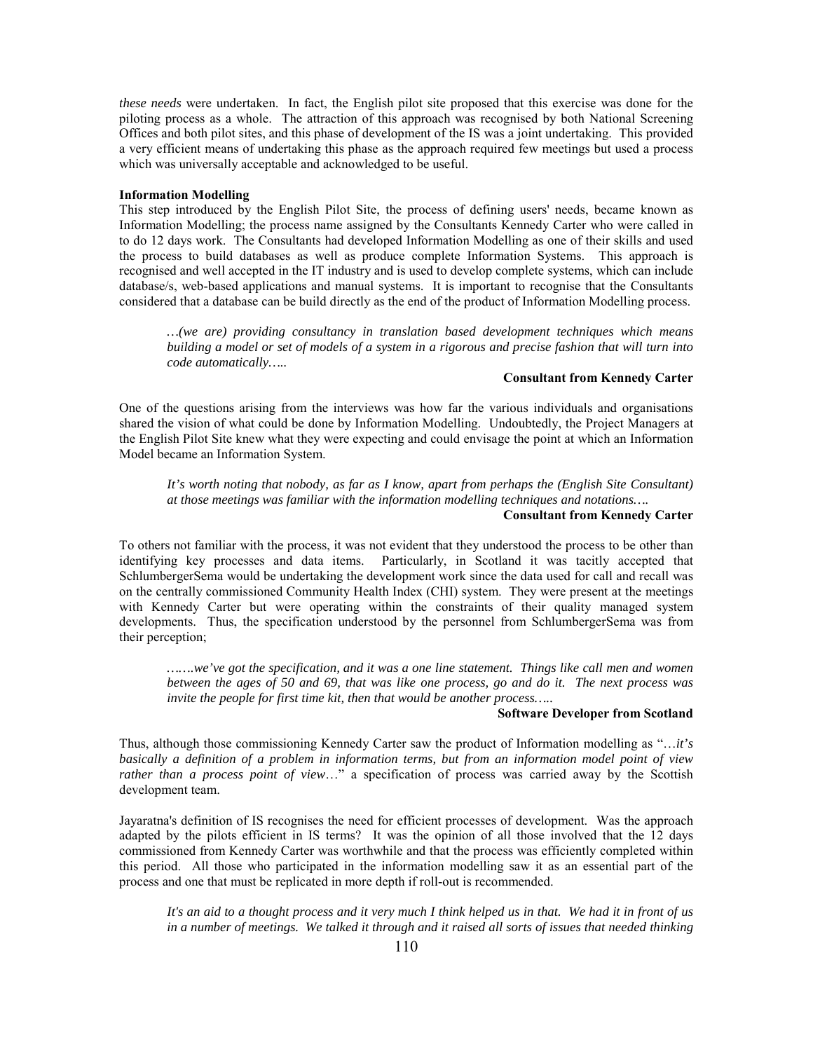*these needs* were undertaken. In fact, the English pilot site proposed that this exercise was done for the piloting process as a whole. The attraction of this approach was recognised by both National Screening Offices and both pilot sites, and this phase of development of the IS was a joint undertaking. This provided a very efficient means of undertaking this phase as the approach required few meetings but used a process which was universally acceptable and acknowledged to be useful.

**Information Modelling**

This step introduced by the English Pilot Site, the process of defining users' needs, became known as Information Modelling; the process name assigned by the Consultants Kennedy Carter who were called in to do 12 days work. The Consultants had developed Information Modelling as one of their skills and used the process to build databases as well as produce complete Information Systems. This approach is recognised and well accepted in the IT industry and is used to develop complete systems, which can include database/s, web-based applications and manual systems. It is important to recognise that the Consultants considered that a database can be build directly as the end of the product of Information Modelling process.

> *…(we are) providing consultancy in translation based development techniques which means building a model or set of models of a system in a rigorous and precise fashion that will turn into code automatically…..*
>
> **Consultant from Kennedy Carter**

One of the questions arising from the interviews was how far the various individuals and organisations shared the vision of what could be done by Information Modelling. Undoubtedly, the Project Managers at the English Pilot Site knew what they were expecting and could envisage the point at which an Information Model became an Information System.

> *It's worth noting that nobody, as far as I know, apart from perhaps the (English Site Consultant) at those meetings was familiar with the information modelling techniques and notations….*
>
> **Consultant from Kennedy Carter**

To others not familiar with the process, it was not evident that they understood the process to be other than identifying key processes and data items. Particularly, in Scotland it was tacitly accepted that SchlumbergerSema would be undertaking the development work since the data used for call and recall was on the centrally commissioned Community Health Index (CHI) system. They were present at the meetings with Kennedy Carter but were operating within the constraints of their quality managed system developments. Thus, the specification understood by the personnel from SchlumbergerSema was from their perception;

> *…….we've got the specification, and it was a one line statement. Things like call men and women between the ages of 50 and 69, that was like one process, go and do it. The next process was invite the people for first time kit, then that would be another process…..*
>
> **Software Developer from Scotland**

Thus, although those commissioning Kennedy Carter saw the product of Information modelling as "*…it's basically a definition of a problem in information terms, but from an information model point of view rather than a process point of view…*" a specification of process was carried away by the Scottish development team.

Jayaratna's definition of IS recognises the need for efficient processes of development. Was the approach adapted by the pilots efficient in IS terms? It was the opinion of all those involved that the 12 days commissioned from Kennedy Carter was worthwhile and that the process was efficiently completed within this period. All those who participated in the information modelling saw it as an essential part of the process and one that must be replicated in more depth if roll-out is recommended.

> *It's an aid to a thought process and it very much I think helped us in that. We had it in front of us in a number of meetings. We talked it through and it raised all sorts of issues that needed thinking*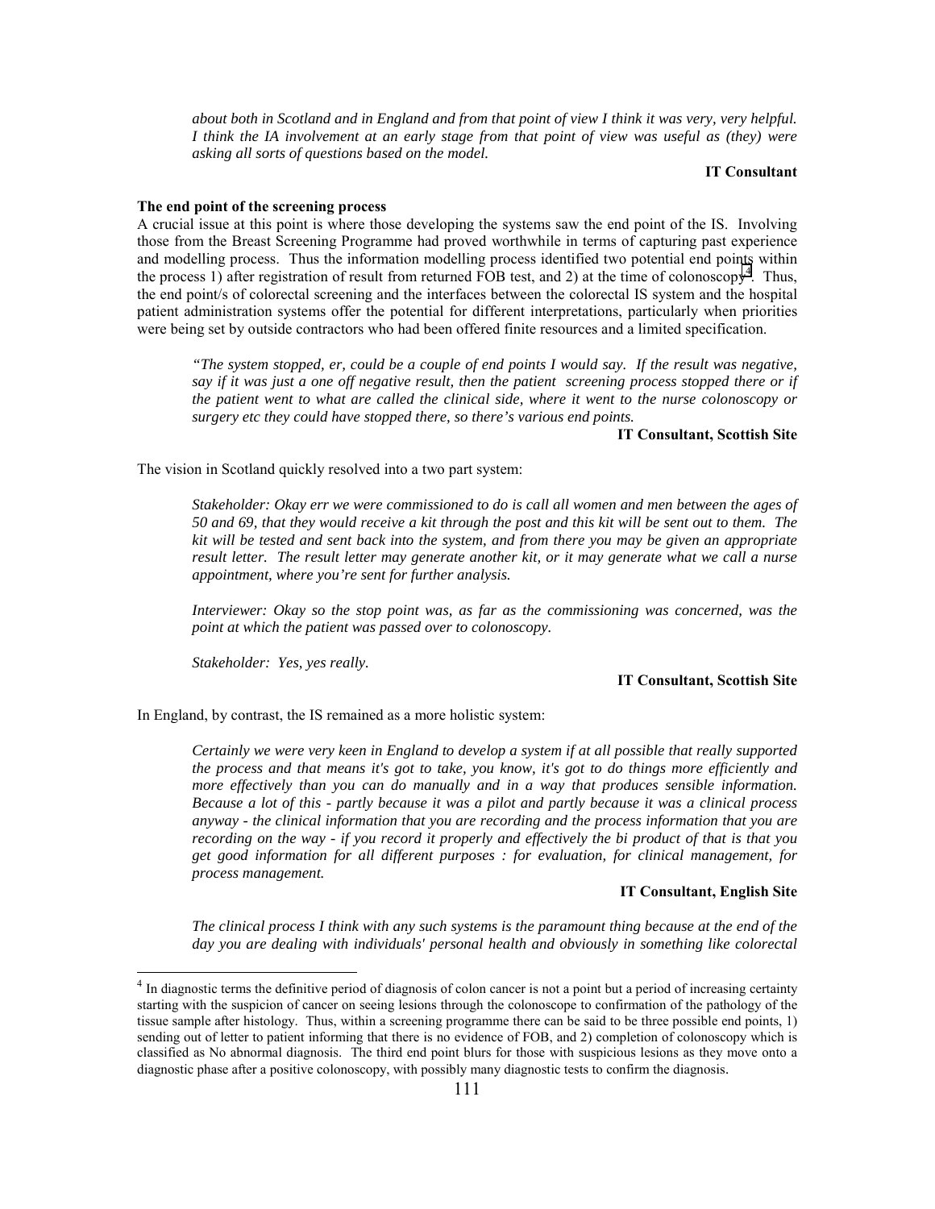*about both in Scotland and in England and from that point of view I think it was very, very helpful. I think the IA involvement at an early stage from that point of view was useful as (they) were asking all sorts of questions based on the model.*

**IT Consultant**

**The end point of the screening process**

A crucial issue at this point is where those developing the systems saw the end point of the IS. Involving those from the Breast Screening Programme had proved worthwhile in terms of capturing past experience and modelling process. Thus the information modelling process identified two potential end points within the process 1) after registration of result from returned FOB test, and 2) at the time of colonoscopy[4]. Thus, the end point/s of colorectal screening and the interfaces between the colorectal IS system and the hospital patient administration systems offer the potential for different interpretations, particularly when priorities were being set by outside contractors who had been offered finite resources and a limited specification.

*"The system stopped, er, could be a couple of end points I would say. If the result was negative, say if it was just a one off negative result, then the patient screening process stopped there or if the patient went to what are called the clinical side, where it went to the nurse colonoscopy or surgery etc they could have stopped there, so there's various end points.*

**IT Consultant, Scottish Site**

The vision in Scotland quickly resolved into a two part system:

*Stakeholder: Okay err we were commissioned to do is call all women and men between the ages of 50 and 69, that they would receive a kit through the post and this kit will be sent out to them. The kit will be tested and sent back into the system, and from there you may be given an appropriate result letter. The result letter may generate another kit, or it may generate what we call a nurse appointment, where you're sent for further analysis.*

*Interviewer: Okay so the stop point was, as far as the commissioning was concerned, was the point at which the patient was passed over to colonoscopy.*

*Stakeholder: Yes, yes really.*

**IT Consultant, Scottish Site**

In England, by contrast, the IS remained as a more holistic system:

*Certainly we were very keen in England to develop a system if at all possible that really supported the process and that means it's got to take, you know, it's got to do things more efficiently and more effectively than you can do manually and in a way that produces sensible information. Because a lot of this - partly because it was a pilot and partly because it was a clinical process anyway - the clinical information that you are recording and the process information that you are recording on the way - if you record it properly and effectively the bi product of that is that you get good information for all different purposes : for evaluation, for clinical management, for process management.*

**IT Consultant, English Site**

*The clinical process I think with any such systems is the paramount thing because at the end of the day you are dealing with individuals' personal health and obviously in something like colorectal*

---

[4] In diagnostic terms the definitive period of diagnosis of colon cancer is not a point but a period of increasing certainty starting with the suspicion of cancer on seeing lesions through the colonoscope to confirmation of the pathology of the tissue sample after histology. Thus, within a screening programme there can be said to be three possible end points, 1) sending out of letter to patient informing that there is no evidence of FOB, and 2) completion of colonoscopy which is classified as No abnormal diagnosis. The third end point blurs for those with suspicious lesions as they move onto a diagnostic phase after a positive colonoscopy, with possibly many diagnostic tests to confirm the diagnosis.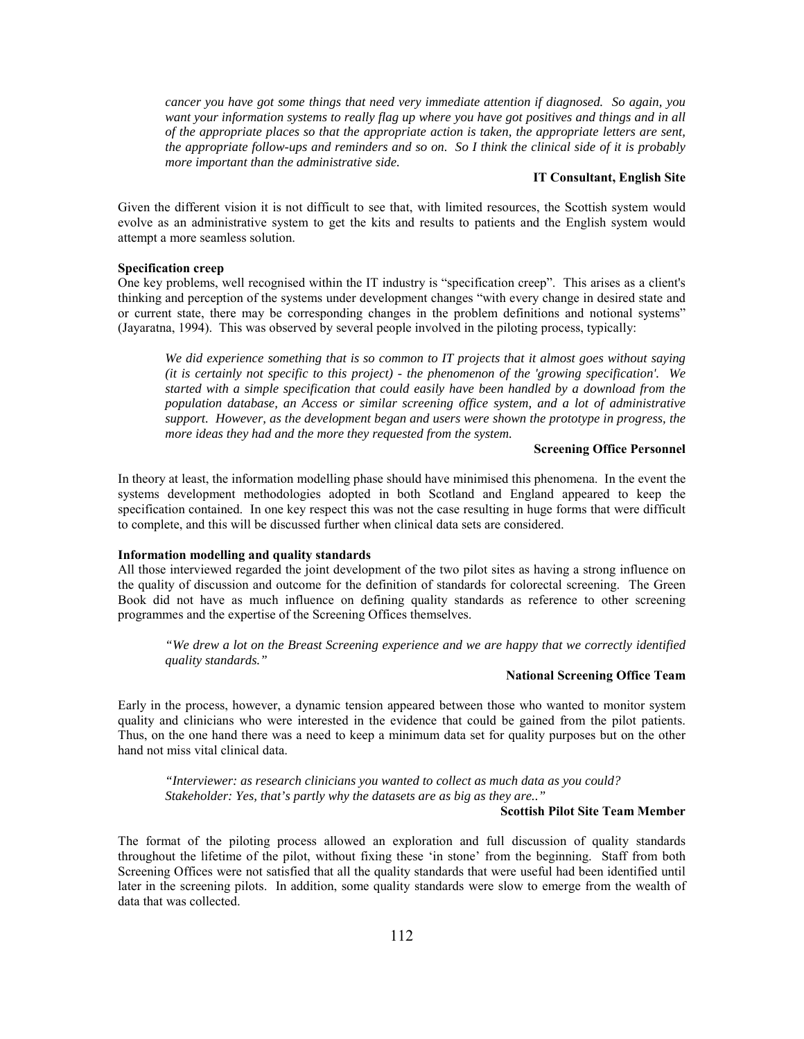*cancer you have got some things that need very immediate attention if diagnosed. So again, you want your information systems to really flag up where you have got positives and things and in all of the appropriate places so that the appropriate action is taken, the appropriate letters are sent, the appropriate follow-ups and reminders and so on. So I think the clinical side of it is probably more important than the administrative side.*

**IT Consultant, English Site**

Given the different vision it is not difficult to see that, with limited resources, the Scottish system would evolve as an administrative system to get the kits and results to patients and the English system would attempt a more seamless solution.

**Specification creep**

One key problems, well recognised within the IT industry is "specification creep". This arises as a client's thinking and perception of the systems under development changes "with every change in desired state and or current state, there may be corresponding changes in the problem definitions and notional systems" (Jayaratna, 1994). This was observed by several people involved in the piloting process, typically:

*We did experience something that is so common to IT projects that it almost goes without saying (it is certainly not specific to this project) - the phenomenon of the 'growing specification'. We started with a simple specification that could easily have been handled by a download from the population database, an Access or similar screening office system, and a lot of administrative support. However, as the development began and users were shown the prototype in progress, the more ideas they had and the more they requested from the system.*

**Screening Office Personnel**

In theory at least, the information modelling phase should have minimised this phenomena. In the event the systems development methodologies adopted in both Scotland and England appeared to keep the specification contained. In one key respect this was not the case resulting in huge forms that were difficult to complete, and this will be discussed further when clinical data sets are considered.

**Information modelling and quality standards**

All those interviewed regarded the joint development of the two pilot sites as having a strong influence on the quality of discussion and outcome for the definition of standards for colorectal screening. The Green Book did not have as much influence on defining quality standards as reference to other screening programmes and the expertise of the Screening Offices themselves.

*"We drew a lot on the Breast Screening experience and we are happy that we correctly identified quality standards."*

**National Screening Office Team**

Early in the process, however, a dynamic tension appeared between those who wanted to monitor system quality and clinicians who were interested in the evidence that could be gained from the pilot patients. Thus, on the one hand there was a need to keep a minimum data set for quality purposes but on the other hand not miss vital clinical data.

*"Interviewer: as research clinicians you wanted to collect as much data as you could?*
*Stakeholder: Yes, that's partly why the datasets are as big as they are.."*

**Scottish Pilot Site Team Member**

The format of the piloting process allowed an exploration and full discussion of quality standards throughout the lifetime of the pilot, without fixing these 'in stone' from the beginning. Staff from both Screening Offices were not satisfied that all the quality standards that were useful had been identified until later in the screening pilots. In addition, some quality standards were slow to emerge from the wealth of data that was collected.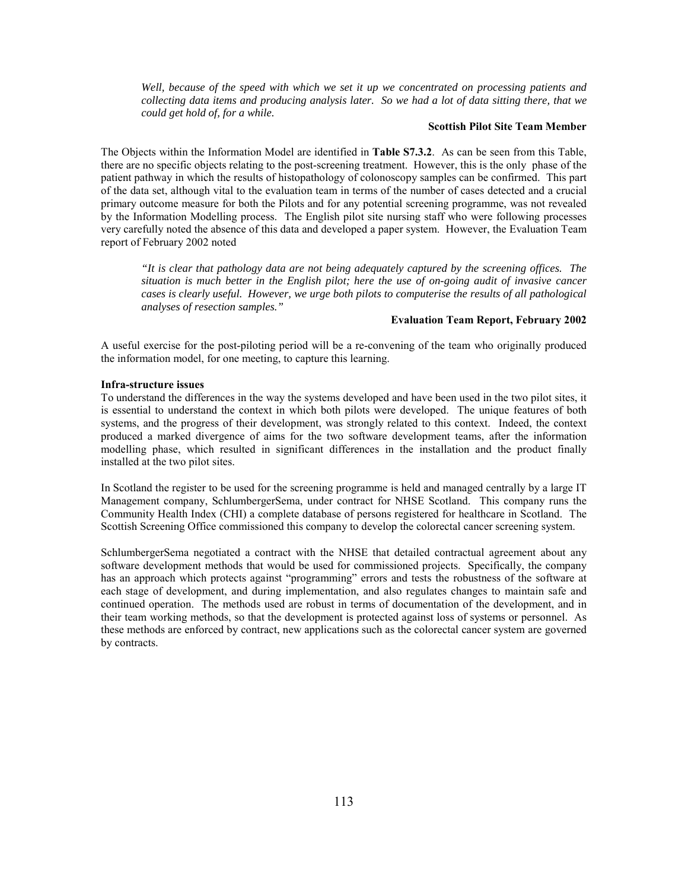*Well, because of the speed with which we set it up we concentrated on processing patients and collecting data items and producing analysis later. So we had a lot of data sitting there, that we could get hold of, for a while.*

**Scottish Pilot Site Team Member**

The Objects within the Information Model are identified in **Table S7.3.2**. As can be seen from this Table, there are no specific objects relating to the post-screening treatment. However, this is the only phase of the patient pathway in which the results of histopathology of colonoscopy samples can be confirmed. This part of the data set, although vital to the evaluation team in terms of the number of cases detected and a crucial primary outcome measure for both the Pilots and for any potential screening programme, was not revealed by the Information Modelling process. The English pilot site nursing staff who were following processes very carefully noted the absence of this data and developed a paper system. However, the Evaluation Team report of February 2002 noted

*"It is clear that pathology data are not being adequately captured by the screening offices. The situation is much better in the English pilot; here the use of on-going audit of invasive cancer cases is clearly useful. However, we urge both pilots to computerise the results of all pathological analyses of resection samples."*

**Evaluation Team Report, February 2002**

A useful exercise for the post-piloting period will be a re-convening of the team who originally produced the information model, for one meeting, to capture this learning.

**Infra-structure issues**

To understand the differences in the way the systems developed and have been used in the two pilot sites, it is essential to understand the context in which both pilots were developed. The unique features of both systems, and the progress of their development, was strongly related to this context. Indeed, the context produced a marked divergence of aims for the two software development teams, after the information modelling phase, which resulted in significant differences in the installation and the product finally installed at the two pilot sites.

In Scotland the register to be used for the screening programme is held and managed centrally by a large IT Management company, SchlumbergerSema, under contract for NHSE Scotland. This company runs the Community Health Index (CHI) a complete database of persons registered for healthcare in Scotland. The Scottish Screening Office commissioned this company to develop the colorectal cancer screening system.

SchlumbergerSema negotiated a contract with the NHSE that detailed contractual agreement about any software development methods that would be used for commissioned projects. Specifically, the company has an approach which protects against "programming" errors and tests the robustness of the software at each stage of development, and during implementation, and also regulates changes to maintain safe and continued operation. The methods used are robust in terms of documentation of the development, and in their team working methods, so that the development is protected against loss of systems or personnel. As these methods are enforced by contract, new applications such as the colorectal cancer system are governed by contracts.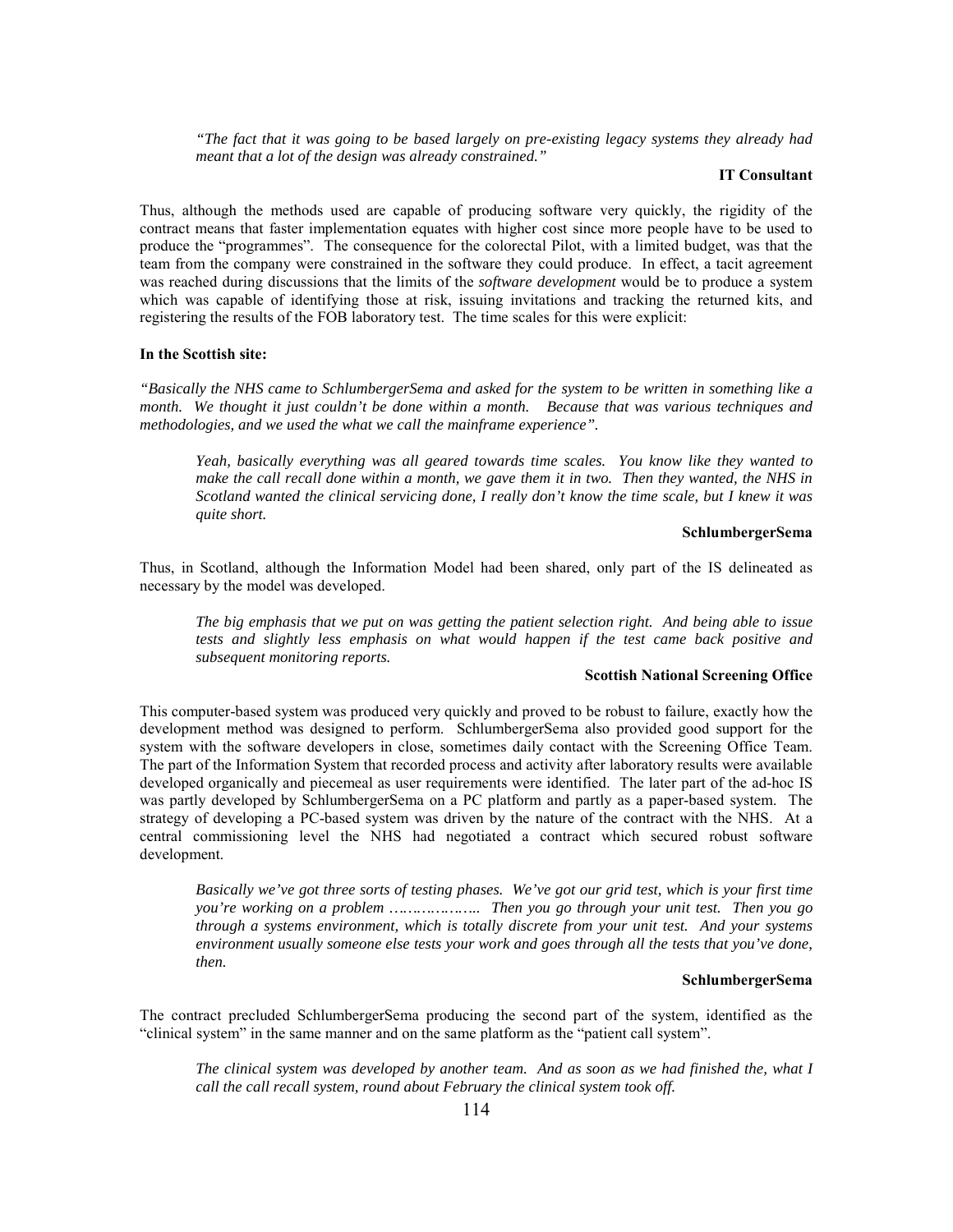> *"The fact that it was going to be based largely on pre-existing legacy systems they already had meant that a lot of the design was already constrained."*
>
> **IT Consultant**

Thus, although the methods used are capable of producing software very quickly, the rigidity of the contract means that faster implementation equates with higher cost since more people have to be used to produce the "programmes". The consequence for the colorectal Pilot, with a limited budget, was that the team from the company were constrained in the software they could produce. In effect, a tacit agreement was reached during discussions that the limits of the *software development* would be to produce a system which was capable of identifying those at risk, issuing invitations and tracking the returned kits, and registering the results of the FOB laboratory test. The time scales for this were explicit:

**In the Scottish site:**

*"Basically the NHS came to SchlumbergerSema and asked for the system to be written in something like a month. We thought it just couldn't be done within a month. Because that was various techniques and methodologies, and we used the what we call the mainframe experience".*

> *Yeah, basically everything was all geared towards time scales. You know like they wanted to make the call recall done within a month, we gave them it in two. Then they wanted, the NHS in Scotland wanted the clinical servicing done, I really don't know the time scale, but I knew it was quite short.*
>
> **SchlumbergerSema**

Thus, in Scotland, although the Information Model had been shared, only part of the IS delineated as necessary by the model was developed.

> *The big emphasis that we put on was getting the patient selection right. And being able to issue tests and slightly less emphasis on what would happen if the test came back positive and subsequent monitoring reports.*
>
> **Scottish National Screening Office**

This computer-based system was produced very quickly and proved to be robust to failure, exactly how the development method was designed to perform. SchlumbergerSema also provided good support for the system with the software developers in close, sometimes daily contact with the Screening Office Team. The part of the Information System that recorded process and activity after laboratory results were available developed organically and piecemeal as user requirements were identified. The later part of the ad-hoc IS was partly developed by SchlumbergerSema on a PC platform and partly as a paper-based system. The strategy of developing a PC-based system was driven by the nature of the contract with the NHS. At a central commissioning level the NHS had negotiated a contract which secured robust software development.

> *Basically we've got three sorts of testing phases. We've got our grid test, which is your first time you're working on a problem ……………….. Then you go through your unit test. Then you go through a systems environment, which is totally discrete from your unit test. And your systems environment usually someone else tests your work and goes through all the tests that you've done, then.*
>
> **SchlumbergerSema**

The contract precluded SchlumbergerSema producing the second part of the system, identified as the "clinical system" in the same manner and on the same platform as the "patient call system".

> *The clinical system was developed by another team. And as soon as we had finished the, what I call the call recall system, round about February the clinical system took off.*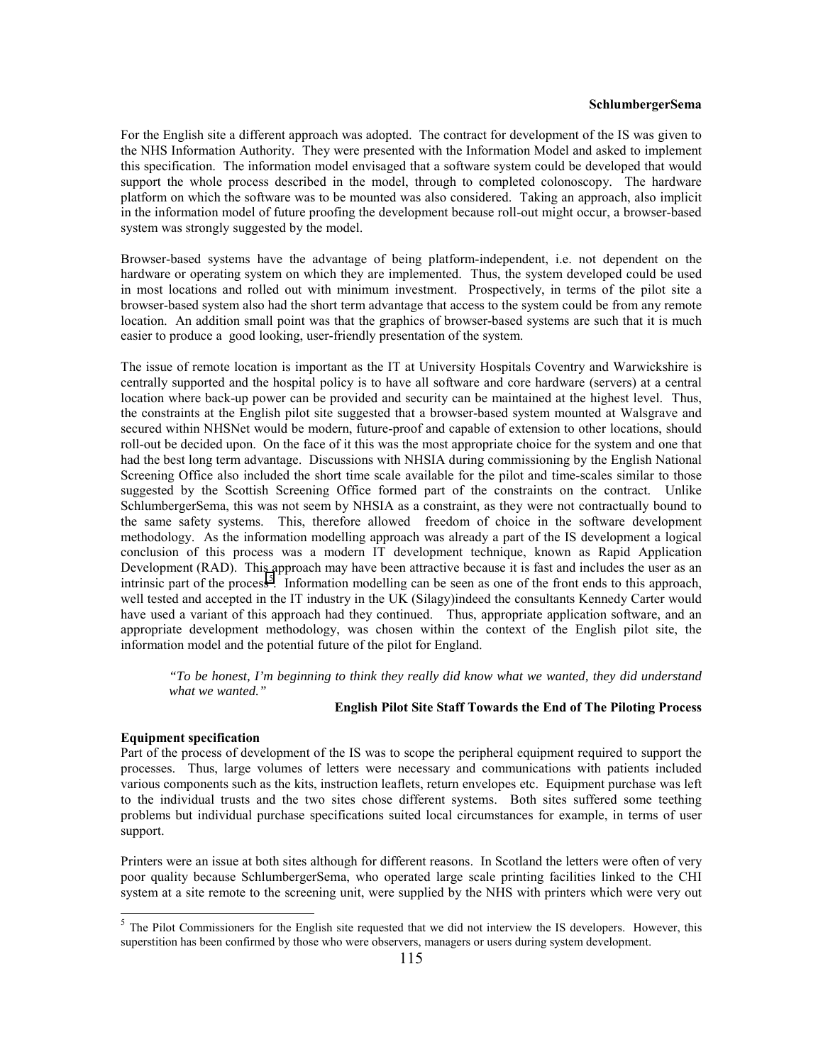For the English site a different approach was adopted. The contract for development of the IS was given to the NHS Information Authority. They were presented with the Information Model and asked to implement this specification. The information model envisaged that a software system could be developed that would support the whole process described in the model, through to completed colonoscopy. The hardware platform on which the software was to be mounted was also considered. Taking an approach, also implicit in the information model of future proofing the development because roll-out might occur, a browser-based system was strongly suggested by the model.

Browser-based systems have the advantage of being platform-independent, i.e. not dependent on the hardware or operating system on which they are implemented. Thus, the system developed could be used in most locations and rolled out with minimum investment. Prospectively, in terms of the pilot site a browser-based system also had the short term advantage that access to the system could be from any remote location. An addition small point was that the graphics of browser-based systems are such that it is much easier to produce a good looking, user-friendly presentation of the system.

The issue of remote location is important as the IT at University Hospitals Coventry and Warwickshire is centrally supported and the hospital policy is to have all software and core hardware (servers) at a central location where back-up power can be provided and security can be maintained at the highest level. Thus, the constraints at the English pilot site suggested that a browser-based system mounted at Walsgrave and secured within NHSNet would be modern, future-proof and capable of extension to other locations, should roll-out be decided upon. On the face of it this was the most appropriate choice for the system and one that had the best long term advantage. Discussions with NHSIA during commissioning by the English National Screening Office also included the short time scale available for the pilot and time-scales similar to those suggested by the Scottish Screening Office formed part of the constraints on the contract. Unlike SchlumbergerSema, this was not seem by NHSIA as a constraint, as they were not contractually bound to the same safety systems. This, therefore allowed freedom of choice in the software development methodology. As the information modelling approach was already a part of the IS development a logical conclusion of this process was a modern IT development technique, known as Rapid Application Development (RAD). This approach may have been attractive because it is fast and includes the user as an intrinsic part of the process[5]. Information modelling can be seen as one of the front ends to this approach, well tested and accepted in the IT industry in the UK (Silagy)indeed the consultants Kennedy Carter would have used a variant of this approach had they continued. Thus, appropriate application software, and an appropriate development methodology, was chosen within the context of the English pilot site, the information model and the potential future of the pilot for England.

> *"To be honest, I'm beginning to think they really did know what we wanted, they did understand what we wanted."*
>
> **English Pilot Site Staff Towards the End of The Piloting Process**

**Equipment specification**

Part of the process of development of the IS was to scope the peripheral equipment required to support the processes. Thus, large volumes of letters were necessary and communications with patients included various components such as the kits, instruction leaflets, return envelopes etc. Equipment purchase was left to the individual trusts and the two sites chose different systems. Both sites suffered some teething problems but individual purchase specifications suited local circumstances for example, in terms of user support.

Printers were an issue at both sites although for different reasons. In Scotland the letters were often of very poor quality because SchlumbergerSema, who operated large scale printing facilities linked to the CHI system at a site remote to the screening unit, were supplied by the NHS with printers which were very out

[5] The Pilot Commissioners for the English site requested that we did not interview the IS developers. However, this superstition has been confirmed by those who were observers, managers or users during system development.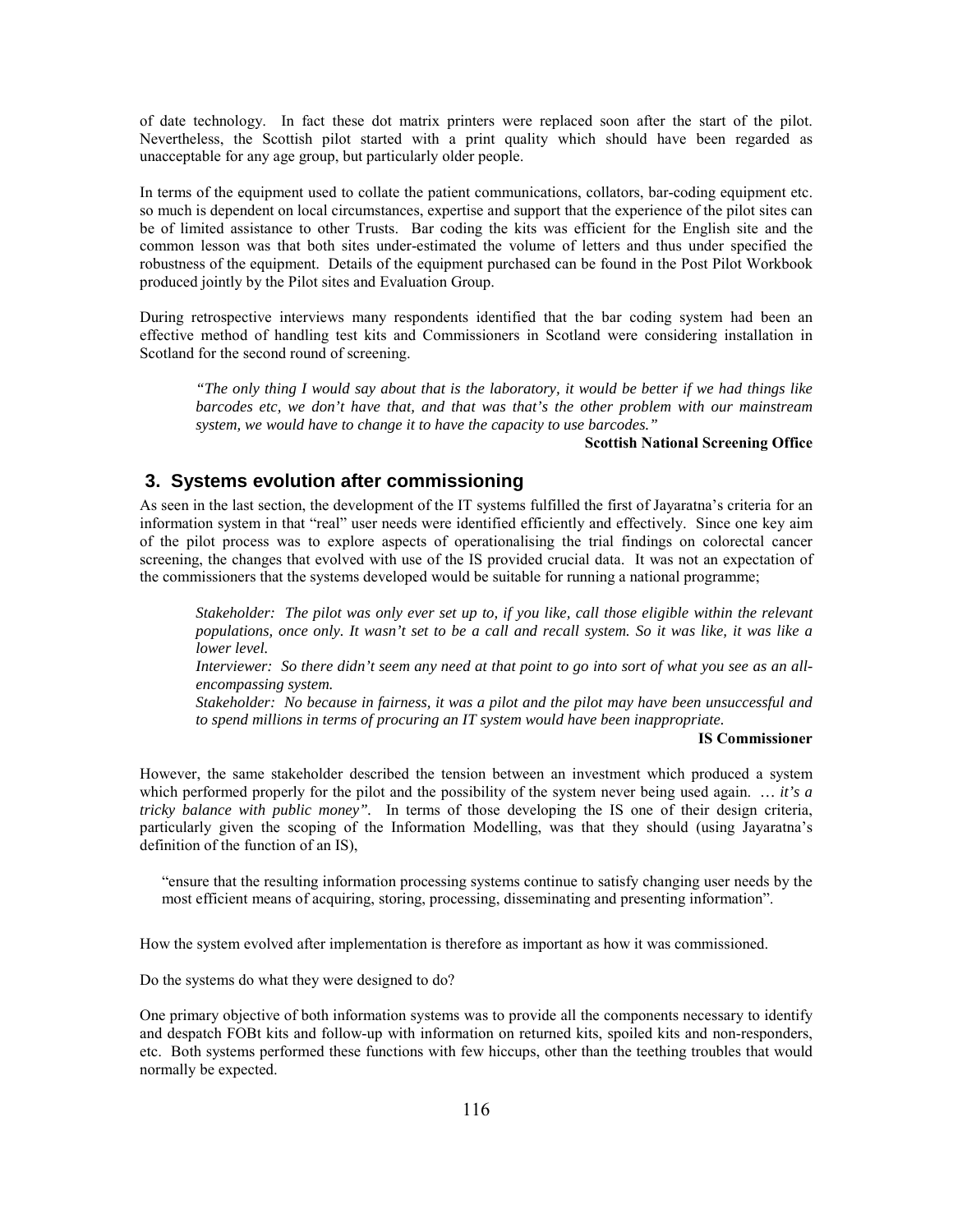of date technology. In fact these dot matrix printers were replaced soon after the start of the pilot. Nevertheless, the Scottish pilot started with a print quality which should have been regarded as unacceptable for any age group, but particularly older people.

In terms of the equipment used to collate the patient communications, collators, bar-coding equipment etc. so much is dependent on local circumstances, expertise and support that the experience of the pilot sites can be of limited assistance to other Trusts. Bar coding the kits was efficient for the English site and the common lesson was that both sites under-estimated the volume of letters and thus under specified the robustness of the equipment. Details of the equipment purchased can be found in the Post Pilot Workbook produced jointly by the Pilot sites and Evaluation Group.

During retrospective interviews many respondents identified that the bar coding system had been an effective method of handling test kits and Commissioners in Scotland were considering installation in Scotland for the second round of screening.

> *"The only thing I would say about that is the laboratory, it would be better if we had things like barcodes etc, we don't have that, and that was that's the other problem with our mainstream system, we would have to change it to have the capacity to use barcodes."*
>
> **Scottish National Screening Office**

## 3. Systems evolution after commissioning

As seen in the last section, the development of the IT systems fulfilled the first of Jayaratna's criteria for an information system in that "real" user needs were identified efficiently and effectively. Since one key aim of the pilot process was to explore aspects of operationalising the trial findings on colorectal cancer screening, the changes that evolved with use of the IS provided crucial data. It was not an expectation of the commissioners that the systems developed would be suitable for running a national programme;

> *Stakeholder: The pilot was only ever set up to, if you like, call those eligible within the relevant populations, once only. It wasn't set to be a call and recall system. So it was like, it was like a lower level.*
>
> *Interviewer: So there didn't seem any need at that point to go into sort of what you see as an all-encompassing system.*
>
> *Stakeholder: No because in fairness, it was a pilot and the pilot may have been unsuccessful and to spend millions in terms of procuring an IT system would have been inappropriate.*
>
> **IS Commissioner**

However, the same stakeholder described the tension between an investment which produced a system which performed properly for the pilot and the possibility of the system never being used again. *… it's a tricky balance with public money".* In terms of those developing the IS one of their design criteria, particularly given the scoping of the Information Modelling, was that they should (using Jayaratna's definition of the function of an IS),

> "ensure that the resulting information processing systems continue to satisfy changing user needs by the most efficient means of acquiring, storing, processing, disseminating and presenting information".

How the system evolved after implementation is therefore as important as how it was commissioned.

Do the systems do what they were designed to do?

One primary objective of both information systems was to provide all the components necessary to identify and despatch FOBt kits and follow-up with information on returned kits, spoiled kits and non-responders, etc. Both systems performed these functions with few hiccups, other than the teething troubles that would normally be expected.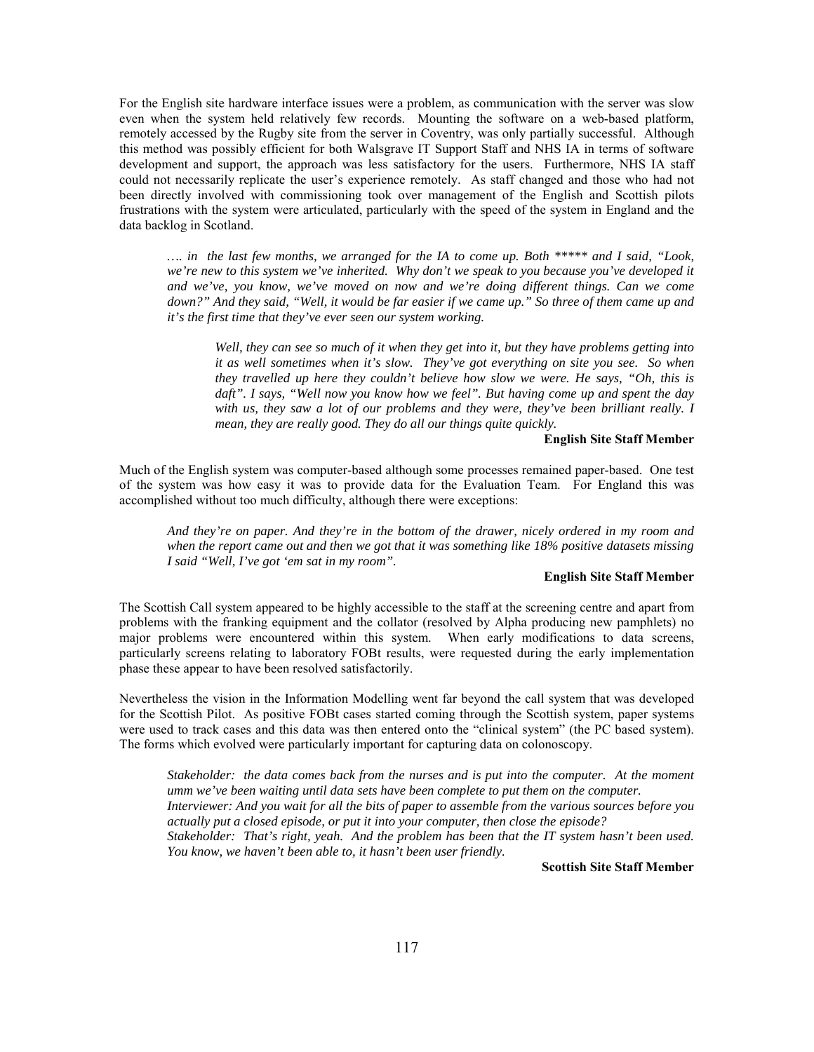For the English site hardware interface issues were a problem, as communication with the server was slow even when the system held relatively few records. Mounting the software on a web-based platform, remotely accessed by the Rugby site from the server in Coventry, was only partially successful. Although this method was possibly efficient for both Walsgrave IT Support Staff and NHS IA in terms of software development and support, the approach was less satisfactory for the users. Furthermore, NHS IA staff could not necessarily replicate the user's experience remotely. As staff changed and those who had not been directly involved with commissioning took over management of the English and Scottish pilots frustrations with the system were articulated, particularly with the speed of the system in England and the data backlog in Scotland.

> *…. in the last few months, we arranged for the IA to come up. Both ***** and I said, "Look, we're new to this system we've inherited. Why don't we speak to you because you've developed it and we've, you know, we've moved on now and we're doing different things. Can we come down?" And they said, "Well, it would be far easier if we came up." So three of them came up and it's the first time that they've ever seen our system working.*
>
> > *Well, they can see so much of it when they get into it, but they have problems getting into it as well sometimes when it's slow. They've got everything on site you see. So when they travelled up here they couldn't believe how slow we were. He says, "Oh, this is daft". I says, "Well now you know how we feel". But having come up and spent the day with us, they saw a lot of our problems and they were, they've been brilliant really. I mean, they are really good. They do all our things quite quickly.*
>
> **English Site Staff Member**

Much of the English system was computer-based although some processes remained paper-based. One test of the system was how easy it was to provide data for the Evaluation Team. For England this was accomplished without too much difficulty, although there were exceptions:

> *And they're on paper. And they're in the bottom of the drawer, nicely ordered in my room and when the report came out and then we got that it was something like 18% positive datasets missing I said "Well, I've got 'em sat in my room".*
>
> **English Site Staff Member**

The Scottish Call system appeared to be highly accessible to the staff at the screening centre and apart from problems with the franking equipment and the collator (resolved by Alpha producing new pamphlets) no major problems were encountered within this system. When early modifications to data screens, particularly screens relating to laboratory FOBt results, were requested during the early implementation phase these appear to have been resolved satisfactorily.

Nevertheless the vision in the Information Modelling went far beyond the call system that was developed for the Scottish Pilot. As positive FOBt cases started coming through the Scottish system, paper systems were used to track cases and this data was then entered onto the "clinical system" (the PC based system). The forms which evolved were particularly important for capturing data on colonoscopy.

> *Stakeholder: the data comes back from the nurses and is put into the computer. At the moment umm we've been waiting until data sets have been complete to put them on the computer.*
> *Interviewer: And you wait for all the bits of paper to assemble from the various sources before you actually put a closed episode, or put it into your computer, then close the episode?*
> *Stakeholder: That's right, yeah. And the problem has been that the IT system hasn't been used. You know, we haven't been able to, it hasn't been user friendly.*
>
> **Scottish Site Staff Member**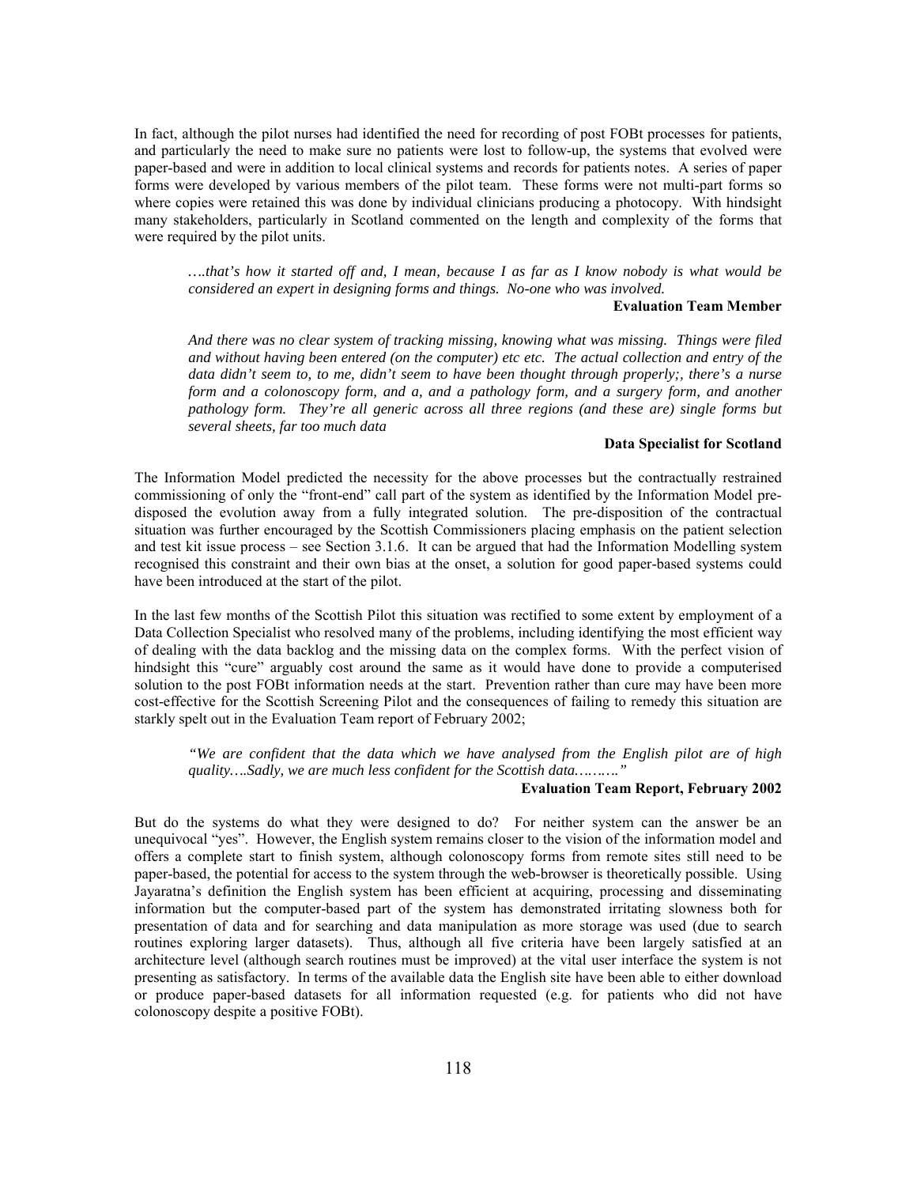In fact, although the pilot nurses had identified the need for recording of post FOBt processes for patients, and particularly the need to make sure no patients were lost to follow-up, the systems that evolved were paper-based and were in addition to local clinical systems and records for patients notes. A series of paper forms were developed by various members of the pilot team. These forms were not multi-part forms so where copies were retained this was done by individual clinicians producing a photocopy. With hindsight many stakeholders, particularly in Scotland commented on the length and complexity of the forms that were required by the pilot units.

> *….that's how it started off and, I mean, because I as far as I know nobody is what would be considered an expert in designing forms and things. No-one who was involved.*
>
> **Evaluation Team Member**

> *And there was no clear system of tracking missing, knowing what was missing. Things were filed and without having been entered (on the computer) etc etc. The actual collection and entry of the data didn't seem to, to me, didn't seem to have been thought through properly;, there's a nurse form and a colonoscopy form, and a, and a pathology form, and a surgery form, and another pathology form. They're all generic across all three regions (and these are) single forms but several sheets, far too much data*
>
> **Data Specialist for Scotland**

The Information Model predicted the necessity for the above processes but the contractually restrained commissioning of only the "front-end" call part of the system as identified by the Information Model pre-disposed the evolution away from a fully integrated solution. The pre-disposition of the contractual situation was further encouraged by the Scottish Commissioners placing emphasis on the patient selection and test kit issue process – see Section 3.1.6. It can be argued that had the Information Modelling system recognised this constraint and their own bias at the onset, a solution for good paper-based systems could have been introduced at the start of the pilot.

In the last few months of the Scottish Pilot this situation was rectified to some extent by employment of a Data Collection Specialist who resolved many of the problems, including identifying the most efficient way of dealing with the data backlog and the missing data on the complex forms. With the perfect vision of hindsight this "cure" arguably cost around the same as it would have done to provide a computerised solution to the post FOBt information needs at the start. Prevention rather than cure may have been more cost-effective for the Scottish Screening Pilot and the consequences of failing to remedy this situation are starkly spelt out in the Evaluation Team report of February 2002;

> *"We are confident that the data which we have analysed from the English pilot are of high quality….Sadly, we are much less confident for the Scottish data………"*
>
> **Evaluation Team Report, February 2002**

But do the systems do what they were designed to do? For neither system can the answer be an unequivocal "yes". However, the English system remains closer to the vision of the information model and offers a complete start to finish system, although colonoscopy forms from remote sites still need to be paper-based, the potential for access to the system through the web-browser is theoretically possible. Using Jayaratna's definition the English system has been efficient at acquiring, processing and disseminating information but the computer-based part of the system has demonstrated irritating slowness both for presentation of data and for searching and data manipulation as more storage was used (due to search routines exploring larger datasets). Thus, although all five criteria have been largely satisfied at an architecture level (although search routines must be improved) at the vital user interface the system is not presenting as satisfactory. In terms of the available data the English site have been able to either download or produce paper-based datasets for all information requested (e.g. for patients who did not have colonoscopy despite a positive FOBt).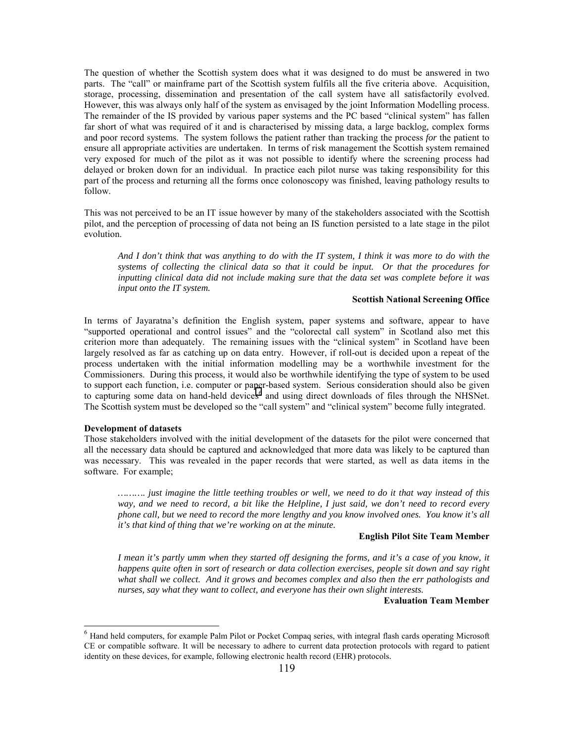The question of whether the Scottish system does what it was designed to do must be answered in two parts. The "call" or mainframe part of the Scottish system fulfils all the five criteria above. Acquisition, storage, processing, dissemination and presentation of the call system have all satisfactorily evolved. However, this was always only half of the system as envisaged by the joint Information Modelling process. The remainder of the IS provided by various paper systems and the PC based "clinical system" has fallen far short of what was required of it and is characterised by missing data, a large backlog, complex forms and poor record systems. The system follows the patient rather than tracking the process *for* the patient to ensure all appropriate activities are undertaken. In terms of risk management the Scottish system remained very exposed for much of the pilot as it was not possible to identify where the screening process had delayed or broken down for an individual. In practice each pilot nurse was taking responsibility for this part of the process and returning all the forms once colonoscopy was finished, leaving pathology results to follow.

This was not perceived to be an IT issue however by many of the stakeholders associated with the Scottish pilot, and the perception of processing of data not being an IS function persisted to a late stage in the pilot evolution.

> *And I don't think that was anything to do with the IT system, I think it was more to do with the systems of collecting the clinical data so that it could be input. Or that the procedures for inputting clinical data did not include making sure that the data set was complete before it was input onto the IT system.*
>
> **Scottish National Screening Office**

In terms of Jayaratna's definition the English system, paper systems and software, appear to have "supported operational and control issues" and the "colorectal call system" in Scotland also met this criterion more than adequately. The remaining issues with the "clinical system" in Scotland have been largely resolved as far as catching up on data entry. However, if roll-out is decided upon a repeat of the process undertaken with the initial information modelling may be a worthwhile investment for the Commissioners. During this process, it would also be worthwhile identifying the type of system to be used to support each function, i.e. computer or paper-based system. Serious consideration should also be given to capturing some data on hand-held devices[6] and using direct downloads of files through the NHSNet. The Scottish system must be developed so the "call system" and "clinical system" become fully integrated.

**Development of datasets**

Those stakeholders involved with the initial development of the datasets for the pilot were concerned that all the necessary data should be captured and acknowledged that more data was likely to be captured than was necessary. This was revealed in the paper records that were started, as well as data items in the software. For example;

> *………. just imagine the little teething troubles or well, we need to do it that way instead of this way, and we need to record, a bit like the Helpline, I just said, we don't need to record every phone call, but we need to record the more lengthy and you know involved ones. You know it's all it's that kind of thing that we're working on at the minute.*
>
> **English Pilot Site Team Member**

> *I mean it's partly umm when they started off designing the forms, and it's a case of you know, it happens quite often in sort of research or data collection exercises, people sit down and say right what shall we collect. And it grows and becomes complex and also then the err pathologists and nurses, say what they want to collect, and everyone has their own slight interests.*
>
> **Evaluation Team Member**

---

[6] Hand held computers, for example Palm Pilot or Pocket Compaq series, with integral flash cards operating Microsoft CE or compatible software. It will be necessary to adhere to current data protection protocols with regard to patient identity on these devices, for example, following electronic health record (EHR) protocols.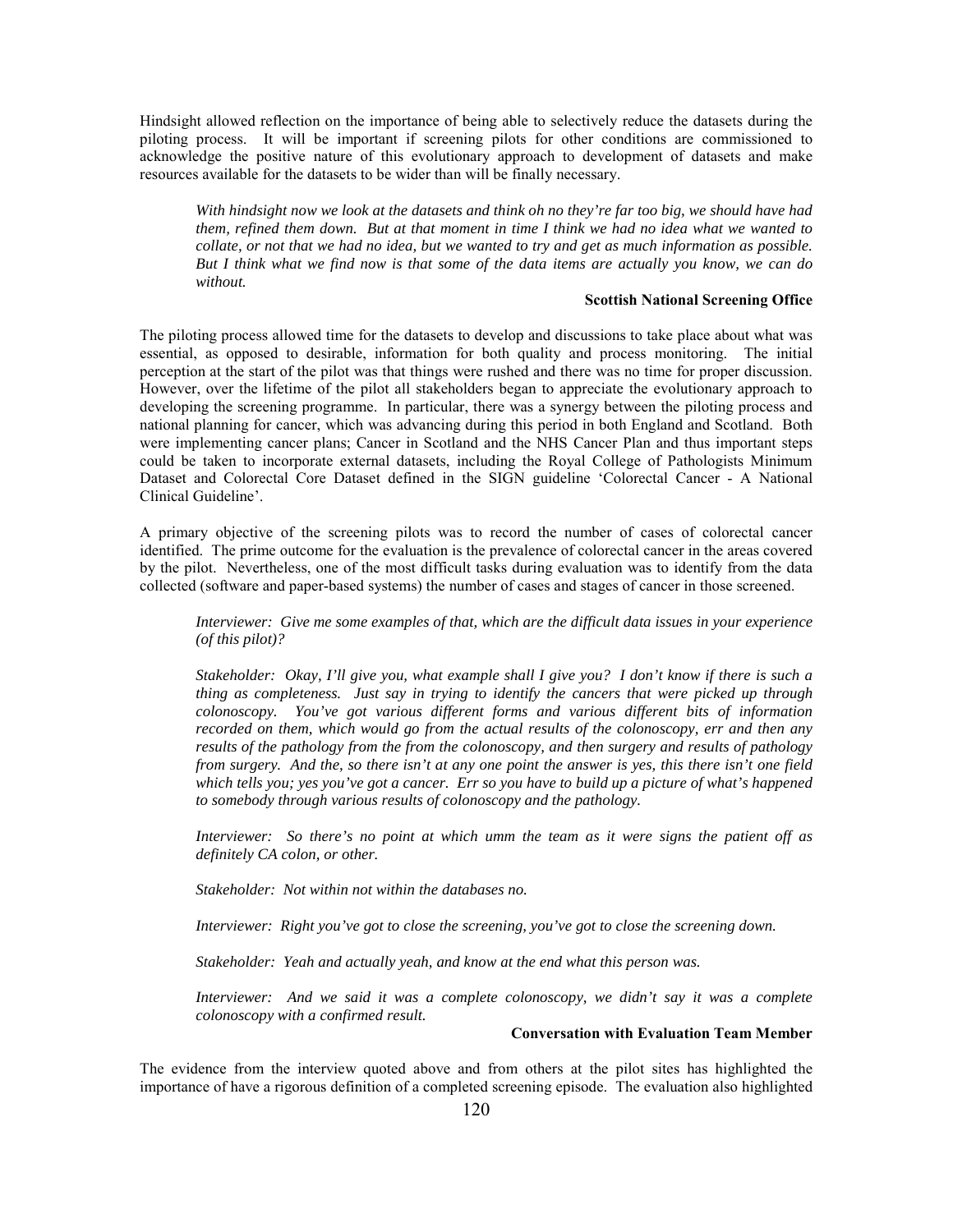Hindsight allowed reflection on the importance of being able to selectively reduce the datasets during the piloting process. It will be important if screening pilots for other conditions are commissioned to acknowledge the positive nature of this evolutionary approach to development of datasets and make resources available for the datasets to be wider than will be finally necessary.

> *With hindsight now we look at the datasets and think oh no they're far too big, we should have had them, refined them down. But at that moment in time I think we had no idea what we wanted to collate, or not that we had no idea, but we wanted to try and get as much information as possible. But I think what we find now is that some of the data items are actually you know, we can do without.*
>
> **Scottish National Screening Office**

The piloting process allowed time for the datasets to develop and discussions to take place about what was essential, as opposed to desirable, information for both quality and process monitoring. The initial perception at the start of the pilot was that things were rushed and there was no time for proper discussion. However, over the lifetime of the pilot all stakeholders began to appreciate the evolutionary approach to developing the screening programme. In particular, there was a synergy between the piloting process and national planning for cancer, which was advancing during this period in both England and Scotland. Both were implementing cancer plans; Cancer in Scotland and the NHS Cancer Plan and thus important steps could be taken to incorporate external datasets, including the Royal College of Pathologists Minimum Dataset and Colorectal Core Dataset defined in the SIGN guideline 'Colorectal Cancer - A National Clinical Guideline'.

A primary objective of the screening pilots was to record the number of cases of colorectal cancer identified. The prime outcome for the evaluation is the prevalence of colorectal cancer in the areas covered by the pilot. Nevertheless, one of the most difficult tasks during evaluation was to identify from the data collected (software and paper-based systems) the number of cases and stages of cancer in those screened.

> *Interviewer: Give me some examples of that, which are the difficult data issues in your experience (of this pilot)?*
>
> *Stakeholder: Okay, I'll give you, what example shall I give you? I don't know if there is such a thing as completeness. Just say in trying to identify the cancers that were picked up through colonoscopy. You've got various different forms and various different bits of information recorded on them, which would go from the actual results of the colonoscopy, err and then any results of the pathology from the from the colonoscopy, and then surgery and results of pathology from surgery. And the, so there isn't at any one point the answer is yes, this there isn't one field which tells you; yes you've got a cancer. Err so you have to build up a picture of what's happened to somebody through various results of colonoscopy and the pathology.*
>
> *Interviewer: So there's no point at which umm the team as it were signs the patient off as definitely CA colon, or other.*
>
> *Stakeholder: Not within not within the databases no.*
>
> *Interviewer: Right you've got to close the screening, you've got to close the screening down.*
>
> *Stakeholder: Yeah and actually yeah, and know at the end what this person was.*
>
> *Interviewer: And we said it was a complete colonoscopy, we didn't say it was a complete colonoscopy with a confirmed result.*
>
> **Conversation with Evaluation Team Member**

The evidence from the interview quoted above and from others at the pilot sites has highlighted the importance of have a rigorous definition of a completed screening episode. The evaluation also highlighted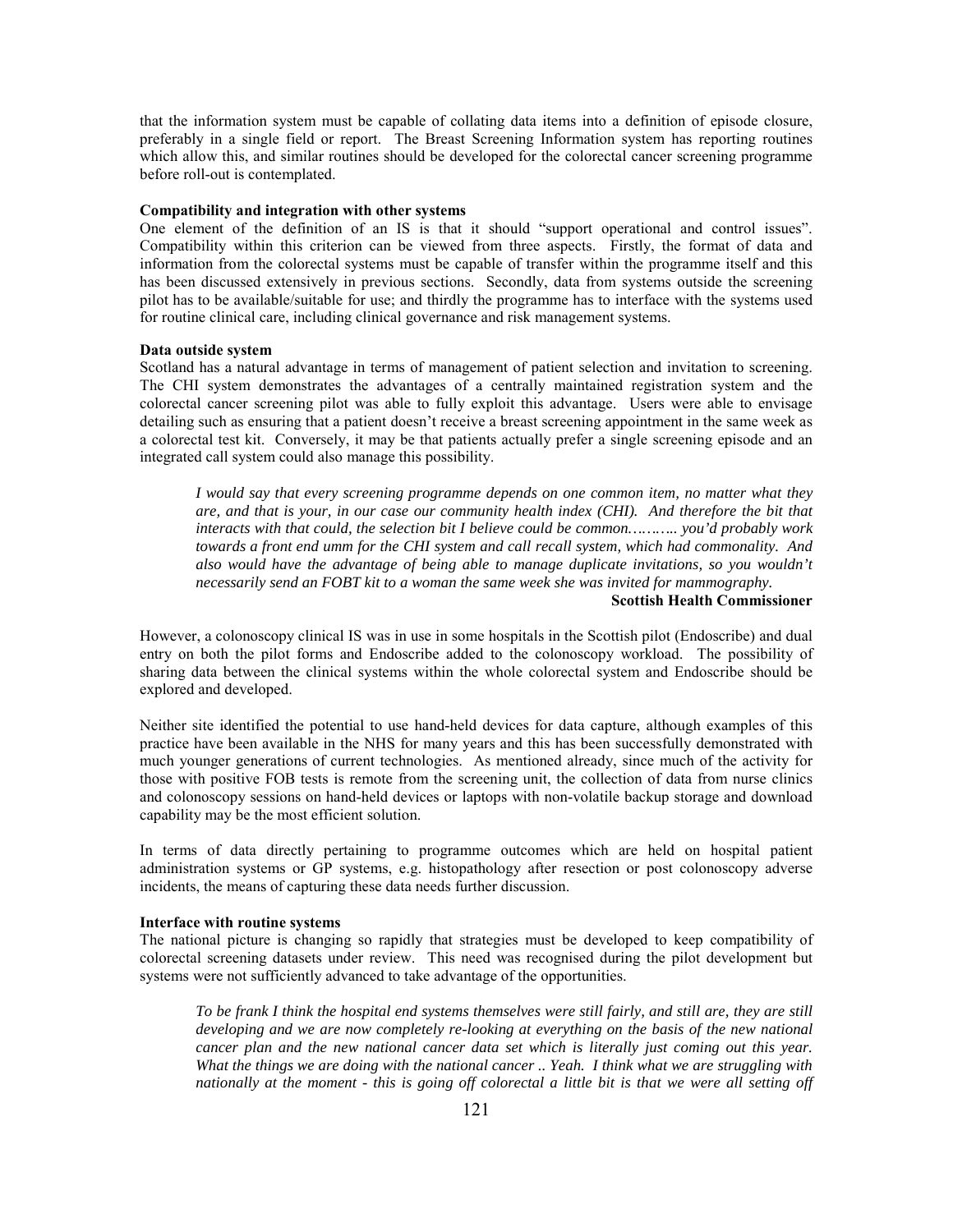that the information system must be capable of collating data items into a definition of episode closure, preferably in a single field or report. The Breast Screening Information system has reporting routines which allow this, and similar routines should be developed for the colorectal cancer screening programme before roll-out is contemplated.

**Compatibility and integration with other systems**

One element of the definition of an IS is that it should "support operational and control issues". Compatibility within this criterion can be viewed from three aspects. Firstly, the format of data and information from the colorectal systems must be capable of transfer within the programme itself and this has been discussed extensively in previous sections. Secondly, data from systems outside the screening pilot has to be available/suitable for use; and thirdly the programme has to interface with the systems used for routine clinical care, including clinical governance and risk management systems.

**Data outside system**

Scotland has a natural advantage in terms of management of patient selection and invitation to screening. The CHI system demonstrates the advantages of a centrally maintained registration system and the colorectal cancer screening pilot was able to fully exploit this advantage. Users were able to envisage detailing such as ensuring that a patient doesn't receive a breast screening appointment in the same week as a colorectal test kit. Conversely, it may be that patients actually prefer a single screening episode and an integrated call system could also manage this possibility.

> *I would say that every screening programme depends on one common item, no matter what they are, and that is your, in our case our community health index (CHI). And therefore the bit that interacts with that could, the selection bit I believe could be common……….. you'd probably work towards a front end umm for the CHI system and call recall system, which had commonality. And also would have the advantage of being able to manage duplicate invitations, so you wouldn't necessarily send an FOBT kit to a woman the same week she was invited for mammography.*
>
> **Scottish Health Commissioner**

However, a colonoscopy clinical IS was in use in some hospitals in the Scottish pilot (Endoscribe) and dual entry on both the pilot forms and Endoscribe added to the colonoscopy workload. The possibility of sharing data between the clinical systems within the whole colorectal system and Endoscribe should be explored and developed.

Neither site identified the potential to use hand-held devices for data capture, although examples of this practice have been available in the NHS for many years and this has been successfully demonstrated with much younger generations of current technologies. As mentioned already, since much of the activity for those with positive FOB tests is remote from the screening unit, the collection of data from nurse clinics and colonoscopy sessions on hand-held devices or laptops with non-volatile backup storage and download capability may be the most efficient solution.

In terms of data directly pertaining to programme outcomes which are held on hospital patient administration systems or GP systems, e.g. histopathology after resection or post colonoscopy adverse incidents, the means of capturing these data needs further discussion.

**Interface with routine systems**

The national picture is changing so rapidly that strategies must be developed to keep compatibility of colorectal screening datasets under review. This need was recognised during the pilot development but systems were not sufficiently advanced to take advantage of the opportunities.

> *To be frank I think the hospital end systems themselves were still fairly, and still are, they are still developing and we are now completely re-looking at everything on the basis of the new national cancer plan and the new national cancer data set which is literally just coming out this year. What the things we are doing with the national cancer .. Yeah. I think what we are struggling with nationally at the moment - this is going off colorectal a little bit is that we were all setting off*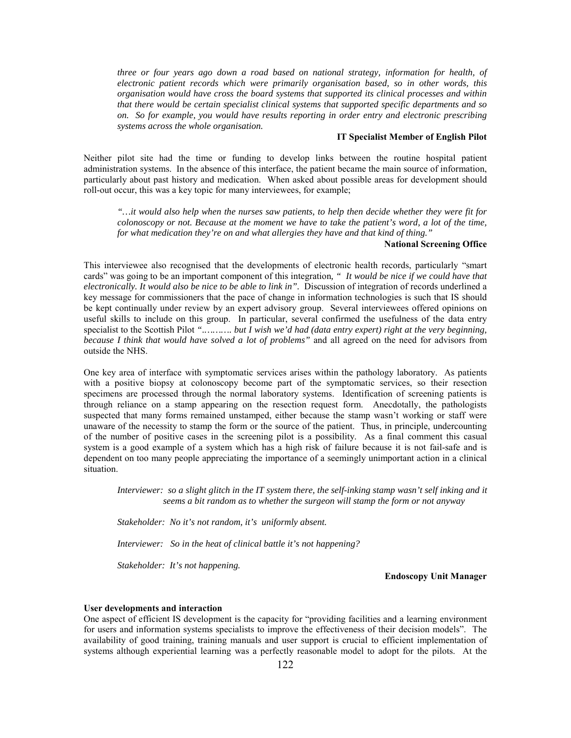*three or four years ago down a road based on national strategy, information for health, of electronic patient records which were primarily organisation based, so in other words, this organisation would have cross the board systems that supported its clinical processes and within that there would be certain specialist clinical systems that supported specific departments and so on. So for example, you would have results reporting in order entry and electronic prescribing systems across the whole organisation.*

**IT Specialist Member of English Pilot**

Neither pilot site had the time or funding to develop links between the routine hospital patient administration systems. In the absence of this interface, the patient became the main source of information, particularly about past history and medication. When asked about possible areas for development should roll-out occur, this was a key topic for many interviewees, for example;

*"…it would also help when the nurses saw patients, to help then decide whether they were fit for colonoscopy or not. Because at the moment we have to take the patient's word, a lot of the time, for what medication they're on and what allergies they have and that kind of thing."*

**National Screening Office**

This interviewee also recognised that the developments of electronic health records, particularly "smart cards" was going to be an important component of this integration*, " It would be nice if we could have that electronically. It would also be nice to be able to link in"*. Discussion of integration of records underlined a key message for commissioners that the pace of change in information technologies is such that IS should be kept continually under review by an expert advisory group. Several interviewees offered opinions on useful skills to include on this group. In particular, several confirmed the usefulness of the data entry specialist to the Scottish Pilot *"………. but I wish we'd had (data entry expert) right at the very beginning, because I think that would have solved a lot of problems"* and all agreed on the need for advisors from outside the NHS.

One key area of interface with symptomatic services arises within the pathology laboratory. As patients with a positive biopsy at colonoscopy become part of the symptomatic services, so their resection specimens are processed through the normal laboratory systems. Identification of screening patients is through reliance on a stamp appearing on the resection request form. Anecdotally, the pathologists suspected that many forms remained unstamped, either because the stamp wasn't working or staff were unaware of the necessity to stamp the form or the source of the patient. Thus, in principle, undercounting of the number of positive cases in the screening pilot is a possibility. As a final comment this casual system is a good example of a system which has a high risk of failure because it is not fail-safe and is dependent on too many people appreciating the importance of a seemingly unimportant action in a clinical situation.

*Interviewer: so a slight glitch in the IT system there, the self-inking stamp wasn't self inking and it seems a bit random as to whether the surgeon will stamp the form or not anyway*

*Stakeholder: No it's not random, it's uniformly absent.*

*Interviewer: So in the heat of clinical battle it's not happening?*

*Stakeholder: It's not happening.*

**Endoscopy Unit Manager**

**User developments and interaction**

One aspect of efficient IS development is the capacity for "providing facilities and a learning environment for users and information systems specialists to improve the effectiveness of their decision models". The availability of good training, training manuals and user support is crucial to efficient implementation of systems although experiential learning was a perfectly reasonable model to adopt for the pilots. At the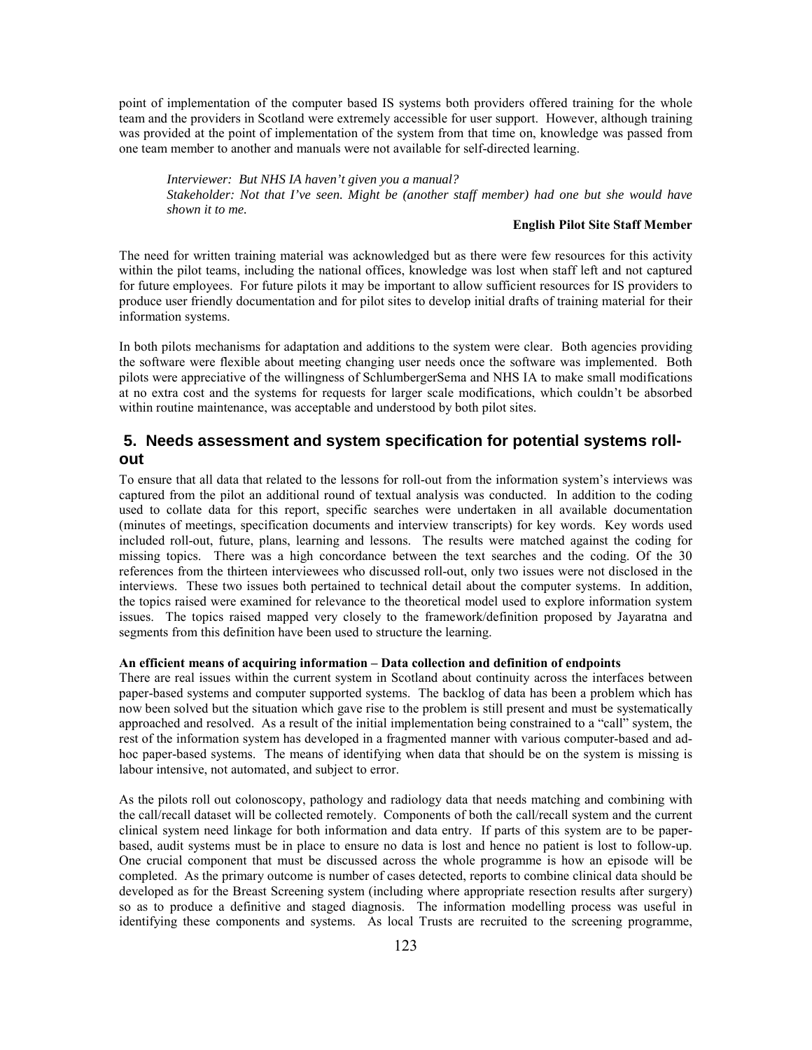point of implementation of the computer based IS systems both providers offered training for the whole team and the providers in Scotland were extremely accessible for user support. However, although training was provided at the point of implementation of the system from that time on, knowledge was passed from one team member to another and manuals were not available for self-directed learning.

> *Interviewer: But NHS IA haven't given you a manual?*
> *Stakeholder: Not that I've seen. Might be (another staff member) had one but she would have shown it to me.*
>
> **English Pilot Site Staff Member**

The need for written training material was acknowledged but as there were few resources for this activity within the pilot teams, including the national offices, knowledge was lost when staff left and not captured for future employees. For future pilots it may be important to allow sufficient resources for IS providers to produce user friendly documentation and for pilot sites to develop initial drafts of training material for their information systems.

In both pilots mechanisms for adaptation and additions to the system were clear. Both agencies providing the software were flexible about meeting changing user needs once the software was implemented. Both pilots were appreciative of the willingness of SchlumbergerSema and NHS IA to make small modifications at no extra cost and the systems for requests for larger scale modifications, which couldn't be absorbed within routine maintenance, was acceptable and understood by both pilot sites.

## 5. Needs assessment and system specification for potential systems roll-out

To ensure that all data that related to the lessons for roll-out from the information system's interviews was captured from the pilot an additional round of textual analysis was conducted. In addition to the coding used to collate data for this report, specific searches were undertaken in all available documentation (minutes of meetings, specification documents and interview transcripts) for key words. Key words used included roll-out, future, plans, learning and lessons. The results were matched against the coding for missing topics. There was a high concordance between the text searches and the coding. Of the 30 references from the thirteen interviewees who discussed roll-out, only two issues were not disclosed in the interviews. These two issues both pertained to technical detail about the computer systems. In addition, the topics raised were examined for relevance to the theoretical model used to explore information system issues. The topics raised mapped very closely to the framework/definition proposed by Jayaratna and segments from this definition have been used to structure the learning.

**An efficient means of acquiring information – Data collection and definition of endpoints**

There are real issues within the current system in Scotland about continuity across the interfaces between paper-based systems and computer supported systems. The backlog of data has been a problem which has now been solved but the situation which gave rise to the problem is still present and must be systematically approached and resolved. As a result of the initial implementation being constrained to a "call" system, the rest of the information system has developed in a fragmented manner with various computer-based and ad-hoc paper-based systems. The means of identifying when data that should be on the system is missing is labour intensive, not automated, and subject to error.

As the pilots roll out colonoscopy, pathology and radiology data that needs matching and combining with the call/recall dataset will be collected remotely. Components of both the call/recall system and the current clinical system need linkage for both information and data entry. If parts of this system are to be paper-based, audit systems must be in place to ensure no data is lost and hence no patient is lost to follow-up. One crucial component that must be discussed across the whole programme is how an episode will be completed. As the primary outcome is number of cases detected, reports to combine clinical data should be developed as for the Breast Screening system (including where appropriate resection results after surgery) so as to produce a definitive and staged diagnosis. The information modelling process was useful in identifying these components and systems. As local Trusts are recruited to the screening programme,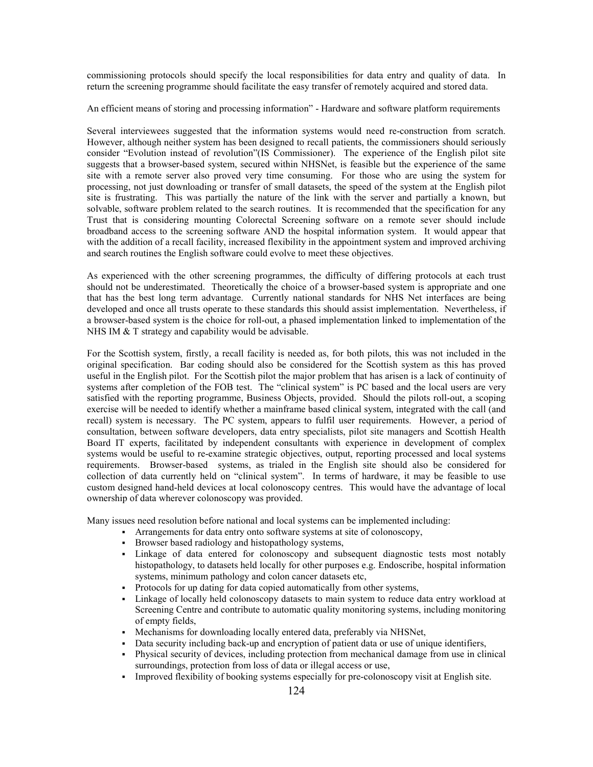commissioning protocols should specify the local responsibilities for data entry and quality of data. In return the screening programme should facilitate the easy transfer of remotely acquired and stored data.

An efficient means of storing and processing information" - Hardware and software platform requirements

Several interviewees suggested that the information systems would need re-construction from scratch. However, although neither system has been designed to recall patients, the commissioners should seriously consider "Evolution instead of revolution"(IS Commissioner). The experience of the English pilot site suggests that a browser-based system, secured within NHSNet, is feasible but the experience of the same site with a remote server also proved very time consuming. For those who are using the system for processing, not just downloading or transfer of small datasets, the speed of the system at the English pilot site is frustrating. This was partially the nature of the link with the server and partially a known, but solvable, software problem related to the search routines. It is recommended that the specification for any Trust that is considering mounting Colorectal Screening software on a remote sever should include broadband access to the screening software AND the hospital information system. It would appear that with the addition of a recall facility, increased flexibility in the appointment system and improved archiving and search routines the English software could evolve to meet these objectives.

As experienced with the other screening programmes, the difficulty of differing protocols at each trust should not be underestimated. Theoretically the choice of a browser-based system is appropriate and one that has the best long term advantage. Currently national standards for NHS Net interfaces are being developed and once all trusts operate to these standards this should assist implementation. Nevertheless, if a browser-based system is the choice for roll-out, a phased implementation linked to implementation of the NHS IM & T strategy and capability would be advisable.

For the Scottish system, firstly, a recall facility is needed as, for both pilots, this was not included in the original specification. Bar coding should also be considered for the Scottish system as this has proved useful in the English pilot. For the Scottish pilot the major problem that has arisen is a lack of continuity of systems after completion of the FOB test. The "clinical system" is PC based and the local users are very satisfied with the reporting programme, Business Objects, provided. Should the pilots roll-out, a scoping exercise will be needed to identify whether a mainframe based clinical system, integrated with the call (and recall) system is necessary. The PC system, appears to fulfil user requirements. However, a period of consultation, between software developers, data entry specialists, pilot site managers and Scottish Health Board IT experts, facilitated by independent consultants with experience in development of complex systems would be useful to re-examine strategic objectives, output, reporting processed and local systems requirements. Browser-based systems, as trialed in the English site should also be considered for collection of data currently held on "clinical system". In terms of hardware, it may be feasible to use custom designed hand-held devices at local colonoscopy centres. This would have the advantage of local ownership of data wherever colonoscopy was provided.

Many issues need resolution before national and local systems can be implemented including:

- Arrangements for data entry onto software systems at site of colonoscopy,
- Browser based radiology and histopathology systems,
- Linkage of data entered for colonoscopy and subsequent diagnostic tests most notably histopathology, to datasets held locally for other purposes e.g. Endoscribe, hospital information systems, minimum pathology and colon cancer datasets etc,
- Protocols for up dating for data copied automatically from other systems,
- Linkage of locally held colonoscopy datasets to main system to reduce data entry workload at Screening Centre and contribute to automatic quality monitoring systems, including monitoring of empty fields,
- Mechanisms for downloading locally entered data, preferably via NHSNet,
- Data security including back-up and encryption of patient data or use of unique identifiers,
- Physical security of devices, including protection from mechanical damage from use in clinical surroundings, protection from loss of data or illegal access or use,
- Improved flexibility of booking systems especially for pre-colonoscopy visit at English site.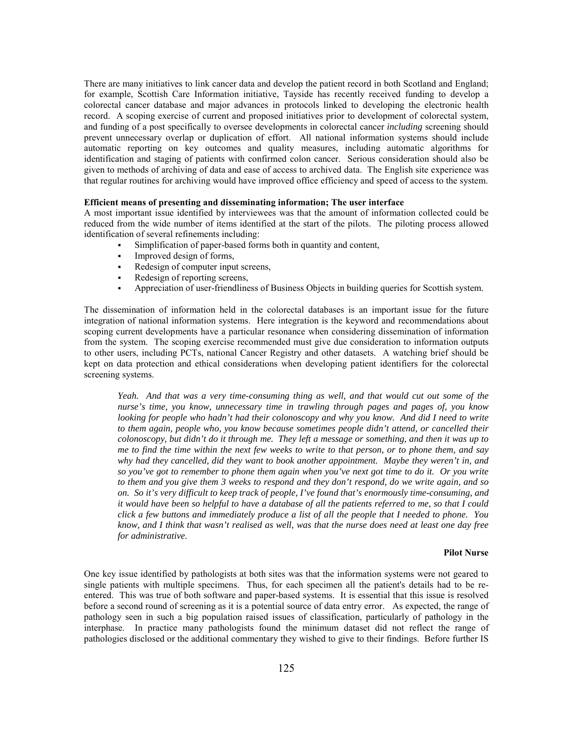There are many initiatives to link cancer data and develop the patient record in both Scotland and England; for example, Scottish Care Information initiative, Tayside has recently received funding to develop a colorectal cancer database and major advances in protocols linked to developing the electronic health record. A scoping exercise of current and proposed initiatives prior to development of colorectal system, and funding of a post specifically to oversee developments in colorectal cancer *including* screening should prevent unnecessary overlap or duplication of effort. All national information systems should include automatic reporting on key outcomes and quality measures, including automatic algorithms for identification and staging of patients with confirmed colon cancer. Serious consideration should also be given to methods of archiving of data and ease of access to archived data. The English site experience was that regular routines for archiving would have improved office efficiency and speed of access to the system.

**Efficient means of presenting and disseminating information; The user interface**

A most important issue identified by interviewees was that the amount of information collected could be reduced from the wide number of items identified at the start of the pilots. The piloting process allowed identification of several refinements including:

- Simplification of paper-based forms both in quantity and content,
- Improved design of forms,
- Redesign of computer input screens,
- Redesign of reporting screens,
- Appreciation of user-friendliness of Business Objects in building queries for Scottish system.

The dissemination of information held in the colorectal databases is an important issue for the future integration of national information systems. Here integration is the keyword and recommendations about scoping current developments have a particular resonance when considering dissemination of information from the system. The scoping exercise recommended must give due consideration to information outputs to other users, including PCTs, national Cancer Registry and other datasets. A watching brief should be kept on data protection and ethical considerations when developing patient identifiers for the colorectal screening systems.

> *Yeah. And that was a very time-consuming thing as well, and that would cut out some of the nurse's time, you know, unnecessary time in trawling through pages and pages of, you know looking for people who hadn't had their colonoscopy and why you know. And did I need to write to them again, people who, you know because sometimes people didn't attend, or cancelled their colonoscopy, but didn't do it through me. They left a message or something, and then it was up to me to find the time within the next few weeks to write to that person, or to phone them, and say why had they cancelled, did they want to book another appointment. Maybe they weren't in, and so you've got to remember to phone them again when you've next got time to do it. Or you write to them and you give them 3 weeks to respond and they don't respond, do we write again, and so on. So it's very difficult to keep track of people, I've found that's enormously time-consuming, and it would have been so helpful to have a database of all the patients referred to me, so that I could click a few buttons and immediately produce a list of all the people that I needed to phone. You know, and I think that wasn't realised as well, was that the nurse does need at least one day free for administrative.*
>
> **Pilot Nurse**

One key issue identified by pathologists at both sites was that the information systems were not geared to single patients with multiple specimens. Thus, for each specimen all the patient's details had to be re-entered. This was true of both software and paper-based systems. It is essential that this issue is resolved before a second round of screening as it is a potential source of data entry error. As expected, the range of pathology seen in such a big population raised issues of classification, particularly of pathology in the interphase. In practice many pathologists found the minimum dataset did not reflect the range of pathologies disclosed or the additional commentary they wished to give to their findings. Before further IS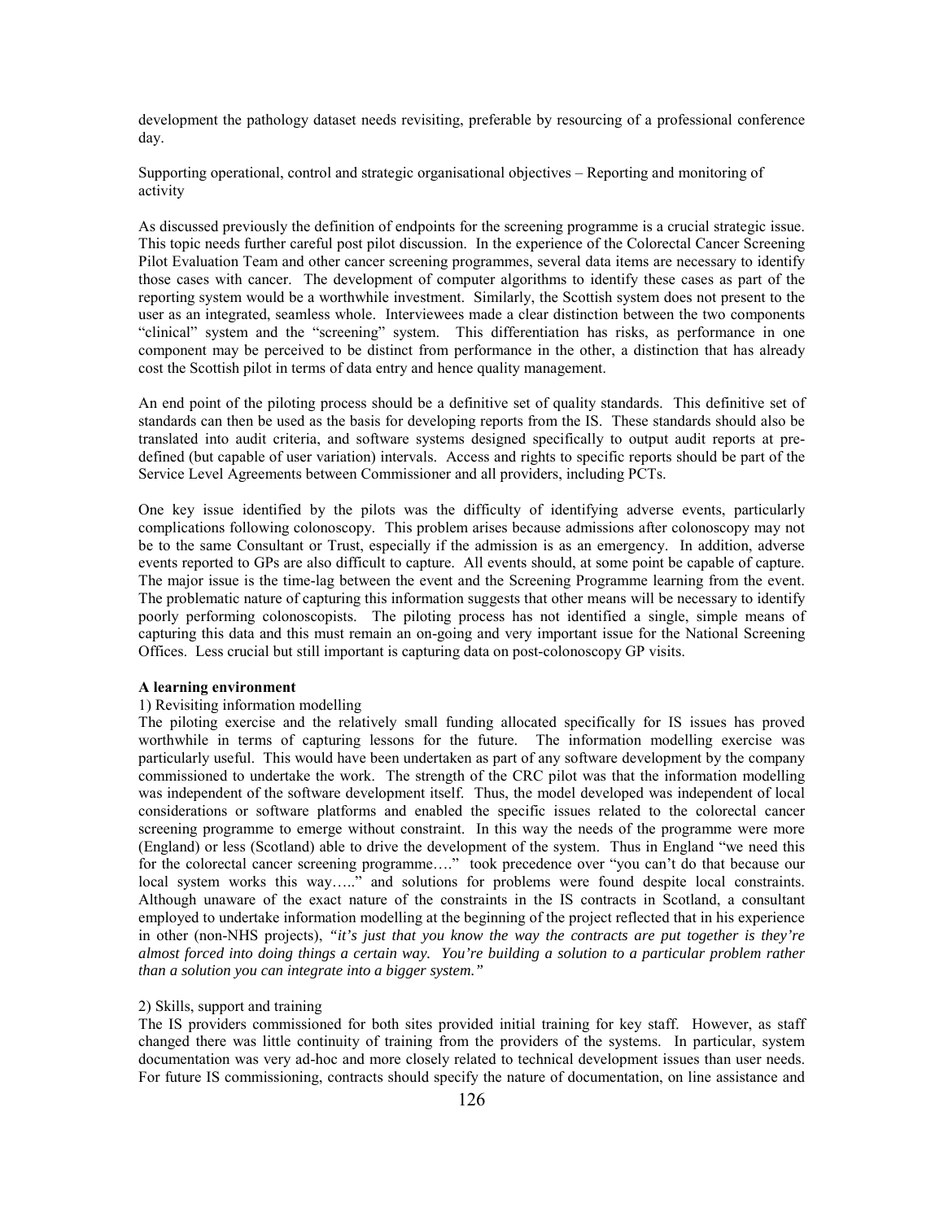development the pathology dataset needs revisiting, preferable by resourcing of a professional conference day.

Supporting operational, control and strategic organisational objectives – Reporting and monitoring of activity

As discussed previously the definition of endpoints for the screening programme is a crucial strategic issue. This topic needs further careful post pilot discussion. In the experience of the Colorectal Cancer Screening Pilot Evaluation Team and other cancer screening programmes, several data items are necessary to identify those cases with cancer. The development of computer algorithms to identify these cases as part of the reporting system would be a worthwhile investment. Similarly, the Scottish system does not present to the user as an integrated, seamless whole. Interviewees made a clear distinction between the two components "clinical" system and the "screening" system. This differentiation has risks, as performance in one component may be perceived to be distinct from performance in the other, a distinction that has already cost the Scottish pilot in terms of data entry and hence quality management.

An end point of the piloting process should be a definitive set of quality standards. This definitive set of standards can then be used as the basis for developing reports from the IS. These standards should also be translated into audit criteria, and software systems designed specifically to output audit reports at pre-defined (but capable of user variation) intervals. Access and rights to specific reports should be part of the Service Level Agreements between Commissioner and all providers, including PCTs.

One key issue identified by the pilots was the difficulty of identifying adverse events, particularly complications following colonoscopy. This problem arises because admissions after colonoscopy may not be to the same Consultant or Trust, especially if the admission is as an emergency. In addition, adverse events reported to GPs are also difficult to capture. All events should, at some point be capable of capture. The major issue is the time-lag between the event and the Screening Programme learning from the event. The problematic nature of capturing this information suggests that other means will be necessary to identify poorly performing colonoscopists. The piloting process has not identified a single, simple means of capturing this data and this must remain an on-going and very important issue for the National Screening Offices. Less crucial but still important is capturing data on post-colonoscopy GP visits.

**A learning environment**

1) Revisiting information modelling

The piloting exercise and the relatively small funding allocated specifically for IS issues has proved worthwhile in terms of capturing lessons for the future. The information modelling exercise was particularly useful. This would have been undertaken as part of any software development by the company commissioned to undertake the work. The strength of the CRC pilot was that the information modelling was independent of the software development itself. Thus, the model developed was independent of local considerations or software platforms and enabled the specific issues related to the colorectal cancer screening programme to emerge without constraint. In this way the needs of the programme were more (England) or less (Scotland) able to drive the development of the system. Thus in England "we need this for the colorectal cancer screening programme…." took precedence over "you can't do that because our local system works this way….." and solutions for problems were found despite local constraints. Although unaware of the exact nature of the constraints in the IS contracts in Scotland, a consultant employed to undertake information modelling at the beginning of the project reflected that in his experience in other (non-NHS projects), *"it's just that you know the way the contracts are put together is they're almost forced into doing things a certain way. You're building a solution to a particular problem rather than a solution you can integrate into a bigger system."*

2) Skills, support and training

The IS providers commissioned for both sites provided initial training for key staff. However, as staff changed there was little continuity of training from the providers of the systems. In particular, system documentation was very ad-hoc and more closely related to technical development issues than user needs. For future IS commissioning, contracts should specify the nature of documentation, on line assistance and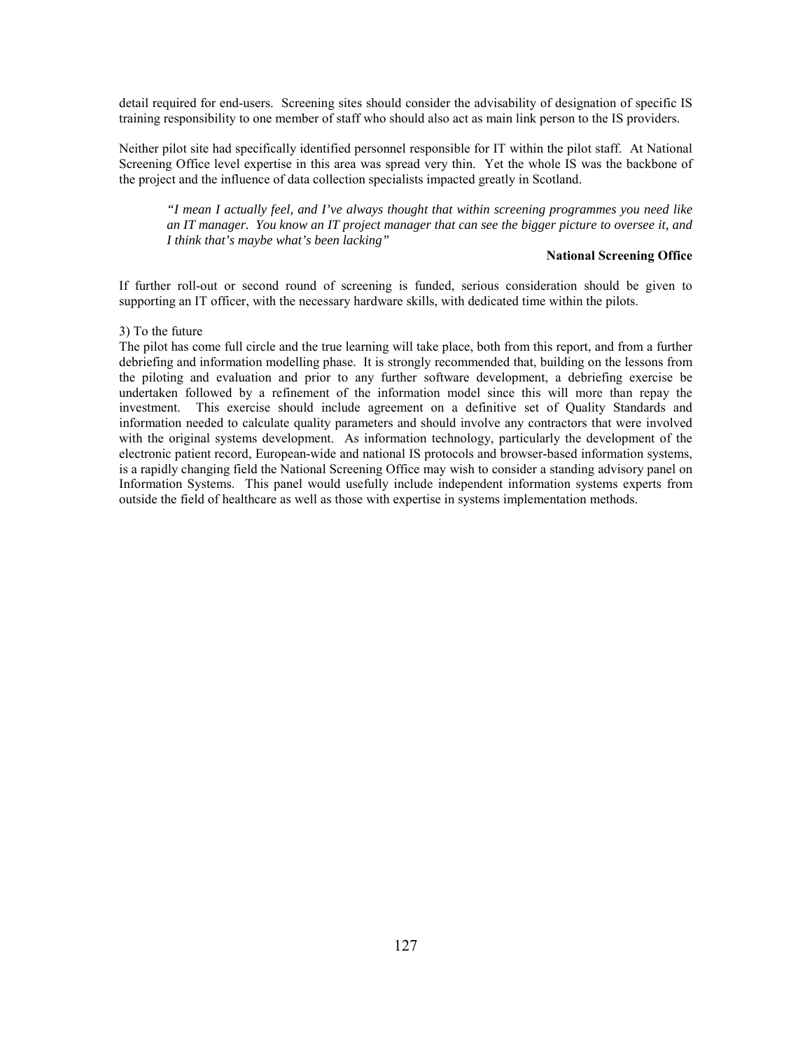detail required for end-users. Screening sites should consider the advisability of designation of specific IS training responsibility to one member of staff who should also act as main link person to the IS providers.

Neither pilot site had specifically identified personnel responsible for IT within the pilot staff. At National Screening Office level expertise in this area was spread very thin. Yet the whole IS was the backbone of the project and the influence of data collection specialists impacted greatly in Scotland.

> *"I mean I actually feel, and I've always thought that within screening programmes you need like an IT manager. You know an IT project manager that can see the bigger picture to oversee it, and I think that's maybe what's been lacking"*
>
> **National Screening Office**

If further roll-out or second round of screening is funded, serious consideration should be given to supporting an IT officer, with the necessary hardware skills, with dedicated time within the pilots.

3) To the future

The pilot has come full circle and the true learning will take place, both from this report, and from a further debriefing and information modelling phase. It is strongly recommended that, building on the lessons from the piloting and evaluation and prior to any further software development, a debriefing exercise be undertaken followed by a refinement of the information model since this will more than repay the investment. This exercise should include agreement on a definitive set of Quality Standards and information needed to calculate quality parameters and should involve any contractors that were involved with the original systems development. As information technology, particularly the development of the electronic patient record, European-wide and national IS protocols and browser-based information systems, is a rapidly changing field the National Screening Office may wish to consider a standing advisory panel on Information Systems. This panel would usefully include independent information systems experts from outside the field of healthcare as well as those with expertise in systems implementation methods.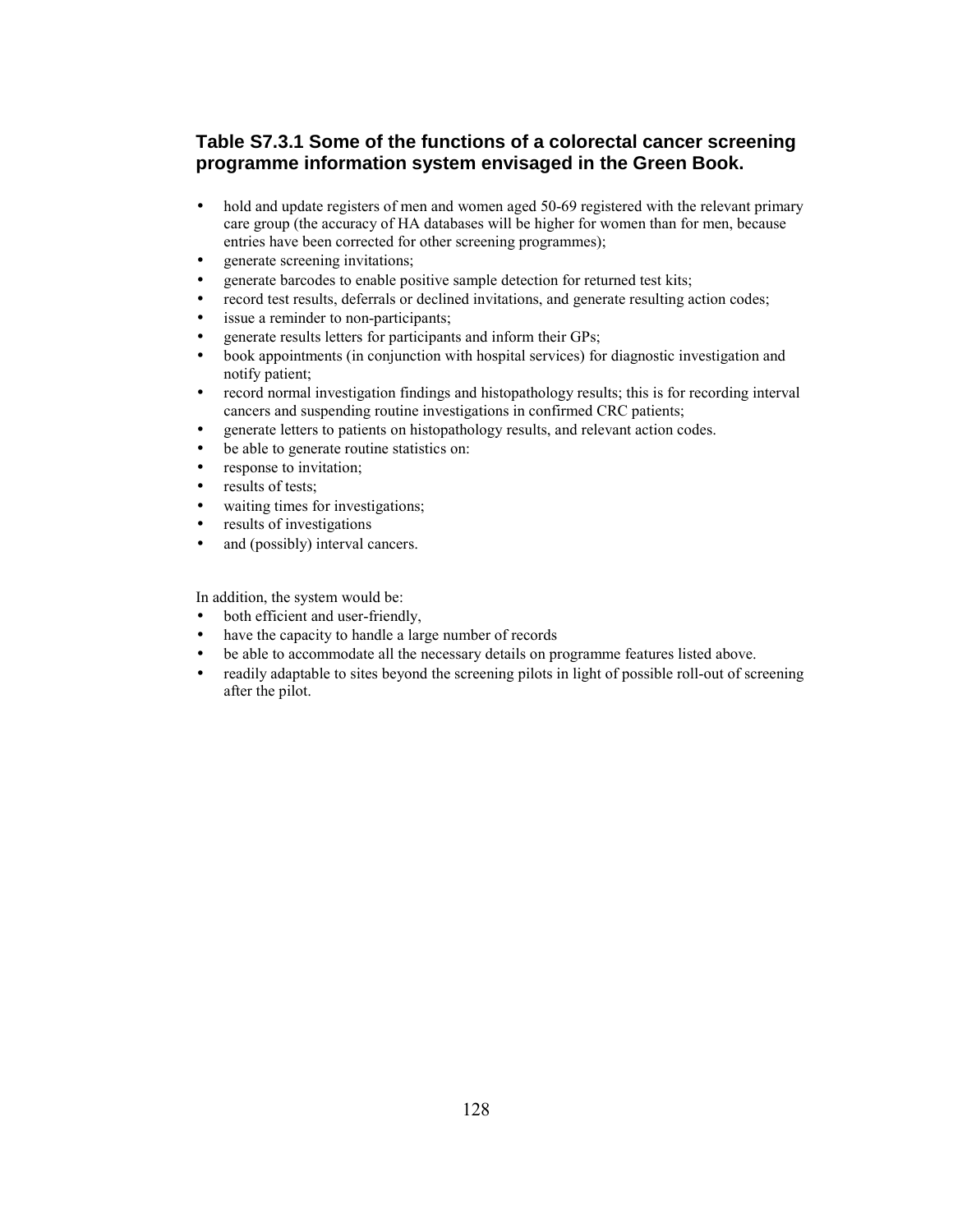### Table S7.3.1 Some of the functions of a colorectal cancer screening programme information system envisaged in the Green Book.

- hold and update registers of men and women aged 50-69 registered with the relevant primary care group (the accuracy of HA databases will be higher for women than for men, because entries have been corrected for other screening programmes);
- generate screening invitations;
- generate barcodes to enable positive sample detection for returned test kits;
- record test results, deferrals or declined invitations, and generate resulting action codes;
- issue a reminder to non-participants;
- generate results letters for participants and inform their GPs;
- book appointments (in conjunction with hospital services) for diagnostic investigation and notify patient;
- record normal investigation findings and histopathology results; this is for recording interval cancers and suspending routine investigations in confirmed CRC patients;
- generate letters to patients on histopathology results, and relevant action codes.
- be able to generate routine statistics on:
- response to invitation;
- results of tests;
- waiting times for investigations;
- results of investigations
- and (possibly) interval cancers.

In addition, the system would be:

- both efficient and user-friendly,
- have the capacity to handle a large number of records
- be able to accommodate all the necessary details on programme features listed above.
- readily adaptable to sites beyond the screening pilots in light of possible roll-out of screening after the pilot.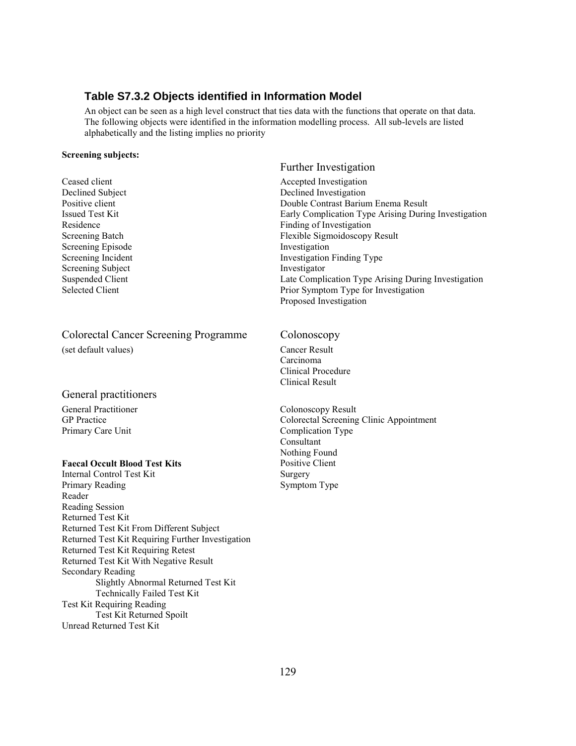### Table S7.3.2 Objects identified in Information Model

An object can be seen as a high level construct that ties data with the functions that operate on that data. The following objects were identified in the information modelling process. All sub-levels are listed alphabetically and the listing implies no priority

**Screening subjects:**

Ceased client
Declined Subject
Positive client
Issued Test Kit
Residence
Screening Batch
Screening Episode
Screening Incident
Screening Subject
Suspended Client
Selected Client

Colorectal Cancer Screening Programme

(set default values)

General practitioners

General Practitioner
GP Practice
Primary Care Unit

**Faecal Occult Blood Test Kits**

Internal Control Test Kit
Primary Reading
Reader
Reading Session
Returned Test Kit
Returned Test Kit From Different Subject
Returned Test Kit Requiring Further Investigation
Returned Test Kit Requiring Retest
Returned Test Kit With Negative Result
Secondary Reading
    Slightly Abnormal Returned Test Kit
    Technically Failed Test Kit
Test Kit Requiring Reading
    Test Kit Returned Spoilt
Unread Returned Test Kit

Further Investigation

Accepted Investigation
Declined Investigation
Double Contrast Barium Enema Result
Early Complication Type Arising During Investigation
Finding of Investigation
Flexible Sigmoidoscopy Result
Investigation
Investigation Finding Type
Investigator
Late Complication Type Arising During Investigation
Prior Symptom Type for Investigation
Proposed Investigation

Colonoscopy

Cancer Result
Carcinoma
Clinical Procedure
Clinical Result

Colonoscopy Result
Colorectal Screening Clinic Appointment
Complication Type
Consultant
Nothing Found
Positive Client
Surgery
Symptom Type